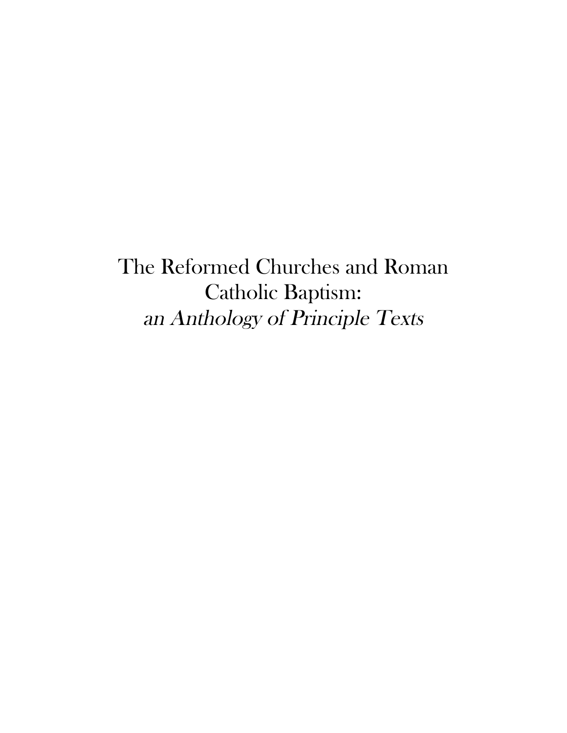# The Reformed Churches and Roman Catholic Baptism: *an Anthology of Principle Texts*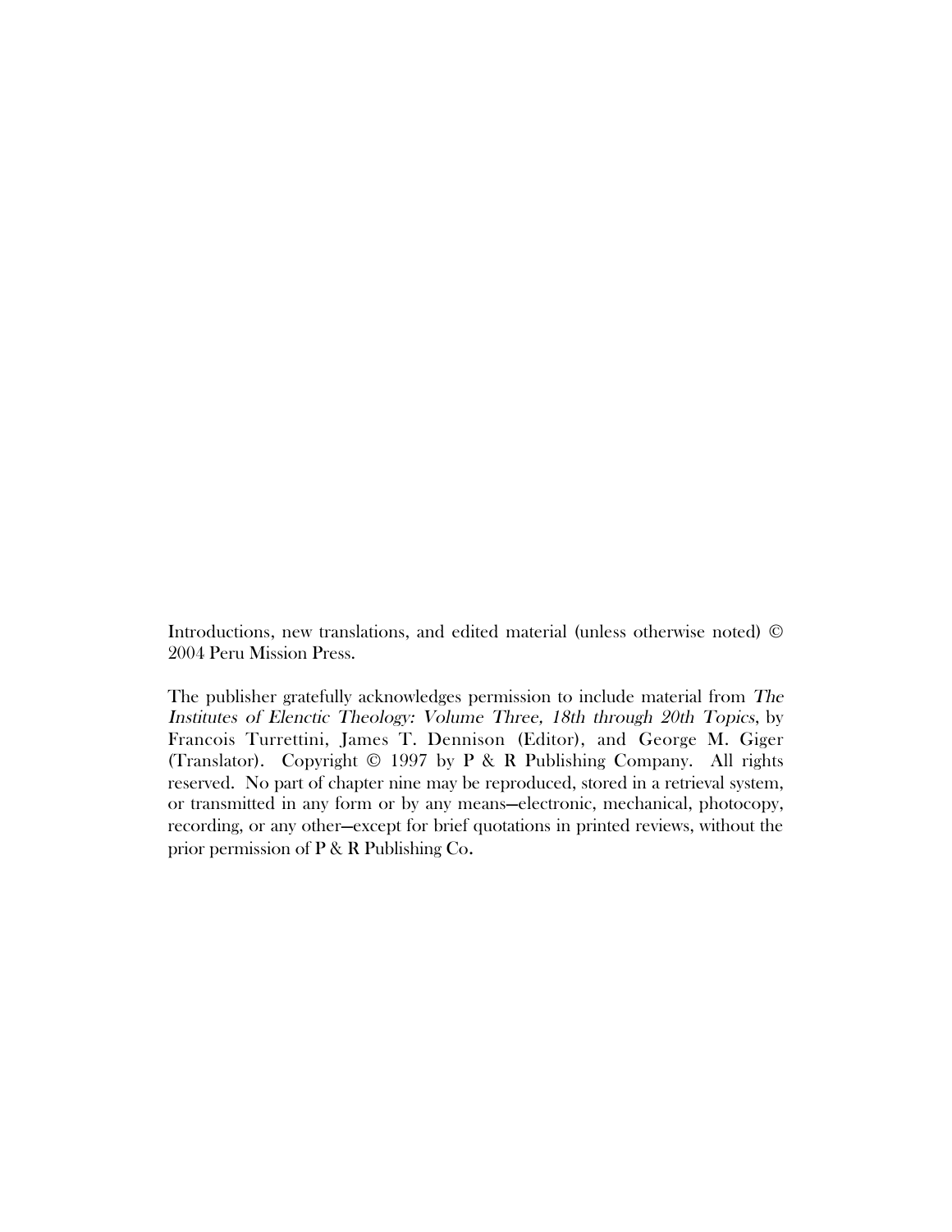Introductions, new translations, and edited material (unless otherwise noted) © 2004 Peru Mission Press.

The publisher gratefully acknowledges permission to include material from *The Institutes of Elenctic Theology: Volume Three, 18th through 20th Topics*, by Francois Turrettini, James T. Dennison (Editor), and George M. Giger (Translator). Copyright © 1997 by P & R Publishing Company. All rights reserved. No part of chapter nine may be reproduced, stored in a retrieval system, or transmitted in any form or by any means—electronic, mechanical, photocopy, recording, or any other—except for brief quotations in printed reviews, without the prior permission of P & R Publishing Co.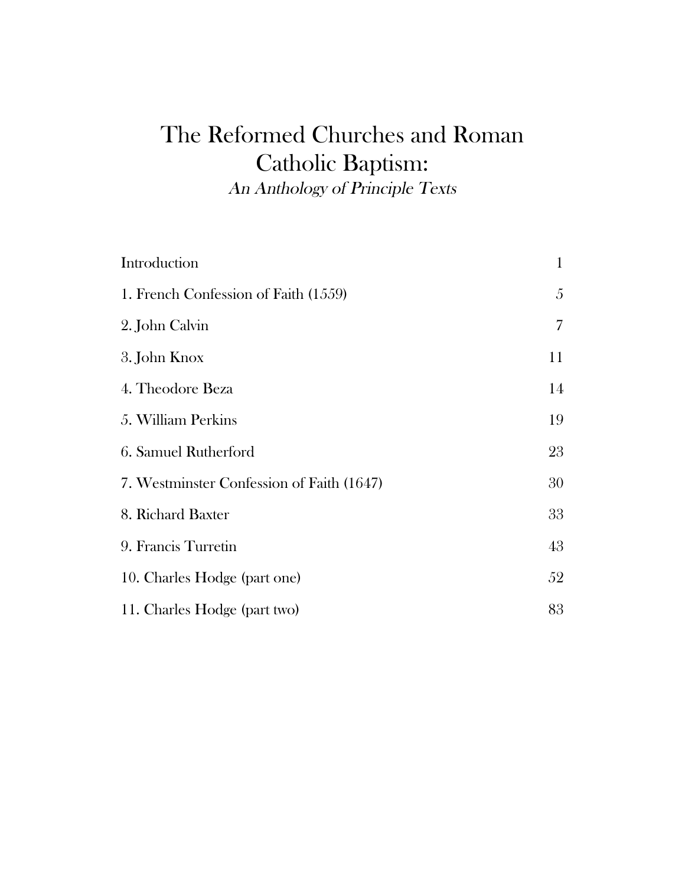# The Reformed Churches and Roman Catholic Baptism:

*An Anthology of Principle Texts*

| | |
|---|---|
| Introduction | 1 |
| 1. French Confession of Faith (1559) | 5 |
| 2. John Calvin | 7 |
| 3. John Knox | 11 |
| 4. Theodore Beza | 14 |
| 5. William Perkins | 19 |
| 6. Samuel Rutherford | 23 |
| 7. Westminster Confession of Faith (1647) | 30 |
| 8. Richard Baxter | 33 |
| 9. Francis Turretin | 43 |
| 10. Charles Hodge (part one) | 52 |
| 11. Charles Hodge (part two) | 83 |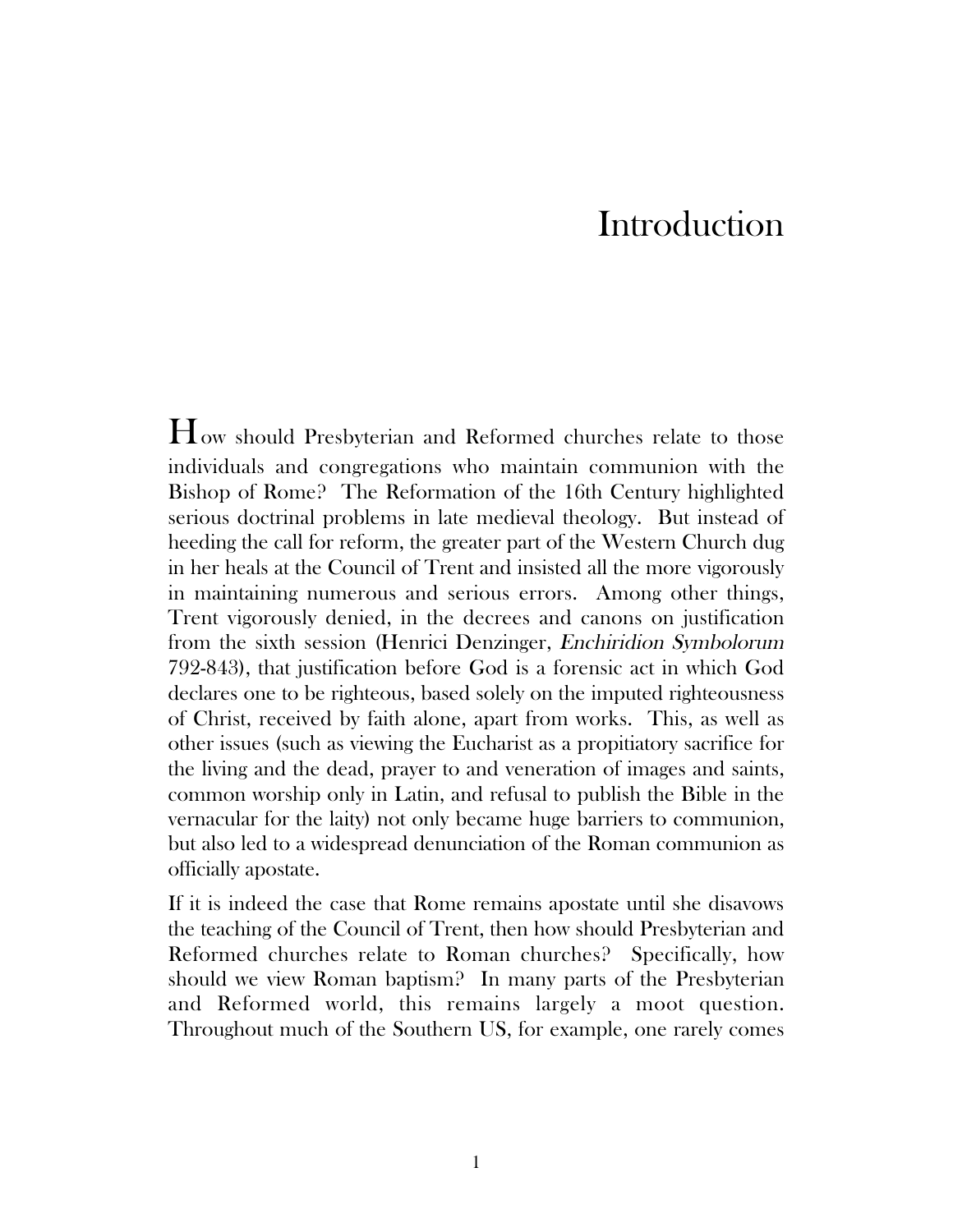# Introduction

How should Presbyterian and Reformed churches relate to those individuals and congregations who maintain communion with the Bishop of Rome? The Reformation of the 16th Century highlighted serious doctrinal problems in late medieval theology. But instead of heeding the call for reform, the greater part of the Western Church dug in her heals at the Council of Trent and insisted all the more vigorously in maintaining numerous and serious errors. Among other things, Trent vigorously denied, in the decrees and canons on justification from the sixth session (Henrici Denzinger, *Enchiridion Symbolorum* 792-843), that justification before God is a forensic act in which God declares one to be righteous, based solely on the imputed righteousness of Christ, received by faith alone, apart from works. This, as well as other issues (such as viewing the Eucharist as a propitiatory sacrifice for the living and the dead, prayer to and veneration of images and saints, common worship only in Latin, and refusal to publish the Bible in the vernacular for the laity) not only became huge barriers to communion, but also led to a widespread denunciation of the Roman communion as officially apostate.

If it is indeed the case that Rome remains apostate until she disavows the teaching of the Council of Trent, then how should Presbyterian and Reformed churches relate to Roman churches? Specifically, how should we view Roman baptism? In many parts of the Presbyterian and Reformed world, this remains largely a moot question. Throughout much of the Southern US, for example, one rarely comes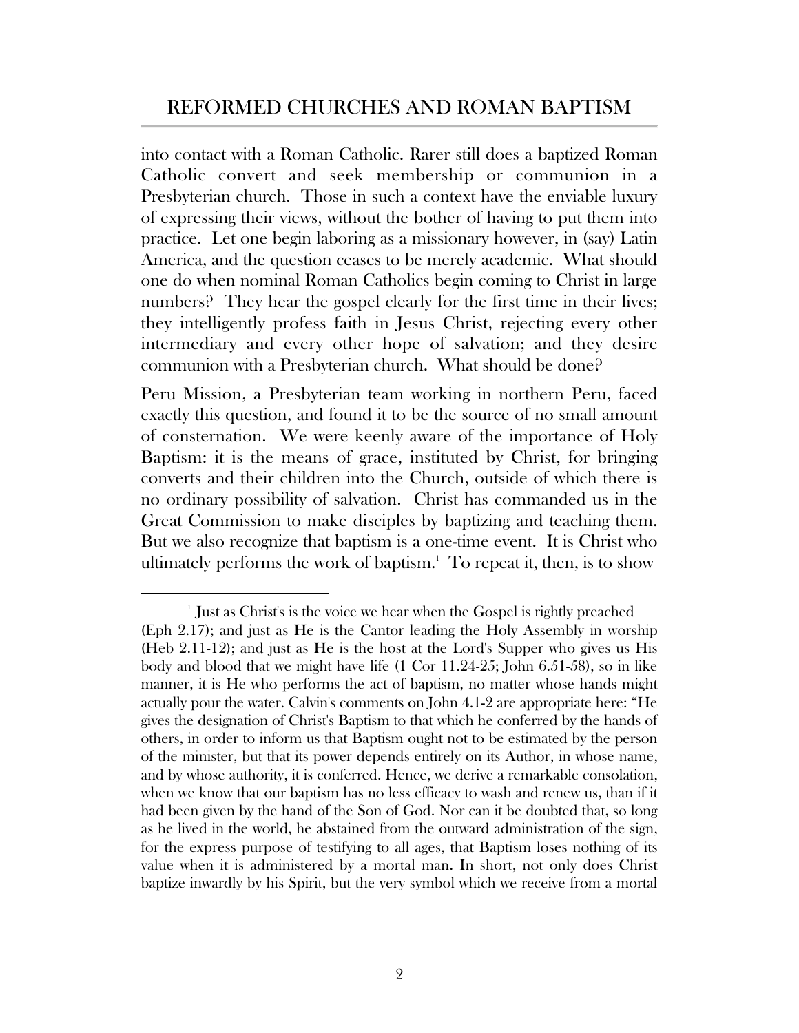into contact with a Roman Catholic. Rarer still does a baptized Roman Catholic convert and seek membership or communion in a Presbyterian church. Those in such a context have the enviable luxury of expressing their views, without the bother of having to put them into practice. Let one begin laboring as a missionary however, in (say) Latin America, and the question ceases to be merely academic. What should one do when nominal Roman Catholics begin coming to Christ in large numbers? They hear the gospel clearly for the first time in their lives; they intelligently profess faith in Jesus Christ, rejecting every other intermediary and every other hope of salvation; and they desire communion with a Presbyterian church. What should be done?

Peru Mission, a Presbyterian team working in northern Peru, faced exactly this question, and found it to be the source of no small amount of consternation. We were keenly aware of the importance of Holy Baptism: it is the means of grace, instituted by Christ, for bringing converts and their children into the Church, outside of which there is no ordinary possibility of salvation. Christ has commanded us in the Great Commission to make disciples by baptizing and teaching them. But we also recognize that baptism is a one-time event. It is Christ who ultimately performs the work of baptism.[1] To repeat it, then, is to show

---

[1] Just as Christ's is the voice we hear when the Gospel is rightly preached (Eph 2.17); and just as He is the Cantor leading the Holy Assembly in worship (Heb 2.11-12); and just as He is the host at the Lord's Supper who gives us His body and blood that we might have life (1 Cor 11.24-25; John 6.51-58), so in like manner, it is He who performs the act of baptism, no matter whose hands might actually pour the water. Calvin's comments on John 4.1-2 are appropriate here: "He gives the designation of Christ's Baptism to that which he conferred by the hands of others, in order to inform us that Baptism ought not to be estimated by the person of the minister, but that its power depends entirely on its Author, in whose name, and by whose authority, it is conferred. Hence, we derive a remarkable consolation, when we know that our baptism has no less efficacy to wash and renew us, than if it had been given by the hand of the Son of God. Nor can it be doubted that, so long as he lived in the world, he abstained from the outward administration of the sign, for the express purpose of testifying to all ages, that Baptism loses nothing of its value when it is administered by a mortal man. In short, not only does Christ baptize inwardly by his Spirit, but the very symbol which we receive from a mortal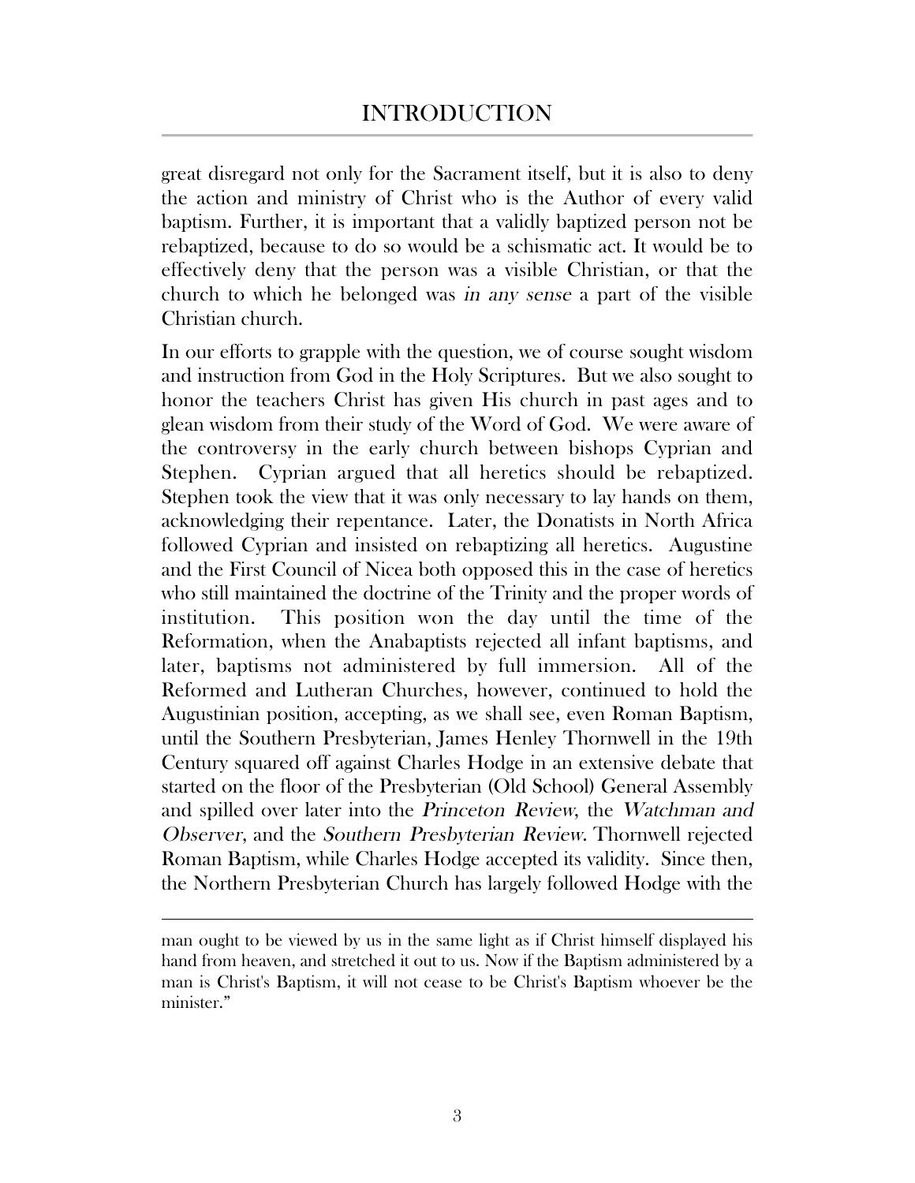great disregard not only for the Sacrament itself, but it is also to deny the action and ministry of Christ who is the Author of every valid baptism. Further, it is important that a validly baptized person not be rebaptized, because to do so would be a schismatic act. It would be to effectively deny that the person was a visible Christian, or that the church to which he belonged was *in any sense* a part of the visible Christian church.

In our efforts to grapple with the question, we of course sought wisdom and instruction from God in the Holy Scriptures. But we also sought to honor the teachers Christ has given His church in past ages and to glean wisdom from their study of the Word of God. We were aware of the controversy in the early church between bishops Cyprian and Stephen. Cyprian argued that all heretics should be rebaptized. Stephen took the view that it was only necessary to lay hands on them, acknowledging their repentance. Later, the Donatists in North Africa followed Cyprian and insisted on rebaptizing all heretics. Augustine and the First Council of Nicea both opposed this in the case of heretics who still maintained the doctrine of the Trinity and the proper words of institution. This position won the day until the time of the Reformation, when the Anabaptists rejected all infant baptisms, and later, baptisms not administered by full immersion. All of the Reformed and Lutheran Churches, however, continued to hold the Augustinian position, accepting, as we shall see, even Roman Baptism, until the Southern Presbyterian, James Henley Thornwell in the 19th Century squared off against Charles Hodge in an extensive debate that started on the floor of the Presbyterian (Old School) General Assembly and spilled over later into the *Princeton Review*, the *Watchman and Observer*, and the *Southern Presbyterian Review*. Thornwell rejected Roman Baptism, while Charles Hodge accepted its validity. Since then, the Northern Presbyterian Church has largely followed Hodge with the

---

man ought to be viewed by us in the same light as if Christ himself displayed his hand from heaven, and stretched it out to us. Now if the Baptism administered by a man is Christ's Baptism, it will not cease to be Christ's Baptism whoever be the minister."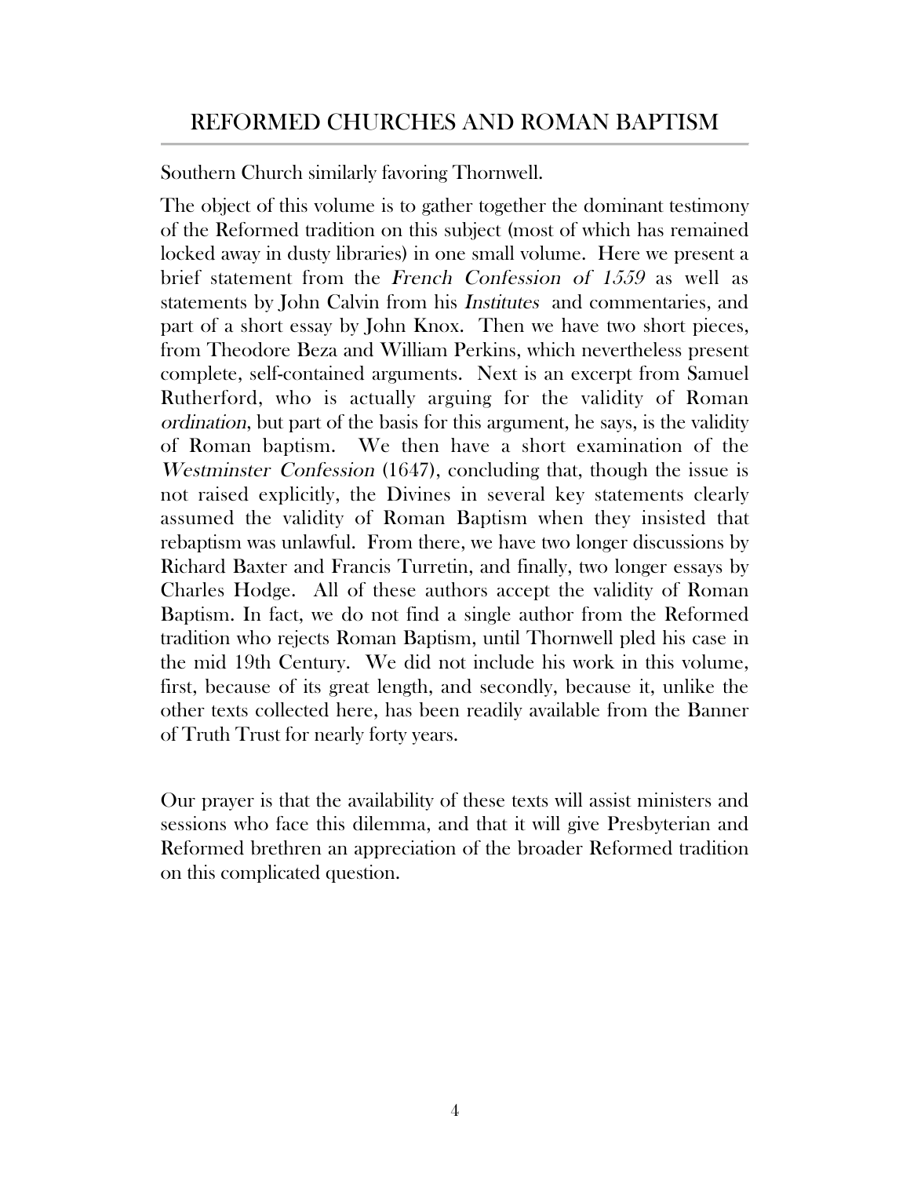Southern Church similarly favoring Thornwell.

The object of this volume is to gather together the dominant testimony of the Reformed tradition on this subject (most of which has remained locked away in dusty libraries) in one small volume. Here we present a brief statement from the *French Confession of 1559* as well as statements by John Calvin from his *Institutes* and commentaries, and part of a short essay by John Knox. Then we have two short pieces, from Theodore Beza and William Perkins, which nevertheless present complete, self-contained arguments. Next is an excerpt from Samuel Rutherford, who is actually arguing for the validity of Roman *ordination,* but part of the basis for this argument, he says, is the validity of Roman baptism. We then have a short examination of the *Westminster Confession* (1647), concluding that, though the issue is not raised explicitly, the Divines in several key statements clearly assumed the validity of Roman Baptism when they insisted that rebaptism was unlawful. From there, we have two longer discussions by Richard Baxter and Francis Turretin, and finally, two longer essays by Charles Hodge. All of these authors accept the validity of Roman Baptism. In fact, we do not find a single author from the Reformed tradition who rejects Roman Baptism, until Thornwell pled his case in the mid 19th Century. We did not include his work in this volume, first, because of its great length, and secondly, because it, unlike the other texts collected here, has been readily available from the Banner of Truth Trust for nearly forty years.

Our prayer is that the availability of these texts will assist ministers and sessions who face this dilemma, and that it will give Presbyterian and Reformed brethren an appreciation of the broader Reformed tradition on this complicated question.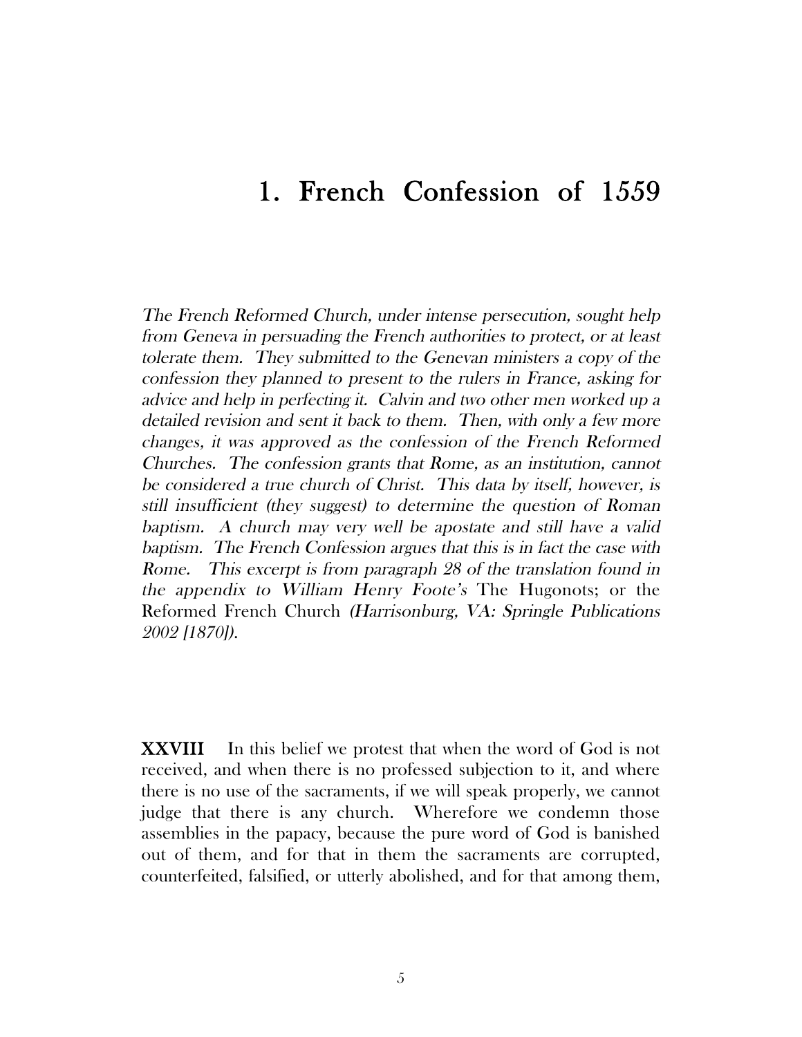# 1. French Confession of 1559

*The French Reformed Church, under intense persecution, sought help from Geneva in persuading the French authorities to protect, or at least tolerate them. They submitted to the Genevan ministers a copy of the confession they planned to present to the rulers in France, asking for advice and help in perfecting it. Calvin and two other men worked up a detailed revision and sent it back to them. Then, with only a few more changes, it was approved as the confession of the French Reformed Churches. The confession grants that Rome, as an institution, cannot be considered a true church of Christ. This data by itself, however, is still insufficient (they suggest) to determine the question of Roman baptism. A church may very well be apostate and still have a valid baptism. The French Confession argues that this is in fact the case with Rome. This excerpt is from paragraph 28 of the translation found in the appendix to William Henry Foote's* The Hugonots; or the Reformed French Church *(Harrisonburg, VA: Springle Publications 2002 [1870]).*

**XXVIII** In this belief we protest that when the word of God is not received, and when there is no professed subjection to it, and where there is no use of the sacraments, if we will speak properly, we cannot judge that there is any church. Wherefore we condemn those assemblies in the papacy, because the pure word of God is banished out of them, and for that in them the sacraments are corrupted, counterfeited, falsified, or utterly abolished, and for that among them,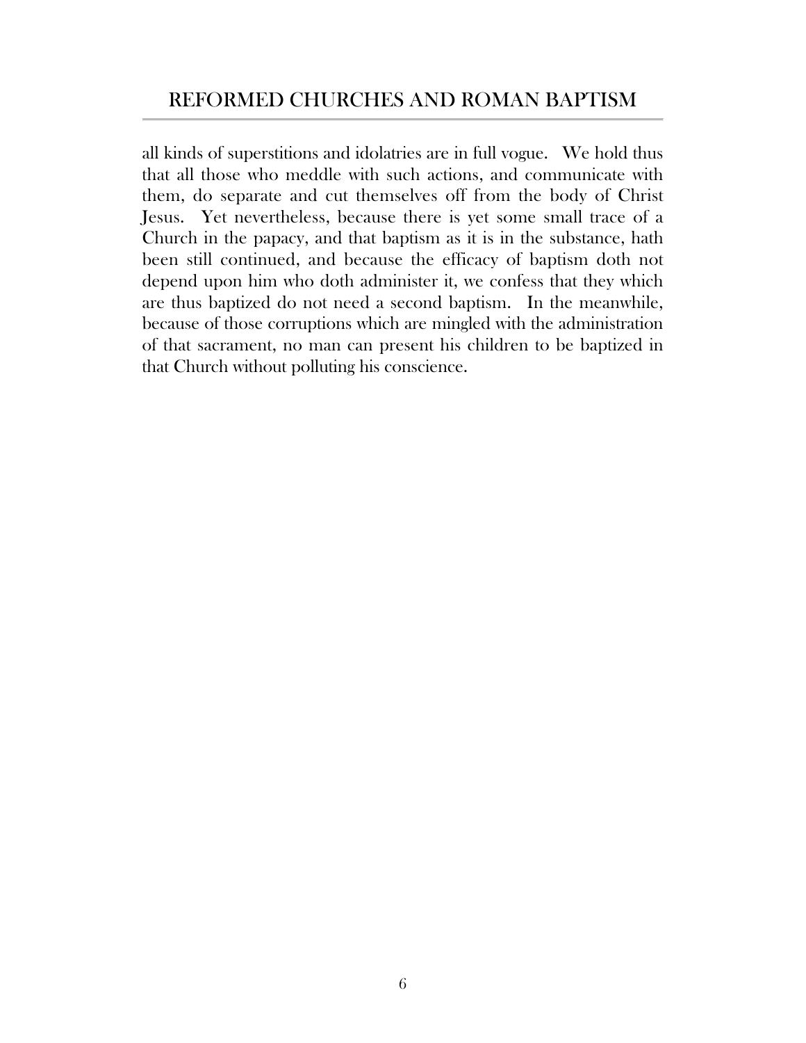all kinds of superstitions and idolatries are in full vogue. We hold thus that all those who meddle with such actions, and communicate with them, do separate and cut themselves off from the body of Christ Jesus. Yet nevertheless, because there is yet some small trace of a Church in the papacy, and that baptism as it is in the substance, hath been still continued, and because the efficacy of baptism doth not depend upon him who doth administer it, we confess that they which are thus baptized do not need a second baptism. In the meanwhile, because of those corruptions which are mingled with the administration of that sacrament, no man can present his children to be baptized in that Church without polluting his conscience.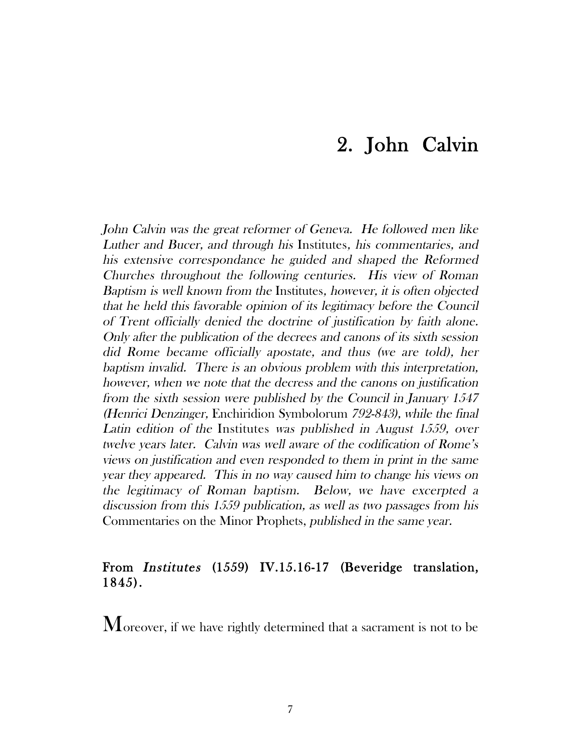# 2. John Calvin

*John Calvin was the great reformer of Geneva. He followed men like Luther and Bucer, and through his* Institutes*, his commentaries, and his extensive correspondance he guided and shaped the Reformed Churches throughout the following centuries. His view of Roman Baptism is well known from the* Institutes*, however, it is often objected that he held this favorable opinion of its legitimacy before the Council of Trent officially denied the doctrine of justification by faith alone. Only after the publication of the decrees and canons of its sixth session did Rome became officially apostate, and thus (we are told), her baptism invalid. There is an obvious problem with this interpretation, however, when we note that the decress and the canons on justification from the sixth session were published by the Council in January 1547 (Henrici Denzinger,* Enchiridion Symbolorum *792-843), while the final Latin edition of the* Institutes *was published in August 1559, over twelve years later. Calvin was well aware of the codification of Rome's views on justification and even responded to them in print in the same year they appeared. This in no way caused him to change his views on the legitimacy of Roman baptism. Below, we have excerpted a discussion from this 1559 publication, as well as two passages from his* Commentaries on the Minor Prophets*, published in the same year.*

### From *Institutes* (1559) IV.15.16-17 (Beveridge translation, 1845).

Moreover, if we have rightly determined that a sacrament is not to be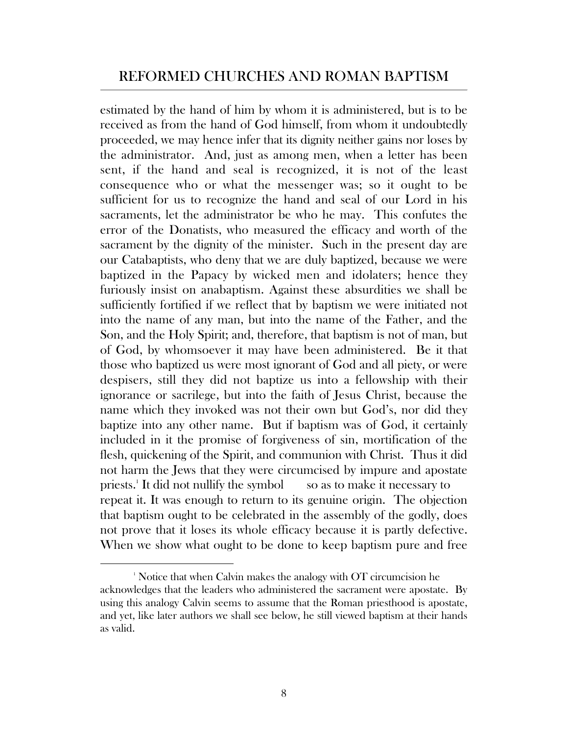estimated by the hand of him by whom it is administered, but is to be received as from the hand of God himself, from whom it undoubtedly proceeded, we may hence infer that its dignity neither gains nor loses by the administrator. And, just as among men, when a letter has been sent, if the hand and seal is recognized, it is not of the least consequence who or what the messenger was; so it ought to be sufficient for us to recognize the hand and seal of our Lord in his sacraments, let the administrator be who he may. This confutes the error of the Donatists, who measured the efficacy and worth of the sacrament by the dignity of the minister. Such in the present day are our Catabaptists, who deny that we are duly baptized, because we were baptized in the Papacy by wicked men and idolaters; hence they furiously insist on anabaptism. Against these absurdities we shall be sufficiently fortified if we reflect that by baptism we were initiated not into the name of any man, but into the name of the Father, and the Son, and the Holy Spirit; and, therefore, that baptism is not of man, but of God, by whomsoever it may have been administered. Be it that those who baptized us were most ignorant of God and all piety, or were despisers, still they did not baptize us into a fellowship with their ignorance or sacrilege, but into the faith of Jesus Christ, because the name which they invoked was not their own but God's, nor did they baptize into any other name. But if baptism was of God, it certainly included in it the promise of forgiveness of sin, mortification of the flesh, quickening of the Spirit, and communion with Christ. Thus it did not harm the Jews that they were circumcised by impure and apostate priests.[1] It did not nullify the symbol so as to make it necessary to repeat it. It was enough to return to its genuine origin. The objection that baptism ought to be celebrated in the assembly of the godly, does not prove that it loses its whole efficacy because it is partly defective. When we show what ought to be done to keep baptism pure and free

---

[1] Notice that when Calvin makes the analogy with OT circumcision he acknowledges that the leaders who administered the sacrament were apostate. By using this analogy Calvin seems to assume that the Roman priesthood is apostate, and yet, like later authors we shall see below, he still viewed baptism at their hands as valid.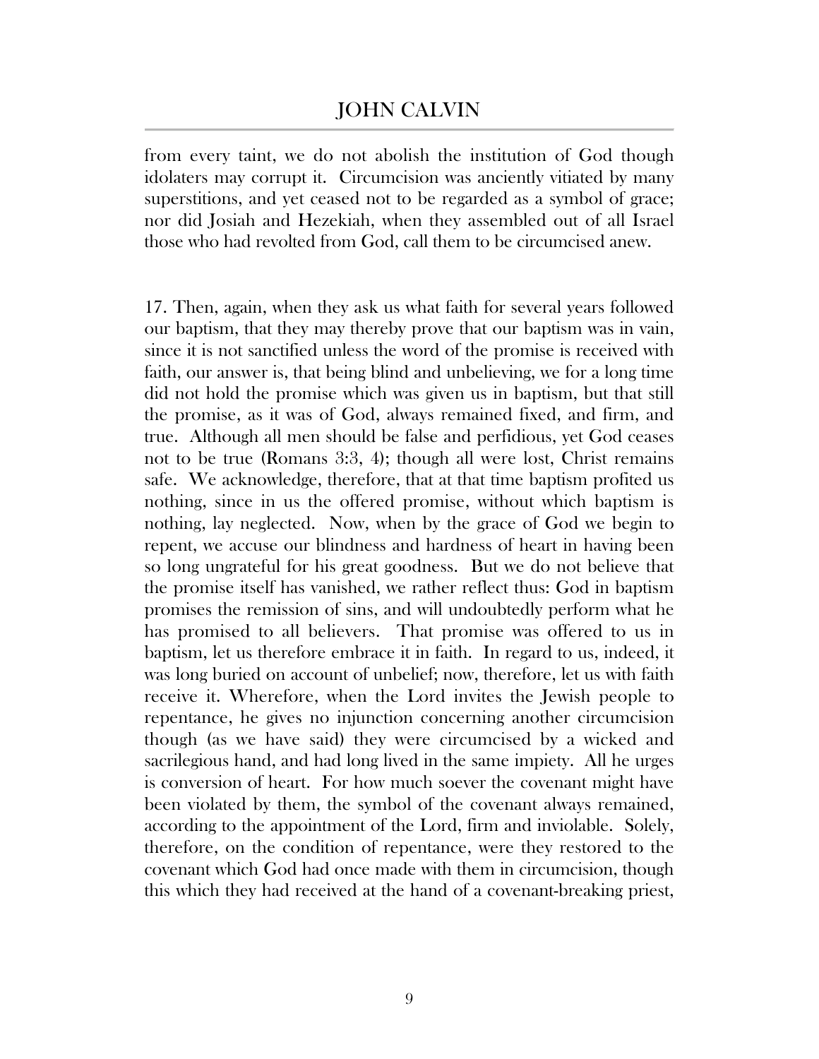from every taint, we do not abolish the institution of God though idolaters may corrupt it. Circumcision was anciently vitiated by many superstitions, and yet ceased not to be regarded as a symbol of grace; nor did Josiah and Hezekiah, when they assembled out of all Israel those who had revolted from God, call them to be circumcised anew.

17. Then, again, when they ask us what faith for several years followed our baptism, that they may thereby prove that our baptism was in vain, since it is not sanctified unless the word of the promise is received with faith, our answer is, that being blind and unbelieving, we for a long time did not hold the promise which was given us in baptism, but that still the promise, as it was of God, always remained fixed, and firm, and true. Although all men should be false and perfidious, yet God ceases not to be true (Romans 3:3, 4); though all were lost, Christ remains safe. We acknowledge, therefore, that at that time baptism profited us nothing, since in us the offered promise, without which baptism is nothing, lay neglected. Now, when by the grace of God we begin to repent, we accuse our blindness and hardness of heart in having been so long ungrateful for his great goodness. But we do not believe that the promise itself has vanished, we rather reflect thus: God in baptism promises the remission of sins, and will undoubtedly perform what he has promised to all believers. That promise was offered to us in baptism, let us therefore embrace it in faith. In regard to us, indeed, it was long buried on account of unbelief; now, therefore, let us with faith receive it. Wherefore, when the Lord invites the Jewish people to repentance, he gives no injunction concerning another circumcision though (as we have said) they were circumcised by a wicked and sacrilegious hand, and had long lived in the same impiety. All he urges is conversion of heart. For how much soever the covenant might have been violated by them, the symbol of the covenant always remained, according to the appointment of the Lord, firm and inviolable. Solely, therefore, on the condition of repentance, were they restored to the covenant which God had once made with them in circumcision, though this which they had received at the hand of a covenant-breaking priest,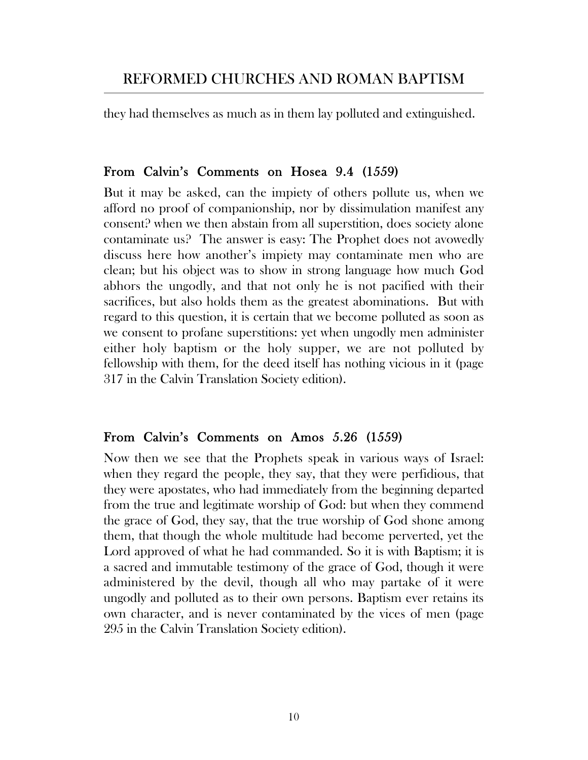they had themselves as much as in them lay polluted and extinguished.

### From Calvin's Comments on Hosea 9.4 (1559)

But it may be asked, can the impiety of others pollute us, when we afford no proof of companionship, nor by dissimulation manifest any consent? when we then abstain from all superstition, does society alone contaminate us? The answer is easy: The Prophet does not avowedly discuss here how another's impiety may contaminate men who are clean; but his object was to show in strong language how much God abhors the ungodly, and that not only he is not pacified with their sacrifices, but also holds them as the greatest abominations. But with regard to this question, it is certain that we become polluted as soon as we consent to profane superstitions: yet when ungodly men administer either holy baptism or the holy supper, we are not polluted by fellowship with them, for the deed itself has nothing vicious in it (page 317 in the Calvin Translation Society edition).

### From Calvin's Comments on Amos 5.26 (1559)

Now then we see that the Prophets speak in various ways of Israel: when they regard the people, they say, that they were perfidious, that they were apostates, who had immediately from the beginning departed from the true and legitimate worship of God: but when they commend the grace of God, they say, that the true worship of God shone among them, that though the whole multitude had become perverted, yet the Lord approved of what he had commanded. So it is with Baptism; it is a sacred and immutable testimony of the grace of God, though it were administered by the devil, though all who may partake of it were ungodly and polluted as to their own persons. Baptism ever retains its own character, and is never contaminated by the vices of men (page 295 in the Calvin Translation Society edition).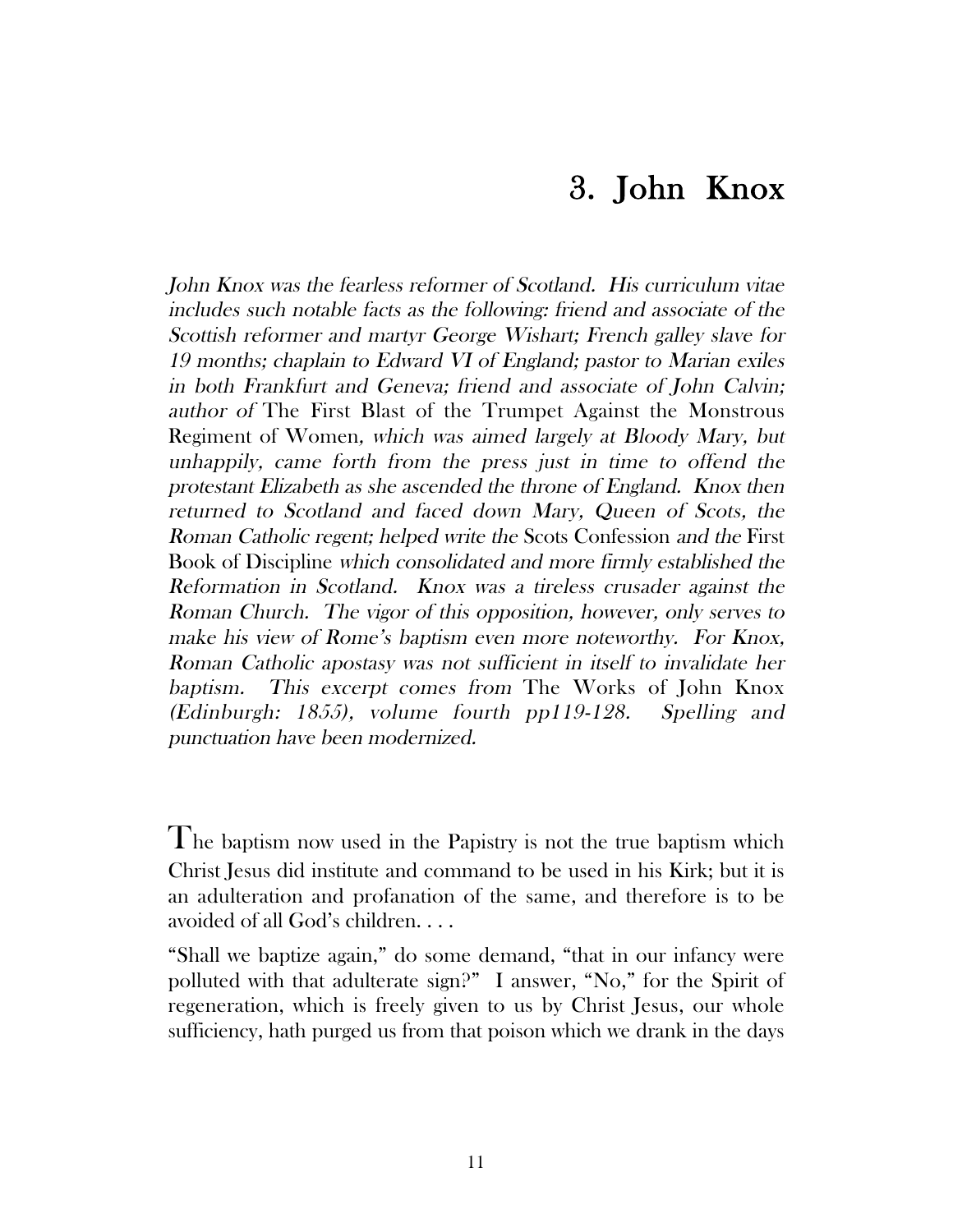# 3. John Knox

*John Knox was the fearless reformer of Scotland. His curriculum vitae includes such notable facts as the following: friend and associate of the Scottish reformer and martyr George Wishart; French galley slave for 19 months; chaplain to Edward VI of England; pastor to Marian exiles in both Frankfurt and Geneva; friend and associate of John Calvin; author of* The First Blast of the Trumpet Against the Monstrous Regiment of Women*, which was aimed largely at Bloody Mary, but unhappily, came forth from the press just in time to offend the protestant Elizabeth as she ascended the throne of England. Knox then returned to Scotland and faced down Mary, Queen of Scots, the Roman Catholic regent; helped write the* Scots Confession *and the* First Book of Discipline *which consolidated and more firmly established the Reformation in Scotland. Knox was a tireless crusader against the Roman Church. The vigor of this opposition, however, only serves to make his view of Rome's baptism even more noteworthy. For Knox, Roman Catholic apostasy was not sufficient in itself to invalidate her baptism. This excerpt comes from* The Works of John Knox *(Edinburgh: 1855), volume fourth pp119-128. Spelling and punctuation have been modernized.*

The baptism now used in the Papistry is not the true baptism which Christ Jesus did institute and command to be used in his Kirk; but it is an adulteration and profanation of the same, and therefore is to be avoided of all God's children. . . .

"Shall we baptize again," do some demand, "that in our infancy were polluted with that adulterate sign?" I answer, "No," for the Spirit of regeneration, which is freely given to us by Christ Jesus, our whole sufficiency, hath purged us from that poison which we drank in the days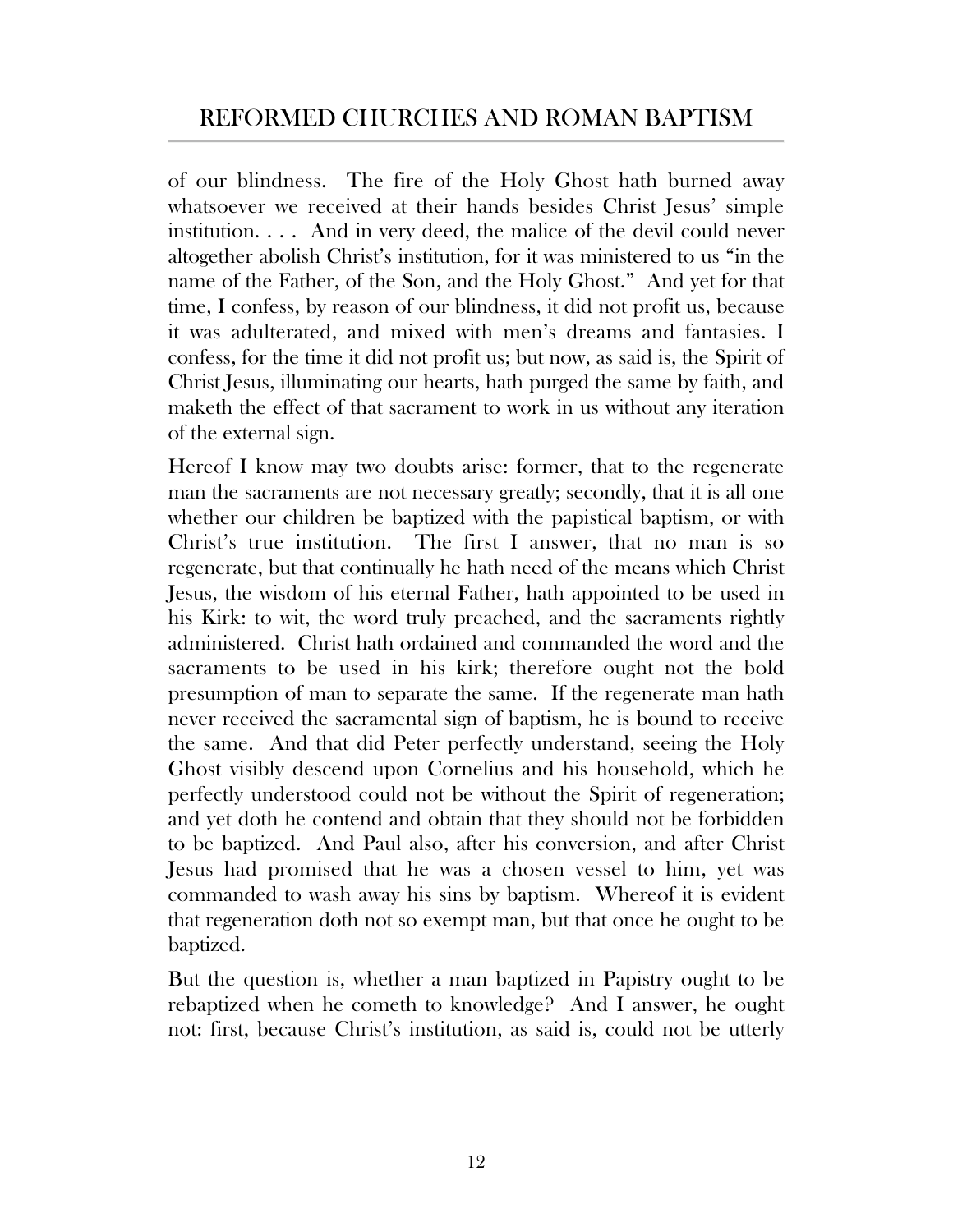of our blindness. The fire of the Holy Ghost hath burned away whatsoever we received at their hands besides Christ Jesus' simple institution. . . . And in very deed, the malice of the devil could never altogether abolish Christ's institution, for it was ministered to us "in the name of the Father, of the Son, and the Holy Ghost." And yet for that time, I confess, by reason of our blindness, it did not profit us, because it was adulterated, and mixed with men's dreams and fantasies. I confess, for the time it did not profit us; but now, as said is, the Spirit of Christ Jesus, illuminating our hearts, hath purged the same by faith, and maketh the effect of that sacrament to work in us without any iteration of the external sign.

Hereof I know may two doubts arise: former, that to the regenerate man the sacraments are not necessary greatly; secondly, that it is all one whether our children be baptized with the papistical baptism, or with Christ's true institution. The first I answer, that no man is so regenerate, but that continually he hath need of the means which Christ Jesus, the wisdom of his eternal Father, hath appointed to be used in his Kirk: to wit, the word truly preached, and the sacraments rightly administered. Christ hath ordained and commanded the word and the sacraments to be used in his kirk; therefore ought not the bold presumption of man to separate the same. If the regenerate man hath never received the sacramental sign of baptism, he is bound to receive the same. And that did Peter perfectly understand, seeing the Holy Ghost visibly descend upon Cornelius and his household, which he perfectly understood could not be without the Spirit of regeneration; and yet doth he contend and obtain that they should not be forbidden to be baptized. And Paul also, after his conversion, and after Christ Jesus had promised that he was a chosen vessel to him, yet was commanded to wash away his sins by baptism. Whereof it is evident that regeneration doth not so exempt man, but that once he ought to be baptized.

But the question is, whether a man baptized in Papistry ought to be rebaptized when he cometh to knowledge? And I answer, he ought not: first, because Christ's institution, as said is, could not be utterly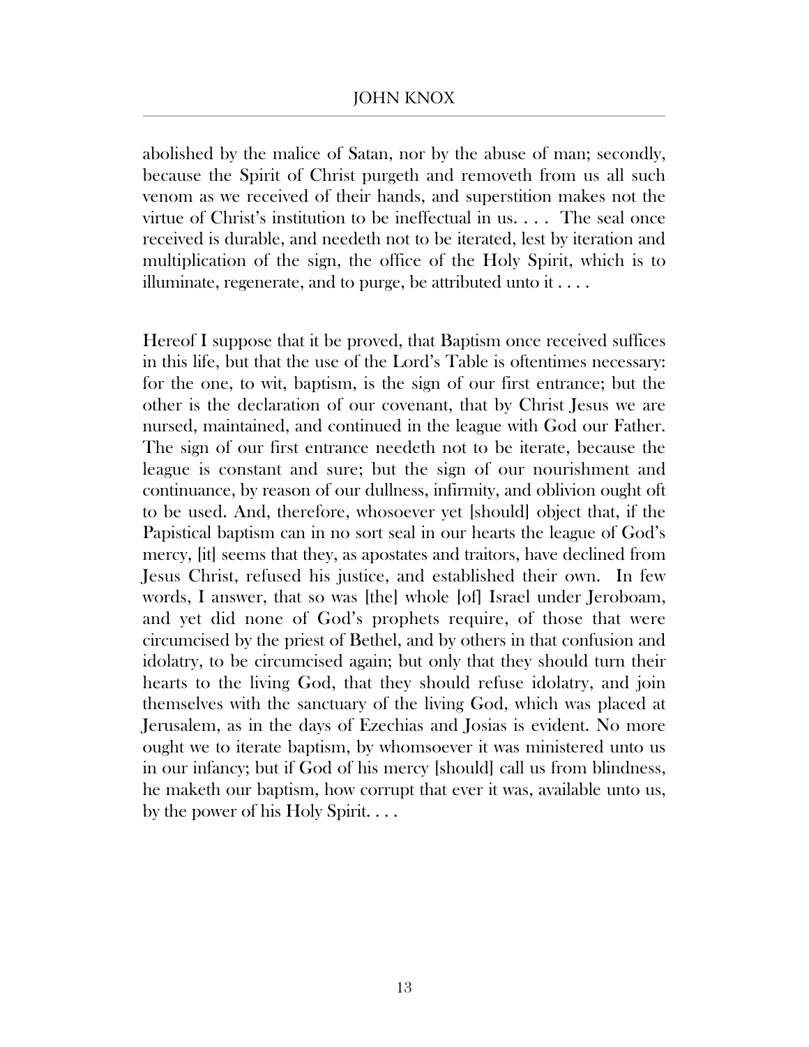abolished by the malice of Satan, nor by the abuse of man; secondly, because the Spirit of Christ purgeth and removeth from us all such venom as we received of their hands, and superstition makes not the virtue of Christ's institution to be ineffectual in us. . . . The seal once received is durable, and needeth not to be iterated, lest by iteration and multiplication of the sign, the office of the Holy Spirit, which is to illuminate, regenerate, and to purge, be attributed unto it . . . .

Hereof I suppose that it be proved, that Baptism once received suffices in this life, but that the use of the Lord's Table is oftentimes necessary: for the one, to wit, baptism, is the sign of our first entrance; but the other is the declaration of our covenant, that by Christ Jesus we are nursed, maintained, and continued in the league with God our Father. The sign of our first entrance needeth not to be iterate, because the league is constant and sure; but the sign of our nourishment and continuance, by reason of our dullness, infirmity, and oblivion ought oft to be used. And, therefore, whosoever yet [should] object that, if the Papistical baptism can in no sort seal in our hearts the league of God's mercy, [it] seems that they, as apostates and traitors, have declined from Jesus Christ, refused his justice, and established their own. In few words, I answer, that so was [the] whole [of] Israel under Jeroboam, and yet did none of God's prophets require, of those that were circumcised by the priest of Bethel, and by others in that confusion and idolatry, to be circumcised again; but only that they should turn their hearts to the living God, that they should refuse idolatry, and join themselves with the sanctuary of the living God, which was placed at Jerusalem, as in the days of Ezechias and Josias is evident. No more ought we to iterate baptism, by whomsoever it was ministered unto us in our infancy; but if God of his mercy [should] call us from blindness, he maketh our baptism, how corrupt that ever it was, available unto us, by the power of his Holy Spirit. . . .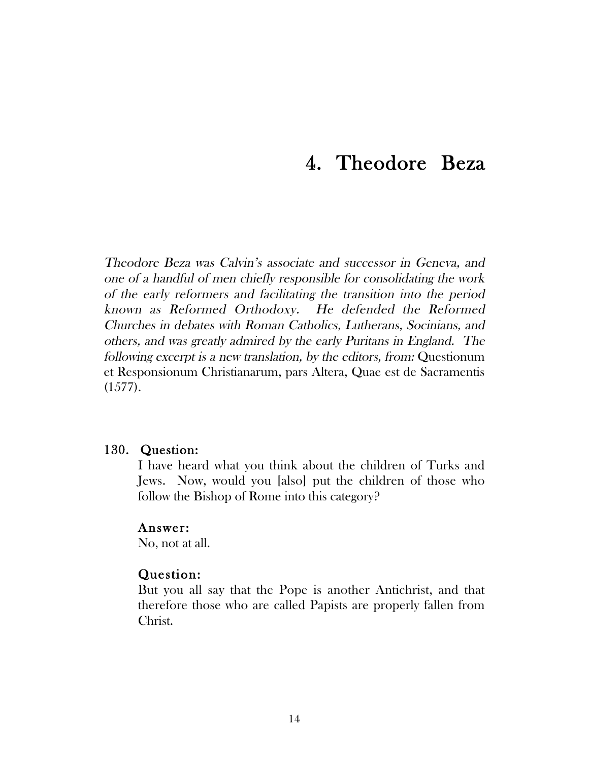# 4. Theodore Beza

*Theodore Beza was Calvin's associate and successor in Geneva, and one of a handful of men chiefly responsible for consolidating the work of the early reformers and facilitating the transition into the period known as Reformed Orthodoxy. He defended the Reformed Churches in debates with Roman Catholics, Lutherans, Socinians, and others, and was greatly admired by the early Puritans in England. The following excerpt is a new translation, by the editors, from:* Questionum et Responsionum Christianarum, pars Altera, Quae est de Sacramentis (1577).

**130. Question:**

I have heard what you think about the children of Turks and Jews. Now, would you [also] put the children of those who follow the Bishop of Rome into this category?

**Answer:**

No, not at all.

**Question:**

But you all say that the Pope is another Antichrist, and that therefore those who are called Papists are properly fallen from Christ.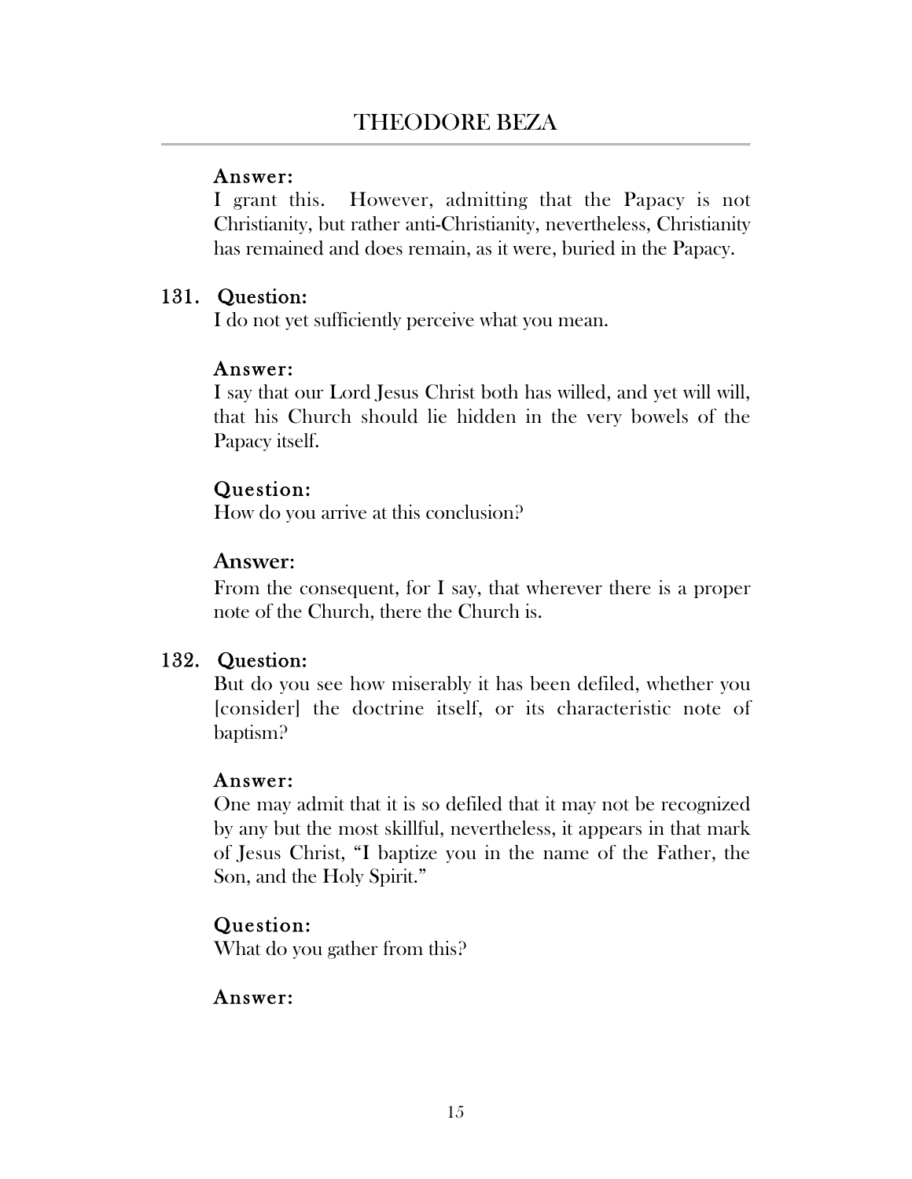**Answer:**
I grant this. However, admitting that the Papacy is not Christianity, but rather anti-Christianity, nevertheless, Christianity has remained and does remain, as it were, buried in the Papacy.

131. **Question:**
I do not yet sufficiently perceive what you mean.

**Answer:**
I say that our Lord Jesus Christ both has willed, and yet will will, that his Church should lie hidden in the very bowels of the Papacy itself.

**Question:**
How do you arrive at this conclusion?

**Answer:**
From the consequent, for I say, that wherever there is a proper note of the Church, there the Church is.

132. **Question:**
But do you see how miserably it has been defiled, whether you [consider] the doctrine itself, or its characteristic note of baptism?

**Answer:**
One may admit that it is so defiled that it may not be recognized by any but the most skillful, nevertheless, it appears in that mark of Jesus Christ, "I baptize you in the name of the Father, the Son, and the Holy Spirit."

**Question:**
What do you gather from this?

**Answer:**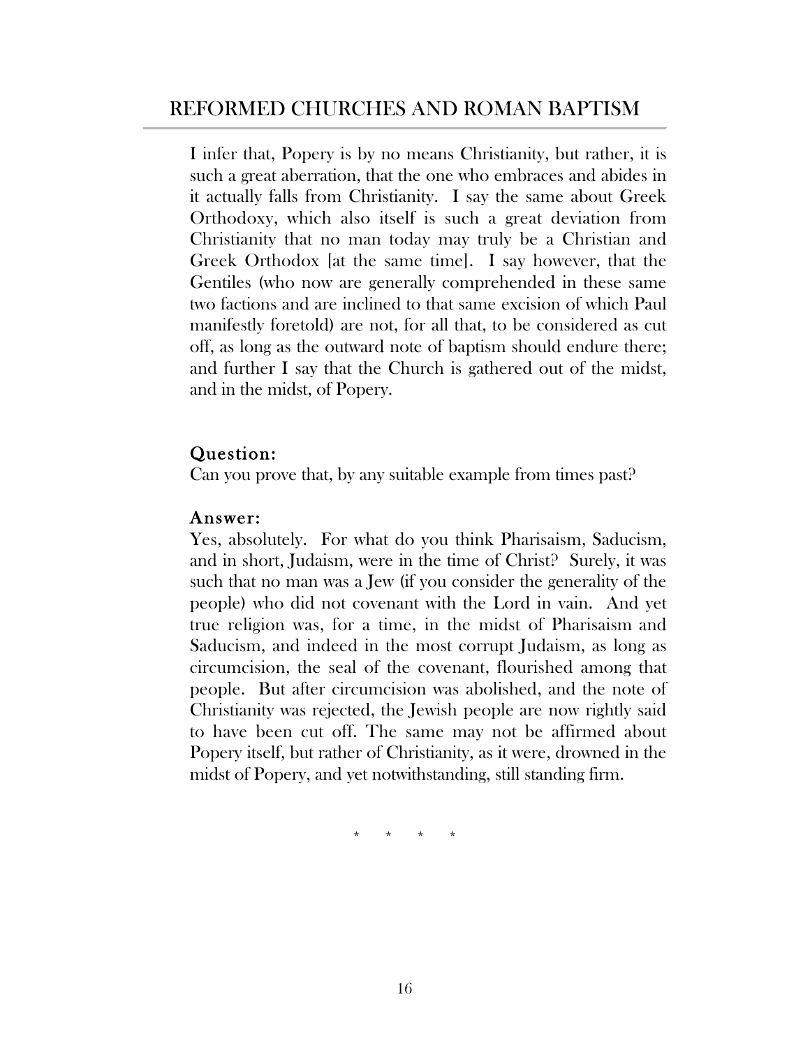I infer that, Popery is by no means Christianity, but rather, it is such a great aberration, that the one who embraces and abides in it actually falls from Christianity. I say the same about Greek Orthodoxy, which also itself is such a great deviation from Christianity that no man today may truly be a Christian and Greek Orthodox [at the same time]. I say however, that the Gentiles (who now are generally comprehended in these same two factions and are inclined to that same excision of which Paul manifestly foretold) are not, for all that, to be considered as cut off, as long as the outward note of baptism should endure there; and further I say that the Church is gathered out of the midst, and in the midst, of Popery.

### Question:

Can you prove that, by any suitable example from times past?

### Answer:

Yes, absolutely. For what do you think Pharisaism, Saducism, and in short, Judaism, were in the time of Christ? Surely, it was such that no man was a Jew (if you consider the generality of the people) who did not covenant with the Lord in vain. And yet true religion was, for a time, in the midst of Pharisaism and Saducism, and indeed in the most corrupt Judaism, as long as circumcision, the seal of the covenant, flourished among that people. But after circumcision was abolished, and the note of Christianity was rejected, the Jewish people are now rightly said to have been cut off. The same may not be affirmed about Popery itself, but rather of Christianity, as it were, drowned in the midst of Popery, and yet notwithstanding, still standing firm.

\* \* \* \*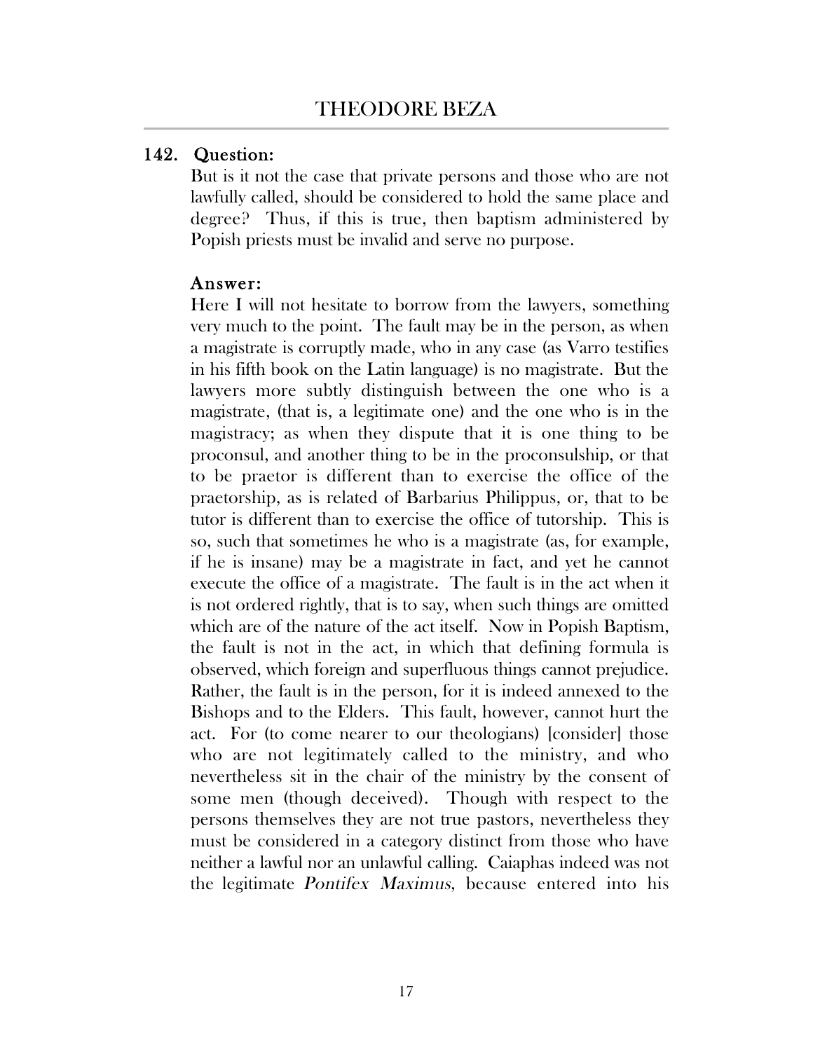142. **Question:**

But is it not the case that private persons and those who are not lawfully called, should be considered to hold the same place and degree? Thus, if this is true, then baptism administered by Popish priests must be invalid and serve no purpose.

**Answer:**

Here I will not hesitate to borrow from the lawyers, something very much to the point. The fault may be in the person, as when a magistrate is corruptly made, who in any case (as Varro testifies in his fifth book on the Latin language) is no magistrate. But the lawyers more subtly distinguish between the one who is a magistrate, (that is, a legitimate one) and the one who is in the magistracy; as when they dispute that it is one thing to be proconsul, and another thing to be in the proconsulship, or that to be praetor is different than to exercise the office of the praetorship, as is related of Barbarius Philippus, or, that to be tutor is different than to exercise the office of tutorship. This is so, such that sometimes he who is a magistrate (as, for example, if he is insane) may be a magistrate in fact, and yet he cannot execute the office of a magistrate. The fault is in the act when it is not ordered rightly, that is to say, when such things are omitted which are of the nature of the act itself. Now in Popish Baptism, the fault is not in the act, in which that defining formula is observed, which foreign and superfluous things cannot prejudice. Rather, the fault is in the person, for it is indeed annexed to the Bishops and to the Elders. This fault, however, cannot hurt the act. For (to come nearer to our theologians) [consider] those who are not legitimately called to the ministry, and who nevertheless sit in the chair of the ministry by the consent of some men (though deceived). Though with respect to the persons themselves they are not true pastors, nevertheless they must be considered in a category distinct from those who have neither a lawful nor an unlawful calling. Caiaphas indeed was not the legitimate *Pontifex Maximus*, because entered into his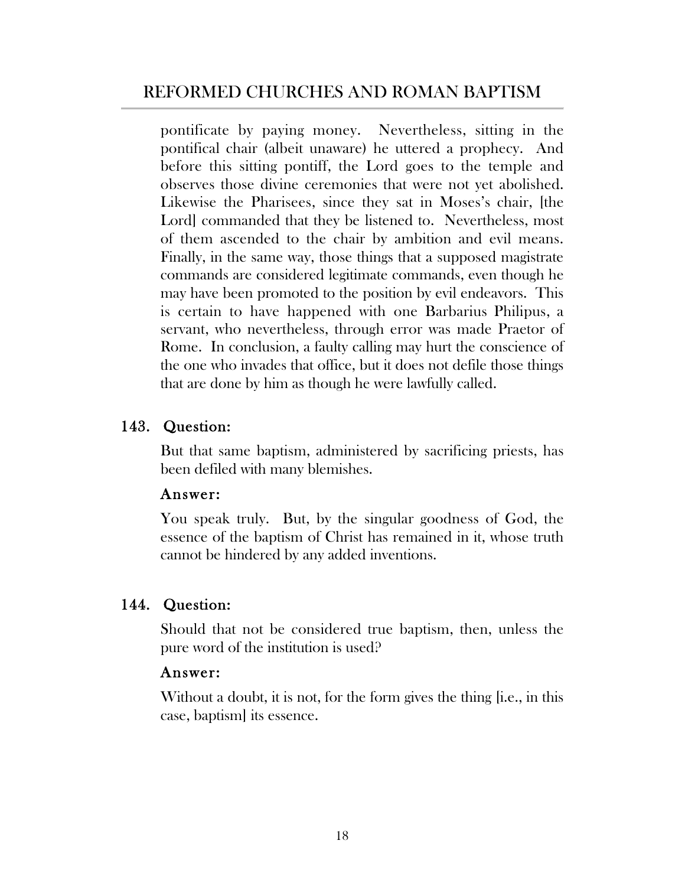pontificate by paying money. Nevertheless, sitting in the pontifical chair (albeit unaware) he uttered a prophecy. And before this sitting pontiff, the Lord goes to the temple and observes those divine ceremonies that were not yet abolished. Likewise the Pharisees, since they sat in Moses's chair, [the Lord] commanded that they be listened to. Nevertheless, most of them ascended to the chair by ambition and evil means. Finally, in the same way, those things that a supposed magistrate commands are considered legitimate commands, even though he may have been promoted to the position by evil endeavors. This is certain to have happened with one Barbarius Philipus, a servant, who nevertheless, through error was made Praetor of Rome. In conclusion, a faulty calling may hurt the conscience of the one who invades that office, but it does not defile those things that are done by him as though he were lawfully called.

### 143. Question:

But that same baptism, administered by sacrificing priests, has been defiled with many blemishes.

#### Answer:

You speak truly. But, by the singular goodness of God, the essence of the baptism of Christ has remained in it, whose truth cannot be hindered by any added inventions.

### 144. Question:

Should that not be considered true baptism, then, unless the pure word of the institution is used?

#### Answer:

Without a doubt, it is not, for the form gives the thing [i.e., in this case, baptism] its essence.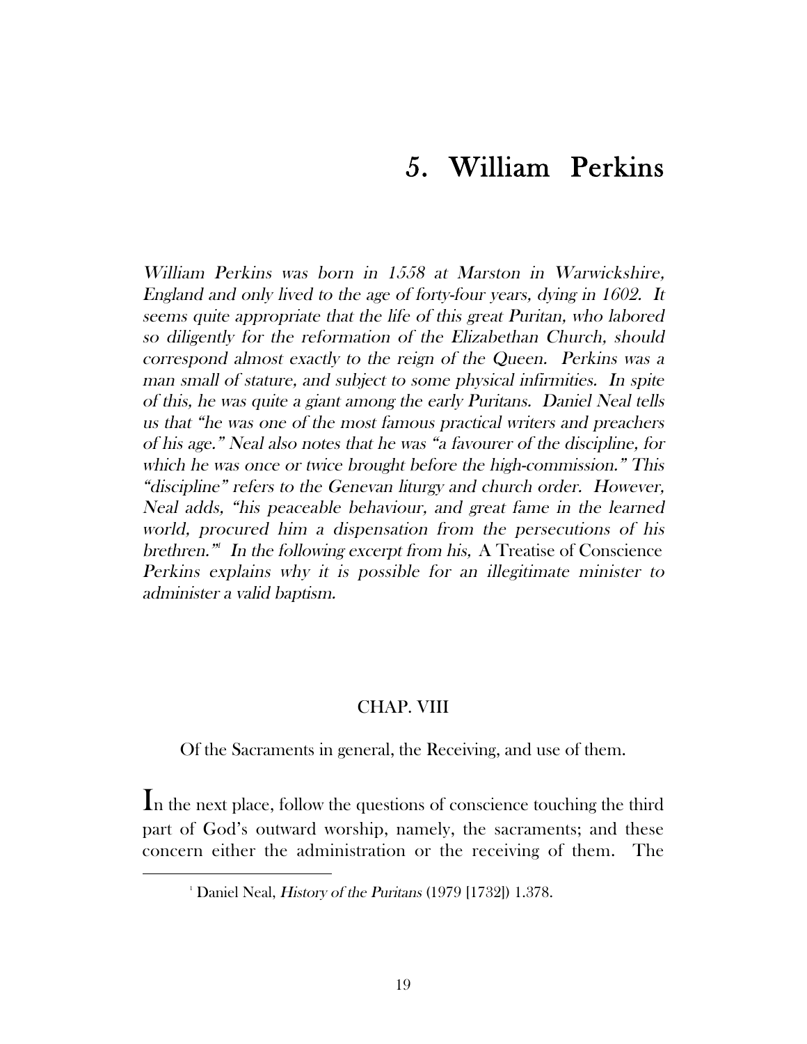# 5. William Perkins

*William Perkins was born in 1558 at Marston in Warwickshire, England and only lived to the age of forty-four years, dying in 1602. It seems quite appropriate that the life of this great Puritan, who labored so diligently for the reformation of the Elizabethan Church, should correspond almost exactly to the reign of the Queen. Perkins was a man small of stature, and subject to some physical infirmities. In spite of this, he was quite a giant among the early Puritans. Daniel Neal tells us that "he was one of the most famous practical writers and preachers of his age." Neal also notes that he was "a favourer of the discipline, for which he was once or twice brought before the high-commission." This "discipline" refers to the Genevan liturgy and church order. However, Neal adds, "his peaceable behaviour, and great fame in the learned world, procured him a dispensation from the persecutions of his brethren."[1] In the following excerpt from his,* A Treatise of Conscience *Perkins explains why it is possible for an illegitimate minister to administer a valid baptism.*

## CHAP. VIII

Of the Sacraments in general, the Receiving, and use of them.

In the next place, follow the questions of conscience touching the third part of God's outward worship, namely, the sacraments; and these concern either the administration or the receiving of them. The

[1] Daniel Neal, *History of the Puritans* (1979 [1732]) 1.378.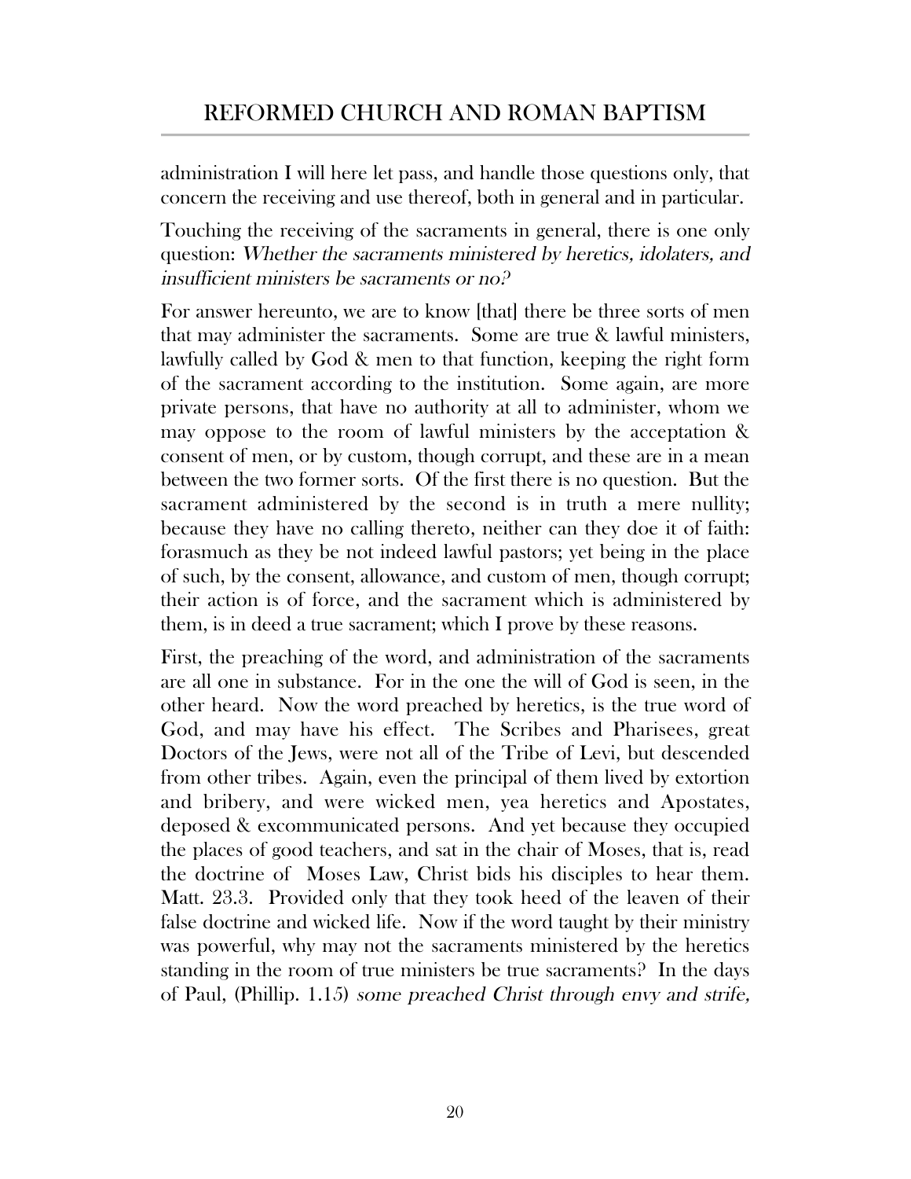administration I will here let pass, and handle those questions only, that concern the receiving and use thereof, both in general and in particular.

Touching the receiving of the sacraments in general, there is one only question: *Whether the sacraments ministered by heretics, idolaters, and insufficient ministers be sacraments or no?*

For answer hereunto, we are to know [that] there be three sorts of men that may administer the sacraments. Some are true & lawful ministers, lawfully called by God & men to that function, keeping the right form of the sacrament according to the institution. Some again, are more private persons, that have no authority at all to administer, whom we may oppose to the room of lawful ministers by the acceptation & consent of men, or by custom, though corrupt, and these are in a mean between the two former sorts. Of the first there is no question. But the sacrament administered by the second is in truth a mere nullity; because they have no calling thereto, neither can they doe it of faith: forasmuch as they be not indeed lawful pastors; yet being in the place of such, by the consent, allowance, and custom of men, though corrupt; their action is of force, and the sacrament which is administered by them, is in deed a true sacrament; which I prove by these reasons.

First, the preaching of the word, and administration of the sacraments are all one in substance. For in the one the will of God is seen, in the other heard. Now the word preached by heretics, is the true word of God, and may have his effect. The Scribes and Pharisees, great Doctors of the Jews, were not all of the Tribe of Levi, but descended from other tribes. Again, even the principal of them lived by extortion and bribery, and were wicked men, yea heretics and Apostates, deposed & excommunicated persons. And yet because they occupied the places of good teachers, and sat in the chair of Moses, that is, read the doctrine of Moses Law, Christ bids his disciples to hear them. Matt. 23.3. Provided only that they took heed of the leaven of their false doctrine and wicked life. Now if the word taught by their ministry was powerful, why may not the sacraments ministered by the heretics standing in the room of true ministers be true sacraments? In the days of Paul, (Phillip. 1.15) *some preached Christ through envy and strife,*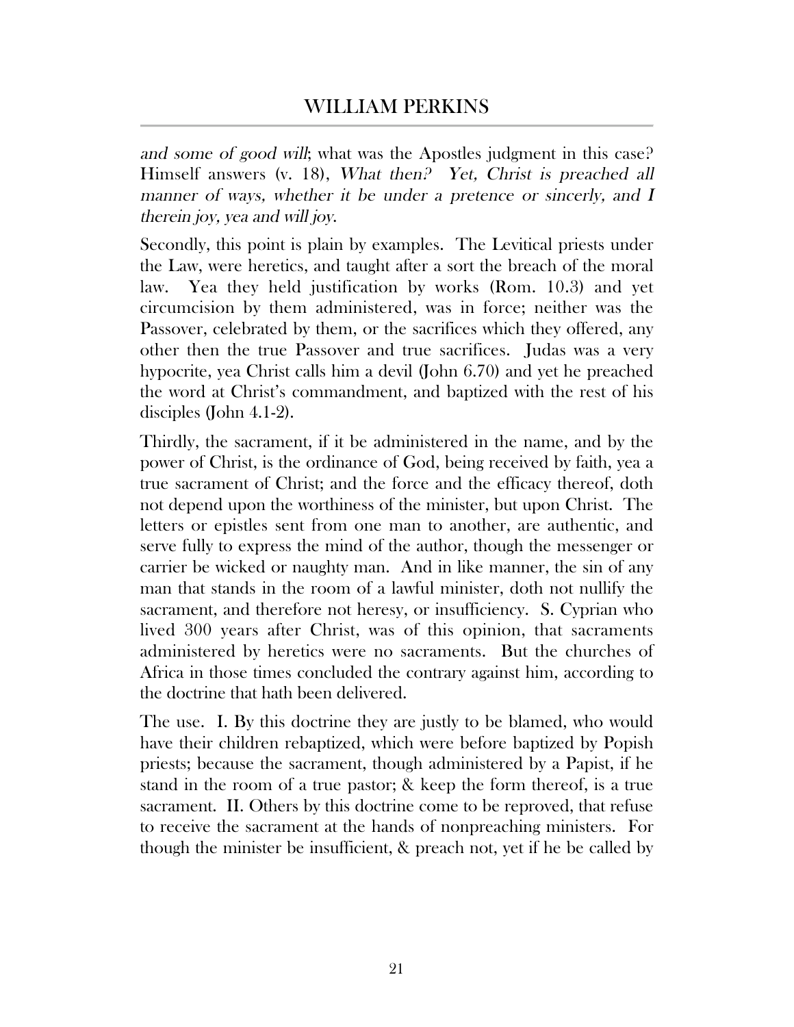*and some of good will*; what was the Apostles judgment in this case? Himself answers (v. 18), *What then? Yet, Christ is preached all manner of ways, whether it be under a pretence or sincerly, and I therein joy, yea and will joy*.

Secondly, this point is plain by examples. The Levitical priests under the Law, were heretics, and taught after a sort the breach of the moral law. Yea they held justification by works (Rom. 10.3) and yet circumcision by them administered, was in force; neither was the Passover, celebrated by them, or the sacrifices which they offered, any other then the true Passover and true sacrifices. Judas was a very hypocrite, yea Christ calls him a devil (John 6.70) and yet he preached the word at Christ's commandment, and baptized with the rest of his disciples (John 4.1-2).

Thirdly, the sacrament, if it be administered in the name, and by the power of Christ, is the ordinance of God, being received by faith, yea a true sacrament of Christ; and the force and the efficacy thereof, doth not depend upon the worthiness of the minister, but upon Christ. The letters or epistles sent from one man to another, are authentic, and serve fully to express the mind of the author, though the messenger or carrier be wicked or naughty man. And in like manner, the sin of any man that stands in the room of a lawful minister, doth not nullify the sacrament, and therefore not heresy, or insufficiency. S. Cyprian who lived 300 years after Christ, was of this opinion, that sacraments administered by heretics were no sacraments. But the churches of Africa in those times concluded the contrary against him, according to the doctrine that hath been delivered.

The use. I. By this doctrine they are justly to be blamed, who would have their children rebaptized, which were before baptized by Popish priests; because the sacrament, though administered by a Papist, if he stand in the room of a true pastor; & keep the form thereof, is a true sacrament. II. Others by this doctrine come to be reproved, that refuse to receive the sacrament at the hands of nonpreaching ministers. For though the minister be insufficient, & preach not, yet if he be called by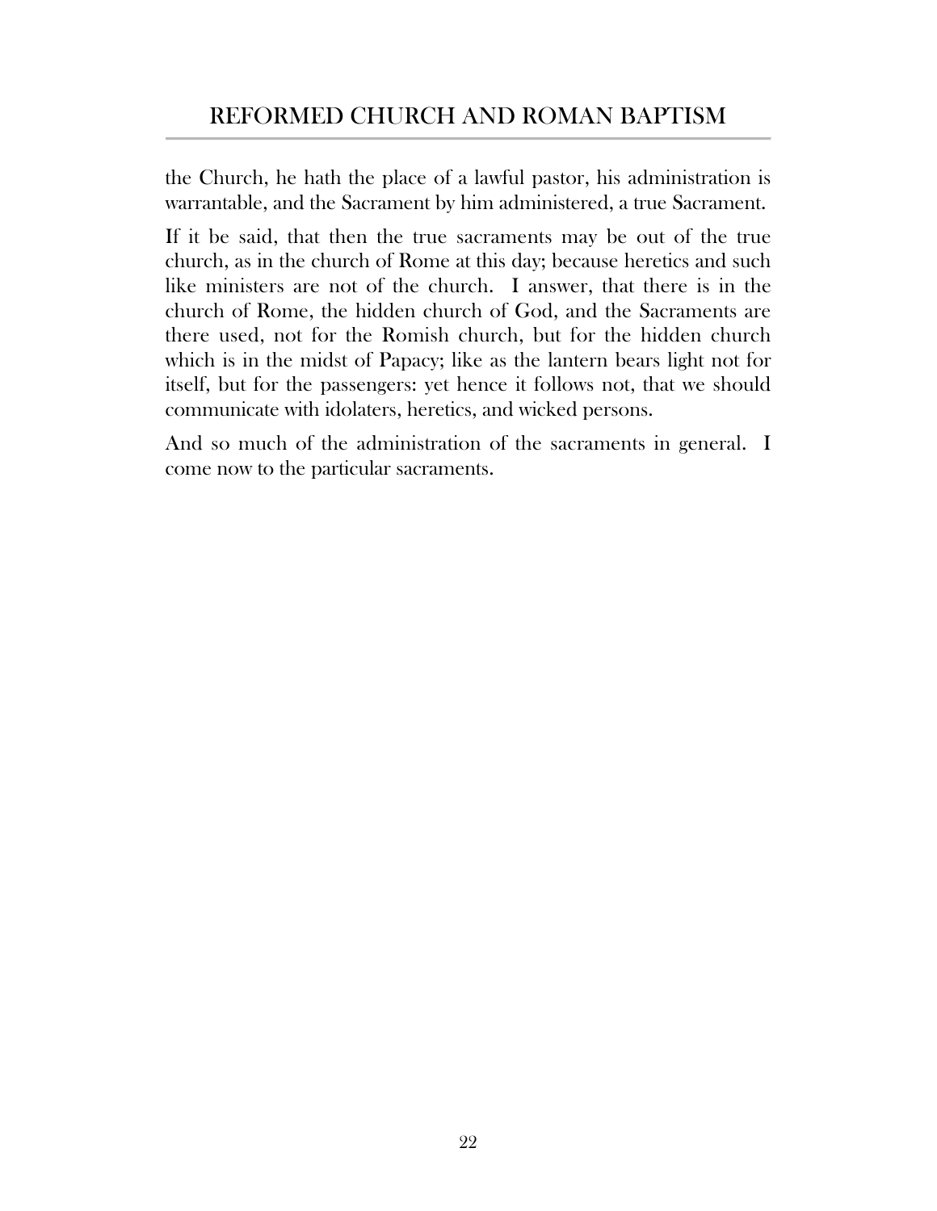the Church, he hath the place of a lawful pastor, his administration is warrantable, and the Sacrament by him administered, a true Sacrament.

If it be said, that then the true sacraments may be out of the true church, as in the church of Rome at this day; because heretics and such like ministers are not of the church. I answer, that there is in the church of Rome, the hidden church of God, and the Sacraments are there used, not for the Romish church, but for the hidden church which is in the midst of Papacy; like as the lantern bears light not for itself, but for the passengers: yet hence it follows not, that we should communicate with idolaters, heretics, and wicked persons.

And so much of the administration of the sacraments in general. I come now to the particular sacraments.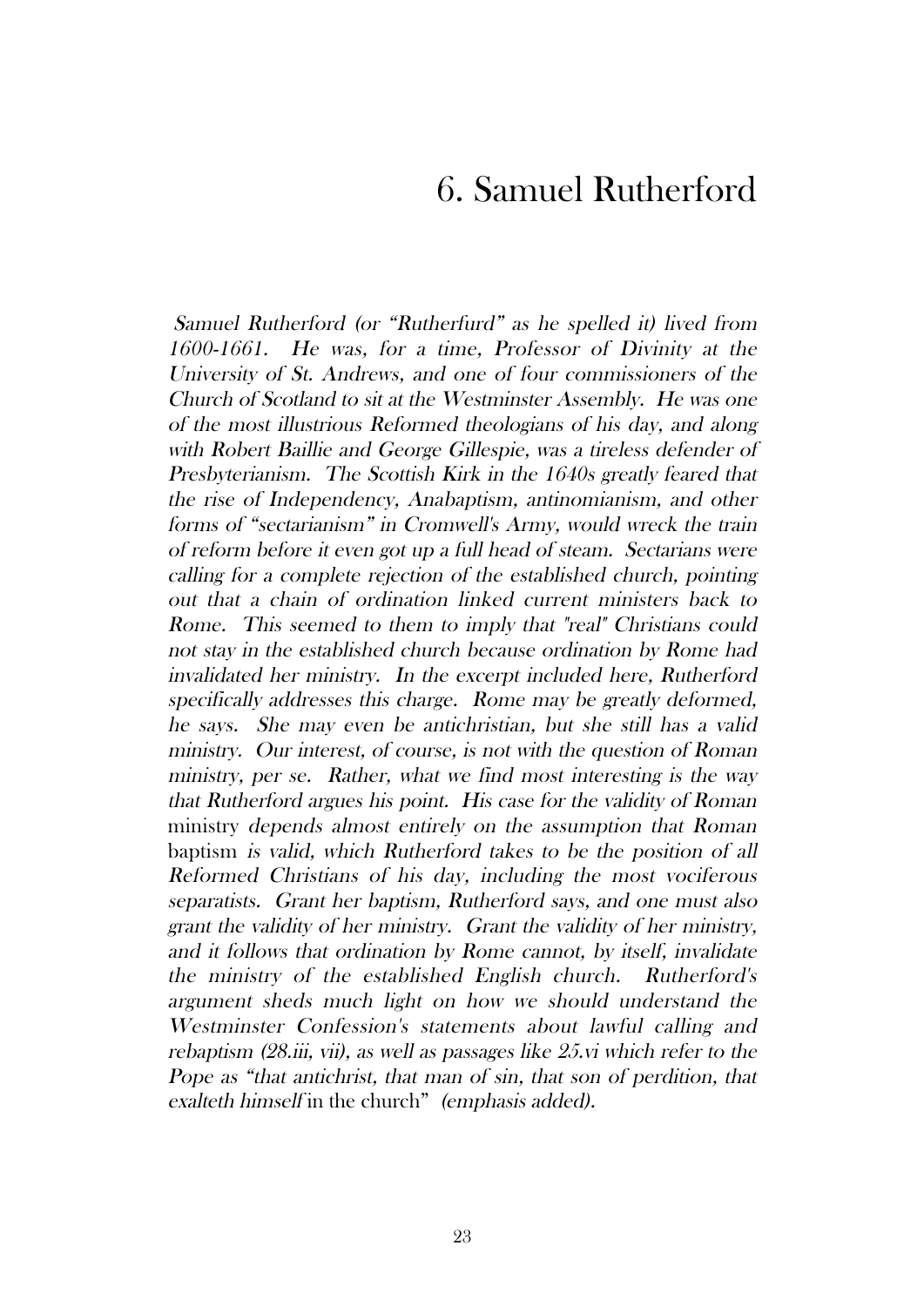# 6. Samuel Rutherford

*Samuel Rutherford (or "Rutherfurd" as he spelled it) lived from 1600-1661. He was, for a time, Professor of Divinity at the University of St. Andrews, and one of four commissioners of the Church of Scotland to sit at the Westminster Assembly. He was one of the most illustrious Reformed theologians of his day, and along with Robert Baillie and George Gillespie, was a tireless defender of Presbyterianism. The Scottish Kirk in the 1640s greatly feared that the rise of Independency, Anabaptism, antinomianism, and other forms of "sectarianism" in Cromwell's Army, would wreck the train of reform before it even got up a full head of steam. Sectarians were calling for a complete rejection of the established church, pointing out that a chain of ordination linked current ministers back to Rome. This seemed to them to imply that "real" Christians could not stay in the established church because ordination by Rome had invalidated her ministry. In the excerpt included here, Rutherford specifically addresses this charge. Rome may be greatly deformed, he says. She may even be antichristian, but she still has a valid ministry. Our interest, of course, is not with the question of Roman ministry, per se. Rather, what we find most interesting is the way that Rutherford argues his point. His case for the validity of Roman* ministry *depends almost entirely on the assumption that Roman* baptism *is valid, which Rutherford takes to be the position of all Reformed Christians of his day, including the most vociferous separatists. Grant her baptism, Rutherford says, and one must also grant the validity of her ministry. Grant the validity of her ministry, and it follows that ordination by Rome cannot, by itself, invalidate the ministry of the established English church. Rutherford's argument sheds much light on how we should understand the Westminster Confession's statements about lawful calling and rebaptism (28.iii, vii), as well as passages like 25.vi which refer to the Pope as "that antichrist, that man of sin, that son of perdition, that exalteth himself* in the church" *(emphasis added).*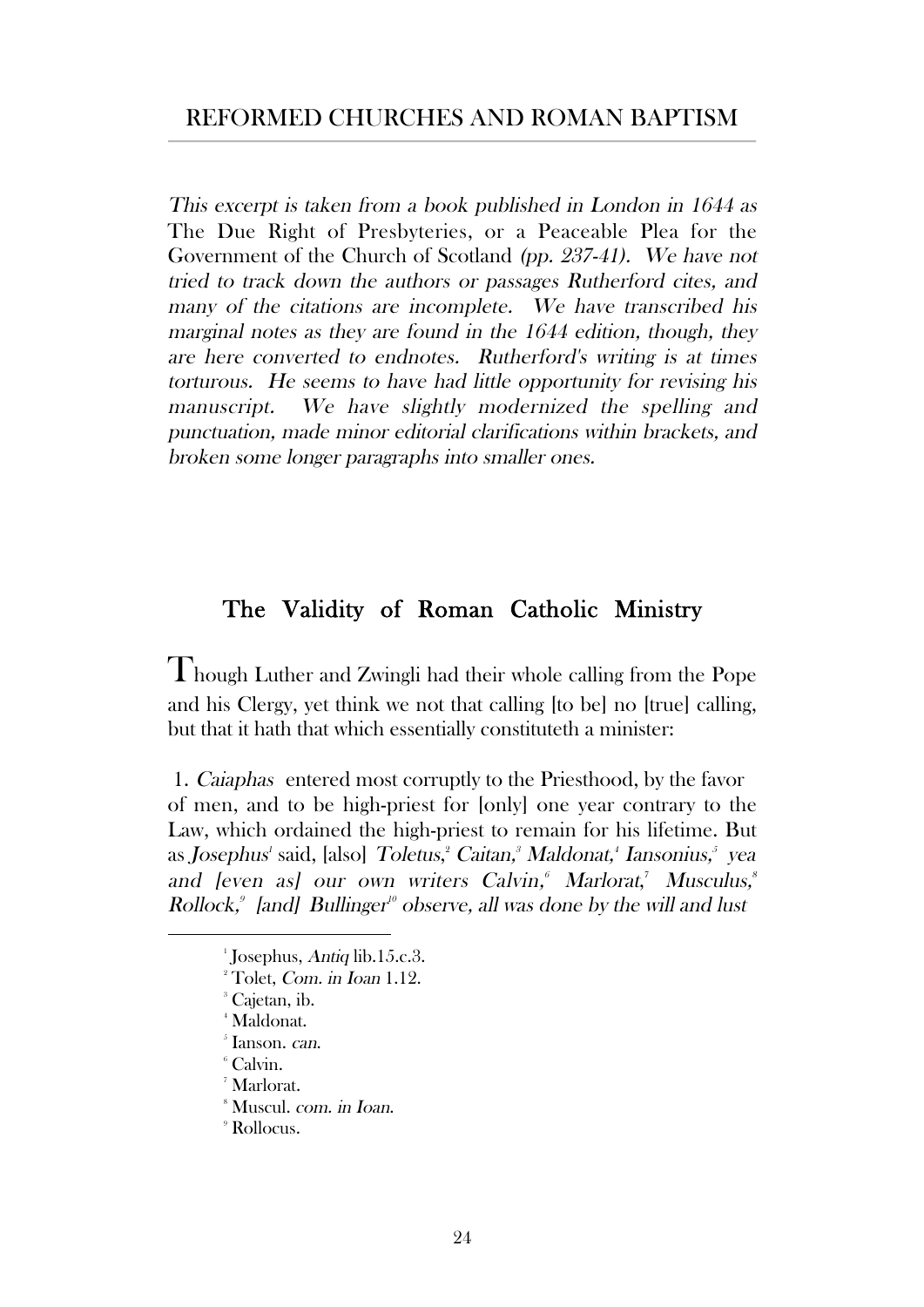## REFORMED CHURCHES AND ROMAN BAPTISM

*This excerpt is taken from a book published in London in 1644 as* The Due Right of Presbyteries, or a Peaceable Plea for the Government of the Church of Scotland *(pp. 237-41). We have not tried to track down the authors or passages Rutherford cites, and many of the citations are incomplete. We have transcribed his marginal notes as they are found in the 1644 edition, though, they are here converted to endnotes. Rutherford's writing is at times torturous. He seems to have had little opportunity for revising his manuscript. We have slightly modernized the spelling and punctuation, made minor editorial clarifications within brackets, and broken some longer paragraphs into smaller ones.*

# The Validity of Roman Catholic Ministry

Though Luther and Zwingli had their whole calling from the Pope and his Clergy, yet think we not that calling [to be] no [true] calling, but that it hath that which essentially constituteth a minister:

1. *Caiaphas* entered most corruptly to the Priesthood, by the favor of men, and to be high-priest for [only] one year contrary to the Law, which ordained the high-priest to remain for his lifetime. But as *Josephus*[1] said, [also] *Toletus,*[2] *Caitan,*[3] *Maldonat,*[4] *Iansonius,*[5] *yea and [even as] our own writers Calvin,*[6] *Marlorat,*[7] *Musculus,*[8] *Rollock,*[9] *[and] Bullinger*[10] *observe, all was done by the will and lust*

---

[1] Josephus, *Antiq* lib.15.c.3.

[2] Tolet, *Com. in Ioan* 1.12.

[3] Cajetan, ib.

[4] Maldonat.

[5] Ianson. *can.*

[6] Calvin.

[7] Marlorat.

[8] Muscul. *com. in Ioan.*

[9] Rollocus.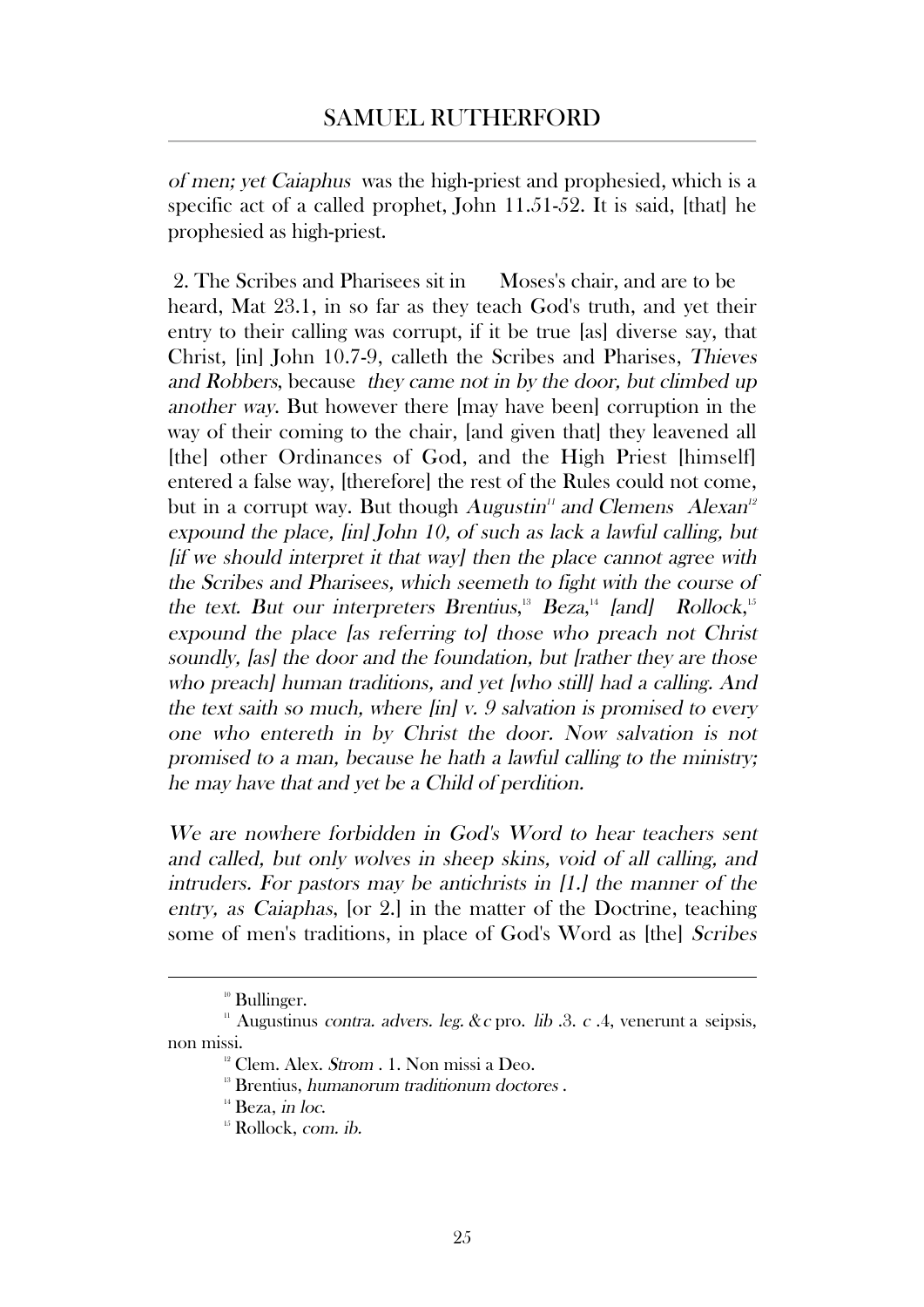*of men; yet Caiaphus* was the high-priest and prophesied, which is a specific act of a called prophet, John 11.51-52. It is said, [that] he prophesied as high-priest.

2. The Scribes and Pharisees sit in Moses's chair, and are to be heard, Mat 23.1, in so far as they teach God's truth, and yet their entry to their calling was corrupt, if it be true [as] diverse say, that Christ, [in] John 10.7-9, calleth the Scribes and Pharises, *Thieves and Robbers*, because *they came not in by the door, but climbed up another way*. But however there [may have been] corruption in the way of their coming to the chair, [and given that] they leavened all [the] other Ordinances of God, and the High Priest [himself] entered a false way, [therefore] the rest of the Rules could not come, but in a corrupt way. But though *Augustin*[11] *and Clemens Alexan*[12] *expound the place, [in] John 10, of such as lack a lawful calling, but [if we should interpret it that way] then the place cannot agree with the Scribes and Pharisees, which seemeth to fight with the course of the text. But our interpreters Brentius,*[13] *Beza,*[14] *[and] Rollock,*[15] *expound the place [as referring to] those who preach not Christ soundly, [as] the door and the foundation, but [rather they are those who preach] human traditions, and yet [who still] had a calling. And the text saith so much, where [in] v. 9 salvation is promised to every one who entereth in by Christ the door. Now salvation is not promised to a man, because he hath a lawful calling to the ministry; he may have that and yet be a Child of perdition.*

*We are nowhere forbidden in God's Word to hear teachers sent and called, but only wolves in sheep skins, void of all calling, and intruders. For pastors may be antichrists in [1.] the manner of the entry, as Caiaphas,* [or 2.] in the matter of the Doctrine, teaching some of men's traditions, in place of God's Word as [the] *Scribes*

---

[10] Bullinger.

[11] Augustinus *contra. advers. leg. &c* pro. *lib* .3. *c* .4, venerunt a seipsis, non missi.

[12] Clem. Alex. *Strom* . 1. Non missi a Deo.

[13] Brentius, *humanorum traditionum doctores* .

[14] Beza, *in loc.*

[15] Rollock, *com. ib.*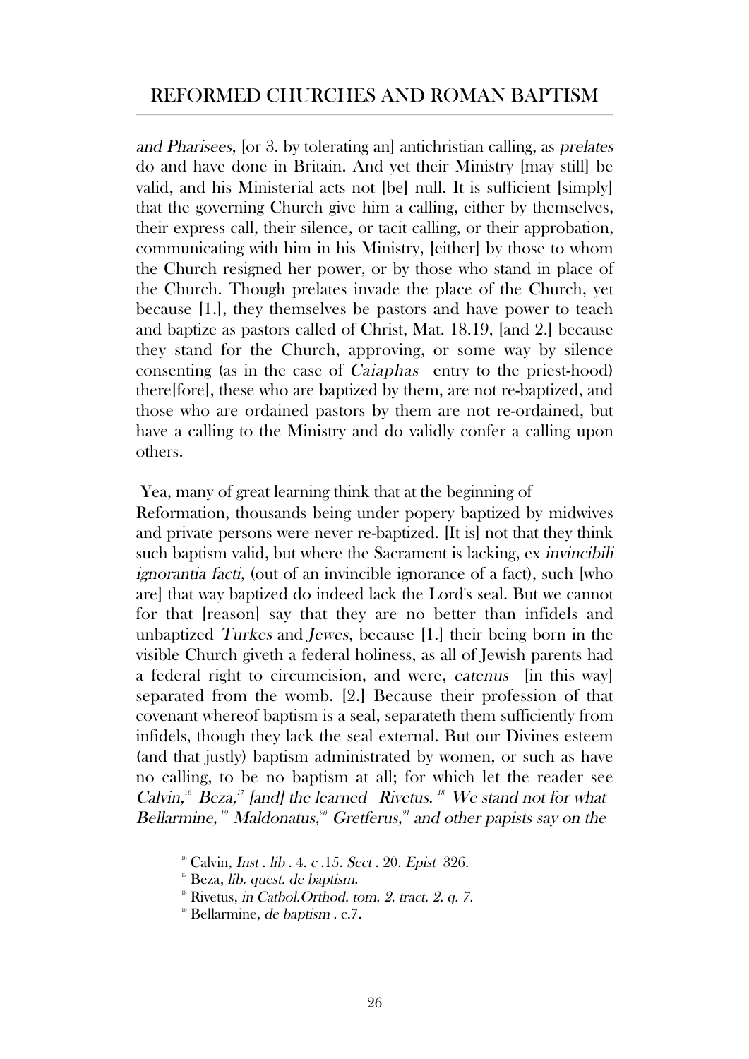*and Pharisees*, [or 3. by tolerating an] antichristian calling, as *prelates* do and have done in Britain. And yet their Ministry [may still] be valid, and his Ministerial acts not [be] null. It is sufficient [simply] that the governing Church give him a calling, either by themselves, their express call, their silence, or tacit calling, or their approbation, communicating with him in his Ministry, [either] by those to whom the Church resigned her power, or by those who stand in place of the Church. Though prelates invade the place of the Church, yet because [1.], they themselves be pastors and have power to teach and baptize as pastors called of Christ, Mat. 18.19, [and 2.] because they stand for the Church, approving, or some way by silence consenting (as in the case of *Caiaphas* entry to the priest-hood) there[fore], these who are baptized by them, are not re-baptized, and those who are ordained pastors by them are not re-ordained, but have a calling to the Ministry and do validly confer a calling upon others.

Yea, many of great learning think that at the beginning of Reformation, thousands being under popery baptized by midwives and private persons were never re-baptized. [It is] not that they think such baptism valid, but where the Sacrament is lacking, ex *invincibili ignorantia facti*, (out of an invincible ignorance of a fact), such [who are] that way baptized do indeed lack the Lord's seal. But we cannot for that [reason] say that they are no better than infidels and unbaptized *Turkes* and *Jewes*, because [1.] their being born in the visible Church giveth a federal holiness, as all of Jewish parents had a federal right to circumcision, and were, *eatenus* [in this way] separated from the womb. [2.] Because their profession of that covenant whereof baptism is a seal, separateth them sufficiently from infidels, though they lack the seal external. But our Divines esteem (and that justly) baptism administrated by women, or such as have no calling, to be no baptism at all; for which let the reader see *Calvin,*[16] *Beza,*[17] *[and] the learned Rivetus.*[18] *We stand not for what Bellarmine,*[19] *Maldonatus,*[20] *Gretferus,*[21] *and other papists say on the*

---

[16] Calvin, *Inst . lib* . 4. *c* .15. *Sect* . 20. *Epist* 326.

[17] Beza, *lib. quest. de baptism.*

[18] Rivetus, *in Catbol.Orthod. tom. 2. tract. 2. q. 7.*

[19] Bellarmine, *de baptism* . c.7.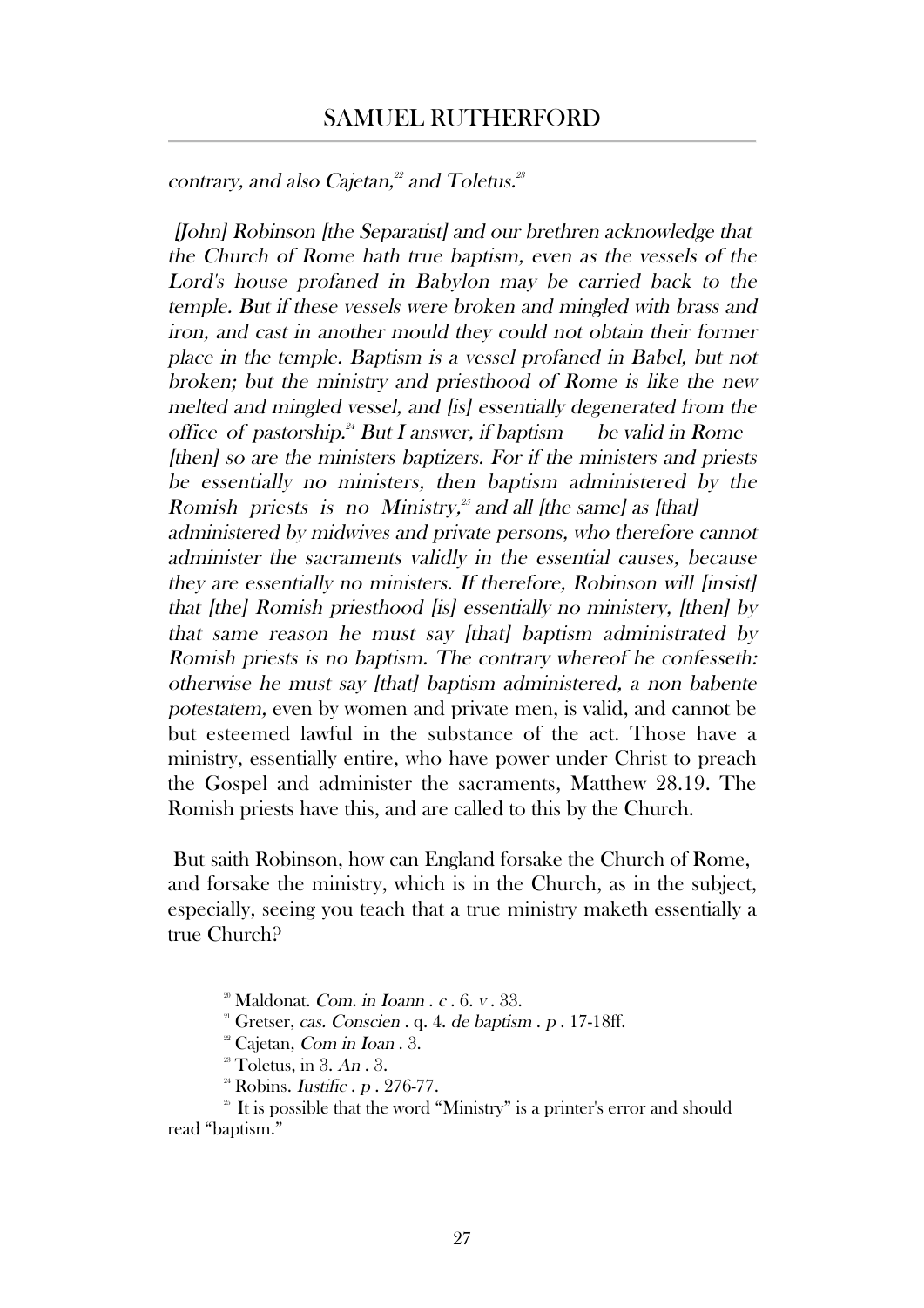*contrary, and also Cajetan,*[22] *and Toletus.*[23]

*[John] Robinson [the Separatist] and our brethren acknowledge that the Church of Rome hath true baptism, even as the vessels of the Lord's house profaned in Babylon may be carried back to the temple. But if these vessels were broken and mingled with brass and iron, and cast in another mould they could not obtain their former place in the temple. Baptism is a vessel profaned in Babel, but not broken; but the ministry and priesthood of Rome is like the new melted and mingled vessel, and [is] essentially degenerated from the office of pastorship.*[24] *But I answer, if baptism be valid in Rome [then] so are the ministers baptizers. For if the ministers and priests be essentially no ministers, then baptism administered by the Romish priests is no Ministry,*[25] *and all [the same] as [that] administered by midwives and private persons, who therefore cannot administer the sacraments validly in the essential causes, because they are essentially no ministers. If therefore, Robinson will [insist] that [the] Romish priesthood [is] essentially no ministery, [then] by that same reason he must say [that] baptism administrated by Romish priests is no baptism. The contrary whereof he confesseth: otherwise he must say [that] baptism administered, a non babente potestatem,* even by women and private men, is valid, and cannot be but esteemed lawful in the substance of the act. Those have a ministry, essentially entire, who have power under Christ to preach the Gospel and administer the sacraments, Matthew 28.19. The Romish priests have this, and are called to this by the Church.

But saith Robinson, how can England forsake the Church of Rome, and forsake the ministry, which is in the Church, as in the subject, especially, seeing you teach that a true ministry maketh essentially a true Church?

---

[20] Maldonat. *Com. in Ioann . c .* 6. *v .* 33.

[21] Gretser, *cas. Conscien .* q. 4. *de baptism . p .* 17-18ff.

[22] Cajetan, *Com in Ioan .* 3.

[23] Toletus, in 3. *An .* 3.

[24] Robins. *Iustific . p .* 276-77.

[25] It is possible that the word "Ministry" is a printer's error and should read "baptism."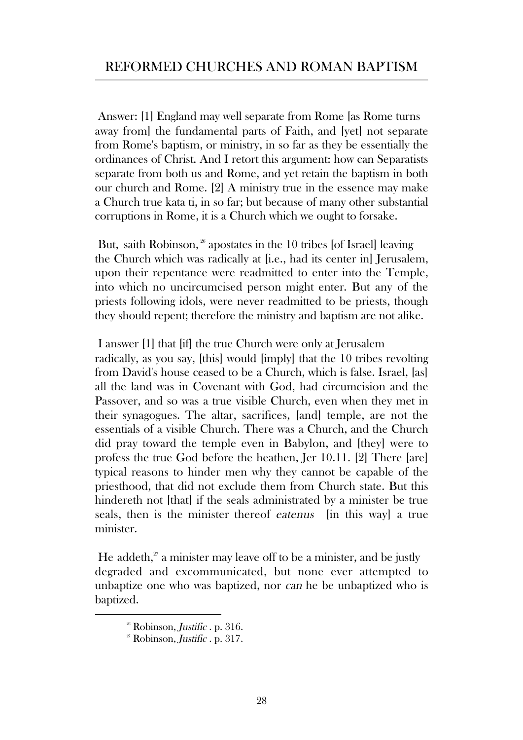Answer: [1] England may well separate from Rome [as Rome turns away from] the fundamental parts of Faith, and [yet] not separate from Rome's baptism, or ministry, in so far as they be essentially the ordinances of Christ. And I retort this argument: how can Separatists separate from both us and Rome, and yet retain the baptism in both our church and Rome. [2] A ministry true in the essence may make a Church true kata ti, in so far; but because of many other substantial corruptions in Rome, it is a Church which we ought to forsake.

But, saith Robinson,[26] apostates in the 10 tribes [of Israel] leaving the Church which was radically at [i.e., had its center in] Jerusalem, upon their repentance were readmitted to enter into the Temple, into which no uncircumcised person might enter. But any of the priests following idols, were never readmitted to be priests, though they should repent; therefore the ministry and baptism are not alike.

I answer [1] that [if] the true Church were only at Jerusalem radically, as you say, [this] would [imply] that the 10 tribes revolting from David's house ceased to be a Church, which is false. Israel, [as] all the land was in Covenant with God, had circumcision and the Passover, and so was a true visible Church, even when they met in their synagogues. The altar, sacrifices, [and] temple, are not the essentials of a visible Church. There was a Church, and the Church did pray toward the temple even in Babylon, and [they] were to profess the true God before the heathen, Jer 10.11. [2] There [are] typical reasons to hinder men why they cannot be capable of the priesthood, that did not exclude them from Church state. But this hindereth not [that] if the seals administrated by a minister be true seals, then is the minister thereof *eatenus* [in this way] a true minister.

He addeth,[27] a minister may leave off to be a minister, and be justly degraded and excommunicated, but none ever attempted to unbaptize one who was baptized, nor *can* he be unbaptized who is baptized.

---

[26] Robinson, *Justific* . p. 316.

[27] Robinson, *Justific* . p. 317.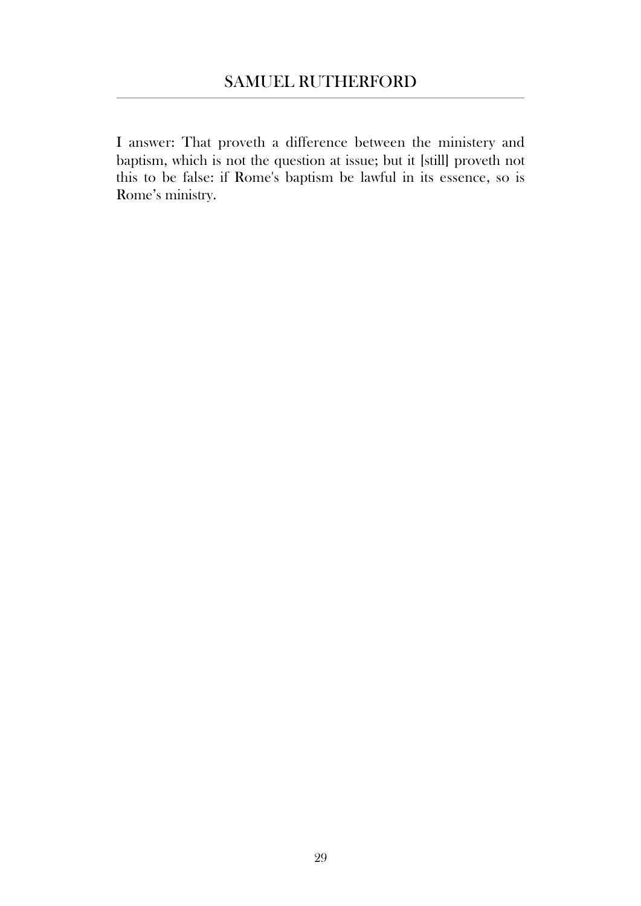I answer: That proveth a difference between the ministery and baptism, which is not the question at issue; but it [still] proveth not this to be false: if Rome's baptism be lawful in its essence, so is Rome’s ministry.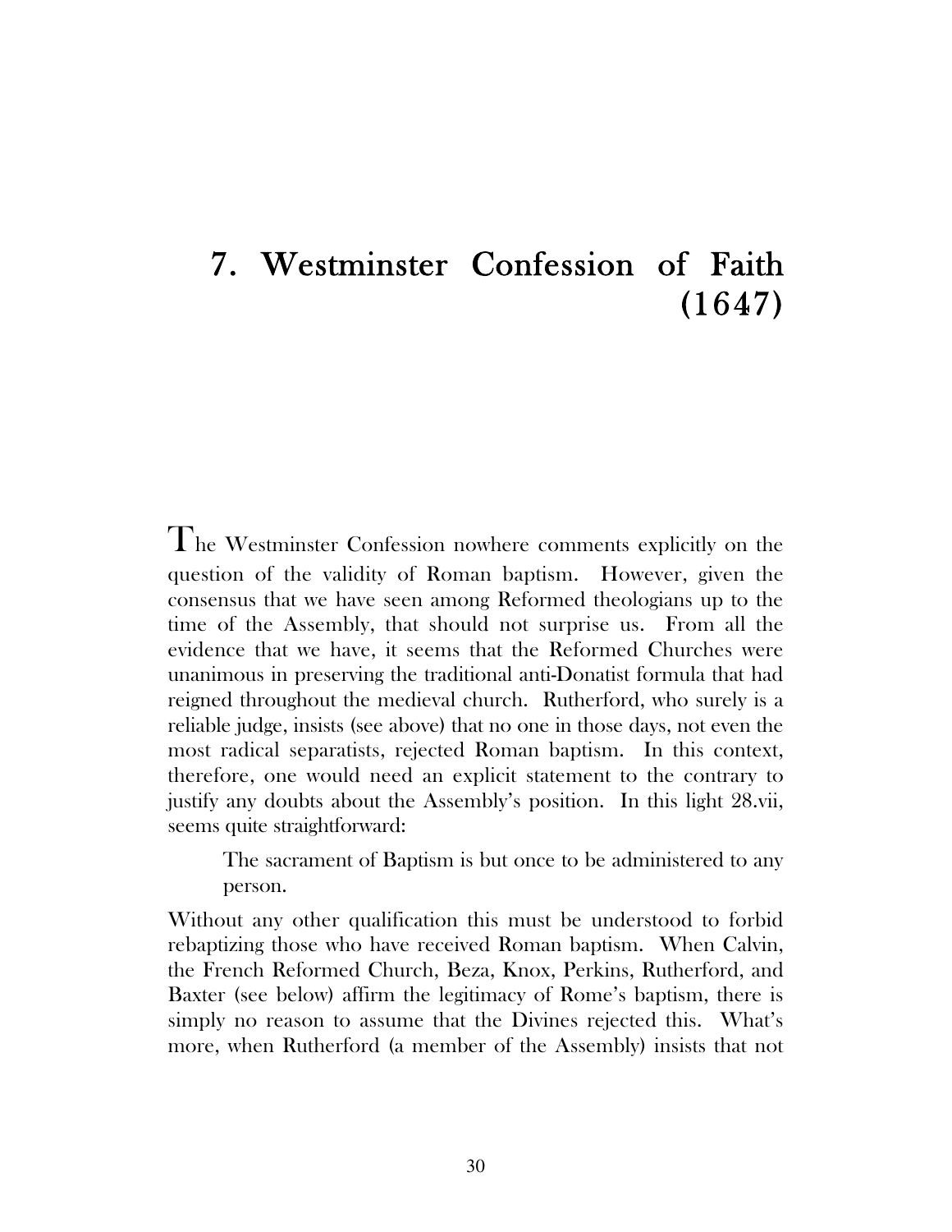# 7. Westminster Confession of Faith (1647)

The Westminster Confession nowhere comments explicitly on the question of the validity of Roman baptism. However, given the consensus that we have seen among Reformed theologians up to the time of the Assembly, that should not surprise us. From all the evidence that we have, it seems that the Reformed Churches were unanimous in preserving the traditional anti-Donatist formula that had reigned throughout the medieval church. Rutherford, who surely is a reliable judge, insists (see above) that no one in those days, not even the most radical separatists, rejected Roman baptism. In this context, therefore, one would need an explicit statement to the contrary to justify any doubts about the Assembly's position. In this light 28.vii, seems quite straightforward:

> The sacrament of Baptism is but once to be administered to any person.

Without any other qualification this must be understood to forbid rebaptizing those who have received Roman baptism. When Calvin, the French Reformed Church, Beza, Knox, Perkins, Rutherford, and Baxter (see below) affirm the legitimacy of Rome's baptism, there is simply no reason to assume that the Divines rejected this. What's more, when Rutherford (a member of the Assembly) insists that not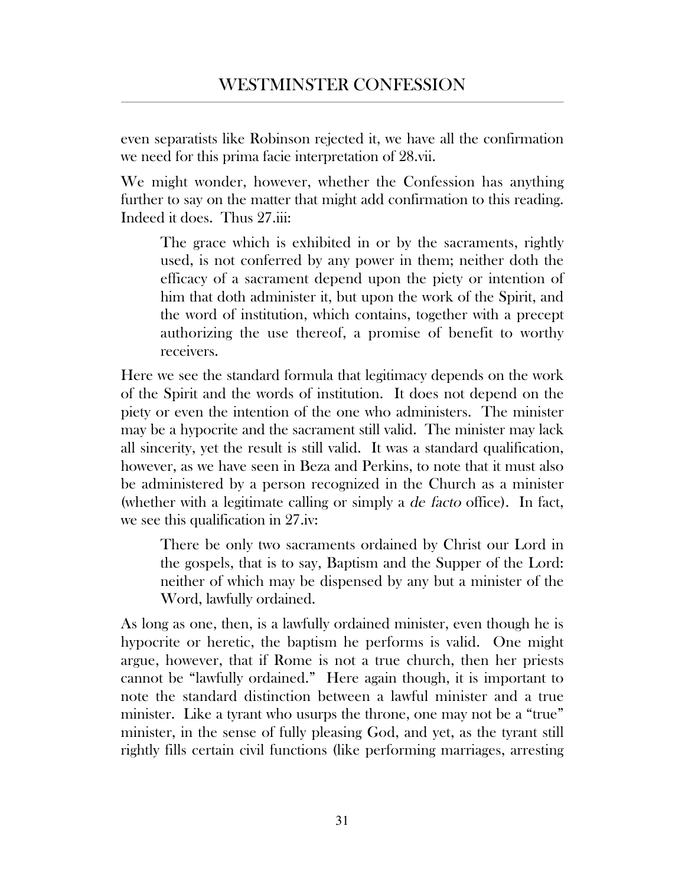even separatists like Robinson rejected it, we have all the confirmation we need for this prima facie interpretation of 28.vii.

We might wonder, however, whether the Confession has anything further to say on the matter that might add confirmation to this reading. Indeed it does. Thus 27.iii:

> The grace which is exhibited in or by the sacraments, rightly used, is not conferred by any power in them; neither doth the efficacy of a sacrament depend upon the piety or intention of him that doth administer it, but upon the work of the Spirit, and the word of institution, which contains, together with a precept authorizing the use thereof, a promise of benefit to worthy receivers.

Here we see the standard formula that legitimacy depends on the work of the Spirit and the words of institution. It does not depend on the piety or even the intention of the one who administers. The minister may be a hypocrite and the sacrament still valid. The minister may lack all sincerity, yet the result is still valid. It was a standard qualification, however, as we have seen in Beza and Perkins, to note that it must also be administered by a person recognized in the Church as a minister (whether with a legitimate calling or simply a *de facto* office). In fact, we see this qualification in 27.iv:

> There be only two sacraments ordained by Christ our Lord in the gospels, that is to say, Baptism and the Supper of the Lord: neither of which may be dispensed by any but a minister of the Word, lawfully ordained.

As long as one, then, is a lawfully ordained minister, even though he is hypocrite or heretic, the baptism he performs is valid. One might argue, however, that if Rome is not a true church, then her priests cannot be "lawfully ordained." Here again though, it is important to note the standard distinction between a lawful minister and a true minister. Like a tyrant who usurps the throne, one may not be a "true" minister, in the sense of fully pleasing God, and yet, as the tyrant still rightly fills certain civil functions (like performing marriages, arresting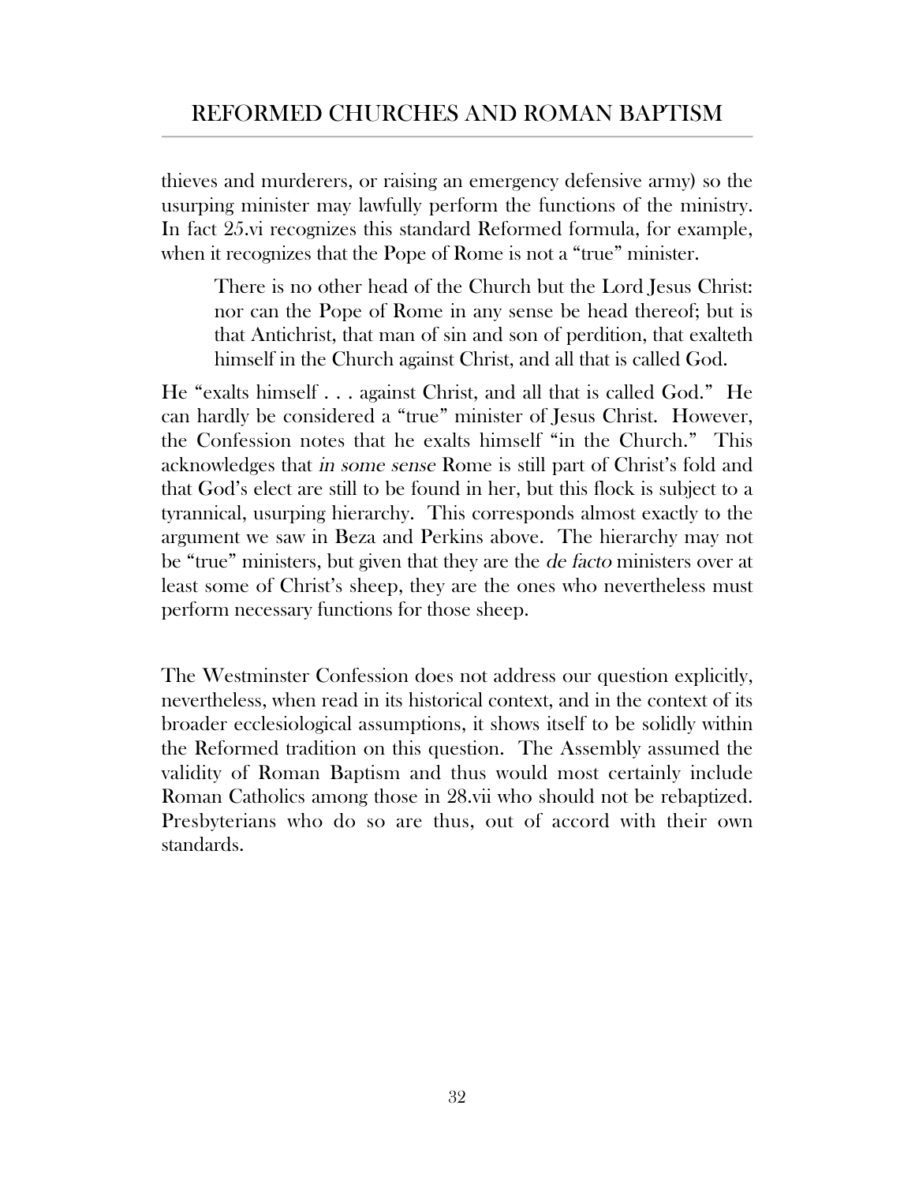thieves and murderers, or raising an emergency defensive army) so the usurping minister may lawfully perform the functions of the ministry. In fact 25.vi recognizes this standard Reformed formula, for example, when it recognizes that the Pope of Rome is not a "true" minister.

> There is no other head of the Church but the Lord Jesus Christ: nor can the Pope of Rome in any sense be head thereof; but is that Antichrist, that man of sin and son of perdition, that exalteth himself in the Church against Christ, and all that is called God.

He "exalts himself . . . against Christ, and all that is called God." He can hardly be considered a "true" minister of Jesus Christ. However, the Confession notes that he exalts himself "in the Church." This acknowledges that *in some sense* Rome is still part of Christ's fold and that God's elect are still to be found in her, but this flock is subject to a tyrannical, usurping hierarchy. This corresponds almost exactly to the argument we saw in Beza and Perkins above. The hierarchy may not be "true" ministers, but given that they are the *de facto* ministers over at least some of Christ's sheep, they are the ones who nevertheless must perform necessary functions for those sheep.

The Westminster Confession does not address our question explicitly, nevertheless, when read in its historical context, and in the context of its broader ecclesiological assumptions, it shows itself to be solidly within the Reformed tradition on this question. The Assembly assumed the validity of Roman Baptism and thus would most certainly include Roman Catholics among those in 28.vii who should not be rebaptized. Presbyterians who do so are thus, out of accord with their own standards.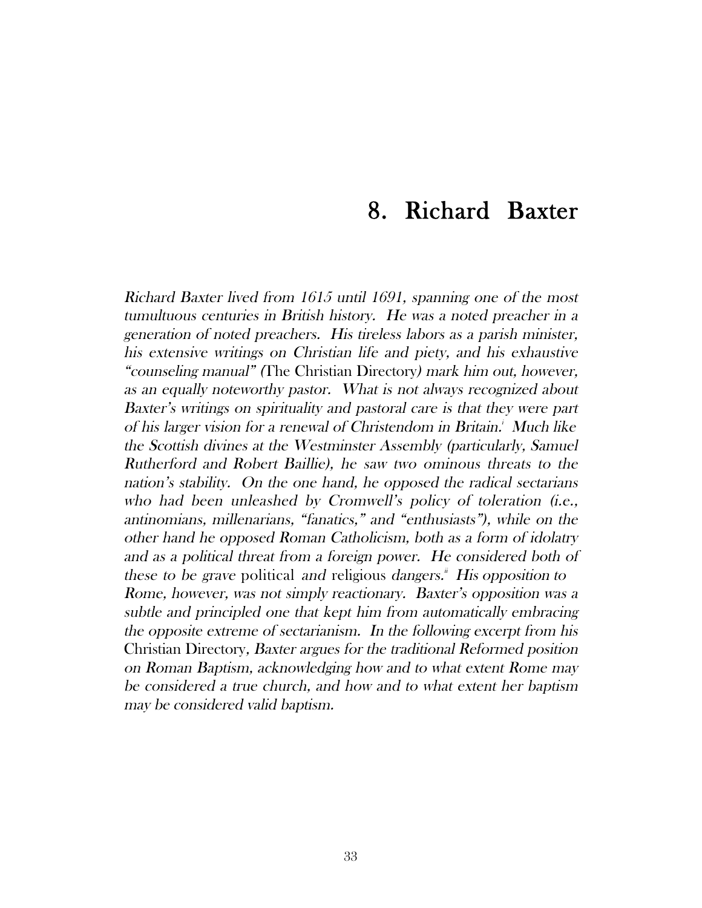# 8. Richard Baxter

*Richard Baxter lived from 1615 until 1691, spanning one of the most tumultuous centuries in British history. He was a noted preacher in a generation of noted preachers. His tireless labors as a parish minister, his extensive writings on Christian life and piety, and his exhaustive "counseling manual" (*The Christian Directory*) mark him out, however, as an equally noteworthy pastor. What is not always recognized about Baxter's writings on spirituality and pastoral care is that they were part of his larger vision for a renewal of Christendom in Britain.*[i] *Much like the Scottish divines at the Westminster Assembly (particularly, Samuel Rutherford and Robert Baillie), he saw two ominous threats to the nation's stability. On the one hand, he opposed the radical sectarians who had been unleashed by Cromwell's policy of toleration (i.e., antinomians, millenarians, "fanatics," and "enthusiasts"), while on the other hand he opposed Roman Catholicism, both as a form of idolatry and as a political threat from a foreign power. He considered both of these to be grave* political *and* religious *dangers.*[ii] *His opposition to Rome, however, was not simply reactionary. Baxter's opposition was a subtle and principled one that kept him from automatically embracing the opposite extreme of sectarianism. In the following excerpt from his* Christian Directory, *Baxter argues for the traditional Reformed position on Roman Baptism, acknowledging how and to what extent Rome may be considered a true church, and how and to what extent her baptism may be considered valid baptism.*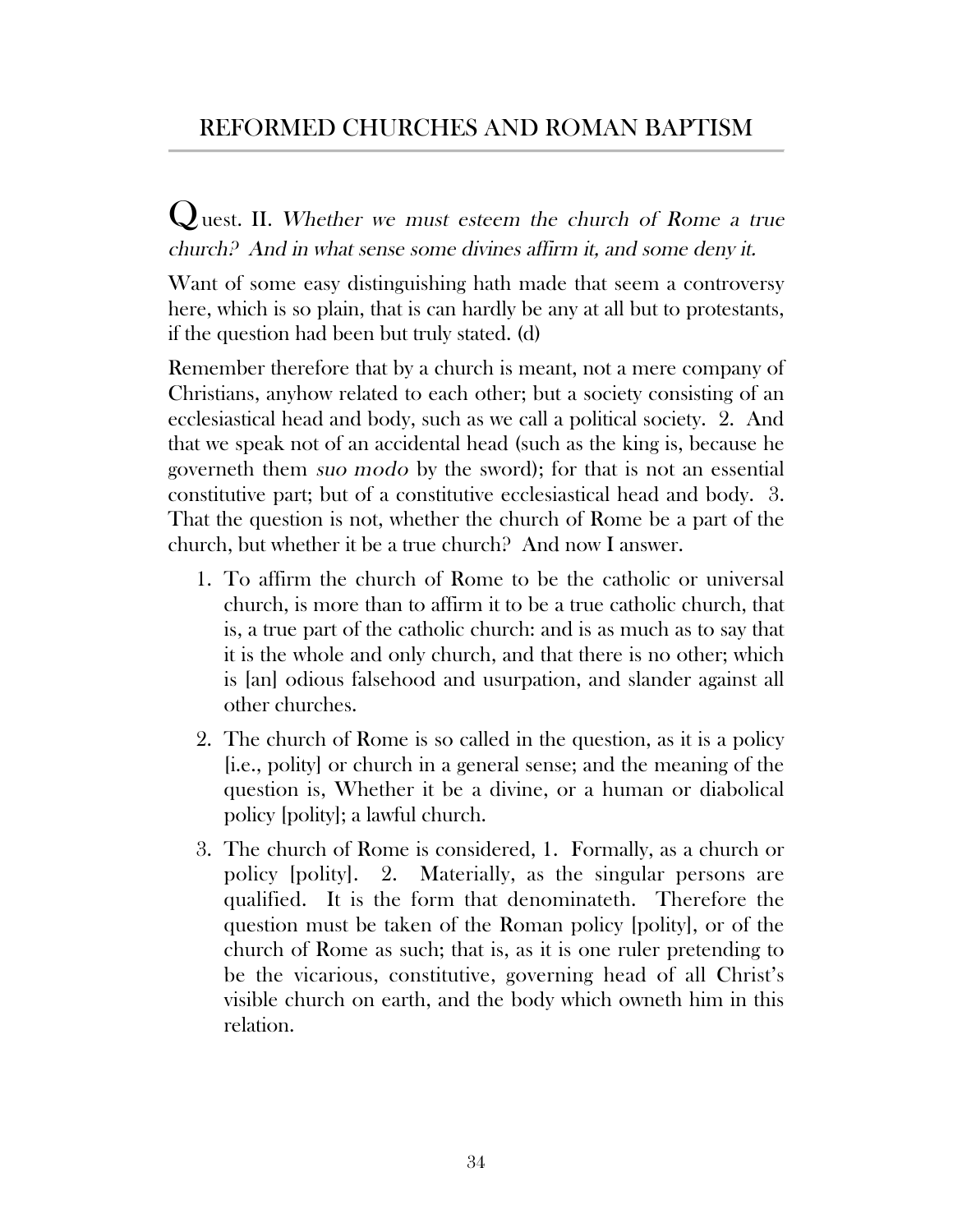Quest. II. *Whether we must esteem the church of Rome a true church? And in what sense some divines affirm it, and some deny it.*

Want of some easy distinguishing hath made that seem a controversy here, which is so plain, that is can hardly be any at all but to protestants, if the question had been but truly stated. (d)

Remember therefore that by a church is meant, not a mere company of Christians, anyhow related to each other; but a society consisting of an ecclesiastical head and body, such as we call a political society. 2. And that we speak not of an accidental head (such as the king is, because he governeth them *suo modo* by the sword); for that is not an essential constitutive part; but of a constitutive ecclesiastical head and body. 3. That the question is not, whether the church of Rome be a part of the church, but whether it be a true church? And now I answer.

1. To affirm the church of Rome to be the catholic or universal church, is more than to affirm it to be a true catholic church, that is, a true part of the catholic church: and is as much as to say that it is the whole and only church, and that there is no other; which is [an] odious falsehood and usurpation, and slander against all other churches.
2. The church of Rome is so called in the question, as it is a policy [i.e., polity] or church in a general sense; and the meaning of the question is, Whether it be a divine, or a human or diabolical policy [polity]; a lawful church.
3. The church of Rome is considered, 1. Formally, as a church or policy [polity]. 2. Materially, as the singular persons are qualified. It is the form that denominateth. Therefore the question must be taken of the Roman policy [polity], or of the church of Rome as such; that is, as it is one ruler pretending to be the vicarious, constitutive, governing head of all Christ's visible church on earth, and the body which owneth him in this relation.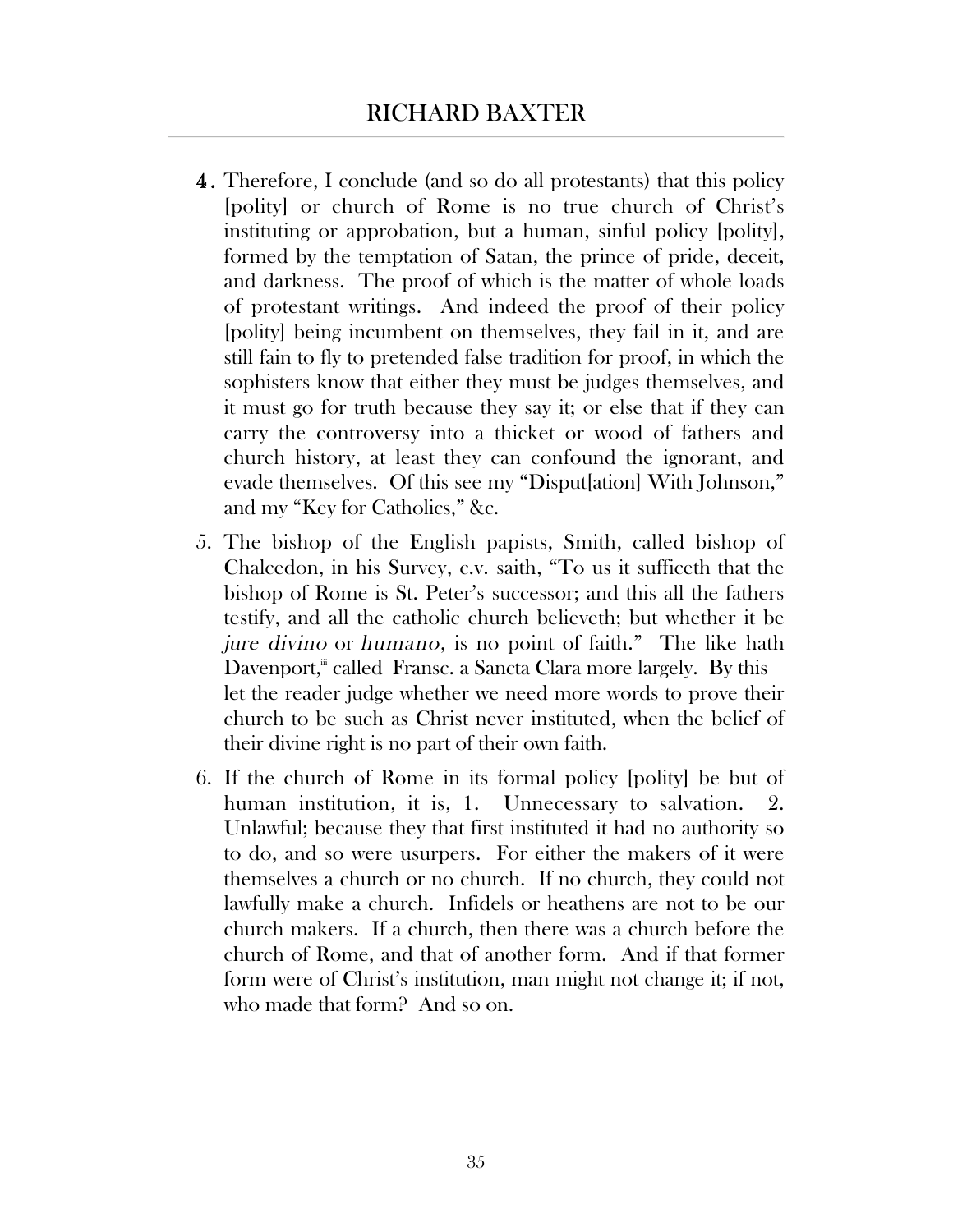4. Therefore, I conclude (and so do all protestants) that this policy [polity] or church of Rome is no true church of Christ's instituting or approbation, but a human, sinful policy [polity], formed by the temptation of Satan, the prince of pride, deceit, and darkness. The proof of which is the matter of whole loads of protestant writings. And indeed the proof of their policy [polity] being incumbent on themselves, they fail in it, and are still fain to fly to pretended false tradition for proof, in which the sophisters know that either they must be judges themselves, and it must go for truth because they say it; or else that if they can carry the controversy into a thicket or wood of fathers and church history, at least they can confound the ignorant, and evade themselves. Of this see my "Disput[ation] With Johnson," and my "Key for Catholics," &c.

5. The bishop of the English papists, Smith, called bishop of Chalcedon, in his Survey, c.v. saith, "To us it sufficeth that the bishop of Rome is St. Peter's successor; and this all the fathers testify, and all the catholic church believeth; but whether it be *jure divino* or *humano*, is no point of faith." The like hath Davenport,[iii] called Fransc. a Sancta Clara more largely. By this let the reader judge whether we need more words to prove their church to be such as Christ never instituted, when the belief of their divine right is no part of their own faith.

6. If the church of Rome in its formal policy [polity] be but of human institution, it is, 1. Unnecessary to salvation. 2. Unlawful; because they that first instituted it had no authority so to do, and so were usurpers. For either the makers of it were themselves a church or no church. If no church, they could not lawfully make a church. Infidels or heathens are not to be our church makers. If a church, then there was a church before the church of Rome, and that of another form. And if that former form were of Christ's institution, man might not change it; if not, who made that form? And so on.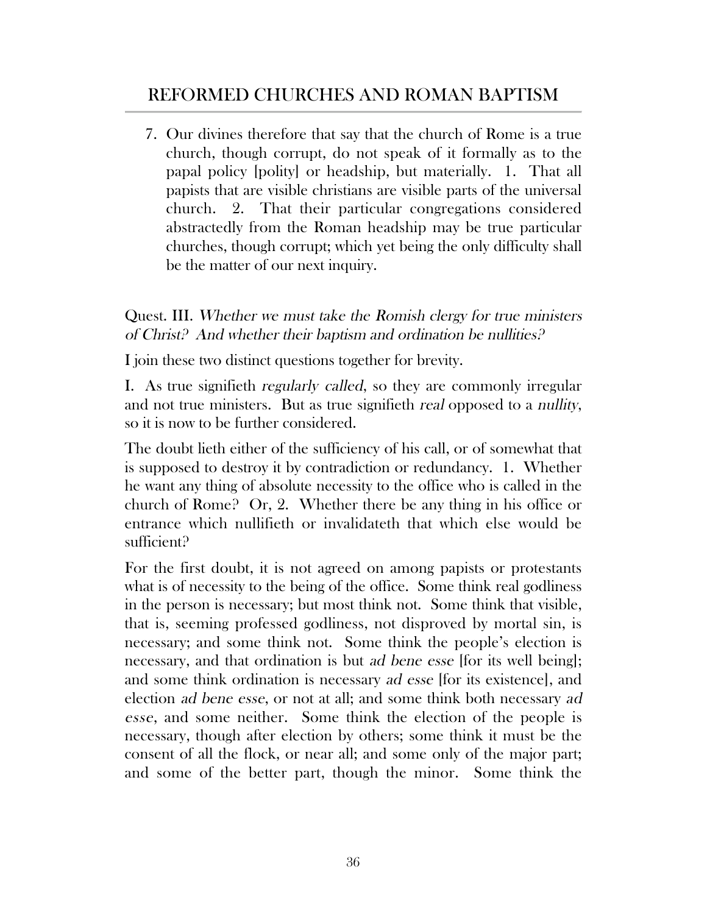7. Our divines therefore that say that the church of Rome is a true church, though corrupt, do not speak of it formally as to the papal policy [polity] or headship, but materially. 1. That all papists that are visible christians are visible parts of the universal church. 2. That their particular congregations considered abstractedly from the Roman headship may be true particular churches, though corrupt; which yet being the only difficulty shall be the matter of our next inquiry.

Quest. III. *Whether we must take the Romish clergy for true ministers of Christ? And whether their baptism and ordination be nullities?*

I join these two distinct questions together for brevity.

I. As true signifieth *regularly called*, so they are commonly irregular and not true ministers. But as true signifieth *real* opposed to a *nullity*, so it is now to be further considered.

The doubt lieth either of the sufficiency of his call, or of somewhat that is supposed to destroy it by contradiction or redundancy. 1. Whether he want any thing of absolute necessity to the office who is called in the church of Rome? Or, 2. Whether there be any thing in his office or entrance which nullifieth or invalidateth that which else would be sufficient?

For the first doubt, it is not agreed on among papists or protestants what is of necessity to the being of the office. Some think real godliness in the person is necessary; but most think not. Some think that visible, that is, seeming professed godliness, not disproved by mortal sin, is necessary; and some think not. Some think the people's election is necessary, and that ordination is but *ad bene esse* [for its well being]; and some think ordination is necessary *ad esse* [for its existence], and election *ad bene esse*, or not at all; and some think both necessary *ad esse*, and some neither. Some think the election of the people is necessary, though after election by others; some think it must be the consent of all the flock, or near all; and some only of the major part; and some of the better part, though the minor. Some think the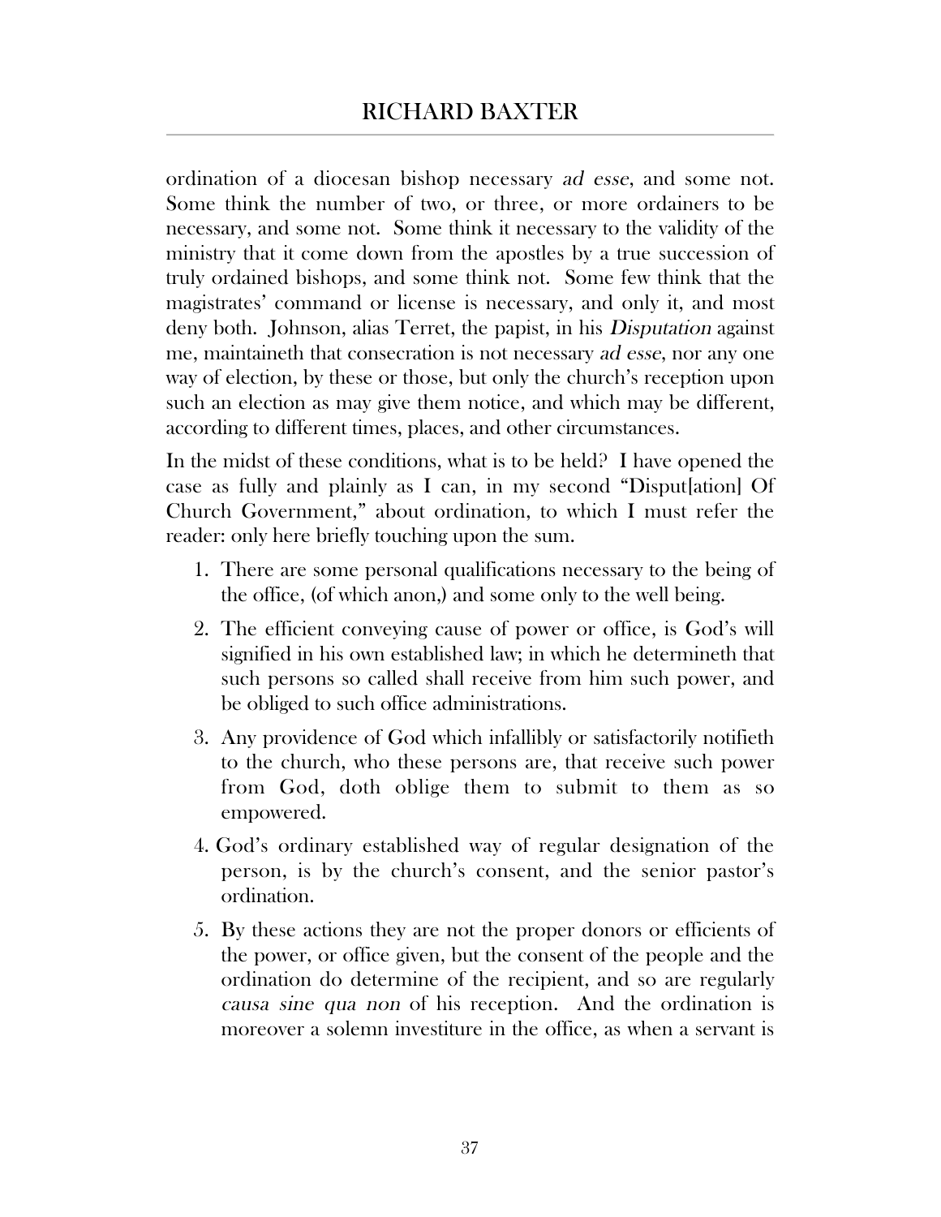ordination of a diocesan bishop necessary *ad esse*, and some not. Some think the number of two, or three, or more ordainers to be necessary, and some not. Some think it necessary to the validity of the ministry that it come down from the apostles by a true succession of truly ordained bishops, and some think not. Some few think that the magistrates' command or license is necessary, and only it, and most deny both. Johnson, alias Terret, the papist, in his *Disputation* against me, maintaineth that consecration is not necessary *ad esse*, nor any one way of election, by these or those, but only the church's reception upon such an election as may give them notice, and which may be different, according to different times, places, and other circumstances.

In the midst of these conditions, what is to be held? I have opened the case as fully and plainly as I can, in my second "Disput[ation] Of Church Government," about ordination, to which I must refer the reader: only here briefly touching upon the sum.

1. There are some personal qualifications necessary to the being of the office, (of which anon,) and some only to the well being.
2. The efficient conveying cause of power or office, is God's will signified in his own established law; in which he determineth that such persons so called shall receive from him such power, and be obliged to such office administrations.
3. Any providence of God which infallibly or satisfactorily notifieth to the church, who these persons are, that receive such power from God, doth oblige them to submit to them as so empowered.
4. God's ordinary established way of regular designation of the person, is by the church's consent, and the senior pastor's ordination.
5. By these actions they are not the proper donors or efficients of the power, or office given, but the consent of the people and the ordination do determine of the recipient, and so are regularly *causa sine qua non* of his reception. And the ordination is moreover a solemn investiture in the office, as when a servant is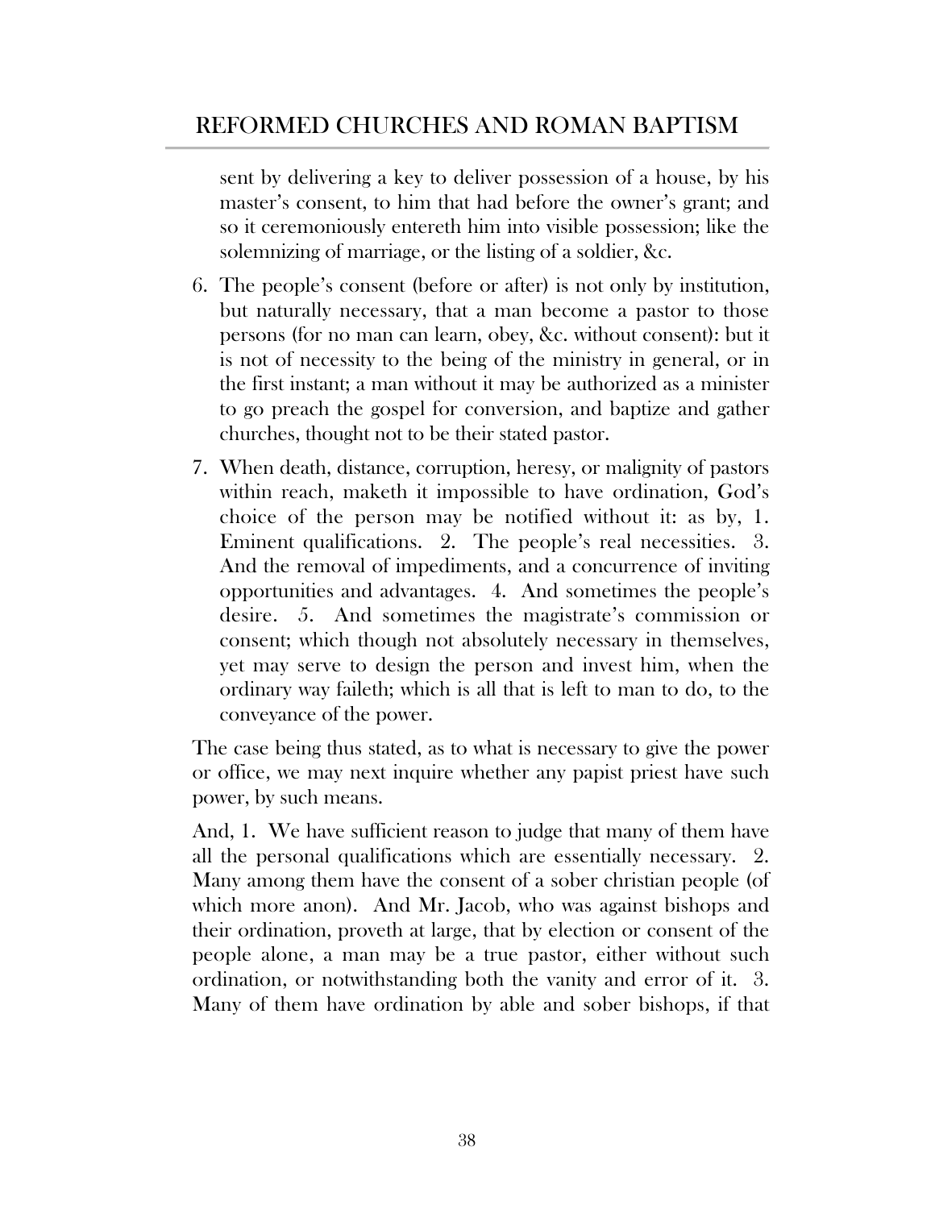sent by delivering a key to deliver possession of a house, by his master's consent, to him that had before the owner's grant; and so it ceremoniously entereth him into visible possession; like the solemnizing of marriage, or the listing of a soldier, &c.

6. The people's consent (before or after) is not only by institution, but naturally necessary, that a man become a pastor to those persons (for no man can learn, obey, &c. without consent): but it is not of necessity to the being of the ministry in general, or in the first instant; a man without it may be authorized as a minister to go preach the gospel for conversion, and baptize and gather churches, thought not to be their stated pastor.

7. When death, distance, corruption, heresy, or malignity of pastors within reach, maketh it impossible to have ordination, God's choice of the person may be notified without it: as by, 1. Eminent qualifications. 2. The people's real necessities. 3. And the removal of impediments, and a concurrence of inviting opportunities and advantages. 4. And sometimes the people's desire. 5. And sometimes the magistrate's commission or consent; which though not absolutely necessary in themselves, yet may serve to design the person and invest him, when the ordinary way faileth; which is all that is left to man to do, to the conveyance of the power.

The case being thus stated, as to what is necessary to give the power or office, we may next inquire whether any papist priest have such power, by such means.

And, 1. We have sufficient reason to judge that many of them have all the personal qualifications which are essentially necessary. 2. Many among them have the consent of a sober christian people (of which more anon). And Mr. Jacob, who was against bishops and their ordination, proveth at large, that by election or consent of the people alone, a man may be a true pastor, either without such ordination, or notwithstanding both the vanity and error of it. 3. Many of them have ordination by able and sober bishops, if that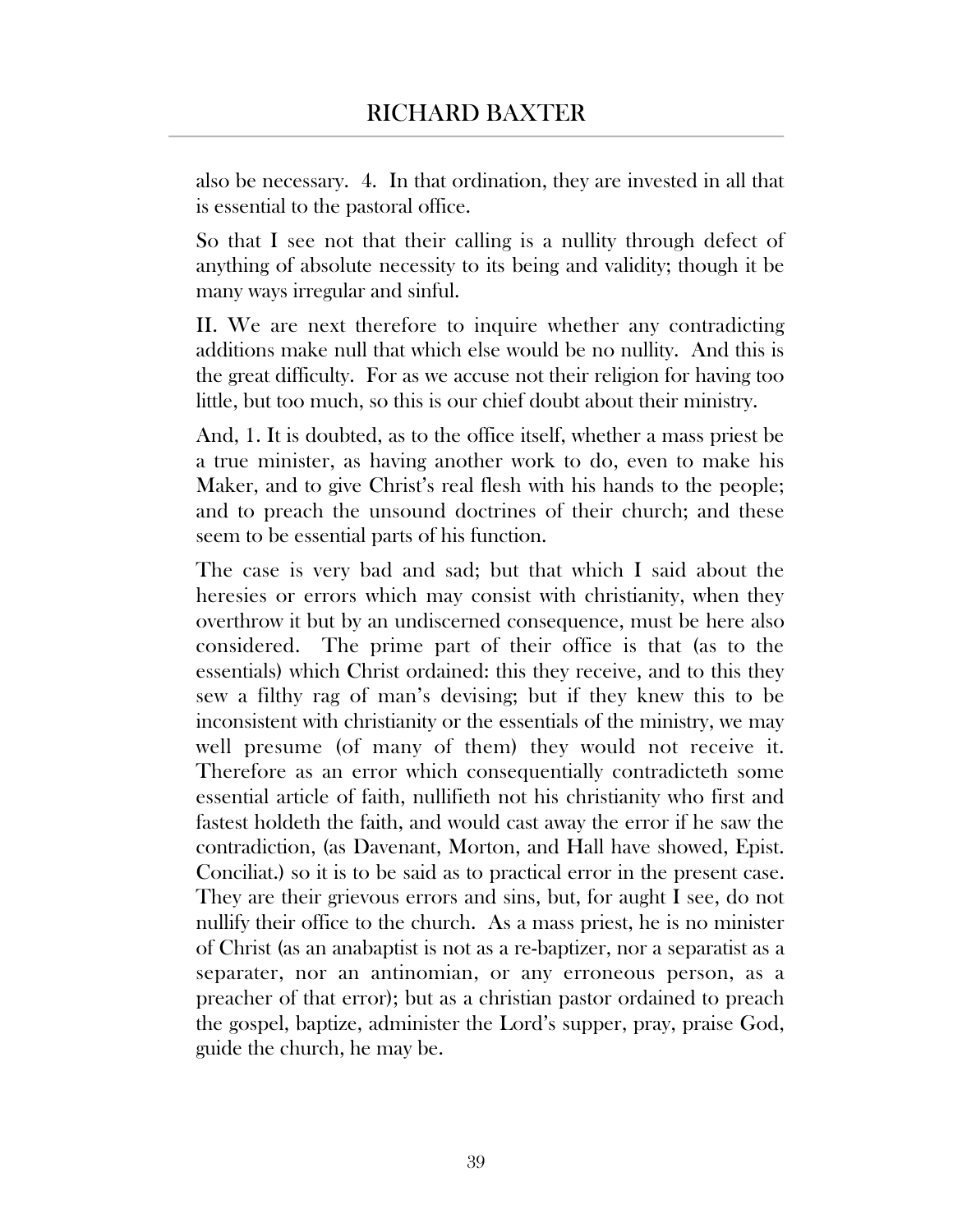also be necessary. 4. In that ordination, they are invested in all that is essential to the pastoral office.

So that I see not that their calling is a nullity through defect of anything of absolute necessity to its being and validity; though it be many ways irregular and sinful.

II. We are next therefore to inquire whether any contradicting additions make null that which else would be no nullity. And this is the great difficulty. For as we accuse not their religion for having too little, but too much, so this is our chief doubt about their ministry.

And, 1. It is doubted, as to the office itself, whether a mass priest be a true minister, as having another work to do, even to make his Maker, and to give Christ's real flesh with his hands to the people; and to preach the unsound doctrines of their church; and these seem to be essential parts of his function.

The case is very bad and sad; but that which I said about the heresies or errors which may consist with christianity, when they overthrow it but by an undiscerned consequence, must be here also considered. The prime part of their office is that (as to the essentials) which Christ ordained: this they receive, and to this they sew a filthy rag of man's devising; but if they knew this to be inconsistent with christianity or the essentials of the ministry, we may well presume (of many of them) they would not receive it. Therefore as an error which consequentially contradicteth some essential article of faith, nullifieth not his christianity who first and fastest holdeth the faith, and would cast away the error if he saw the contradiction, (as Davenant, Morton, and Hall have showed, Epist. Conciliat.) so it is to be said as to practical error in the present case. They are their grievous errors and sins, but, for aught I see, do not nullify their office to the church. As a mass priest, he is no minister of Christ (as an anabaptist is not as a re-baptizer, nor a separatist as a separater, nor an antinomian, or any erroneous person, as a preacher of that error); but as a christian pastor ordained to preach the gospel, baptize, administer the Lord's supper, pray, praise God, guide the church, he may be.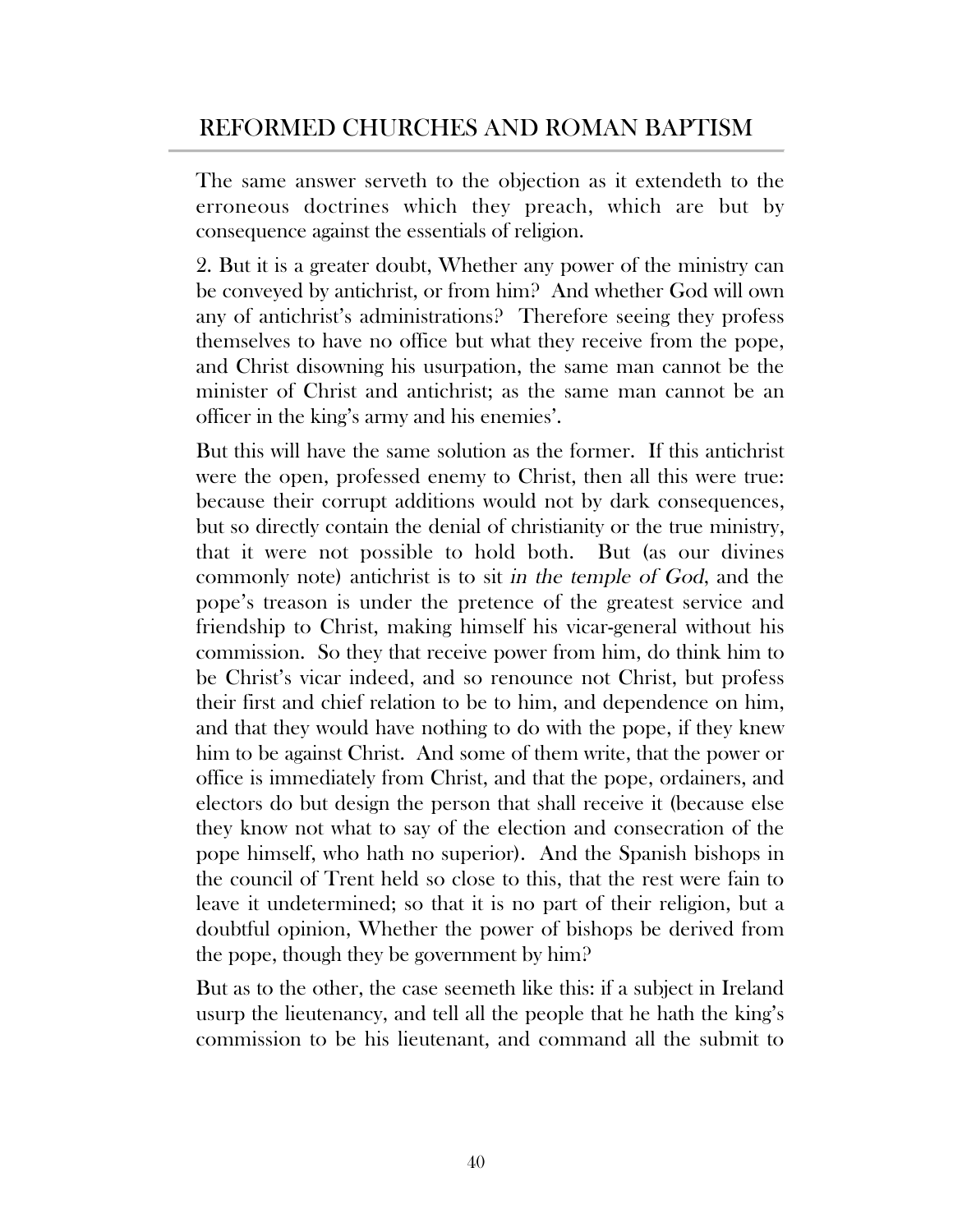The same answer serveth to the objection as it extendeth to the erroneous doctrines which they preach, which are but by consequence against the essentials of religion.

2. But it is a greater doubt, Whether any power of the ministry can be conveyed by antichrist, or from him? And whether God will own any of antichrist's administrations? Therefore seeing they profess themselves to have no office but what they receive from the pope, and Christ disowning his usurpation, the same man cannot be the minister of Christ and antichrist; as the same man cannot be an officer in the king's army and his enemies'.

But this will have the same solution as the former. If this antichrist were the open, professed enemy to Christ, then all this were true: because their corrupt additions would not by dark consequences, but so directly contain the denial of christianity or the true ministry, that it were not possible to hold both. But (as our divines commonly note) antichrist is to sit *in the temple of God*, and the pope's treason is under the pretence of the greatest service and friendship to Christ, making himself his vicar-general without his commission. So they that receive power from him, do think him to be Christ's vicar indeed, and so renounce not Christ, but profess their first and chief relation to be to him, and dependence on him, and that they would have nothing to do with the pope, if they knew him to be against Christ. And some of them write, that the power or office is immediately from Christ, and that the pope, ordainers, and electors do but design the person that shall receive it (because else they know not what to say of the election and consecration of the pope himself, who hath no superior). And the Spanish bishops in the council of Trent held so close to this, that the rest were fain to leave it undetermined; so that it is no part of their religion, but a doubtful opinion, Whether the power of bishops be derived from the pope, though they be government by him?

But as to the other, the case seemeth like this: if a subject in Ireland usurp the lieutenancy, and tell all the people that he hath the king's commission to be his lieutenant, and command all the submit to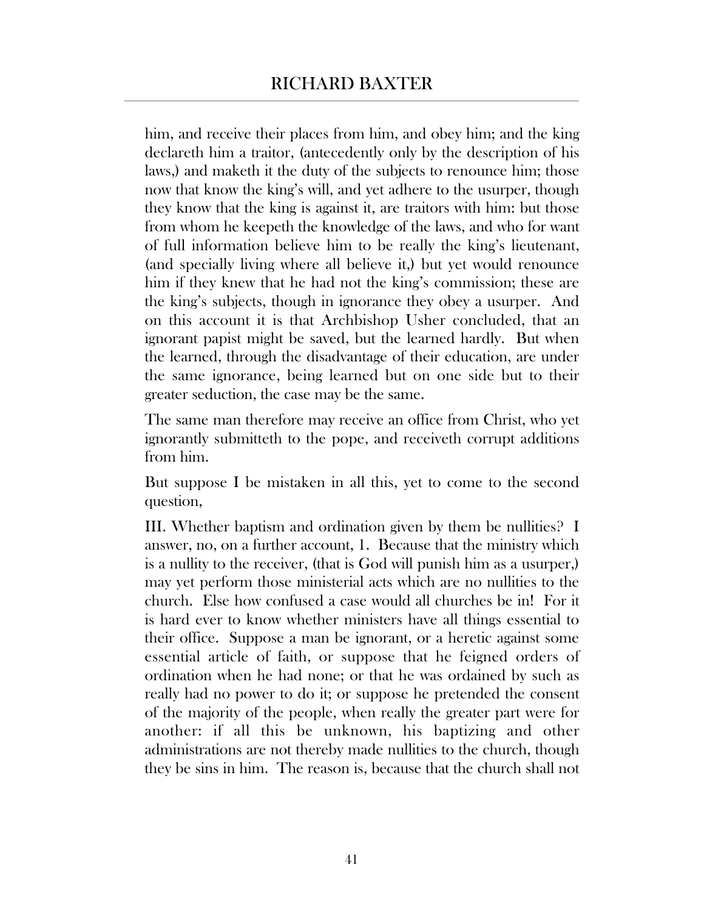him, and receive their places from him, and obey him; and the king declareth him a traitor, (antecedently only by the description of his laws,) and maketh it the duty of the subjects to renounce him; those now that know the king's will, and yet adhere to the usurper, though they know that the king is against it, are traitors with him: but those from whom he keepeth the knowledge of the laws, and who for want of full information believe him to be really the king's lieutenant, (and specially living where all believe it,) but yet would renounce him if they knew that he had not the king's commission; these are the king's subjects, though in ignorance they obey a usurper. And on this account it is that Archbishop Usher concluded, that an ignorant papist might be saved, but the learned hardly. But when the learned, through the disadvantage of their education, are under the same ignorance, being learned but on one side but to their greater seduction, the case may be the same.

The same man therefore may receive an office from Christ, who yet ignorantly submitteth to the pope, and receiveth corrupt additions from him.

But suppose I be mistaken in all this, yet to come to the second question,

III. Whether baptism and ordination given by them be nullities? I answer, no, on a further account, 1. Because that the ministry which is a nullity to the receiver, (that is God will punish him as a usurper,) may yet perform those ministerial acts which are no nullities to the church. Else how confused a case would all churches be in! For it is hard ever to know whether ministers have all things essential to their office. Suppose a man be ignorant, or a heretic against some essential article of faith, or suppose that he feigned orders of ordination when he had none; or that he was ordained by such as really had no power to do it; or suppose he pretended the consent of the majority of the people, when really the greater part were for another: if all this be unknown, his baptizing and other administrations are not thereby made nullities to the church, though they be sins in him. The reason is, because that the church shall not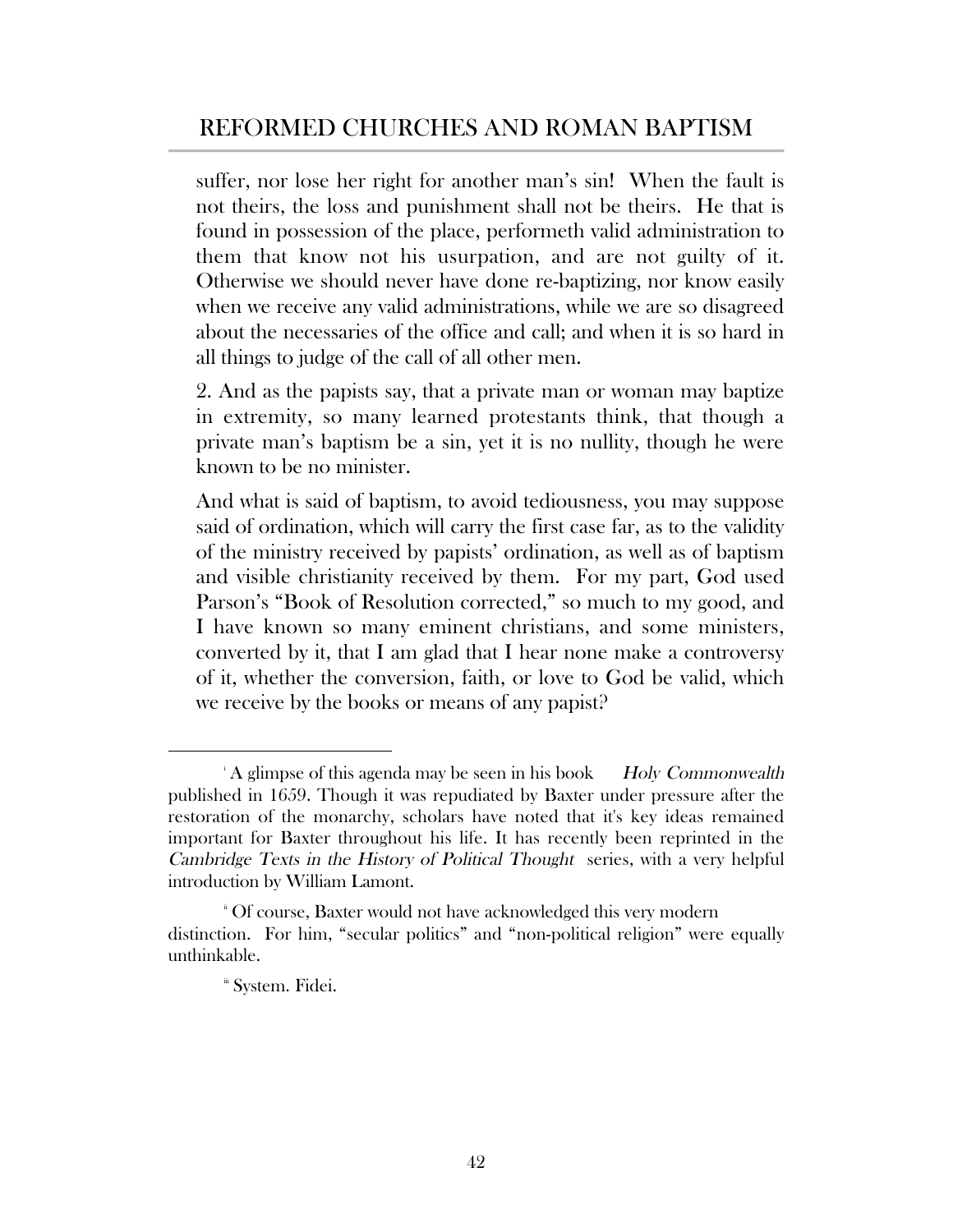suffer, nor lose her right for another man's sin! When the fault is not theirs, the loss and punishment shall not be theirs. He that is found in possession of the place, performeth valid administration to them that know not his usurpation, and are not guilty of it. Otherwise we should never have done re-baptizing, nor know easily when we receive any valid administrations, while we are so disagreed about the necessaries of the office and call; and when it is so hard in all things to judge of the call of all other men.

2. And as the papists say, that a private man or woman may baptize in extremity, so many learned protestants think, that though a private man's baptism be a sin, yet it is no nullity, though he were known to be no minister.

And what is said of baptism, to avoid tediousness, you may suppose said of ordination, which will carry the first case far, as to the validity of the ministry received by papists' ordination, as well as of baptism and visible christianity received by them. For my part, God used Parson's "Book of Resolution corrected," so much to my good, and I have known so many eminent christians, and some ministers, converted by it, that I am glad that I hear none make a controversy of it, whether the conversion, faith, or love to God be valid, which we receive by the books or means of any papist?

---

[i] A glimpse of this agenda may be seen in his book *Holy Commonwealth* published in 1659. Though it was repudiated by Baxter under pressure after the restoration of the monarchy, scholars have noted that it's key ideas remained important for Baxter throughout his life. It has recently been reprinted in the *Cambridge Texts in the History of Political Thought* series, with a very helpful introduction by William Lamont.

[ii] Of course, Baxter would not have acknowledged this very modern distinction. For him, "secular politics" and "non-political religion" were equally unthinkable.

[iii] System. Fidei.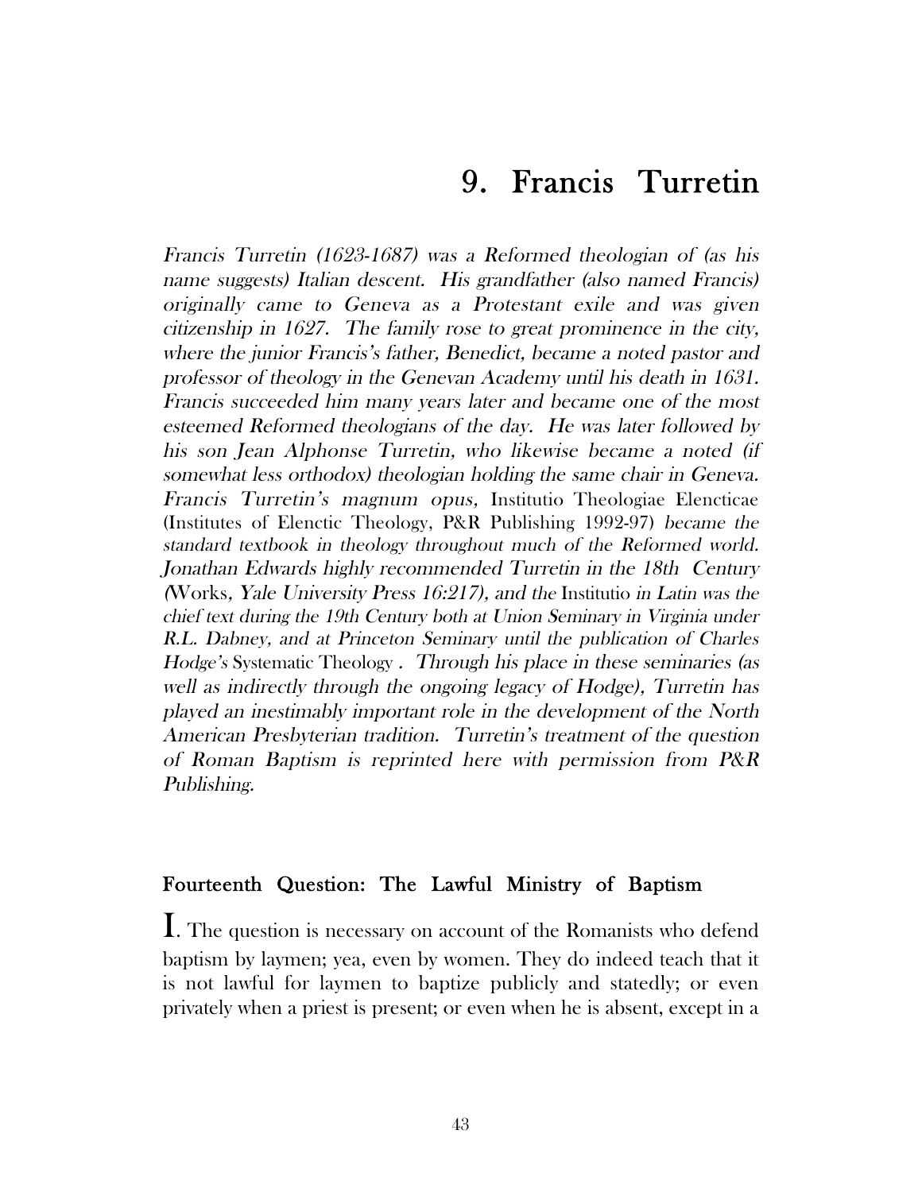# 9. Francis Turretin

*Francis Turretin (1623-1687) was a Reformed theologian of (as his name suggests) Italian descent. His grandfather (also named Francis) originally came to Geneva as a Protestant exile and was given citizenship in 1627. The family rose to great prominence in the city, where the junior Francis's father, Benedict, became a noted pastor and professor of theology in the Genevan Academy until his death in 1631. Francis succeeded him many years later and became one of the most esteemed Reformed theologians of the day. He was later followed by his son Jean Alphonse Turretin, who likewise became a noted (if somewhat less orthodox) theologian holding the same chair in Geneva. Francis Turretin's magnum opus,* Institutio Theologiae Elencticae (Institutes of Elenctic Theology, P&R Publishing 1992-97) *became the standard textbook in theology throughout much of the Reformed world. Jonathan Edwards highly recommended Turretin in the 18th Century (*Works*, Yale University Press 16:217), and the* Institutio *in Latin was the chief text during the 19th Century both at Union Seminary in Virginia under R.L. Dabney, and at Princeton Seminary until the publication of Charles Hodge's* Systematic Theology *. Through his place in these seminaries (as well as indirectly through the ongoing legacy of Hodge), Turretin has played an inestimably important role in the development of the North American Presbyterian tradition. Turretin's treatment of the question of Roman Baptism is reprinted here with permission from P&R Publishing.*

## Fourteenth Question: The Lawful Ministry of Baptism

I. The question is necessary on account of the Romanists who defend baptism by laymen; yea, even by women. They do indeed teach that it is not lawful for laymen to baptize publicly and statedly; or even privately when a priest is present; or even when he is absent, except in a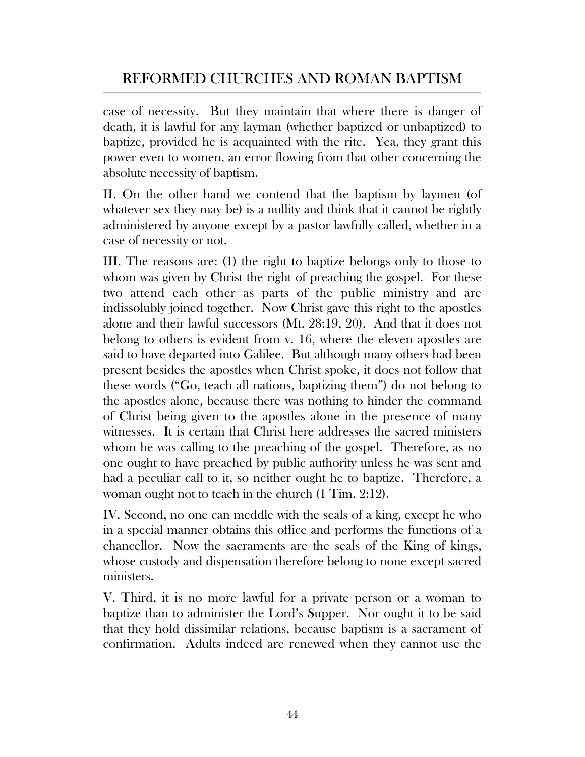case of necessity. But they maintain that where there is danger of death, it is lawful for any layman (whether baptized or unbaptized) to baptize, provided he is acquainted with the rite. Yea, they grant this power even to women, an error flowing from that other concerning the absolute necessity of baptism.

II. On the other hand we contend that the baptism by laymen (of whatever sex they may be) is a nullity and think that it cannot be rightly administered by anyone except by a pastor lawfully called, whether in a case of necessity or not.

III. The reasons are: (1) the right to baptize belongs only to those to whom was given by Christ the right of preaching the gospel. For these two attend each other as parts of the public ministry and are indissolubly joined together. Now Christ gave this right to the apostles alone and their lawful successors (Mt. 28:19, 20). And that it does not belong to others is evident from v. 16, where the eleven apostles are said to have departed into Galilee. But although many others had been present besides the apostles when Christ spoke, it does not follow that these words ("Go, teach all nations, baptizing them") do not belong to the apostles alone, because there was nothing to hinder the command of Christ being given to the apostles alone in the presence of many witnesses. It is certain that Christ here addresses the sacred ministers whom he was calling to the preaching of the gospel. Therefore, as no one ought to have preached by public authority unless he was sent and had a peculiar call to it, so neither ought he to baptize. Therefore, a woman ought not to teach in the church (1 Tim. 2:12).

IV. Second, no one can meddle with the seals of a king, except he who in a special manner obtains this office and performs the functions of a chancellor. Now the sacraments are the seals of the King of kings, whose custody and dispensation therefore belong to none except sacred ministers.

V. Third, it is no more lawful for a private person or a woman to baptize than to administer the Lord's Supper. Nor ought it to be said that they hold dissimilar relations, because baptism is a sacrament of confirmation. Adults indeed are renewed when they cannot use the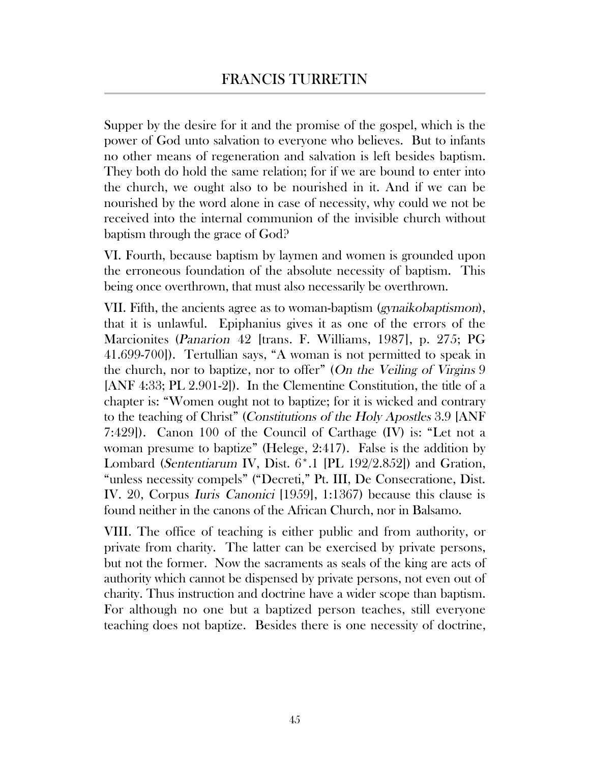Supper by the desire for it and the promise of the gospel, which is the power of God unto salvation to everyone who believes. But to infants no other means of regeneration and salvation is left besides baptism. They both do hold the same relation; for if we are bound to enter into the church, we ought also to be nourished in it. And if we can be nourished by the word alone in case of necessity, why could we not be received into the internal communion of the invisible church without baptism through the grace of God?

VI. Fourth, because baptism by laymen and women is grounded upon the erroneous foundation of the absolute necessity of baptism. This being once overthrown, that must also necessarily be overthrown.

VII. Fifth, the ancients agree as to woman-baptism (*gynaikobaptismon*), that it is unlawful. Epiphanius gives it as one of the errors of the Marcionites (*Panarion* 42 [trans. F. Williams, 1987], p. 275; PG 41.699-700]). Tertullian says, "A woman is not permitted to speak in the church, nor to baptize, nor to offer" (*On the Veiling of Virgins* 9 [ANF 4:33; PL 2.901-2]). In the Clementine Constitution, the title of a chapter is: "Women ought not to baptize; for it is wicked and contrary to the teaching of Christ" (*Constitutions of the Holy Apostles* 3.9 [ANF 7:429]). Canon 100 of the Council of Carthage (IV) is: "Let not a woman presume to baptize" (Helege, 2:417). False is the addition by Lombard (*Sententiarum* IV, Dist. 6*.1 [PL 192/2.852]) and Gration, "unless necessity compels" ("Decreti," Pt. III, De Consecratione, Dist. IV. 20, Corpus *Iuris Canonici* [1959], 1:1367) because this clause is found neither in the canons of the African Church, nor in Balsamo.

VIII. The office of teaching is either public and from authority, or private from charity. The latter can be exercised by private persons, but not the former. Now the sacraments as seals of the king are acts of authority which cannot be dispensed by private persons, not even out of charity. Thus instruction and doctrine have a wider scope than baptism. For although no one but a baptized person teaches, still everyone teaching does not baptize. Besides there is one necessity of doctrine,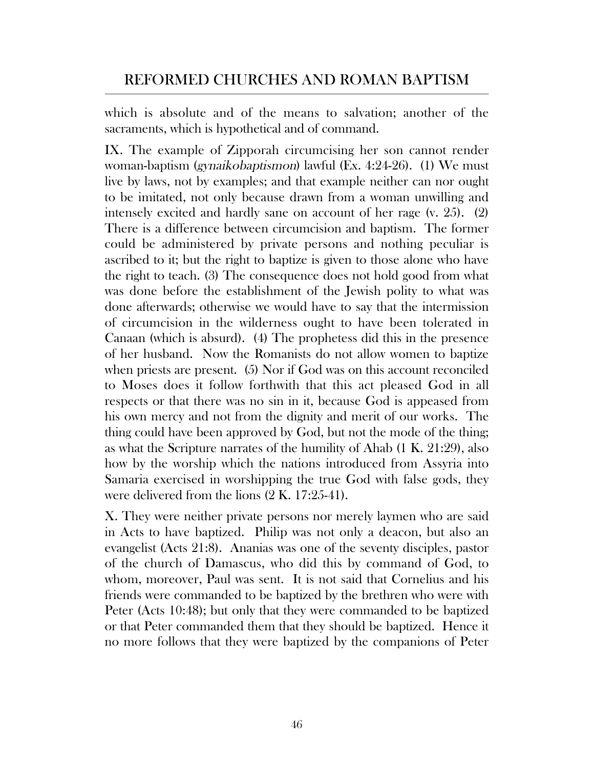which is absolute and of the means to salvation; another of the sacraments, which is hypothetical and of command.

IX. The example of Zipporah circumcising her son cannot render woman-baptism (*gynaikobaptismon*) lawful (Ex. 4:24-26). (1) We must live by laws, not by examples; and that example neither can nor ought to be imitated, not only because drawn from a woman unwilling and intensely excited and hardly sane on account of her rage (v. 25). (2) There is a difference between circumcision and baptism. The former could be administered by private persons and nothing peculiar is ascribed to it; but the right to baptize is given to those alone who have the right to teach. (3) The consequence does not hold good from what was done before the establishment of the Jewish polity to what was done afterwards; otherwise we would have to say that the intermission of circumcision in the wilderness ought to have been tolerated in Canaan (which is absurd). (4) The prophetess did this in the presence of her husband. Now the Romanists do not allow women to baptize when priests are present. (5) Nor if God was on this account reconciled to Moses does it follow forthwith that this act pleased God in all respects or that there was no sin in it, because God is appeased from his own mercy and not from the dignity and merit of our works. The thing could have been approved by God, but not the mode of the thing; as what the Scripture narrates of the humility of Ahab (1 K. 21:29), also how by the worship which the nations introduced from Assyria into Samaria exercised in worshipping the true God with false gods, they were delivered from the lions (2 K. 17:25-41).

X. They were neither private persons nor merely laymen who are said in Acts to have baptized. Philip was not only a deacon, but also an evangelist (Acts 21:8). Ananias was one of the seventy disciples, pastor of the church of Damascus, who did this by command of God, to whom, moreover, Paul was sent. It is not said that Cornelius and his friends were commanded to be baptized by the brethren who were with Peter (Acts 10:48); but only that they were commanded to be baptized or that Peter commanded them that they should be baptized. Hence it no more follows that they were baptized by the companions of Peter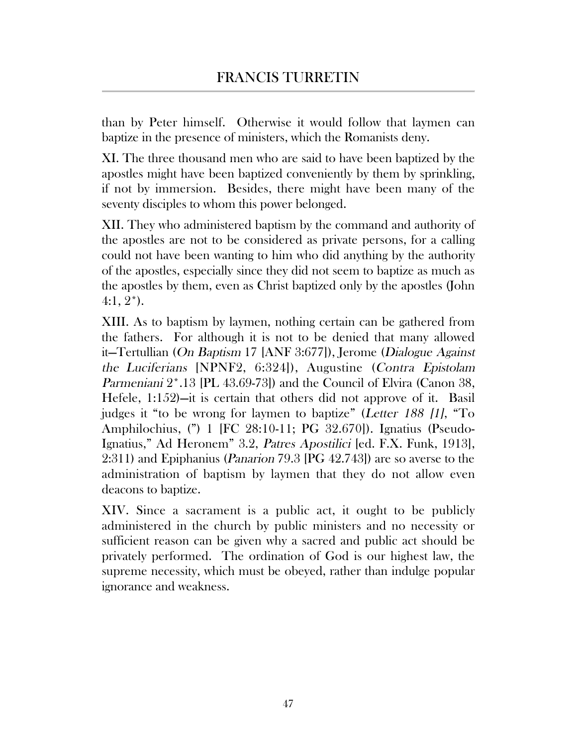than by Peter himself. Otherwise it would follow that laymen can baptize in the presence of ministers, which the Romanists deny.

XI. The three thousand men who are said to have been baptized by the apostles might have been baptized conveniently by them by sprinkling, if not by immersion. Besides, there might have been many of the seventy disciples to whom this power belonged.

XII. They who administered baptism by the command and authority of the apostles are not to be considered as private persons, for a calling could not have been wanting to him who did anything by the authority of the apostles, especially since they did not seem to baptize as much as the apostles by them, even as Christ baptized only by the apostles (John 4:1, 2*).

XIII. As to baptism by laymen, nothing certain can be gathered from the fathers. For although it is not to be denied that many allowed it—Tertullian (*On Baptism* 17 [ANF 3:677]), Jerome (*Dialogue Against the Luciferians* [NPNF2, 6:324]), Augustine (*Contra Epistolam Parmeniani* 2*.13 [PL 43.69-73]) and the Council of Elvira (Canon 38, Hefele, 1:152)—it is certain that others did not approve of it. Basil judges it "to be wrong for laymen to baptize" (*Letter 188 [1]*, "To Amphilochius, (") 1 [FC 28:10-11; PG 32.670]). Ignatius (Pseudo-Ignatius," Ad Heronem" 3.2, *Patres Apostilici* [ed. F.X. Funk, 1913], 2:311) and Epiphanius (*Panarion* 79.3 [PG 42.743]) are so averse to the administration of baptism by laymen that they do not allow even deacons to baptize.

XIV. Since a sacrament is a public act, it ought to be publicly administered in the church by public ministers and no necessity or sufficient reason can be given why a sacred and public act should be privately performed. The ordination of God is our highest law, the supreme necessity, which must be obeyed, rather than indulge popular ignorance and weakness.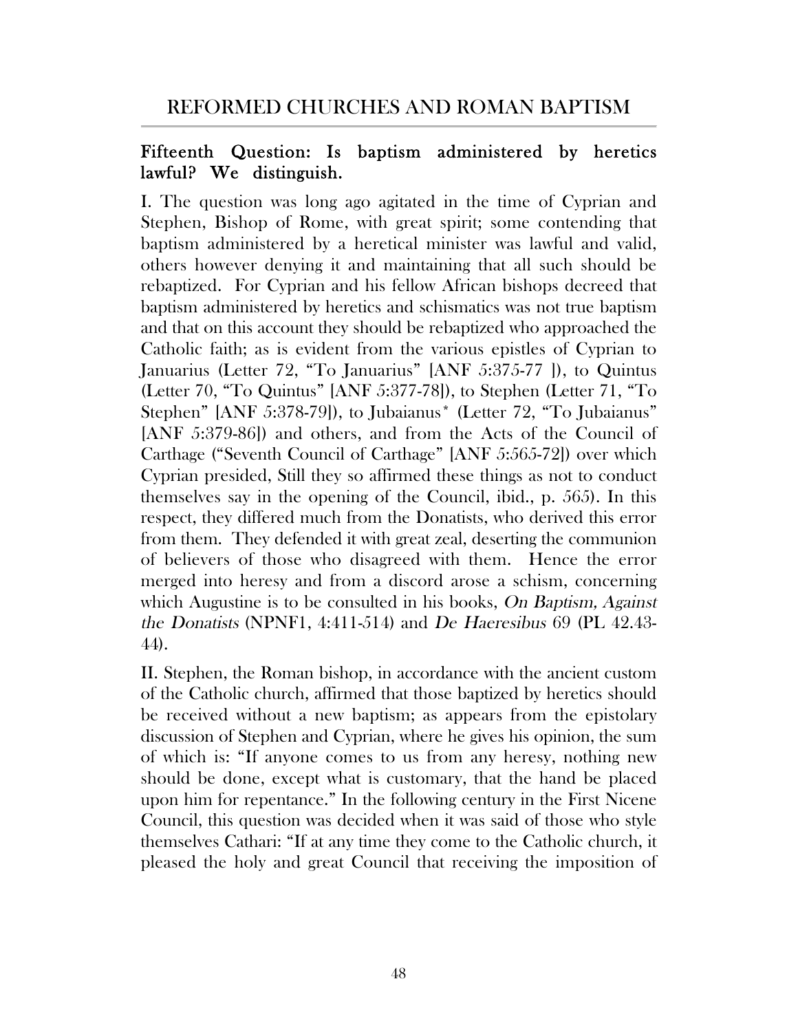## Fifteenth Question: Is baptism administered by heretics lawful? We distinguish.

I. The question was long ago agitated in the time of Cyprian and Stephen, Bishop of Rome, with great spirit; some contending that baptism administered by a heretical minister was lawful and valid, others however denying it and maintaining that all such should be rebaptized. For Cyprian and his fellow African bishops decreed that baptism administered by heretics and schismatics was not true baptism and that on this account they should be rebaptized who approached the Catholic faith; as is evident from the various epistles of Cyprian to Januarius (Letter 72, "To Januarius" [ANF 5:375-77 ]), to Quintus (Letter 70, "To Quintus" [ANF 5:377-78]), to Stephen (Letter 71, "To Stephen" [ANF 5:378-79]), to Jubaianus* (Letter 72, "To Jubaianus" [ANF 5:379-86]) and others, and from the Acts of the Council of Carthage ("Seventh Council of Carthage" [ANF 5:565-72]) over which Cyprian presided, Still they so affirmed these things as not to conduct themselves say in the opening of the Council, ibid., p. 565). In this respect, they differed much from the Donatists, who derived this error from them. They defended it with great zeal, deserting the communion of believers of those who disagreed with them. Hence the error merged into heresy and from a discord arose a schism, concerning which Augustine is to be consulted in his books, *On Baptism, Against the Donatists* (NPNF1, 4:411-514) and *De Haeresibus* 69 (PL 42.43-44).

II. Stephen, the Roman bishop, in accordance with the ancient custom of the Catholic church, affirmed that those baptized by heretics should be received without a new baptism; as appears from the epistolary discussion of Stephen and Cyprian, where he gives his opinion, the sum of which is: "If anyone comes to us from any heresy, nothing new should be done, except what is customary, that the hand be placed upon him for repentance." In the following century in the First Nicene Council, this question was decided when it was said of those who style themselves Cathari: "If at any time they come to the Catholic church, it pleased the holy and great Council that receiving the imposition of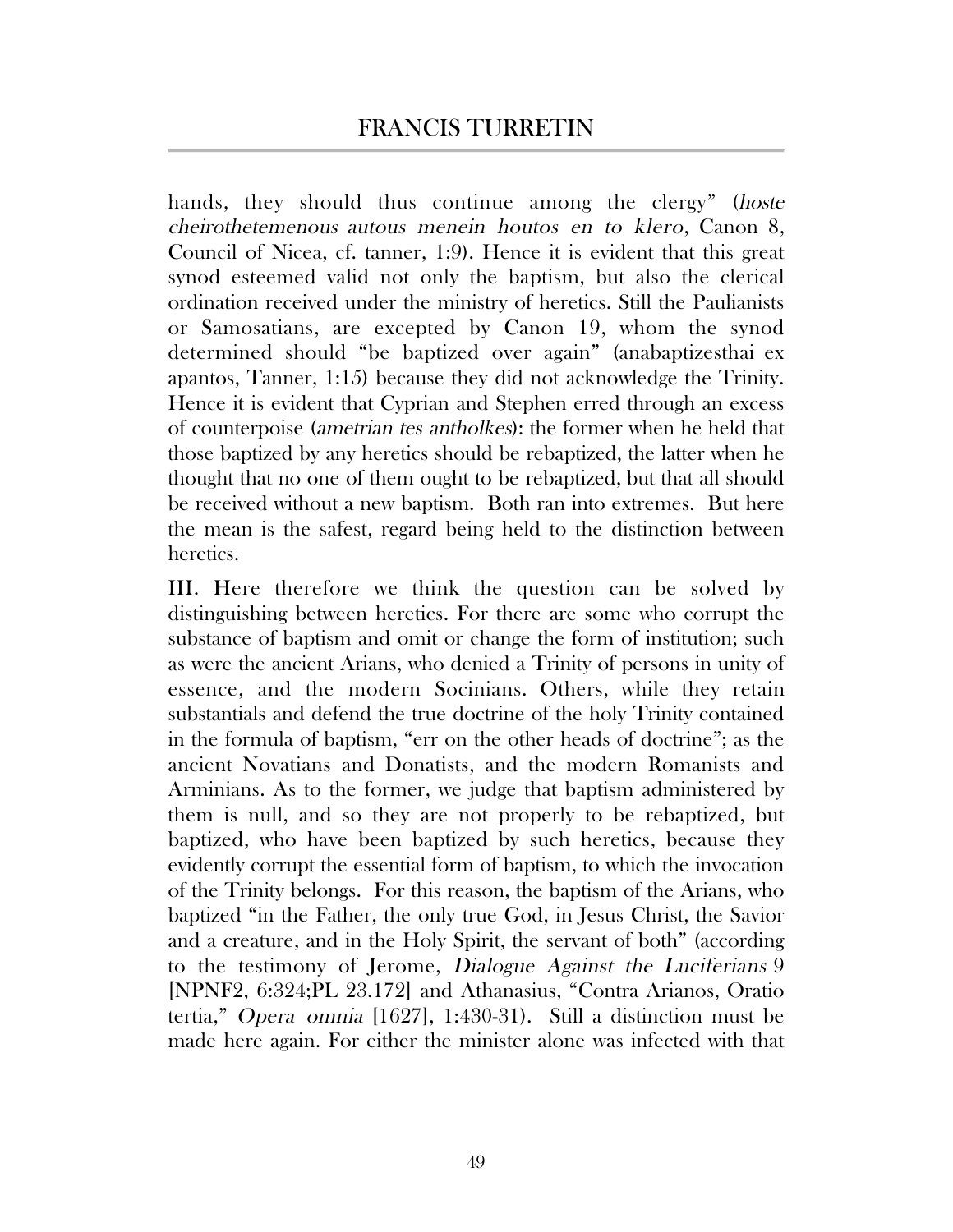hands, they should thus continue among the clergy" (*hoste cheirothetemenous autous menein houtos en to klero*, Canon 8, Council of Nicea, cf. tanner, 1:9). Hence it is evident that this great synod esteemed valid not only the baptism, but also the clerical ordination received under the ministry of heretics. Still the Paulianists or Samosatians, are excepted by Canon 19, whom the synod determined should "be baptized over again" (anabaptizesthai ex apantos, Tanner, 1:15) because they did not acknowledge the Trinity. Hence it is evident that Cyprian and Stephen erred through an excess of counterpoise (*ametrian tes antholkes*): the former when he held that those baptized by any heretics should be rebaptized, the latter when he thought that no one of them ought to be rebaptized, but that all should be received without a new baptism. Both ran into extremes. But here the mean is the safest, regard being held to the distinction between heretics.

III. Here therefore we think the question can be solved by distinguishing between heretics. For there are some who corrupt the substance of baptism and omit or change the form of institution; such as were the ancient Arians, who denied a Trinity of persons in unity of essence, and the modern Socinians. Others, while they retain substantials and defend the true doctrine of the holy Trinity contained in the formula of baptism, "err on the other heads of doctrine"; as the ancient Novatians and Donatists, and the modern Romanists and Arminians. As to the former, we judge that baptism administered by them is null, and so they are not properly to be rebaptized, but baptized, who have been baptized by such heretics, because they evidently corrupt the essential form of baptism, to which the invocation of the Trinity belongs. For this reason, the baptism of the Arians, who baptized "in the Father, the only true God, in Jesus Christ, the Savior and a creature, and in the Holy Spirit, the servant of both" (according to the testimony of Jerome, *Dialogue Against the Luciferians* 9 [NPNF2, 6:324;PL 23.172] and Athanasius, "Contra Arianos, Oratio tertia," *Opera omnia* [1627], 1:430-31). Still a distinction must be made here again. For either the minister alone was infected with that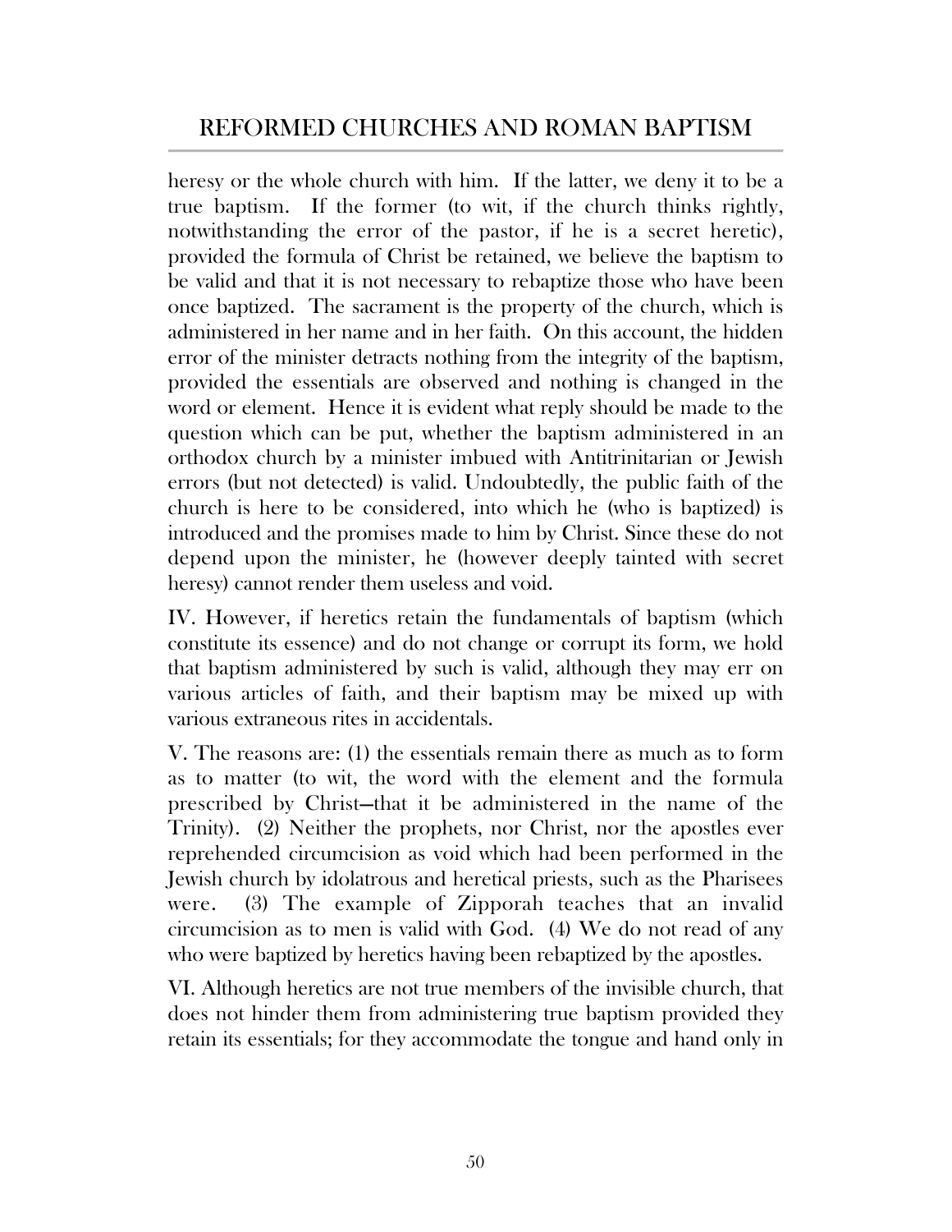heresy or the whole church with him. If the latter, we deny it to be a true baptism. If the former (to wit, if the church thinks rightly, notwithstanding the error of the pastor, if he is a secret heretic), provided the formula of Christ be retained, we believe the baptism to be valid and that it is not necessary to rebaptize those who have been once baptized. The sacrament is the property of the church, which is administered in her name and in her faith. On this account, the hidden error of the minister detracts nothing from the integrity of the baptism, provided the essentials are observed and nothing is changed in the word or element. Hence it is evident what reply should be made to the question which can be put, whether the baptism administered in an orthodox church by a minister imbued with Antitrinitarian or Jewish errors (but not detected) is valid. Undoubtedly, the public faith of the church is here to be considered, into which he (who is baptized) is introduced and the promises made to him by Christ. Since these do not depend upon the minister, he (however deeply tainted with secret heresy) cannot render them useless and void.

IV. However, if heretics retain the fundamentals of baptism (which constitute its essence) and do not change or corrupt its form, we hold that baptism administered by such is valid, although they may err on various articles of faith, and their baptism may be mixed up with various extraneous rites in accidentals.

V. The reasons are: (1) the essentials remain there as much as to form as to matter (to wit, the word with the element and the formula prescribed by Christ—that it be administered in the name of the Trinity). (2) Neither the prophets, nor Christ, nor the apostles ever reprehended circumcision as void which had been performed in the Jewish church by idolatrous and heretical priests, such as the Pharisees were. (3) The example of Zipporah teaches that an invalid circumcision as to men is valid with God. (4) We do not read of any who were baptized by heretics having been rebaptized by the apostles.

VI. Although heretics are not true members of the invisible church, that does not hinder them from administering true baptism provided they retain its essentials; for they accommodate the tongue and hand only in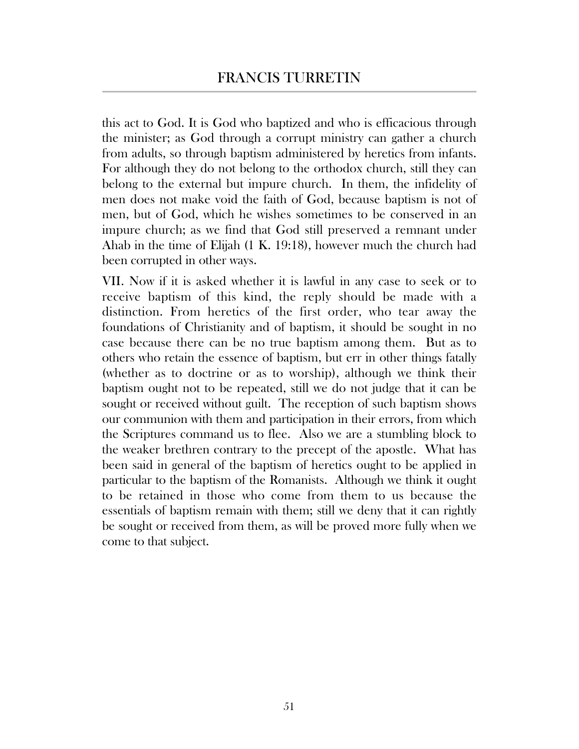this act to God. It is God who baptized and who is efficacious through the minister; as God through a corrupt ministry can gather a church from adults, so through baptism administered by heretics from infants. For although they do not belong to the orthodox church, still they can belong to the external but impure church. In them, the infidelity of men does not make void the faith of God, because baptism is not of men, but of God, which he wishes sometimes to be conserved in an impure church; as we find that God still preserved a remnant under Ahab in the time of Elijah (1 K. 19:18), however much the church had been corrupted in other ways.

VII. Now if it is asked whether it is lawful in any case to seek or to receive baptism of this kind, the reply should be made with a distinction. From heretics of the first order, who tear away the foundations of Christianity and of baptism, it should be sought in no case because there can be no true baptism among them. But as to others who retain the essence of baptism, but err in other things fatally (whether as to doctrine or as to worship), although we think their baptism ought not to be repeated, still we do not judge that it can be sought or received without guilt. The reception of such baptism shows our communion with them and participation in their errors, from which the Scriptures command us to flee. Also we are a stumbling block to the weaker brethren contrary to the precept of the apostle. What has been said in general of the baptism of heretics ought to be applied in particular to the baptism of the Romanists. Although we think it ought to be retained in those who come from them to us because the essentials of baptism remain with them; still we deny that it can rightly be sought or received from them, as will be proved more fully when we come to that subject.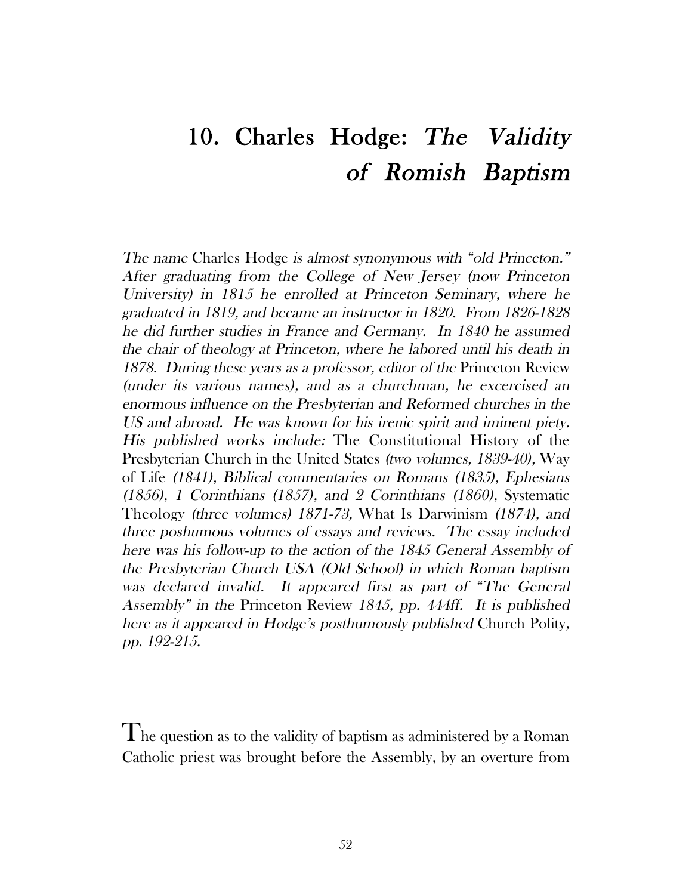# 10. Charles Hodge: *The Validity of Romish Baptism*

*The name* Charles Hodge *is almost synonymous with "old Princeton." After graduating from the College of New Jersey (now Princeton University) in 1815 he enrolled at Princeton Seminary, where he graduated in 1819, and became an instructor in 1820. From 1826-1828 he did further studies in France and Germany. In 1840 he assumed the chair of theology at Princeton, where he labored until his death in 1878. During these years as a professor, editor of the* Princeton Review *(under its various names), and as a churchman, he excercised an enormous influence on the Presbyterian and Reformed churches in the US and abroad. He was known for his irenic spirit and iminent piety. His published works include:* The Constitutional History of the Presbyterian Church in the United States *(two volumes, 1839-40),* Way of Life *(1841), Biblical commentaries on Romans (1835), Ephesians (1856), 1 Corinthians (1857), and 2 Corinthians (1860),* Systematic Theology *(three volumes) 1871-73,* What Is Darwinism *(1874), and three poshumous volumes of essays and reviews. The essay included here was his follow-up to the action of the 1845 General Assembly of the Presbyterian Church USA (Old School) in which Roman baptism was declared invalid. It appeared first as part of "The General Assembly" in the* Princeton Review *1845, pp. 444ff. It is published here as it appeared in Hodge's posthumously published* Church Polity*, pp. 192-215.*

The question as to the validity of baptism as administered by a Roman Catholic priest was brought before the Assembly, by an overture from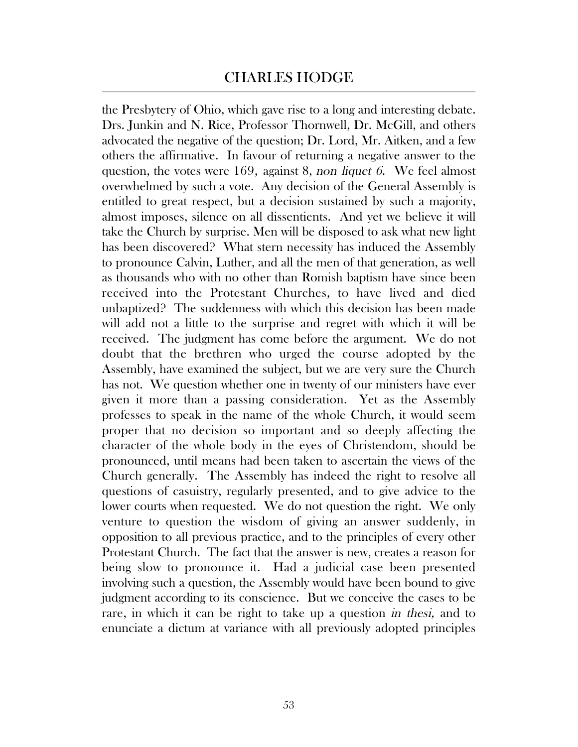the Presbytery of Ohio, which gave rise to a long and interesting debate. Drs. Junkin and N. Rice, Professor Thornwell, Dr. McGill, and others advocated the negative of the question; Dr. Lord, Mr. Aitken, and a few others the affirmative. In favour of returning a negative answer to the question, the votes were 169, against 8, *non liquet 6*. We feel almost overwhelmed by such a vote. Any decision of the General Assembly is entitled to great respect, but a decision sustained by such a majority, almost imposes, silence on all dissentients. And yet we believe it will take the Church by surprise. Men will be disposed to ask what new light has been discovered? What stern necessity has induced the Assembly to pronounce Calvin, Luther, and all the men of that generation, as well as thousands who with no other than Romish baptism have since been received into the Protestant Churches, to have lived and died unbaptized? The suddenness with which this decision has been made will add not a little to the surprise and regret with which it will be received. The judgment has come before the argument. We do not doubt that the brethren who urged the course adopted by the Assembly, have examined the subject, but we are very sure the Church has not. We question whether one in twenty of our ministers have ever given it more than a passing consideration. Yet as the Assembly professes to speak in the name of the whole Church, it would seem proper that no decision so important and so deeply affecting the character of the whole body in the eyes of Christendom, should be pronounced, until means had been taken to ascertain the views of the Church generally. The Assembly has indeed the right to resolve all questions of casuistry, regularly presented, and to give advice to the lower courts when requested. We do not question the right. We only venture to question the wisdom of giving an answer suddenly, in opposition to all previous practice, and to the principles of every other Protestant Church. The fact that the answer is new, creates a reason for being slow to pronounce it. Had a judicial case been presented involving such a question, the Assembly would have been bound to give judgment according to its conscience. But we conceive the cases to be rare, in which it can be right to take up a question *in thesi,* and to enunciate a dictum at variance with all previously adopted principles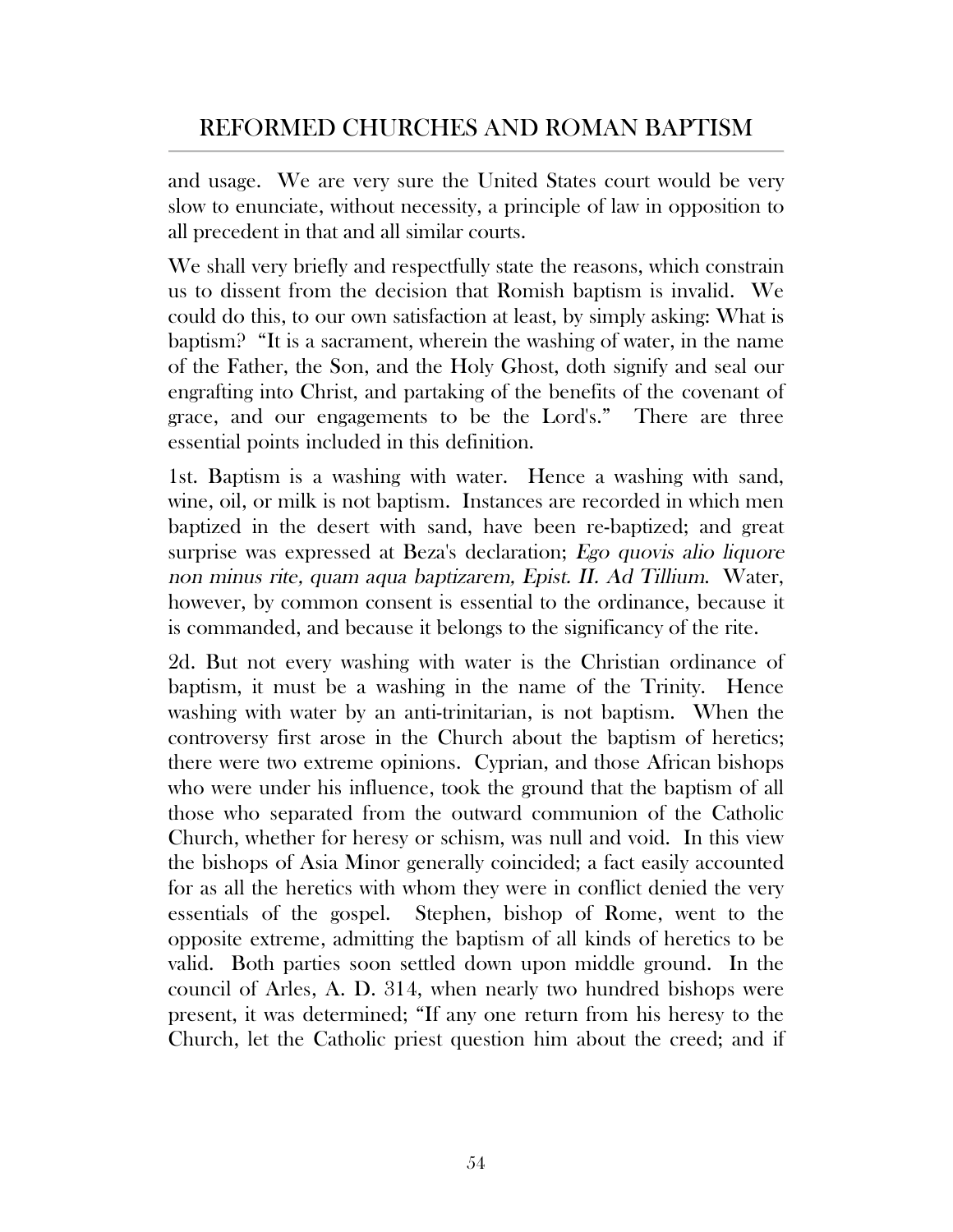and usage. We are very sure the United States court would be very slow to enunciate, without necessity, a principle of law in opposition to all precedent in that and all similar courts.

We shall very briefly and respectfully state the reasons, which constrain us to dissent from the decision that Romish baptism is invalid. We could do this, to our own satisfaction at least, by simply asking: What is baptism? "It is a sacrament, wherein the washing of water, in the name of the Father, the Son, and the Holy Ghost, doth signify and seal our engrafting into Christ, and partaking of the benefits of the covenant of grace, and our engagements to be the Lord's." There are three essential points included in this definition.

1st. Baptism is a washing with water. Hence a washing with sand, wine, oil, or milk is not baptism. Instances are recorded in which men baptized in the desert with sand, have been re-baptized; and great surprise was expressed at Beza's declaration; *Ego quovis alio liquore non minus rite, quam aqua baptizarem, Epist. II. Ad Tillium*. Water, however, by common consent is essential to the ordinance, because it is commanded, and because it belongs to the significancy of the rite.

2d. But not every washing with water is the Christian ordinance of baptism, it must be a washing in the name of the Trinity. Hence washing with water by an anti-trinitarian, is not baptism. When the controversy first arose in the Church about the baptism of heretics; there were two extreme opinions. Cyprian, and those African bishops who were under his influence, took the ground that the baptism of all those who separated from the outward communion of the Catholic Church, whether for heresy or schism, was null and void. In this view the bishops of Asia Minor generally coincided; a fact easily accounted for as all the heretics with whom they were in conflict denied the very essentials of the gospel. Stephen, bishop of Rome, went to the opposite extreme, admitting the baptism of all kinds of heretics to be valid. Both parties soon settled down upon middle ground. In the council of Arles, A. D. 314, when nearly two hundred bishops were present, it was determined; "If any one return from his heresy to the Church, let the Catholic priest question him about the creed; and if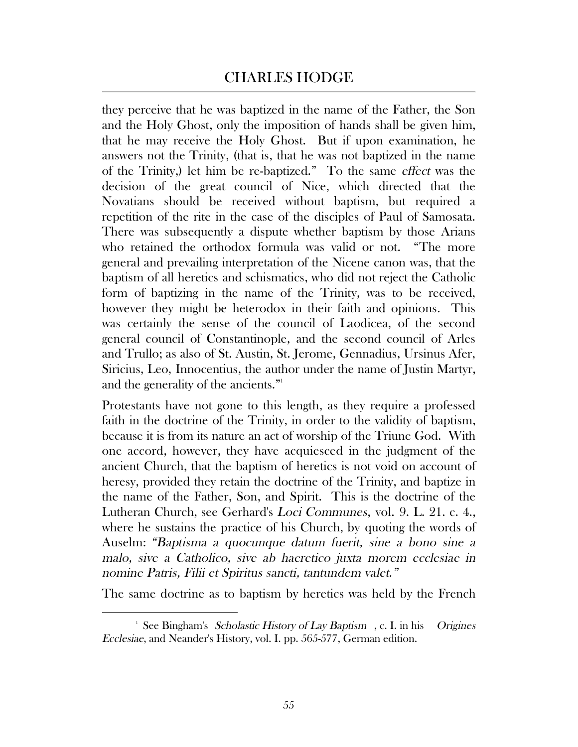they perceive that he was baptized in the name of the Father, the Son and the Holy Ghost, only the imposition of hands shall be given him, that he may receive the Holy Ghost. But if upon examination, he answers not the Trinity, (that is, that he was not baptized in the name of the Trinity,) let him be re-baptized." To the same *effect* was the decision of the great council of Nice, which directed that the Novatians should be received without baptism, but required a repetition of the rite in the case of the disciples of Paul of Samosata. There was subsequently a dispute whether baptism by those Arians who retained the orthodox formula was valid or not. "The more general and prevailing interpretation of the Nicene canon was, that the baptism of all heretics and schismatics, who did not reject the Catholic form of baptizing in the name of the Trinity, was to be received, however they might be heterodox in their faith and opinions. This was certainly the sense of the council of Laodicea, of the second general council of Constantinople, and the second council of Arles and Trullo; as also of St. Austin, St. Jerome, Gennadius, Ursinus Afer, Siricius, Leo, Innocentius, the author under the name of Justin Martyr, and the generality of the ancients."[1]

Protestants have not gone to this length, as they require a professed faith in the doctrine of the Trinity, in order to the validity of baptism, because it is from its nature an act of worship of the Triune God. With one accord, however, they have acquiesced in the judgment of the ancient Church, that the baptism of heretics is not void on account of heresy, provided they retain the doctrine of the Trinity, and baptize in the name of the Father, Son, and Spirit. This is the doctrine of the Lutheran Church, see Gerhard's *Loci Communes*, vol. 9. L. 21. c. 4., where he sustains the practice of his Church, by quoting the words of Auselm: *"Baptisma a quocunque datum fuerit, sine a bono sine a malo, sive a Catholico, sive ab haeretico juxta morem ecclesiae in nomine Patris, Filii et Spiritus sancti, tantundem valet."*

The same doctrine as to baptism by heretics was held by the French

[1] See Bingham's *Scholastic History of Lay Baptism*, c. I. in his *Origines Ecclesiae*, and Neander's History, vol. I. pp. 565-577, German edition.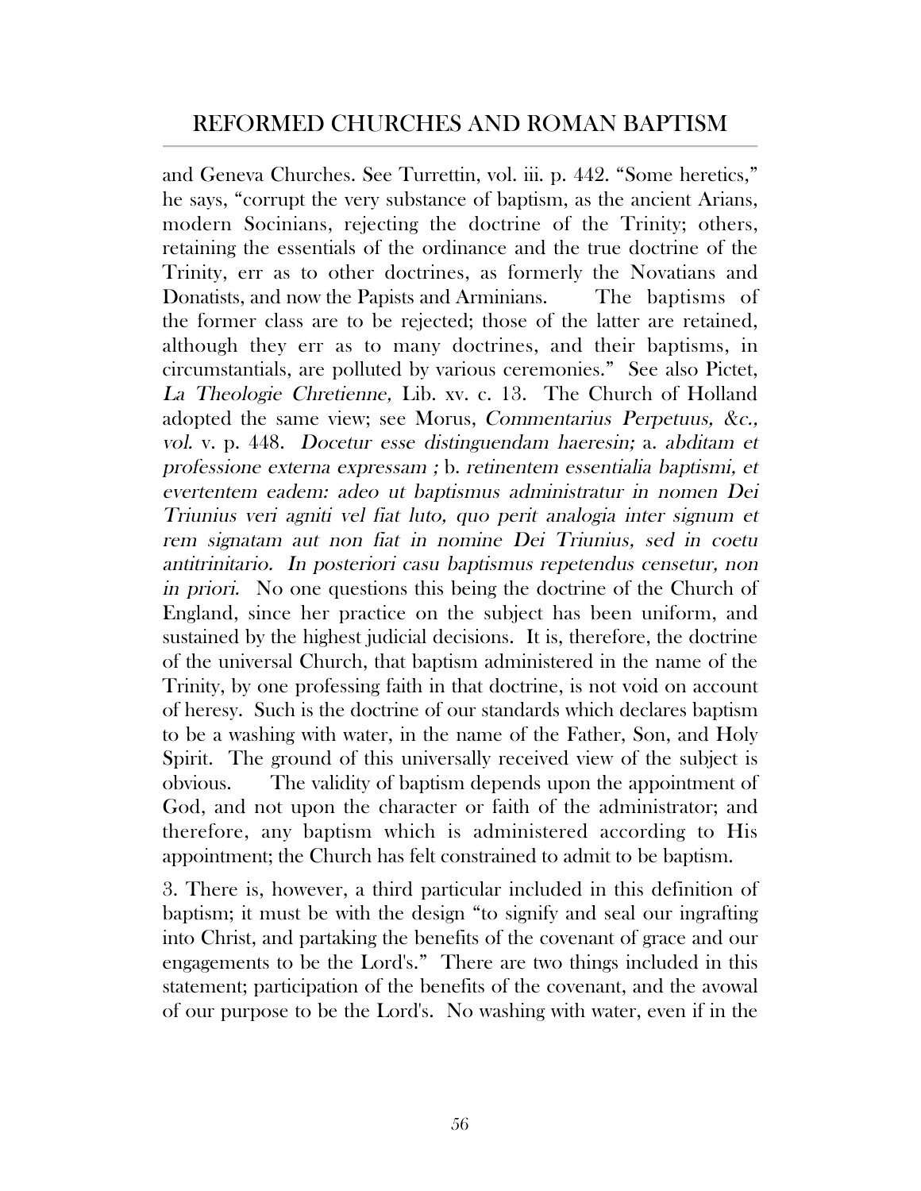and Geneva Churches. See Turrettin, vol. iii. p. 442. "Some heretics," he says, "corrupt the very substance of baptism, as the ancient Arians, modern Socinians, rejecting the doctrine of the Trinity; others, retaining the essentials of the ordinance and the true doctrine of the Trinity, err as to other doctrines, as formerly the Novatians and Donatists, and now the Papists and Arminians. The baptisms of the former class are to be rejected; those of the latter are retained, although they err as to many doctrines, and their baptisms, in circumstantials, are polluted by various ceremonies." See also Pictet, *La Theologie Chretienne,* Lib. xv. c. 13. The Church of Holland adopted the same view; see Morus, *Commentarius Perpetuus, &c., vol.* v. p. 448. *Docetur esse distinguendam haeresin;* a. *abditam et professione externa expressam ;* b. *retinentem essentialia baptismi, et evertentem eadem: adeo ut baptismus administratur in nomen Dei Triunius veri agniti vel fiat luto, quo perit analogia inter signum et rem signatam aut non fiat in nomine Dei Triunius, sed in coetu antitrinitario. In posteriori casu baptismus repetendus censetur, non in priori.* No one questions this being the doctrine of the Church of England, since her practice on the subject has been uniform, and sustained by the highest judicial decisions. It is, therefore, the doctrine of the universal Church, that baptism administered in the name of the Trinity, by one professing faith in that doctrine, is not void on account of heresy. Such is the doctrine of our standards which declares baptism to be a washing with water, in the name of the Father, Son, and Holy Spirit. The ground of this universally received view of the subject is obvious. The validity of baptism depends upon the appointment of God, and not upon the character or faith of the administrator; and therefore, any baptism which is administered according to His appointment; the Church has felt constrained to admit to be baptism.

3. There is, however, a third particular included in this definition of baptism; it must be with the design "to signify and seal our ingrafting into Christ, and partaking the benefits of the covenant of grace and our engagements to be the Lord's." There are two things included in this statement; participation of the benefits of the covenant, and the avowal of our purpose to be the Lord's. No washing with water, even if in the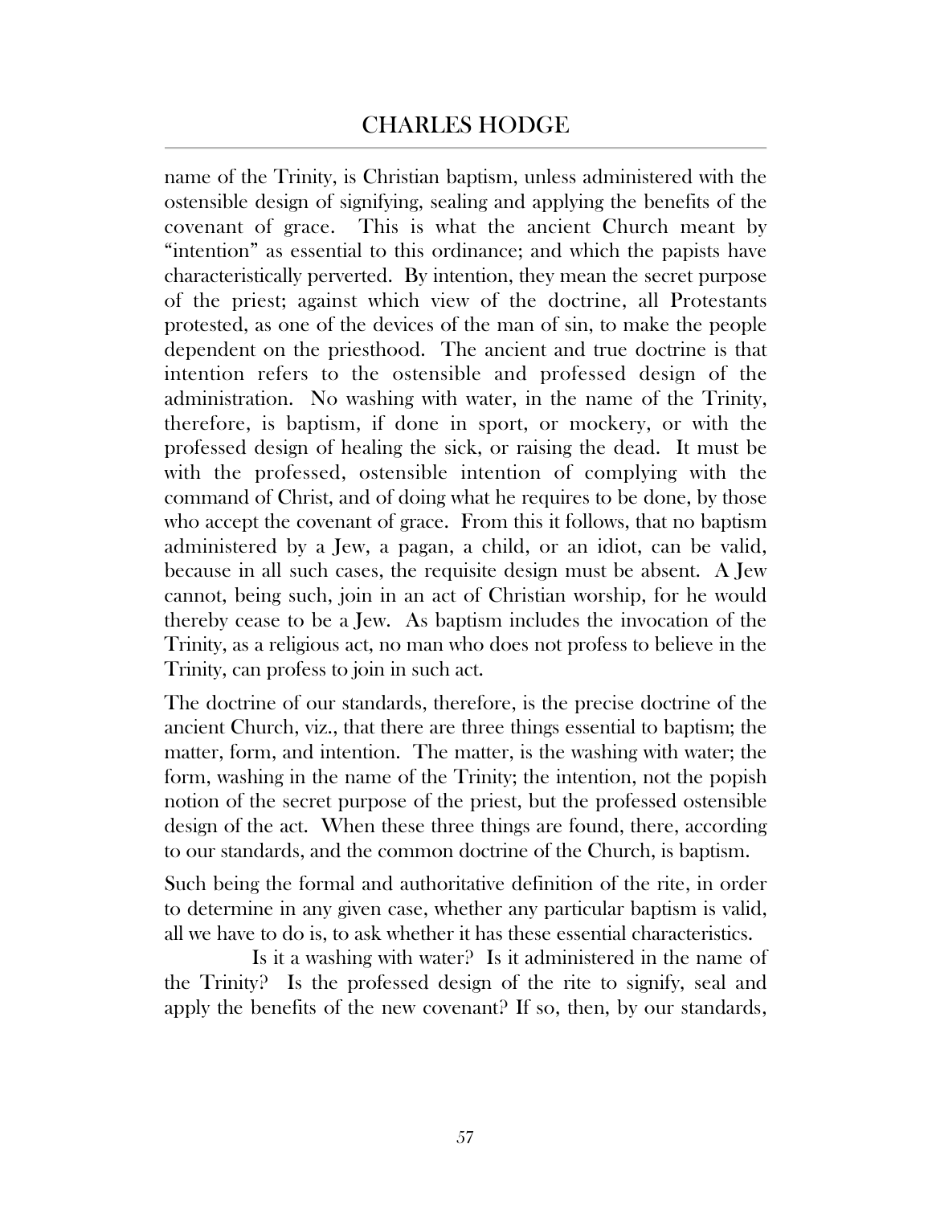name of the Trinity, is Christian baptism, unless administered with the ostensible design of signifying, sealing and applying the benefits of the covenant of grace. This is what the ancient Church meant by "intention" as essential to this ordinance; and which the papists have characteristically perverted. By intention, they mean the secret purpose of the priest; against which view of the doctrine, all Protestants protested, as one of the devices of the man of sin, to make the people dependent on the priesthood. The ancient and true doctrine is that intention refers to the ostensible and professed design of the administration. No washing with water, in the name of the Trinity, therefore, is baptism, if done in sport, or mockery, or with the professed design of healing the sick, or raising the dead. It must be with the professed, ostensible intention of complying with the command of Christ, and of doing what he requires to be done, by those who accept the covenant of grace. From this it follows, that no baptism administered by a Jew, a pagan, a child, or an idiot, can be valid, because in all such cases, the requisite design must be absent. A Jew cannot, being such, join in an act of Christian worship, for he would thereby cease to be a Jew. As baptism includes the invocation of the Trinity, as a religious act, no man who does not profess to believe in the Trinity, can profess to join in such act.

The doctrine of our standards, therefore, is the precise doctrine of the ancient Church, viz., that there are three things essential to baptism; the matter, form, and intention. The matter, is the washing with water; the form, washing in the name of the Trinity; the intention, not the popish notion of the secret purpose of the priest, but the professed ostensible design of the act. When these three things are found, there, according to our standards, and the common doctrine of the Church, is baptism.

Such being the formal and authoritative definition of the rite, in order to determine in any given case, whether any particular baptism is valid, all we have to do is, to ask whether it has these essential characteristics.

Is it a washing with water? Is it administered in the name of the Trinity? Is the professed design of the rite to signify, seal and apply the benefits of the new covenant? If so, then, by our standards,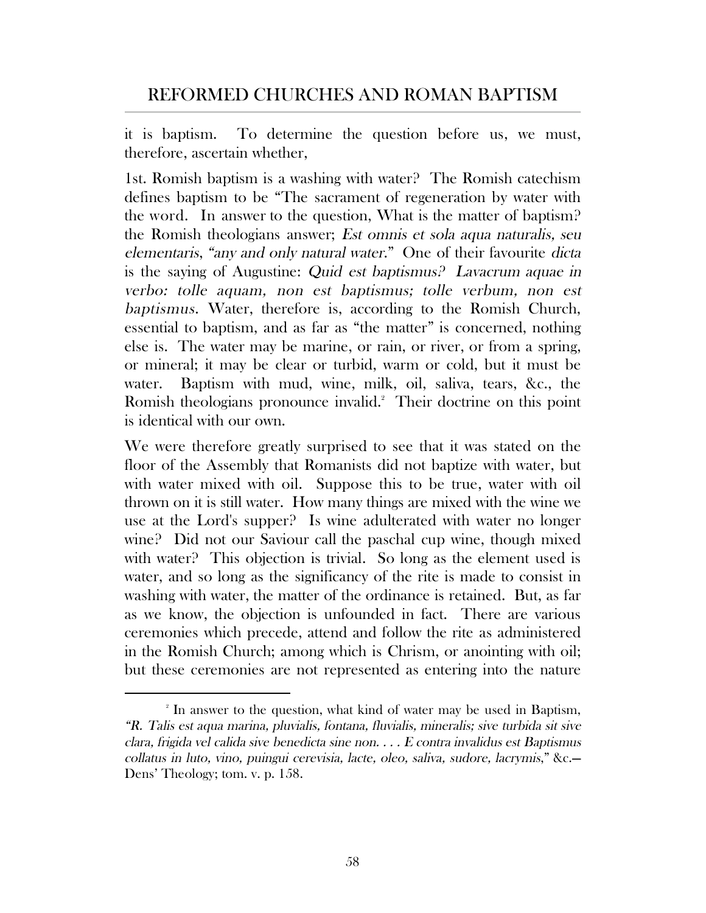it is baptism. To determine the question before us, we must, therefore, ascertain whether,

1st. Romish baptism is a washing with water? The Romish catechism defines baptism to be "The sacrament of regeneration by water with the word. In answer to the question, What is the matter of baptism? the Romish theologians answer; *Est omnis et sola aqua naturalis, seu elementaris*, "any and only natural water." One of their favourite *dicta* is the saying of Augustine: *Quid est baptismus? Lavacrum aquae in verbo: tolle aquam, non est baptismus; tolle verbum, non est baptismus*. Water, therefore is, according to the Romish Church, essential to baptism, and as far as "the matter" is concerned, nothing else is. The water may be marine, or rain, or river, or from a spring, or mineral; it may be clear or turbid, warm or cold, but it must be water. Baptism with mud, wine, milk, oil, saliva, tears, &c., the Romish theologians pronounce invalid.[2] Their doctrine on this point is identical with our own.

We were therefore greatly surprised to see that it was stated on the floor of the Assembly that Romanists did not baptize with water, but with water mixed with oil. Suppose this to be true, water with oil thrown on it is still water. How many things are mixed with the wine we use at the Lord's supper? Is wine adulterated with water no longer wine? Did not our Saviour call the paschal cup wine, though mixed with water? This objection is trivial. So long as the element used is water, and so long as the significancy of the rite is made to consist in washing with water, the matter of the ordinance is retained. But, as far as we know, the objection is unfounded in fact. There are various ceremonies which precede, attend and follow the rite as administered in the Romish Church; among which is Chrism, or anointing with oil; but these ceremonies are not represented as entering into the nature

[2] In answer to the question, what kind of water may be used in Baptism, "*R. Talis est aqua marina, pluvialis, fontana, fluvialis, mineralis; sive turbida sit sive clara, frigida vel calida sive benedicta sine non. . . . E contra invalidus est Baptismus collatus in luto, vino, puingui cerevisia, lacte, oleo, saliva, sudore, lacrymis*," &c.—Dens' Theology; tom. v. p. 158.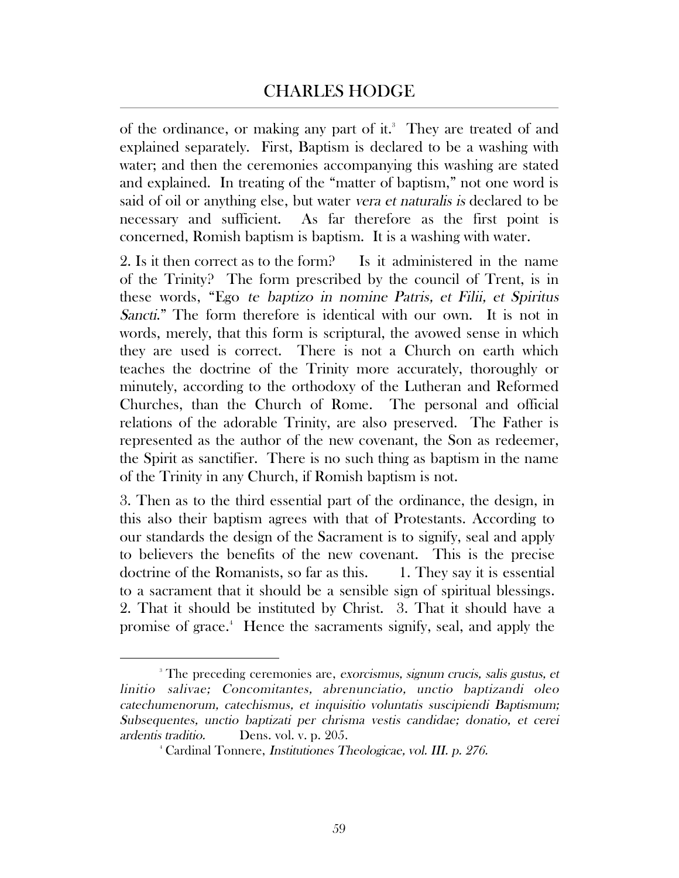of the ordinance, or making any part of it.[3] They are treated of and explained separately. First, Baptism is declared to be a washing with water; and then the ceremonies accompanying this washing are stated and explained. In treating of the "matter of baptism," not one word is said of oil or anything else, but water *vera et naturalis is* declared to be necessary and sufficient. As far therefore as the first point is concerned, Romish baptism is baptism. It is a washing with water.

2. Is it then correct as to the form? Is it administered in the name of the Trinity? The form prescribed by the council of Trent, is in these words, "Ego *te baptizo in nomine Patris, et Filii, et Spiritus Sancti*." The form therefore is identical with our own. It is not in words, merely, that this form is scriptural, the avowed sense in which they are used is correct. There is not a Church on earth which teaches the doctrine of the Trinity more accurately, thoroughly or minutely, according to the orthodoxy of the Lutheran and Reformed Churches, than the Church of Rome. The personal and official relations of the adorable Trinity, are also preserved. The Father is represented as the author of the new covenant, the Son as redeemer, the Spirit as sanctifier. There is no such thing as baptism in the name of the Trinity in any Church, if Romish baptism is not.

3. Then as to the third essential part of the ordinance, the design, in this also their baptism agrees with that of Protestants. According to our standards the design of the Sacrament is to signify, seal and apply to believers the benefits of the new covenant. This is the precise doctrine of the Romanists, so far as this. 1. They say it is essential to a sacrament that it should be a sensible sign of spiritual blessings. 2. That it should be instituted by Christ. 3. That it should have a promise of grace.[4] Hence the sacraments signify, seal, and apply the

---

[3] The preceding ceremonies are, *exorcismus, signum crucis, salis gustus, et linitio salivae; Concomitantes, abrenunciatio, unctio baptizandi oleo catechumenorum, catechismus, et inquisitio voluntatis suscipiendi Baptismum; Subsequentes, unctio baptizati per chrisma vestis candidae; donatio, et cerei ardentis traditio.* Dens. vol. v. p. 205.

[4] Cardinal Tonnere, *Institutiones Theologicae, vol. III. p. 276.*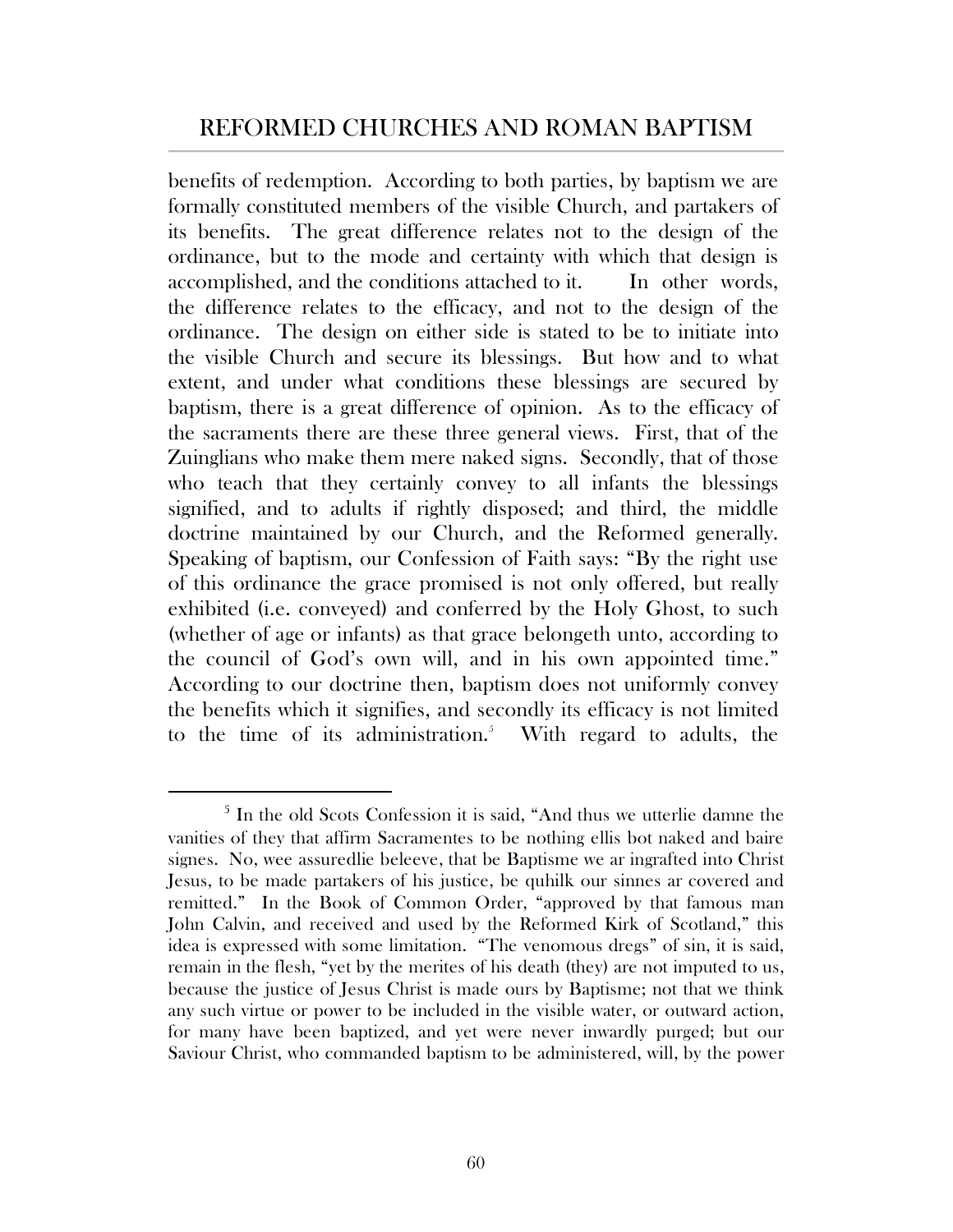benefits of redemption. According to both parties, by baptism we are formally constituted members of the visible Church, and partakers of its benefits. The great difference relates not to the design of the ordinance, but to the mode and certainty with which that design is accomplished, and the conditions attached to it. In other words, the difference relates to the efficacy, and not to the design of the ordinance. The design on either side is stated to be to initiate into the visible Church and secure its blessings. But how and to what extent, and under what conditions these blessings are secured by baptism, there is a great difference of opinion. As to the efficacy of the sacraments there are these three general views. First, that of the Zuinglians who make them mere naked signs. Secondly, that of those who teach that they certainly convey to all infants the blessings signified, and to adults if rightly disposed; and third, the middle doctrine maintained by our Church, and the Reformed generally. Speaking of baptism, our Confession of Faith says: "By the right use of this ordinance the grace promised is not only offered, but really exhibited (i.e. conveyed) and conferred by the Holy Ghost, to such (whether of age or infants) as that grace belongeth unto, according to the council of God's own will, and in his own appointed time." According to our doctrine then, baptism does not uniformly convey the benefits which it signifies, and secondly its efficacy is not limited to the time of its administration.[5] With regard to adults, the

---

[5] In the old Scots Confession it is said, "And thus we utterlie damne the vanities of they that affirm Sacramentes to be nothing ellis bot naked and baire signes. No, wee assuredlie beleeve, that be Baptisme we ar ingrafted into Christ Jesus, to be made partakers of his justice, be quhilk our sinnes ar covered and remitted." In the Book of Common Order, "approved by that famous man John Calvin, and received and used by the Reformed Kirk of Scotland," this idea is expressed with some limitation. "The venomous dregs" of sin, it is said, remain in the flesh, "yet by the merites of his death (they) are not imputed to us, because the justice of Jesus Christ is made ours by Baptisme; not that we think any such virtue or power to be included in the visible water, or outward action, for many have been baptized, and yet were never inwardly purged; but our Saviour Christ, who commanded baptism to be administered, will, by the power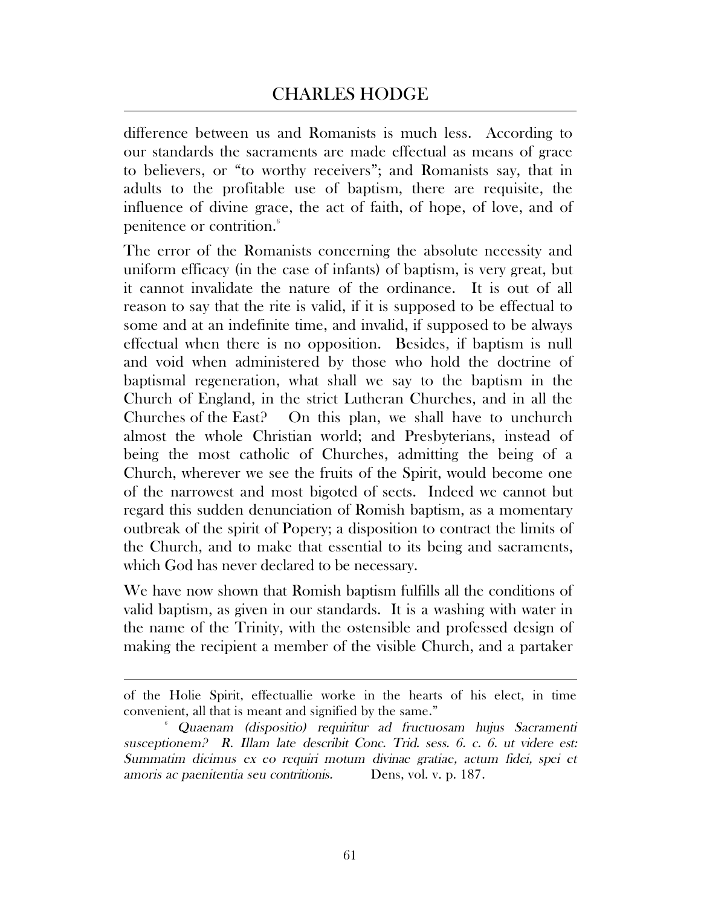difference between us and Romanists is much less. According to our standards the sacraments are made effectual as means of grace to believers, or "to worthy receivers"; and Romanists say, that in adults to the profitable use of baptism, there are requisite, the influence of divine grace, the act of faith, of hope, of love, and of penitence or contrition.[6]

The error of the Romanists concerning the absolute necessity and uniform efficacy (in the case of infants) of baptism, is very great, but it cannot invalidate the nature of the ordinance. It is out of all reason to say that the rite is valid, if it is supposed to be effectual to some and at an indefinite time, and invalid, if supposed to be always effectual when there is no opposition. Besides, if baptism is null and void when administered by those who hold the doctrine of baptismal regeneration, what shall we say to the baptism in the Church of England, in the strict Lutheran Churches, and in all the Churches of the East? On this plan, we shall have to unchurch almost the whole Christian world; and Presbyterians, instead of being the most catholic of Churches, admitting the being of a Church, wherever we see the fruits of the Spirit, would become one of the narrowest and most bigoted of sects. Indeed we cannot but regard this sudden denunciation of Romish baptism, as a momentary outbreak of the spirit of Popery; a disposition to contract the limits of the Church, and to make that essential to its being and sacraments, which God has never declared to be necessary.

We have now shown that Romish baptism fulfills all the conditions of valid baptism, as given in our standards. It is a washing with water in the name of the Trinity, with the ostensible and professed design of making the recipient a member of the visible Church, and a partaker

---

of the Holie Spirit, effectuallie worke in the hearts of his elect, in time convenient, all that is meant and signified by the same."

[6] *Quaenam (dispositio) requiritur ad fructuosam hujus Sacramenti susceptionem? R. Illam late describit Conc. Trid. sess. 6. c. 6. ut videre est: Summatim dicimus ex eo requiri motum divinae gratiae, actum fidei, spei et amoris ac paenitentia seu contritionis.* Dens, vol. v. p. 187.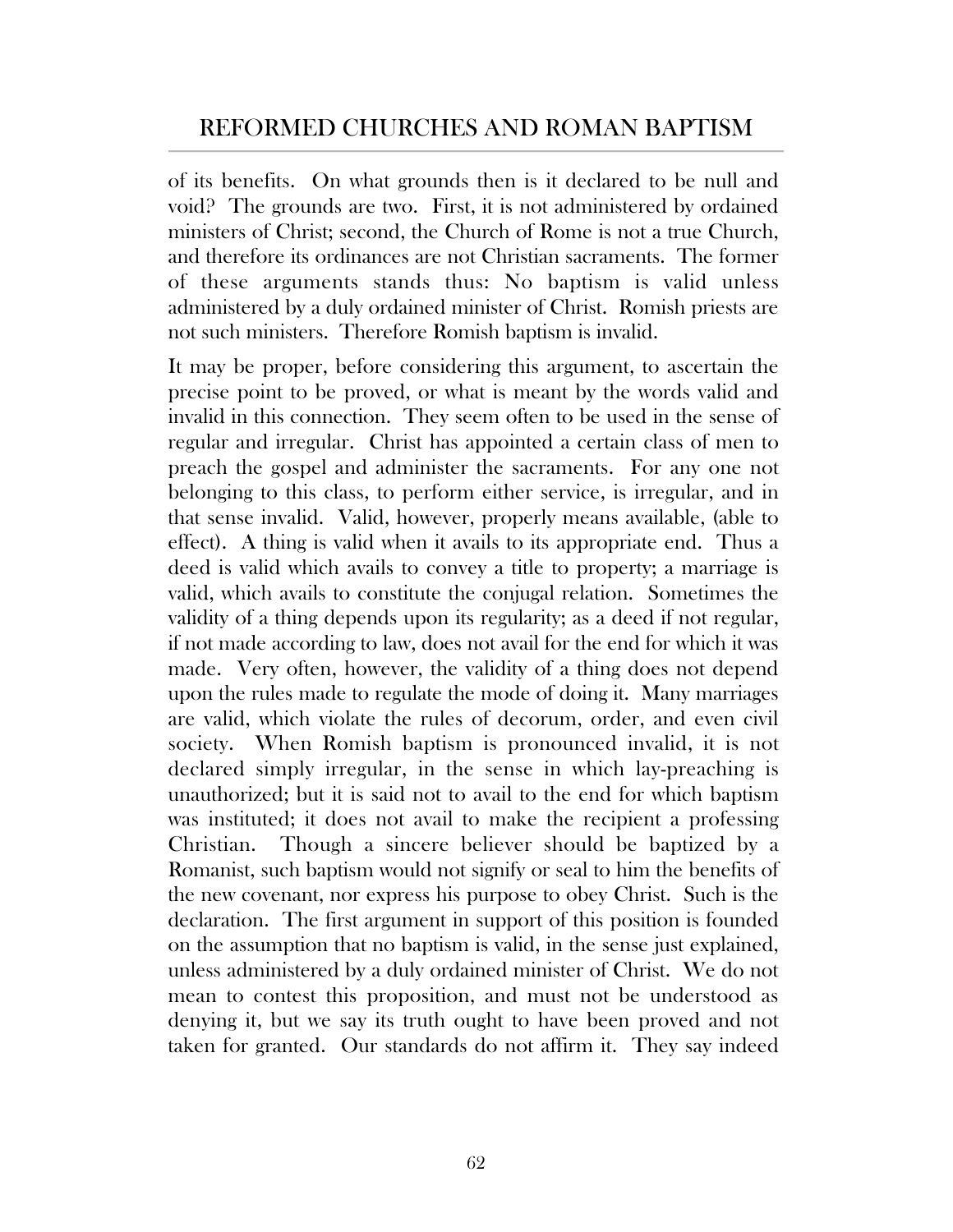of its benefits. On what grounds then is it declared to be null and void? The grounds are two. First, it is not administered by ordained ministers of Christ; second, the Church of Rome is not a true Church, and therefore its ordinances are not Christian sacraments. The former of these arguments stands thus: No baptism is valid unless administered by a duly ordained minister of Christ. Romish priests are not such ministers. Therefore Romish baptism is invalid.

It may be proper, before considering this argument, to ascertain the precise point to be proved, or what is meant by the words valid and invalid in this connection. They seem often to be used in the sense of regular and irregular. Christ has appointed a certain class of men to preach the gospel and administer the sacraments. For any one not belonging to this class, to perform either service, is irregular, and in that sense invalid. Valid, however, properly means available, (able to effect). A thing is valid when it avails to its appropriate end. Thus a deed is valid which avails to convey a title to property; a marriage is valid, which avails to constitute the conjugal relation. Sometimes the validity of a thing depends upon its regularity; as a deed if not regular, if not made according to law, does not avail for the end for which it was made. Very often, however, the validity of a thing does not depend upon the rules made to regulate the mode of doing it. Many marriages are valid, which violate the rules of decorum, order, and even civil society. When Romish baptism is pronounced invalid, it is not declared simply irregular, in the sense in which lay-preaching is unauthorized; but it is said not to avail to the end for which baptism was instituted; it does not avail to make the recipient a professing Christian. Though a sincere believer should be baptized by a Romanist, such baptism would not signify or seal to him the benefits of the new covenant, nor express his purpose to obey Christ. Such is the declaration. The first argument in support of this position is founded on the assumption that no baptism is valid, in the sense just explained, unless administered by a duly ordained minister of Christ. We do not mean to contest this proposition, and must not be understood as denying it, but we say its truth ought to have been proved and not taken for granted. Our standards do not affirm it. They say indeed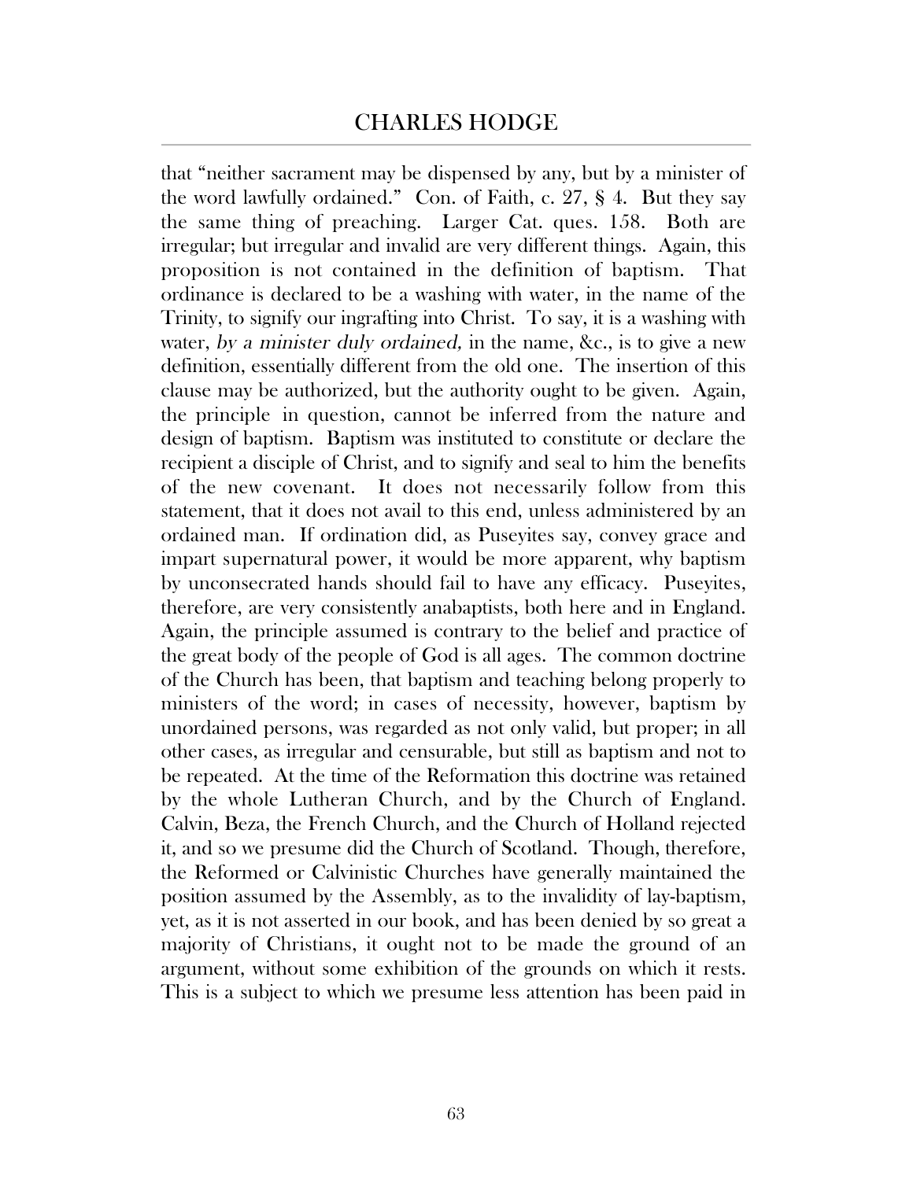that "neither sacrament may be dispensed by any, but by a minister of the word lawfully ordained." Con. of Faith, c. 27, § 4. But they say the same thing of preaching. Larger Cat. ques. 158. Both are irregular; but irregular and invalid are very different things. Again, this proposition is not contained in the definition of baptism. That ordinance is declared to be a washing with water, in the name of the Trinity, to signify our ingrafting into Christ. To say, it is a washing with water, *by a minister duly ordained,* in the name, &c., is to give a new definition, essentially different from the old one. The insertion of this clause may be authorized, but the authority ought to be given. Again, the principle in question, cannot be inferred from the nature and design of baptism. Baptism was instituted to constitute or declare the recipient a disciple of Christ, and to signify and seal to him the benefits of the new covenant. It does not necessarily follow from this statement, that it does not avail to this end, unless administered by an ordained man. If ordination did, as Puseyites say, convey grace and impart supernatural power, it would be more apparent, why baptism by unconsecrated hands should fail to have any efficacy. Puseyites, therefore, are very consistently anabaptists, both here and in England. Again, the principle assumed is contrary to the belief and practice of the great body of the people of God is all ages. The common doctrine of the Church has been, that baptism and teaching belong properly to ministers of the word; in cases of necessity, however, baptism by unordained persons, was regarded as not only valid, but proper; in all other cases, as irregular and censurable, but still as baptism and not to be repeated. At the time of the Reformation this doctrine was retained by the whole Lutheran Church, and by the Church of England. Calvin, Beza, the French Church, and the Church of Holland rejected it, and so we presume did the Church of Scotland. Though, therefore, the Reformed or Calvinistic Churches have generally maintained the position assumed by the Assembly, as to the invalidity of lay-baptism, yet, as it is not asserted in our book, and has been denied by so great a majority of Christians, it ought not to be made the ground of an argument, without some exhibition of the grounds on which it rests. This is a subject to which we presume less attention has been paid in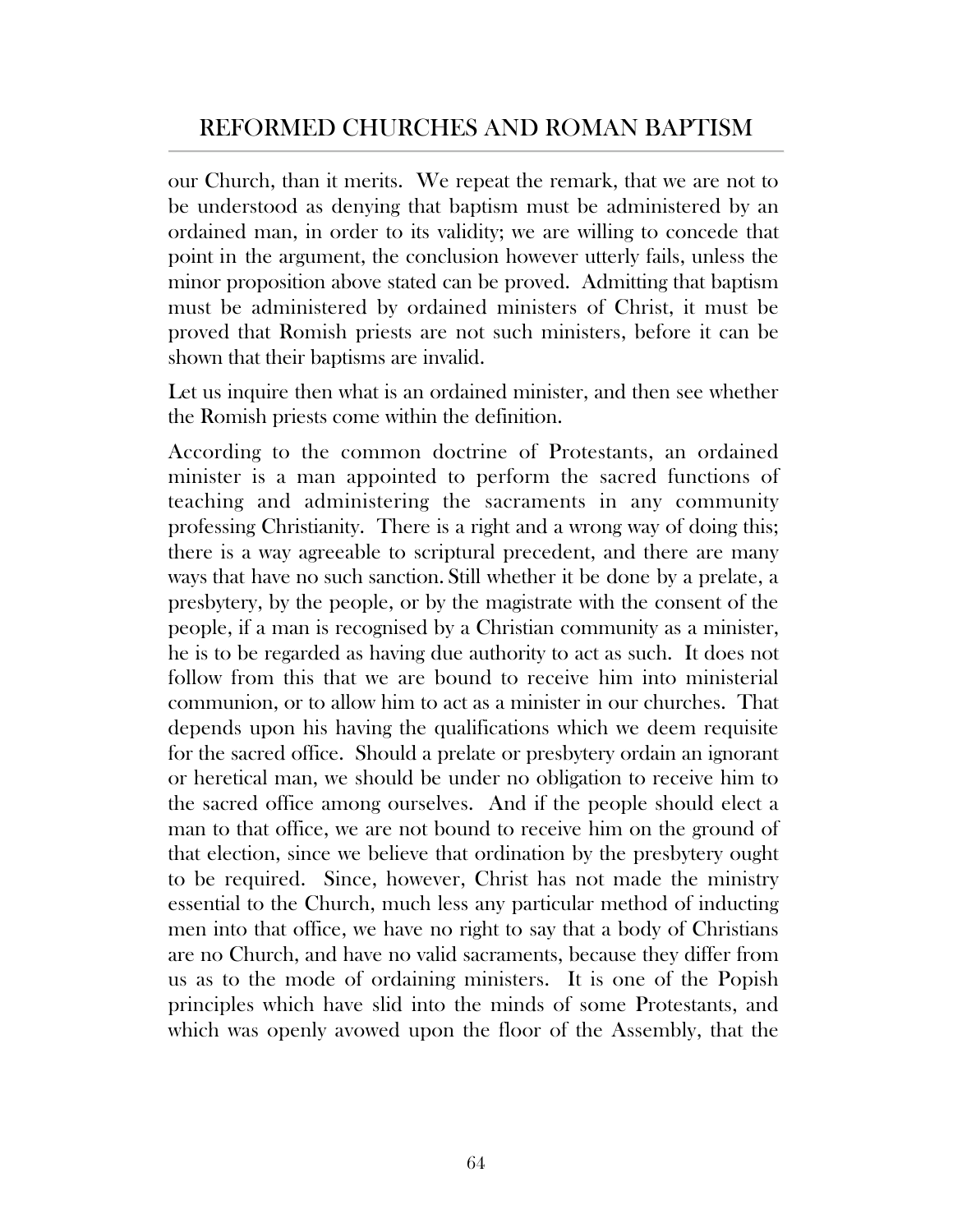our Church, than it merits. We repeat the remark, that we are not to be understood as denying that baptism must be administered by an ordained man, in order to its validity; we are willing to concede that point in the argument, the conclusion however utterly fails, unless the minor proposition above stated can be proved. Admitting that baptism must be administered by ordained ministers of Christ, it must be proved that Romish priests are not such ministers, before it can be shown that their baptisms are invalid.

Let us inquire then what is an ordained minister, and then see whether the Romish priests come within the definition.

According to the common doctrine of Protestants, an ordained minister is a man appointed to perform the sacred functions of teaching and administering the sacraments in any community professing Christianity. There is a right and a wrong way of doing this; there is a way agreeable to scriptural precedent, and there are many ways that have no such sanction. Still whether it be done by a prelate, a presbytery, by the people, or by the magistrate with the consent of the people, if a man is recognised by a Christian community as a minister, he is to be regarded as having due authority to act as such. It does not follow from this that we are bound to receive him into ministerial communion, or to allow him to act as a minister in our churches. That depends upon his having the qualifications which we deem requisite for the sacred office. Should a prelate or presbytery ordain an ignorant or heretical man, we should be under no obligation to receive him to the sacred office among ourselves. And if the people should elect a man to that office, we are not bound to receive him on the ground of that election, since we believe that ordination by the presbytery ought to be required. Since, however, Christ has not made the ministry essential to the Church, much less any particular method of inducting men into that office, we have no right to say that a body of Christians are no Church, and have no valid sacraments, because they differ from us as to the mode of ordaining ministers. It is one of the Popish principles which have slid into the minds of some Protestants, and which was openly avowed upon the floor of the Assembly, that the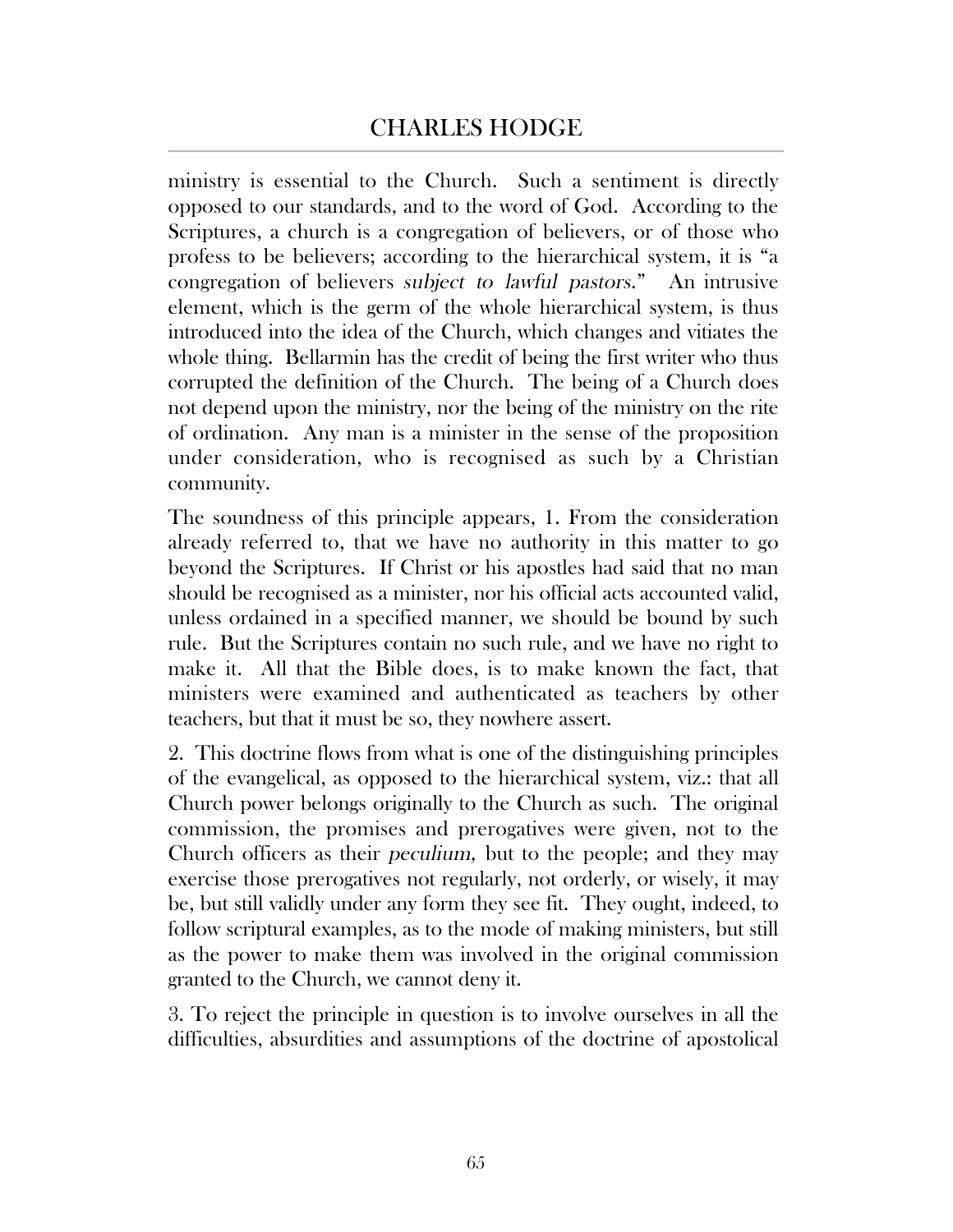ministry is essential to the Church. Such a sentiment is directly opposed to our standards, and to the word of God. According to the Scriptures, a church is a congregation of believers, or of those who profess to be believers; according to the hierarchical system, it is "a congregation of believers *subject to lawful pastors*." An intrusive element, which is the germ of the whole hierarchical system, is thus introduced into the idea of the Church, which changes and vitiates the whole thing. Bellarmin has the credit of being the first writer who thus corrupted the definition of the Church. The being of a Church does not depend upon the ministry, nor the being of the ministry on the rite of ordination. Any man is a minister in the sense of the proposition under consideration, who is recognised as such by a Christian community.

The soundness of this principle appears, 1. From the consideration already referred to, that we have no authority in this matter to go beyond the Scriptures. If Christ or his apostles had said that no man should be recognised as a minister, nor his official acts accounted valid, unless ordained in a specified manner, we should be bound by such rule. But the Scriptures contain no such rule, and we have no right to make it. All that the Bible does, is to make known the fact, that ministers were examined and authenticated as teachers by other teachers, but that it must be so, they nowhere assert.

2. This doctrine flows from what is one of the distinguishing principles of the evangelical, as opposed to the hierarchical system, viz.: that all Church power belongs originally to the Church as such. The original commission, the promises and prerogatives were given, not to the Church officers as their *peculium,* but to the people; and they may exercise those prerogatives not regularly, not orderly, or wisely, it may be, but still validly under any form they see fit. They ought, indeed, to follow scriptural examples, as to the mode of making ministers, but still as the power to make them was involved in the original commission granted to the Church, we cannot deny it.

3. To reject the principle in question is to involve ourselves in all the difficulties, absurdities and assumptions of the doctrine of apostolical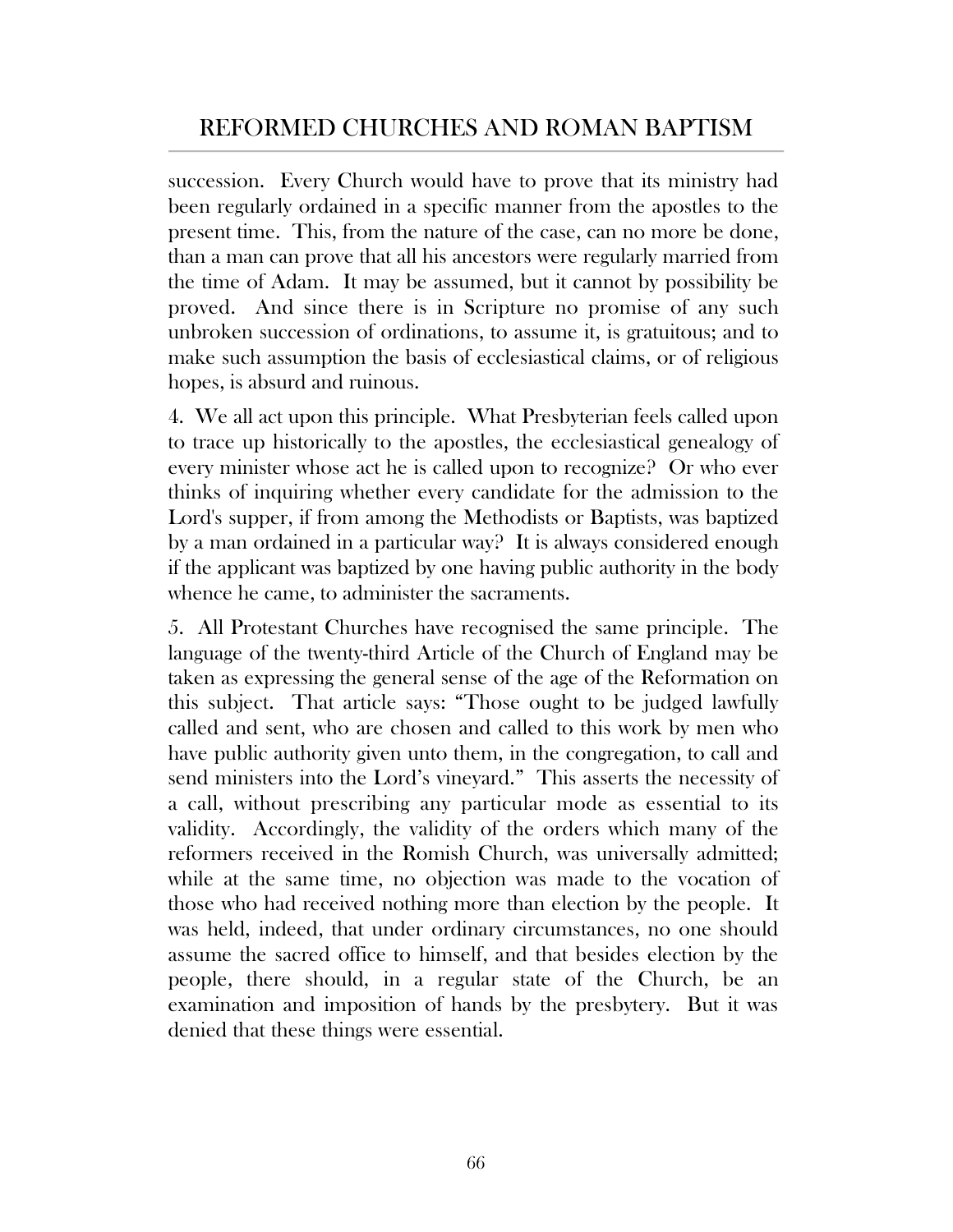succession. Every Church would have to prove that its ministry had been regularly ordained in a specific manner from the apostles to the present time. This, from the nature of the case, can no more be done, than a man can prove that all his ancestors were regularly married from the time of Adam. It may be assumed, but it cannot by possibility be proved. And since there is in Scripture no promise of any such unbroken succession of ordinations, to assume it, is gratuitous; and to make such assumption the basis of ecclesiastical claims, or of religious hopes, is absurd and ruinous.

4. We all act upon this principle. What Presbyterian feels called upon to trace up historically to the apostles, the ecclesiastical genealogy of every minister whose act he is called upon to recognize? Or who ever thinks of inquiring whether every candidate for the admission to the Lord's supper, if from among the Methodists or Baptists, was baptized by a man ordained in a particular way? It is always considered enough if the applicant was baptized by one having public authority in the body whence he came, to administer the sacraments.

5. All Protestant Churches have recognised the same principle. The language of the twenty-third Article of the Church of England may be taken as expressing the general sense of the age of the Reformation on this subject. That article says: "Those ought to be judged lawfully called and sent, who are chosen and called to this work by men who have public authority given unto them, in the congregation, to call and send ministers into the Lord's vineyard." This asserts the necessity of a call, without prescribing any particular mode as essential to its validity. Accordingly, the validity of the orders which many of the reformers received in the Romish Church, was universally admitted; while at the same time, no objection was made to the vocation of those who had received nothing more than election by the people. It was held, indeed, that under ordinary circumstances, no one should assume the sacred office to himself, and that besides election by the people, there should, in a regular state of the Church, be an examination and imposition of hands by the presbytery. But it was denied that these things were essential.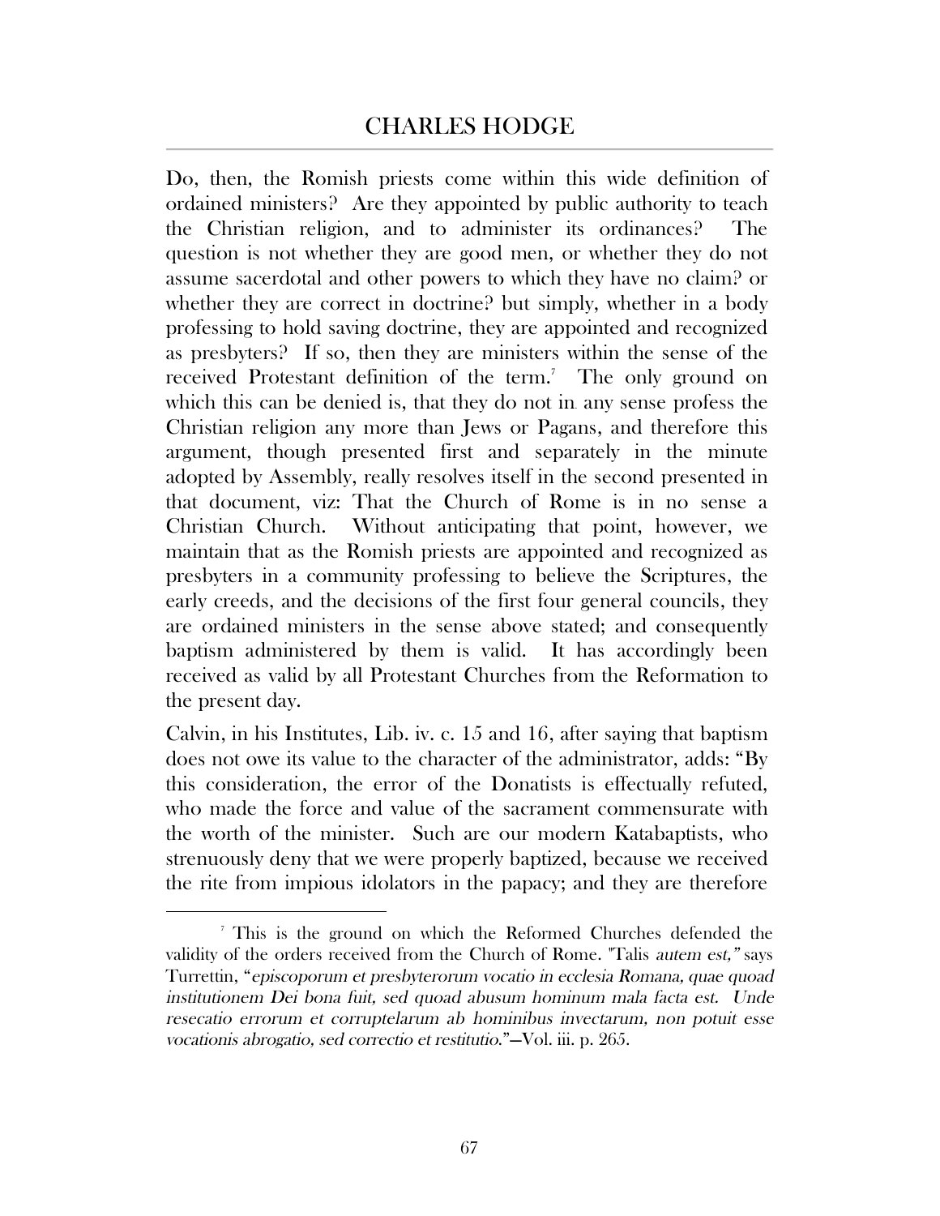Do, then, the Romish priests come within this wide definition of ordained ministers? Are they appointed by public authority to teach the Christian religion, and to administer its ordinances? The question is not whether they are good men, or whether they do not assume sacerdotal and other powers to which they have no claim? or whether they are correct in doctrine? but simply, whether in a body professing to hold saving doctrine, they are appointed and recognized as presbyters? If so, then they are ministers within the sense of the received Protestant definition of the term.[7] The only ground on which this can be denied is, that they do not in any sense profess the Christian religion any more than Jews or Pagans, and therefore this argument, though presented first and separately in the minute adopted by Assembly, really resolves itself in the second presented in that document, viz: That the Church of Rome is in no sense a Christian Church. Without anticipating that point, however, we maintain that as the Romish priests are appointed and recognized as presbyters in a community professing to believe the Scriptures, the early creeds, and the decisions of the first four general councils, they are ordained ministers in the sense above stated; and consequently baptism administered by them is valid. It has accordingly been received as valid by all Protestant Churches from the Reformation to the present day.

Calvin, in his Institutes, Lib. iv. c. 15 and 16, after saying that baptism does not owe its value to the character of the administrator, adds: "By this consideration, the error of the Donatists is effectually refuted, who made the force and value of the sacrament commensurate with the worth of the minister. Such are our modern Katabaptists, who strenuously deny that we were properly baptized, because we received the rite from impious idolators in the papacy; and they are therefore

---

[7] This is the ground on which the Reformed Churches defended the validity of the orders received from the Church of Rome. "Talis *autem est,"* says Turrettin, "*episcoporum et presbyterorum vocatio in ecclesia Romana, quae quoad institutionem Dei bona fuit, sed quoad abusum hominum mala facta est. Unde resecatio errorum et corruptelarum ab hominibus invectarum, non potuit esse vocationis abrogatio, sed correctio et restitutio*."—Vol. iii. p. 265.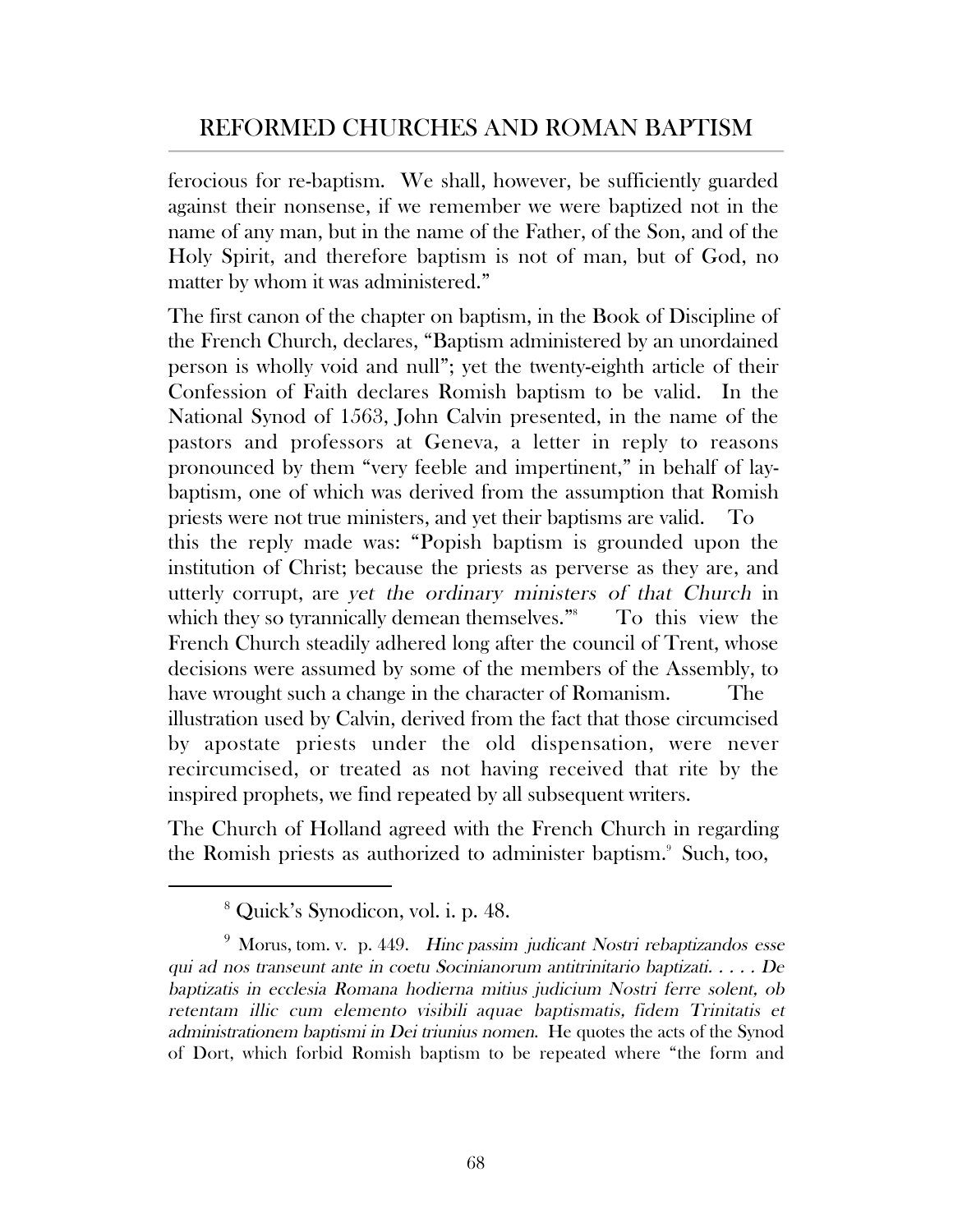ferocious for re-baptism. We shall, however, be sufficiently guarded against their nonsense, if we remember we were baptized not in the name of any man, but in the name of the Father, of the Son, and of the Holy Spirit, and therefore baptism is not of man, but of God, no matter by whom it was administered."

The first canon of the chapter on baptism, in the Book of Discipline of the French Church, declares, "Baptism administered by an unordained person is wholly void and null"; yet the twenty-eighth article of their Confession of Faith declares Romish baptism to be valid. In the National Synod of 1563, John Calvin presented, in the name of the pastors and professors at Geneva, a letter in reply to reasons pronounced by them "very feeble and impertinent," in behalf of lay-baptism, one of which was derived from the assumption that Romish priests were not true ministers, and yet their baptisms are valid. To this the reply made was: "Popish baptism is grounded upon the institution of Christ; because the priests as perverse as they are, and utterly corrupt, are *yet the ordinary ministers of that Church* in which they so tyrannically demean themselves."[8] To this view the French Church steadily adhered long after the council of Trent, whose decisions were assumed by some of the members of the Assembly, to have wrought such a change in the character of Romanism. The illustration used by Calvin, derived from the fact that those circumcised by apostate priests under the old dispensation, were never recircumcised, or treated as not having received that rite by the inspired prophets, we find repeated by all subsequent writers.

The Church of Holland agreed with the French Church in regarding the Romish priests as authorized to administer baptism.[9] Such, too,

---

[8] Quick's Synodicon, vol. i. p. 48.

[9] Morus, tom. v. p. 449. *Hinc passim judicant Nostri rebaptizandos esse qui ad nos transeunt ante in coetu Socinianorum antitrinitario baptizati. . . . . De baptizatis in ecclesia Romana hodierna mitius judicium Nostri ferre solent, ob retentam illic cum elemento visibili aquae baptismatis, fidem Trinitatis et administrationem baptismi in Dei triunius nomen.* He quotes the acts of the Synod of Dort, which forbid Romish baptism to be repeated where "the form and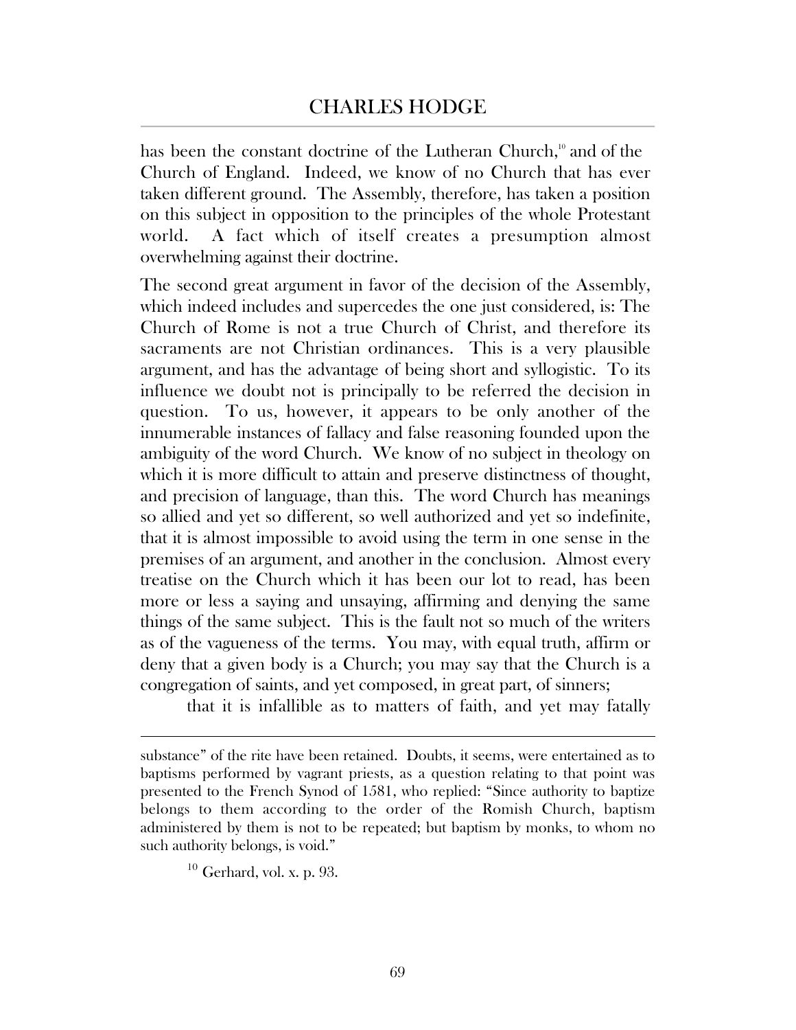has been the constant doctrine of the Lutheran Church,[10] and of the Church of England. Indeed, we know of no Church that has ever taken different ground. The Assembly, therefore, has taken a position on this subject in opposition to the principles of the whole Protestant world. A fact which of itself creates a presumption almost overwhelming against their doctrine.

The second great argument in favor of the decision of the Assembly, which indeed includes and supercedes the one just considered, is: The Church of Rome is not a true Church of Christ, and therefore its sacraments are not Christian ordinances. This is a very plausible argument, and has the advantage of being short and syllogistic. To its influence we doubt not is principally to be referred the decision in question. To us, however, it appears to be only another of the innumerable instances of fallacy and false reasoning founded upon the ambiguity of the word Church. We know of no subject in theology on which it is more difficult to attain and preserve distinctness of thought, and precision of language, than this. The word Church has meanings so allied and yet so different, so well authorized and yet so indefinite, that it is almost impossible to avoid using the term in one sense in the premises of an argument, and another in the conclusion. Almost every treatise on the Church which it has been our lot to read, has been more or less a saying and unsaying, affirming and denying the same things of the same subject. This is the fault not so much of the writers as of the vagueness of the terms. You may, with equal truth, affirm or deny that a given body is a Church; you may say that the Church is a congregation of saints, and yet composed, in great part, of sinners; that it is infallible as to matters of faith, and yet may fatally

---

substance" of the rite have been retained. Doubts, it seems, were entertained as to baptisms performed by vagrant priests, as a question relating to that point was presented to the French Synod of 1581, who replied: "Since authority to baptize belongs to them according to the order of the Romish Church, baptism administered by them is not to be repeated; but baptism by monks, to whom no such authority belongs, is void."

[10] Gerhard, vol. x. p. 93.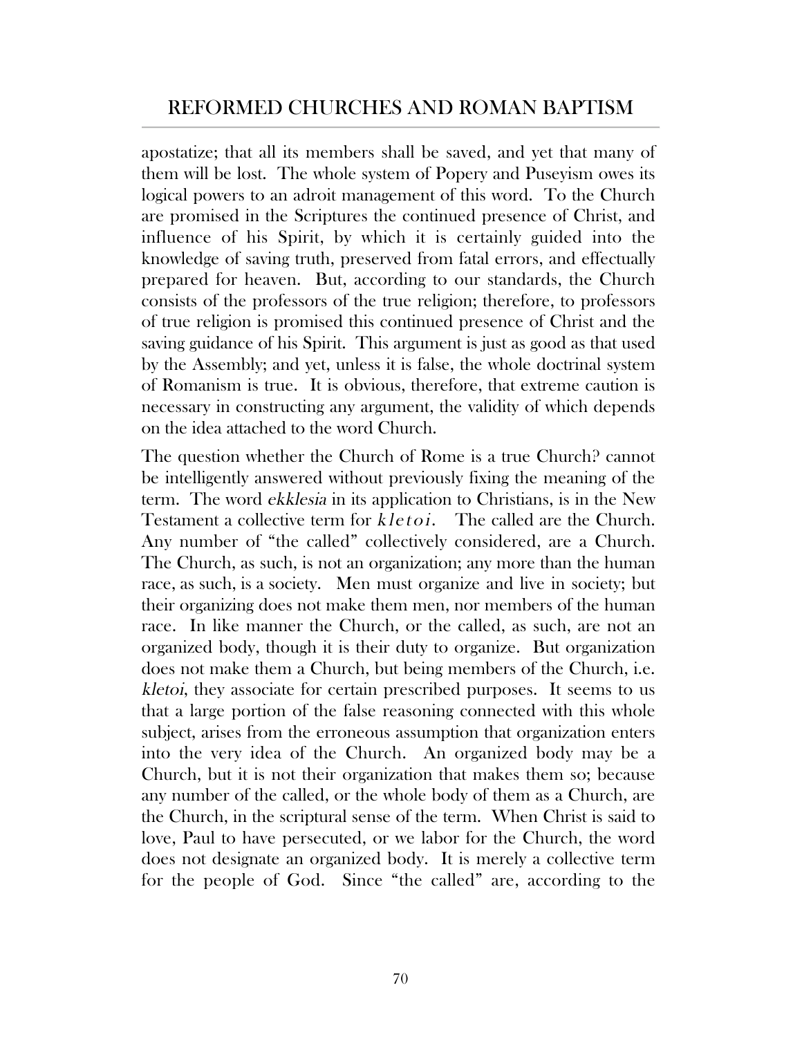apostatize; that all its members shall be saved, and yet that many of them will be lost. The whole system of Popery and Puseyism owes its logical powers to an adroit management of this word. To the Church are promised in the Scriptures the continued presence of Christ, and influence of his Spirit, by which it is certainly guided into the knowledge of saving truth, preserved from fatal errors, and effectually prepared for heaven. But, according to our standards, the Church consists of the professors of the true religion; therefore, to professors of true religion is promised this continued presence of Christ and the saving guidance of his Spirit. This argument is just as good as that used by the Assembly; and yet, unless it is false, the whole doctrinal system of Romanism is true. It is obvious, therefore, that extreme caution is necessary in constructing any argument, the validity of which depends on the idea attached to the word Church.

The question whether the Church of Rome is a true Church? cannot be intelligently answered without previously fixing the meaning of the term. The word *ekklesia* in its application to Christians, is in the New Testament a collective term for *kletoi*. The called are the Church. Any number of "the called" collectively considered, are a Church. The Church, as such, is not an organization; any more than the human race, as such, is a society. Men must organize and live in society; but their organizing does not make them men, nor members of the human race. In like manner the Church, or the called, as such, are not an organized body, though it is their duty to organize. But organization does not make them a Church, but being members of the Church, i.e. *kletoi*, they associate for certain prescribed purposes. It seems to us that a large portion of the false reasoning connected with this whole subject, arises from the erroneous assumption that organization enters into the very idea of the Church. An organized body may be a Church, but it is not their organization that makes them so; because any number of the called, or the whole body of them as a Church, are the Church, in the scriptural sense of the term. When Christ is said to love, Paul to have persecuted, or we labor for the Church, the word does not designate an organized body. It is merely a collective term for the people of God. Since "the called" are, according to the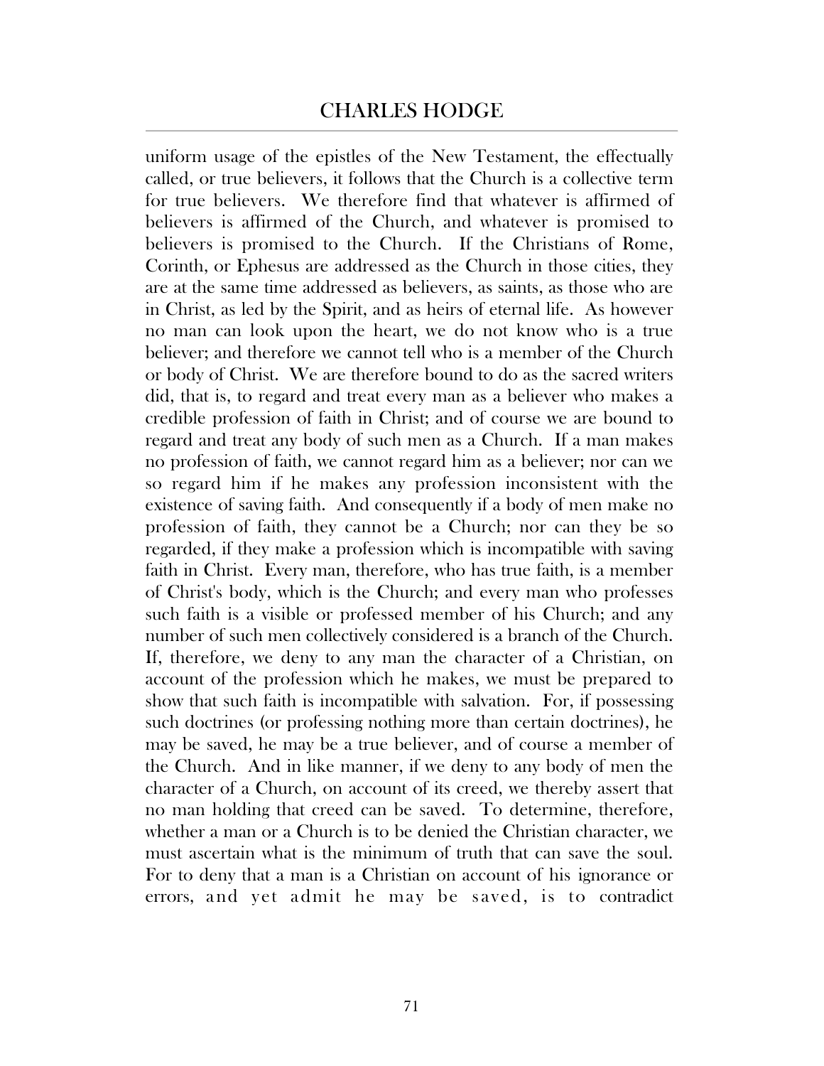uniform usage of the epistles of the New Testament, the effectually called, or true believers, it follows that the Church is a collective term for true believers. We therefore find that whatever is affirmed of believers is affirmed of the Church, and whatever is promised to believers is promised to the Church. If the Christians of Rome, Corinth, or Ephesus are addressed as the Church in those cities, they are at the same time addressed as believers, as saints, as those who are in Christ, as led by the Spirit, and as heirs of eternal life. As however no man can look upon the heart, we do not know who is a true believer; and therefore we cannot tell who is a member of the Church or body of Christ. We are therefore bound to do as the sacred writers did, that is, to regard and treat every man as a believer who makes a credible profession of faith in Christ; and of course we are bound to regard and treat any body of such men as a Church. If a man makes no profession of faith, we cannot regard him as a believer; nor can we so regard him if he makes any profession inconsistent with the existence of saving faith. And consequently if a body of men make no profession of faith, they cannot be a Church; nor can they be so regarded, if they make a profession which is incompatible with saving faith in Christ. Every man, therefore, who has true faith, is a member of Christ's body, which is the Church; and every man who professes such faith is a visible or professed member of his Church; and any number of such men collectively considered is a branch of the Church. If, therefore, we deny to any man the character of a Christian, on account of the profession which he makes, we must be prepared to show that such faith is incompatible with salvation. For, if possessing such doctrines (or professing nothing more than certain doctrines), he may be saved, he may be a true believer, and of course a member of the Church. And in like manner, if we deny to any body of men the character of a Church, on account of its creed, we thereby assert that no man holding that creed can be saved. To determine, therefore, whether a man or a Church is to be denied the Christian character, we must ascertain what is the minimum of truth that can save the soul. For to deny that a man is a Christian on account of his ignorance or errors, and yet admit he may be saved, is to contradict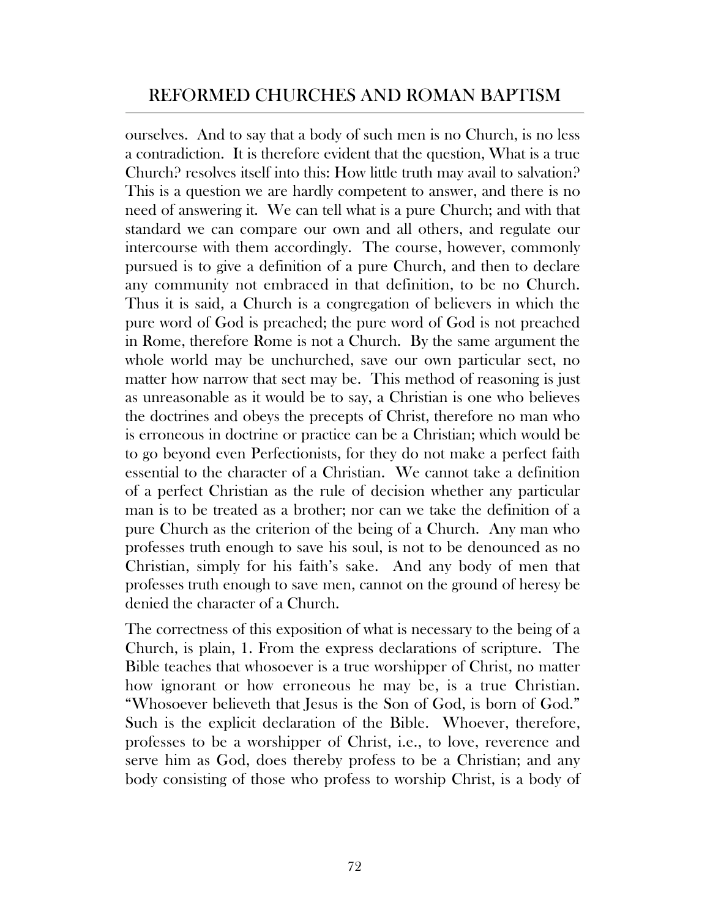ourselves. And to say that a body of such men is no Church, is no less a contradiction. It is therefore evident that the question, What is a true Church? resolves itself into this: How little truth may avail to salvation? This is a question we are hardly competent to answer, and there is no need of answering it. We can tell what is a pure Church; and with that standard we can compare our own and all others, and regulate our intercourse with them accordingly. The course, however, commonly pursued is to give a definition of a pure Church, and then to declare any community not embraced in that definition, to be no Church. Thus it is said, a Church is a congregation of believers in which the pure word of God is preached; the pure word of God is not preached in Rome, therefore Rome is not a Church. By the same argument the whole world may be unchurched, save our own particular sect, no matter how narrow that sect may be. This method of reasoning is just as unreasonable as it would be to say, a Christian is one who believes the doctrines and obeys the precepts of Christ, therefore no man who is erroneous in doctrine or practice can be a Christian; which would be to go beyond even Perfectionists, for they do not make a perfect faith essential to the character of a Christian. We cannot take a definition of a perfect Christian as the rule of decision whether any particular man is to be treated as a brother; nor can we take the definition of a pure Church as the criterion of the being of a Church. Any man who professes truth enough to save his soul, is not to be denounced as no Christian, simply for his faith's sake. And any body of men that professes truth enough to save men, cannot on the ground of heresy be denied the character of a Church.

The correctness of this exposition of what is necessary to the being of a Church, is plain, 1. From the express declarations of scripture. The Bible teaches that whosoever is a true worshipper of Christ, no matter how ignorant or how erroneous he may be, is a true Christian. "Whosoever believeth that Jesus is the Son of God, is born of God." Such is the explicit declaration of the Bible. Whoever, therefore, professes to be a worshipper of Christ, i.e., to love, reverence and serve him as God, does thereby profess to be a Christian; and any body consisting of those who profess to worship Christ, is a body of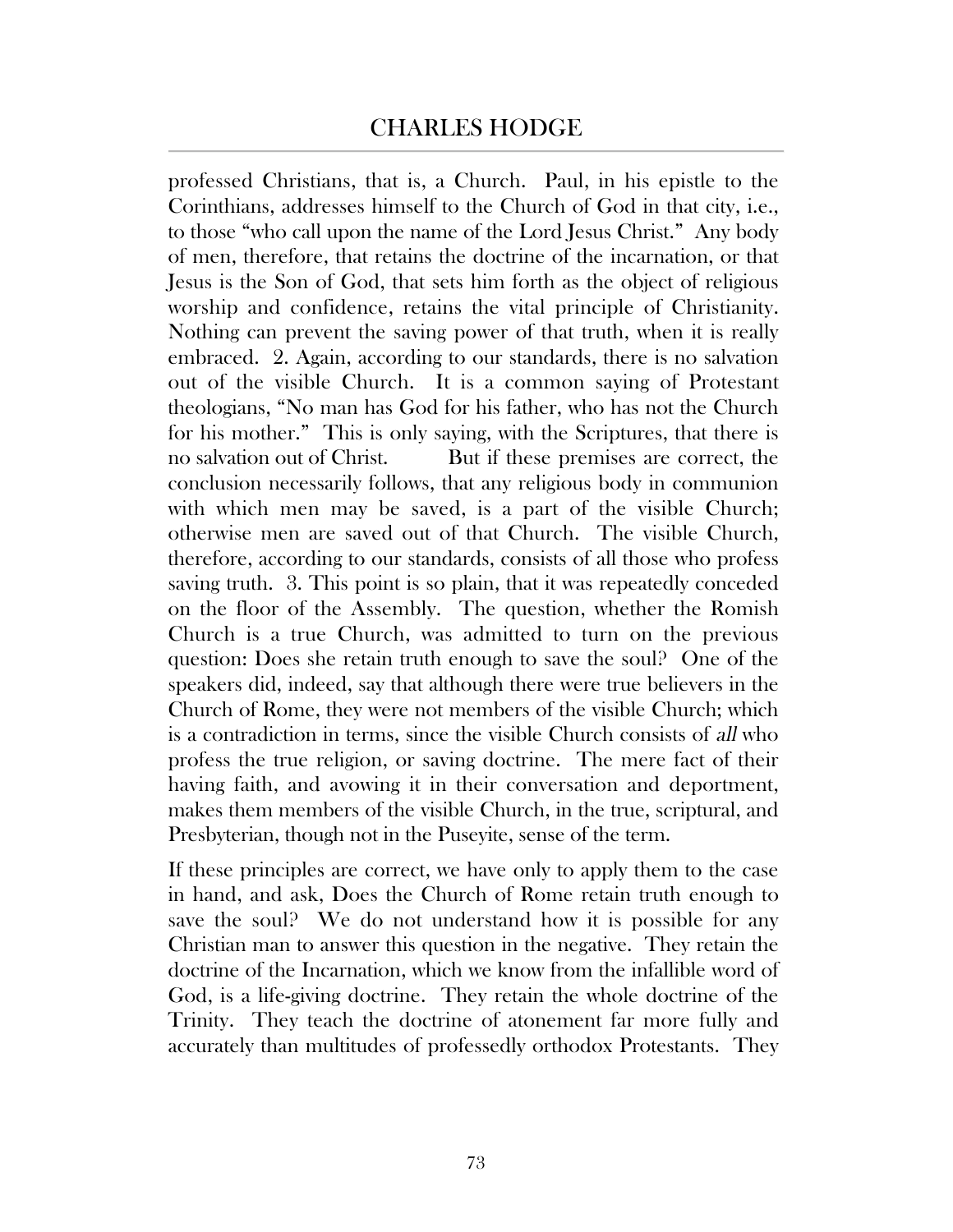professed Christians, that is, a Church. Paul, in his epistle to the Corinthians, addresses himself to the Church of God in that city, i.e., to those "who call upon the name of the Lord Jesus Christ." Any body of men, therefore, that retains the doctrine of the incarnation, or that Jesus is the Son of God, that sets him forth as the object of religious worship and confidence, retains the vital principle of Christianity. Nothing can prevent the saving power of that truth, when it is really embraced. 2. Again, according to our standards, there is no salvation out of the visible Church. It is a common saying of Protestant theologians, "No man has God for his father, who has not the Church for his mother." This is only saying, with the Scriptures, that there is no salvation out of Christ. But if these premises are correct, the conclusion necessarily follows, that any religious body in communion with which men may be saved, is a part of the visible Church; otherwise men are saved out of that Church. The visible Church, therefore, according to our standards, consists of all those who profess saving truth. 3. This point is so plain, that it was repeatedly conceded on the floor of the Assembly. The question, whether the Romish Church is a true Church, was admitted to turn on the previous question: Does she retain truth enough to save the soul? One of the speakers did, indeed, say that although there were true believers in the Church of Rome, they were not members of the visible Church; which is a contradiction in terms, since the visible Church consists of *all* who profess the true religion, or saving doctrine. The mere fact of their having faith, and avowing it in their conversation and deportment, makes them members of the visible Church, in the true, scriptural, and Presbyterian, though not in the Puseyite, sense of the term.

If these principles are correct, we have only to apply them to the case in hand, and ask, Does the Church of Rome retain truth enough to save the soul? We do not understand how it is possible for any Christian man to answer this question in the negative. They retain the doctrine of the Incarnation, which we know from the infallible word of God, is a life-giving doctrine. They retain the whole doctrine of the Trinity. They teach the doctrine of atonement far more fully and accurately than multitudes of professedly orthodox Protestants. They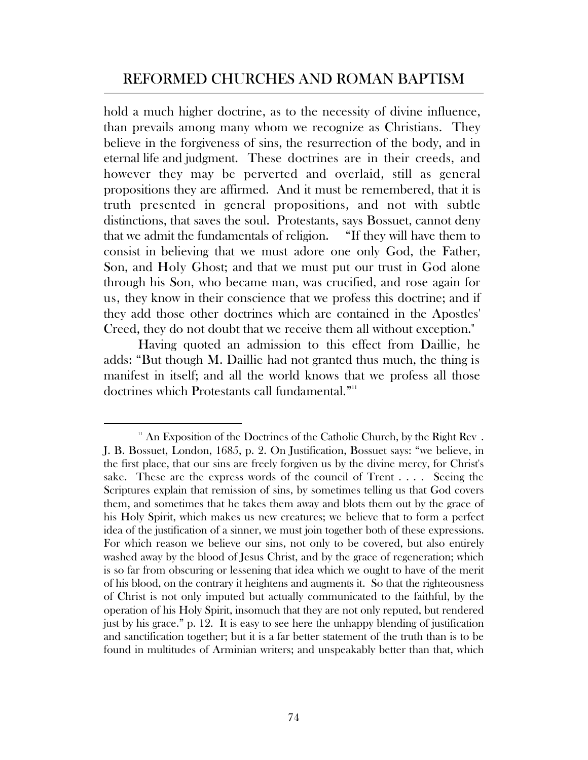hold a much higher doctrine, as to the necessity of divine influence, than prevails among many whom we recognize as Christians. They believe in the forgiveness of sins, the resurrection of the body, and in eternal life and judgment. These doctrines are in their creeds, and however they may be perverted and overlaid, still as general propositions they are affirmed. And it must be remembered, that it is truth presented in general propositions, and not with subtle distinctions, that saves the soul. Protestants, says Bossuet, cannot deny that we admit the fundamentals of religion. "If they will have them to consist in believing that we must adore one only God, the Father, Son, and Holy Ghost; and that we must put our trust in God alone through his Son, who became man, was crucified, and rose again for us, they know in their conscience that we profess this doctrine; and if they add those other doctrines which are contained in the Apostles' Creed, they do not doubt that we receive them all without exception."

Having quoted an admission to this effect from Daillie, he adds: "But though M. Daillie had not granted thus much, the thing is manifest in itself; and all the world knows that we profess all those doctrines which Protestants call fundamental."[11]

---

[11] An Exposition of the Doctrines of the Catholic Church, by the Right Rev. J. B. Bossuet, London, 1685, p. 2. On Justification, Bossuet says: "we believe, in the first place, that our sins are freely forgiven us by the divine mercy, for Christ's sake. These are the express words of the council of Trent . . . . Seeing the Scriptures explain that remission of sins, by sometimes telling us that God covers them, and sometimes that he takes them away and blots them out by the grace of his Holy Spirit, which makes us new creatures; we believe that to form a perfect idea of the justification of a sinner, we must join together both of these expressions. For which reason we believe our sins, not only to be covered, but also entirely washed away by the blood of Jesus Christ, and by the grace of regeneration; which is so far from obscuring or lessening that idea which we ought to have of the merit of his blood, on the contrary it heightens and augments it. So that the righteousness of Christ is not only imputed but actually communicated to the faithful, by the operation of his Holy Spirit, insomuch that they are not only reputed, but rendered just by his grace." p. 12. It is easy to see here the unhappy blending of justification and sanctification together; but it is a far better statement of the truth than is to be found in multitudes of Arminian writers; and unspeakably better than that, which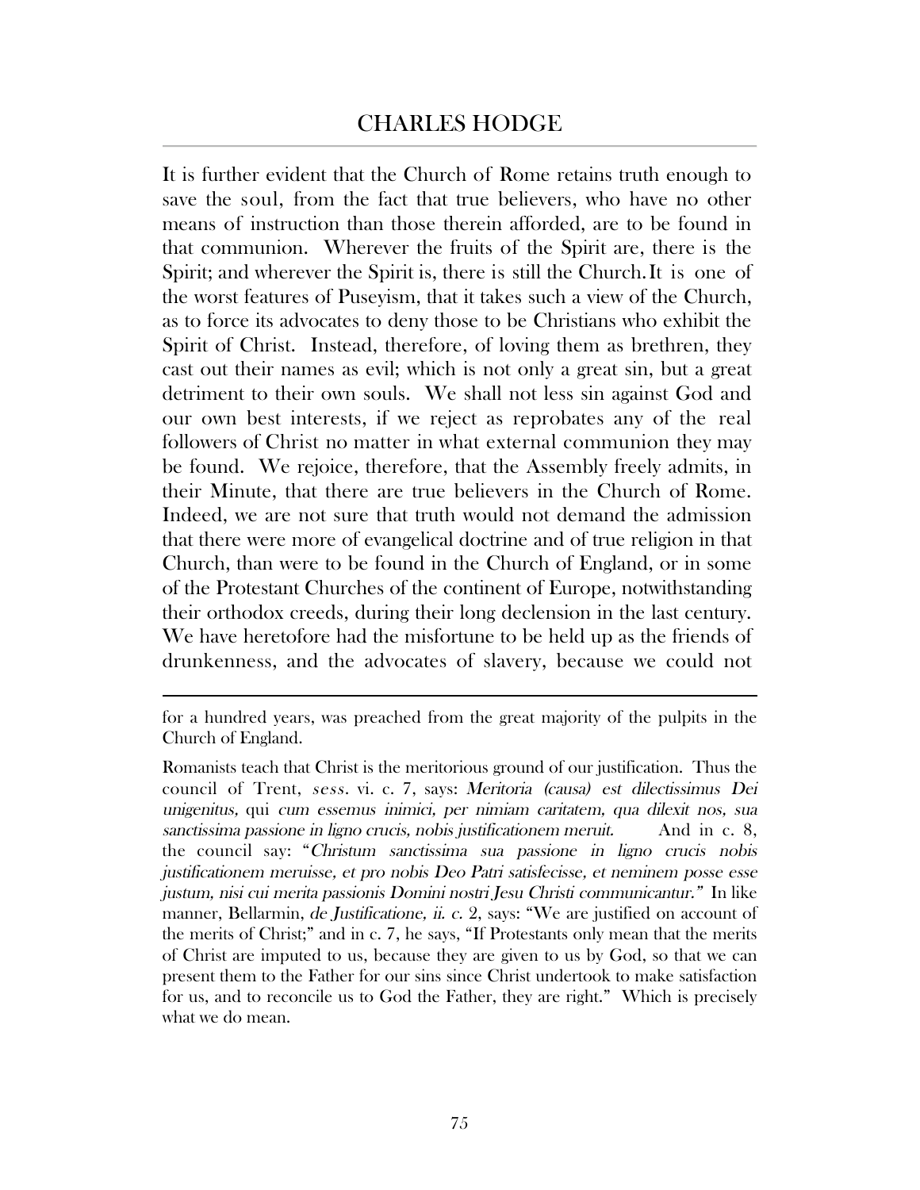It is further evident that the Church of Rome retains truth enough to save the soul, from the fact that true believers, who have no other means of instruction than those therein afforded, are to be found in that communion. Wherever the fruits of the Spirit are, there is the Spirit; and wherever the Spirit is, there is still the Church. It is one of the worst features of Puseyism, that it takes such a view of the Church, as to force its advocates to deny those to be Christians who exhibit the Spirit of Christ. Instead, therefore, of loving them as brethren, they cast out their names as evil; which is not only a great sin, but a great detriment to their own souls. We shall not less sin against God and our own best interests, if we reject as reprobates any of the real followers of Christ no matter in what external communion they may be found. We rejoice, therefore, that the Assembly freely admits, in their Minute, that there are true believers in the Church of Rome. Indeed, we are not sure that truth would not demand the admission that there were more of evangelical doctrine and of true religion in that Church, than were to be found in the Church of England, or in some of the Protestant Churches of the continent of Europe, notwithstanding their orthodox creeds, during their long declension in the last century. We have heretofore had the misfortune to be held up as the friends of drunkenness, and the advocates of slavery, because we could not

---

for a hundred years, was preached from the great majority of the pulpits in the Church of England.

Romanists teach that Christ is the meritorious ground of our justification. Thus the council of Trent, *sess.* vi. c. 7, says: *Meritoria (causa) est dilectissimus Dei unigenitus,* qui *cum essemus inimici, per nimiam caritatem, qua dilexit nos, sua sanctissima passione in ligno crucis, nobis justificationem meruit.* And in c. 8, the council say: "*Christum sanctissima sua passione in ligno crucis nobis justificationem meruisse, et pro nobis Deo Patri satisfecisse, et neminem posse esse justum, nisi cui merita passionis Domini nostri Jesu Christi communicantur.*" In like manner, Bellarmin, *de Justificatione, ii. c.* 2, says: "We are justified on account of the merits of Christ;" and in c. 7, he says, "If Protestants only mean that the merits of Christ are imputed to us, because they are given to us by God, so that we can present them to the Father for our sins since Christ undertook to make satisfaction for us, and to reconcile us to God the Father, they are right." Which is precisely what we do mean.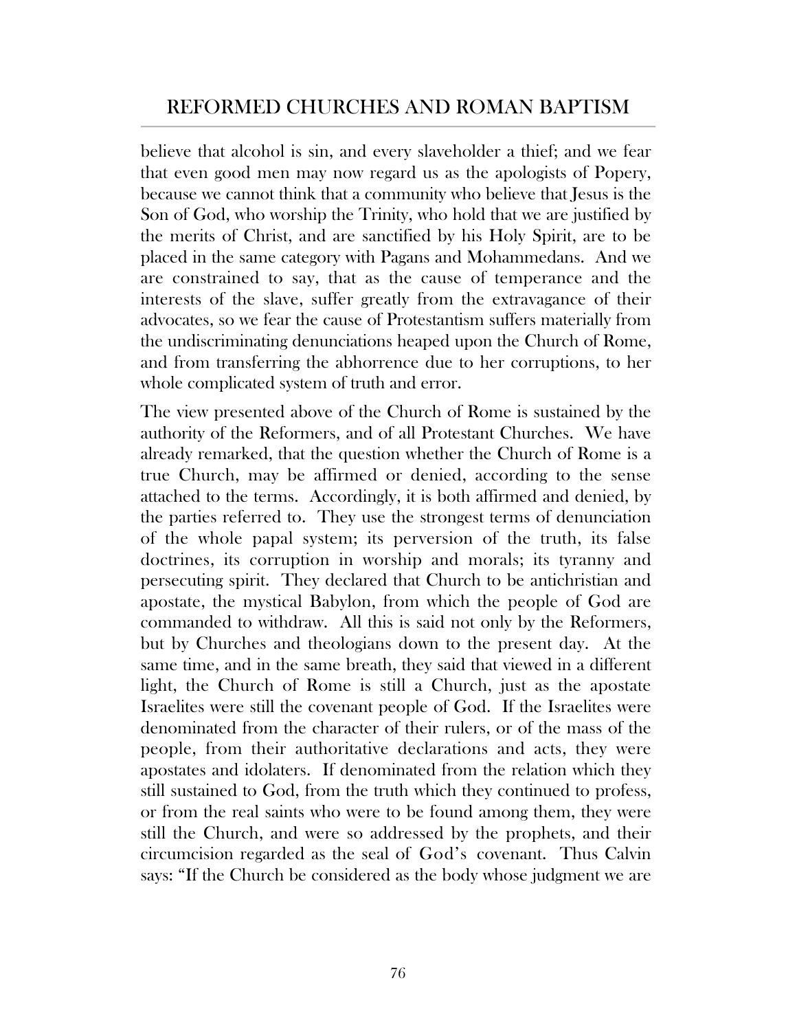believe that alcohol is sin, and every slaveholder a thief; and we fear that even good men may now regard us as the apologists of Popery, because we cannot think that a community who believe that Jesus is the Son of God, who worship the Trinity, who hold that we are justified by the merits of Christ, and are sanctified by his Holy Spirit, are to be placed in the same category with Pagans and Mohammedans. And we are constrained to say, that as the cause of temperance and the interests of the slave, suffer greatly from the extravagance of their advocates, so we fear the cause of Protestantism suffers materially from the undiscriminating denunciations heaped upon the Church of Rome, and from transferring the abhorrence due to her corruptions, to her whole complicated system of truth and error.

The view presented above of the Church of Rome is sustained by the authority of the Reformers, and of all Protestant Churches. We have already remarked, that the question whether the Church of Rome is a true Church, may be affirmed or denied, according to the sense attached to the terms. Accordingly, it is both affirmed and denied, by the parties referred to. They use the strongest terms of denunciation of the whole papal system; its perversion of the truth, its false doctrines, its corruption in worship and morals; its tyranny and persecuting spirit. They declared that Church to be antichristian and apostate, the mystical Babylon, from which the people of God are commanded to withdraw. All this is said not only by the Reformers, but by Churches and theologians down to the present day. At the same time, and in the same breath, they said that viewed in a different light, the Church of Rome is still a Church, just as the apostate Israelites were still the covenant people of God. If the Israelites were denominated from the character of their rulers, or of the mass of the people, from their authoritative declarations and acts, they were apostates and idolaters. If denominated from the relation which they still sustained to God, from the truth which they continued to profess, or from the real saints who were to be found among them, they were still the Church, and were so addressed by the prophets, and their circumcision regarded as the seal of God's covenant. Thus Calvin says: "If the Church be considered as the body whose judgment we are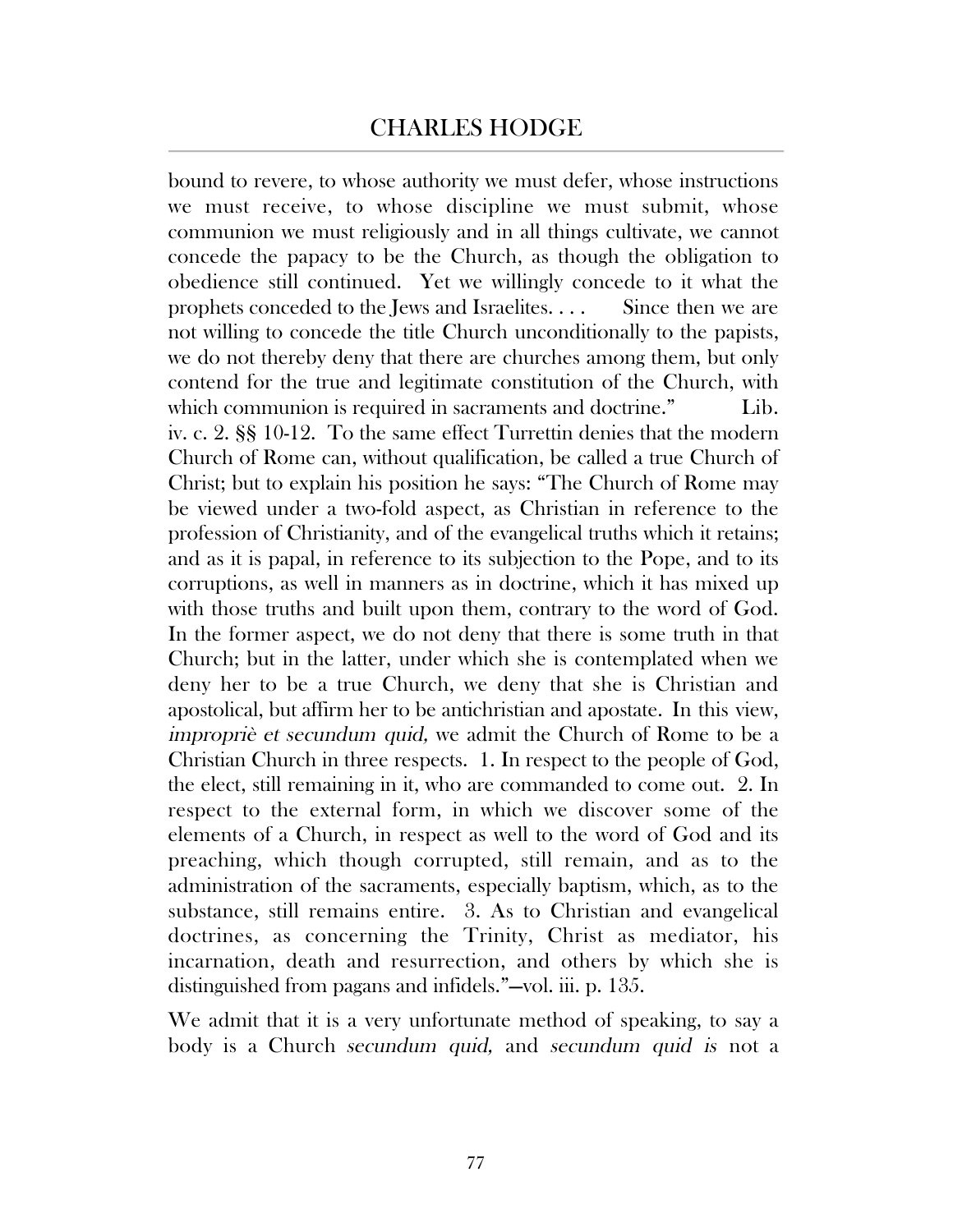bound to revere, to whose authority we must defer, whose instructions we must receive, to whose discipline we must submit, whose communion we must religiously and in all things cultivate, we cannot concede the papacy to be the Church, as though the obligation to obedience still continued. Yet we willingly concede to it what the prophets conceded to the Jews and Israelites. . . . Since then we are not willing to concede the title Church unconditionally to the papists, we do not thereby deny that there are churches among them, but only contend for the true and legitimate constitution of the Church, with which communion is required in sacraments and doctrine." Lib. iv. c. 2. §§ 10-12. To the same effect Turrettin denies that the modern Church of Rome can, without qualification, be called a true Church of Christ; but to explain his position he says: "The Church of Rome may be viewed under a two-fold aspect, as Christian in reference to the profession of Christianity, and of the evangelical truths which it retains; and as it is papal, in reference to its subjection to the Pope, and to its corruptions, as well in manners as in doctrine, which it has mixed up with those truths and built upon them, contrary to the word of God. In the former aspect, we do not deny that there is some truth in that Church; but in the latter, under which she is contemplated when we deny her to be a true Church, we deny that she is Christian and apostolical, but affirm her to be antichristian and apostate. In this view, *impropriè et secundum quid,* we admit the Church of Rome to be a Christian Church in three respects. 1. In respect to the people of God, the elect, still remaining in it, who are commanded to come out. 2. In respect to the external form, in which we discover some of the elements of a Church, in respect as well to the word of God and its preaching, which though corrupted, still remain, and as to the administration of the sacraments, especially baptism, which, as to the substance, still remains entire. 3. As to Christian and evangelical doctrines, as concerning the Trinity, Christ as mediator, his incarnation, death and resurrection, and others by which she is distinguished from pagans and infidels."—vol. iii. p. 135.

We admit that it is a very unfortunate method of speaking, to say a body is a Church *secundum quid,* and *secundum quid is* not a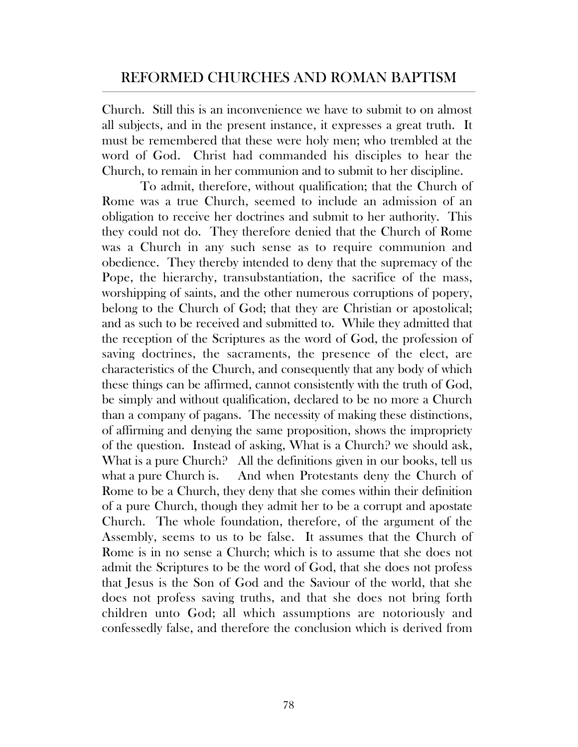Church. Still this is an inconvenience we have to submit to on almost all subjects, and in the present instance, it expresses a great truth. It must be remembered that these were holy men; who trembled at the word of God. Christ had commanded his disciples to hear the Church, to remain in her communion and to submit to her discipline.

To admit, therefore, without qualification; that the Church of Rome was a true Church, seemed to include an admission of an obligation to receive her doctrines and submit to her authority. This they could not do. They therefore denied that the Church of Rome was a Church in any such sense as to require communion and obedience. They thereby intended to deny that the supremacy of the Pope, the hierarchy, transubstantiation, the sacrifice of the mass, worshipping of saints, and the other numerous corruptions of popery, belong to the Church of God; that they are Christian or apostolical; and as such to be received and submitted to. While they admitted that the reception of the Scriptures as the word of God, the profession of saving doctrines, the sacraments, the presence of the elect, are characteristics of the Church, and consequently that any body of which these things can be affirmed, cannot consistently with the truth of God, be simply and without qualification, declared to be no more a Church than a company of pagans. The necessity of making these distinctions, of affirming and denying the same proposition, shows the impropriety of the question. Instead of asking, What is a Church? we should ask, What is a pure Church? All the definitions given in our books, tell us what a pure Church is. And when Protestants deny the Church of Rome to be a Church, they deny that she comes within their definition of a pure Church, though they admit her to be a corrupt and apostate Church. The whole foundation, therefore, of the argument of the Assembly, seems to us to be false. It assumes that the Church of Rome is in no sense a Church; which is to assume that she does not admit the Scriptures to be the word of God, that she does not profess that Jesus is the Son of God and the Saviour of the world, that she does not profess saving truths, and that she does not bring forth children unto God; all which assumptions are notoriously and confessedly false, and therefore the conclusion which is derived from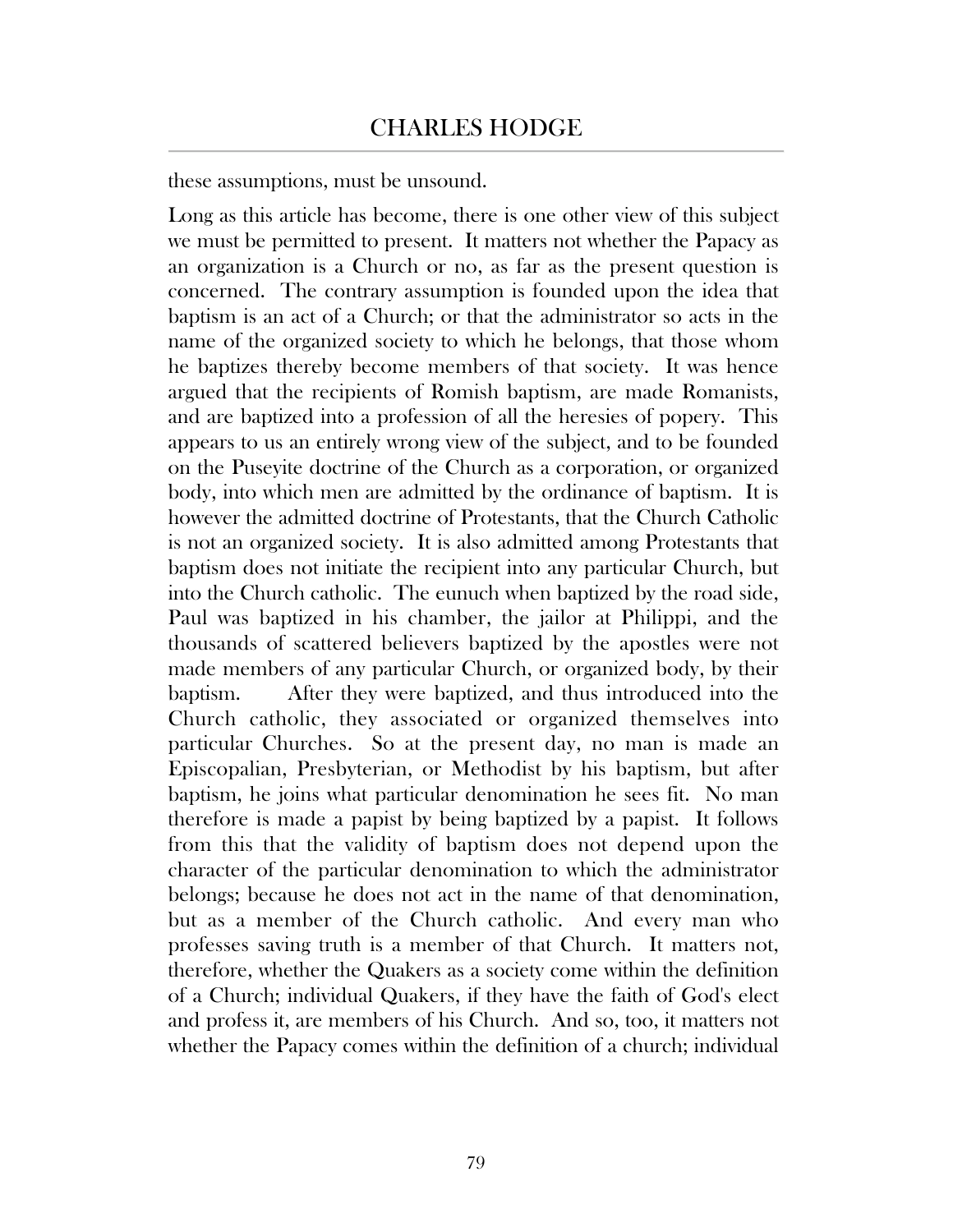these assumptions, must be unsound.

Long as this article has become, there is one other view of this subject we must be permitted to present. It matters not whether the Papacy as an organization is a Church or no, as far as the present question is concerned. The contrary assumption is founded upon the idea that baptism is an act of a Church; or that the administrator so acts in the name of the organized society to which he belongs, that those whom he baptizes thereby become members of that society. It was hence argued that the recipients of Romish baptism, are made Romanists, and are baptized into a profession of all the heresies of popery. This appears to us an entirely wrong view of the subject, and to be founded on the Puseyite doctrine of the Church as a corporation, or organized body, into which men are admitted by the ordinance of baptism. It is however the admitted doctrine of Protestants, that the Church Catholic is not an organized society. It is also admitted among Protestants that baptism does not initiate the recipient into any particular Church, but into the Church catholic. The eunuch when baptized by the road side, Paul was baptized in his chamber, the jailor at Philippi, and the thousands of scattered believers baptized by the apostles were not made members of any particular Church, or organized body, by their baptism. After they were baptized, and thus introduced into the Church catholic, they associated or organized themselves into particular Churches. So at the present day, no man is made an Episcopalian, Presbyterian, or Methodist by his baptism, but after baptism, he joins what particular denomination he sees fit. No man therefore is made a papist by being baptized by a papist. It follows from this that the validity of baptism does not depend upon the character of the particular denomination to which the administrator belongs; because he does not act in the name of that denomination, but as a member of the Church catholic. And every man who professes saving truth is a member of that Church. It matters not, therefore, whether the Quakers as a society come within the definition of a Church; individual Quakers, if they have the faith of God's elect and profess it, are members of his Church. And so, too, it matters not whether the Papacy comes within the definition of a church; individual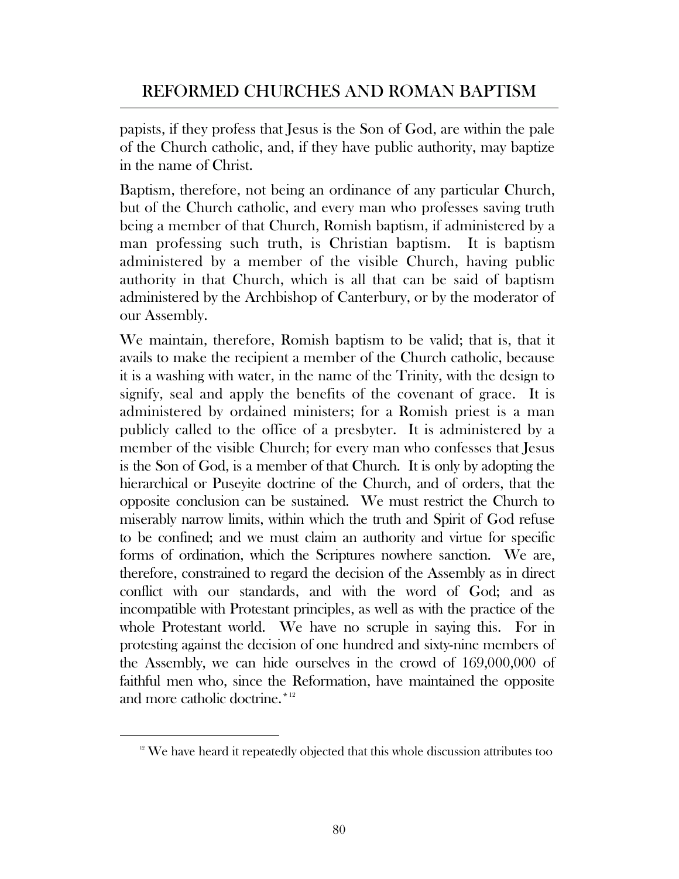papists, if they profess that Jesus is the Son of God, are within the pale of the Church catholic, and, if they have public authority, may baptize in the name of Christ.

Baptism, therefore, not being an ordinance of any particular Church, but of the Church catholic, and every man who professes saving truth being a member of that Church, Romish baptism, if administered by a man professing such truth, is Christian baptism. It is baptism administered by a member of the visible Church, having public authority in that Church, which is all that can be said of baptism administered by the Archbishop of Canterbury, or by the moderator of our Assembly.

We maintain, therefore, Romish baptism to be valid; that is, that it avails to make the recipient a member of the Church catholic, because it is a washing with water, in the name of the Trinity, with the design to signify, seal and apply the benefits of the covenant of grace. It is administered by ordained ministers; for a Romish priest is a man publicly called to the office of a presbyter. It is administered by a member of the visible Church; for every man who confesses that Jesus is the Son of God, is a member of that Church. It is only by adopting the hierarchical or Puseyite doctrine of the Church, and of orders, that the opposite conclusion can be sustained. We must restrict the Church to miserably narrow limits, within which the truth and Spirit of God refuse to be confined; and we must claim an authority and virtue for specific forms of ordination, which the Scriptures nowhere sanction. We are, therefore, constrained to regard the decision of the Assembly as in direct conflict with our standards, and with the word of God; and as incompatible with Protestant principles, as well as with the practice of the whole Protestant world. We have no scruple in saying this. For in protesting against the decision of one hundred and sixty-nine members of the Assembly, we can hide ourselves in the crowd of 169,000,000 of faithful men who, since the Reformation, have maintained the opposite and more catholic doctrine.*[12]

---

[12] We have heard it repeatedly objected that this whole discussion attributes too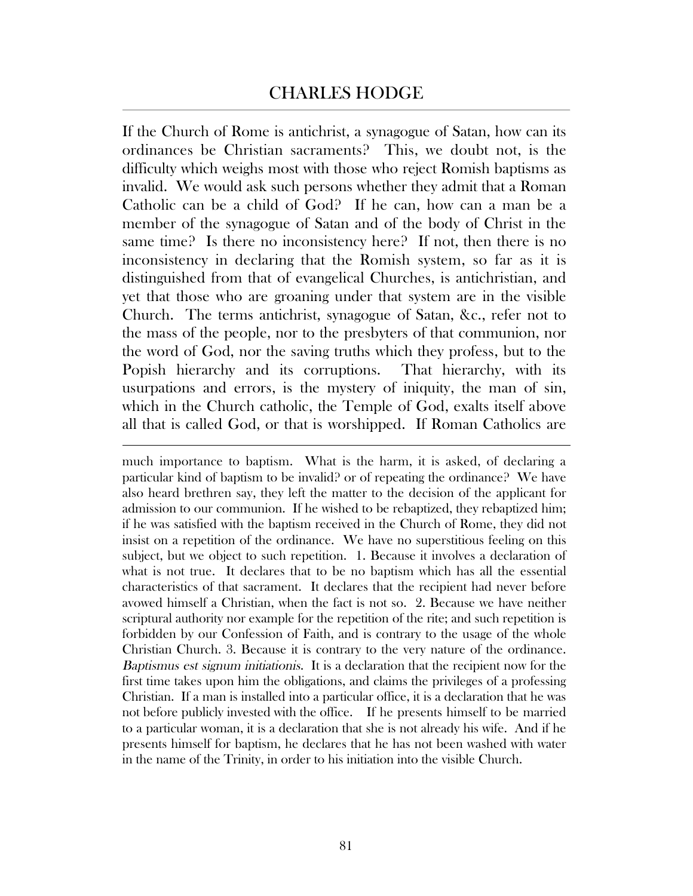If the Church of Rome is antichrist, a synagogue of Satan, how can its ordinances be Christian sacraments? This, we doubt not, is the difficulty which weighs most with those who reject Romish baptisms as invalid. We would ask such persons whether they admit that a Roman Catholic can be a child of God? If he can, how can a man be a member of the synagogue of Satan and of the body of Christ in the same time? Is there no inconsistency here? If not, then there is no inconsistency in declaring that the Romish system, so far as it is distinguished from that of evangelical Churches, is antichristian, and yet that those who are groaning under that system are in the visible Church. The terms antichrist, synagogue of Satan, &c., refer not to the mass of the people, nor to the presbyters of that communion, nor the word of God, nor the saving truths which they profess, but to the Popish hierarchy and its corruptions. That hierarchy, with its usurpations and errors, is the mystery of iniquity, the man of sin, which in the Church catholic, the Temple of God, exalts itself above all that is called God, or that is worshipped. If Roman Catholics are

---

much importance to baptism. What is the harm, it is asked, of declaring a particular kind of baptism to be invalid? or of repeating the ordinance? We have also heard brethren say, they left the matter to the decision of the applicant for admission to our communion. If he wished to be rebaptized, they rebaptized him; if he was satisfied with the baptism received in the Church of Rome, they did not insist on a repetition of the ordinance. We have no superstitious feeling on this subject, but we object to such repetition. 1. Because it involves a declaration of what is not true. It declares that to be no baptism which has all the essential characteristics of that sacrament. It declares that the recipient had never before avowed himself a Christian, when the fact is not so. 2. Because we have neither scriptural authority nor example for the repetition of the rite; and such repetition is forbidden by our Confession of Faith, and is contrary to the usage of the whole Christian Church. 3. Because it is contrary to the very nature of the ordinance. *Baptismus est signum initiationis*. It is a declaration that the recipient now for the first time takes upon him the obligations, and claims the privileges of a professing Christian. If a man is installed into a particular office, it is a declaration that he was not before publicly invested with the office. If he presents himself to be married to a particular woman, it is a declaration that she is not already his wife. And if he presents himself for baptism, he declares that he has not been washed with water in the name of the Trinity, in order to his initiation into the visible Church.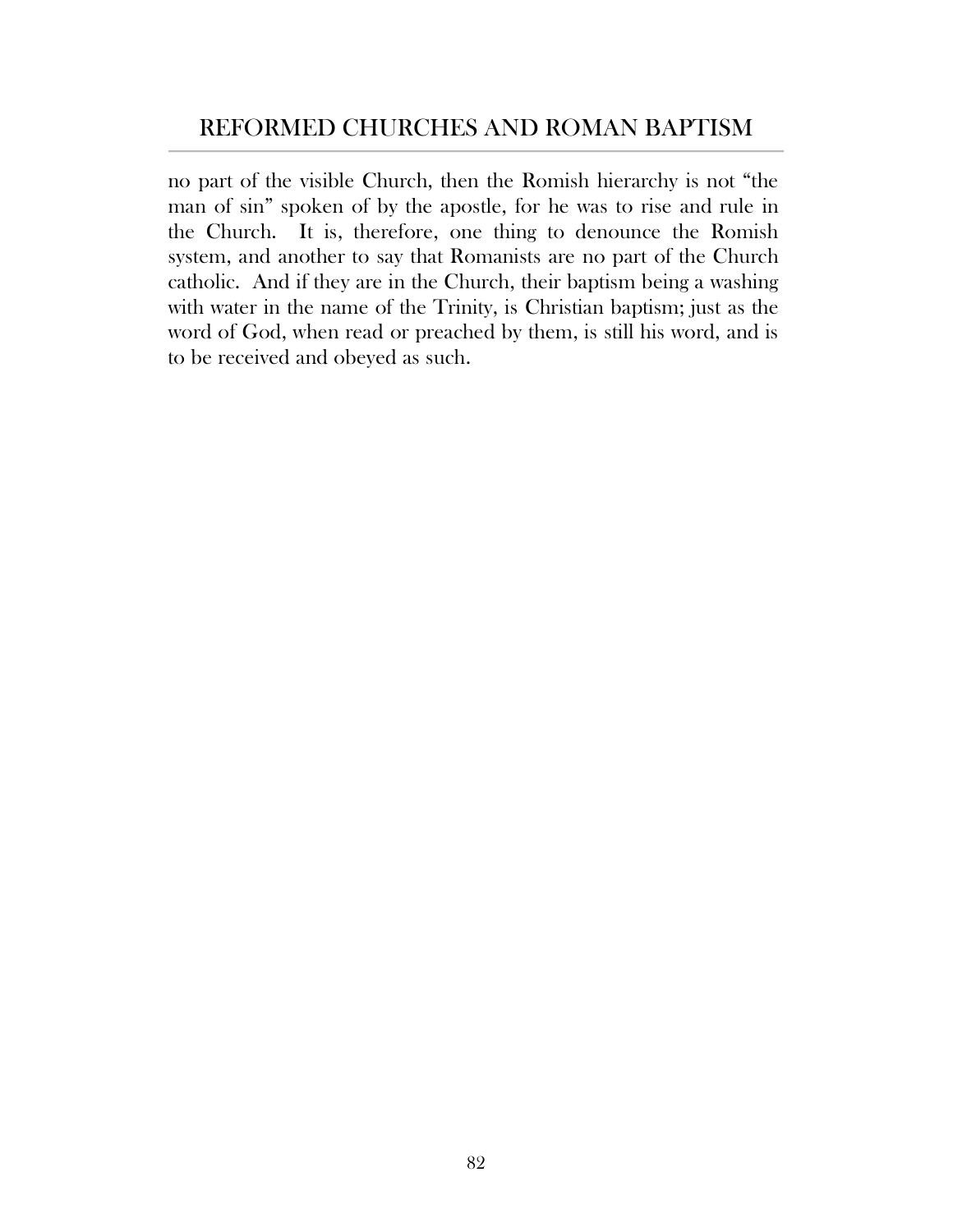no part of the visible Church, then the Romish hierarchy is not "the man of sin" spoken of by the apostle, for he was to rise and rule in the Church. It is, therefore, one thing to denounce the Romish system, and another to say that Romanists are no part of the Church catholic. And if they are in the Church, their baptism being a washing with water in the name of the Trinity, is Christian baptism; just as the word of God, when read or preached by them, is still his word, and is to be received and obeyed as such.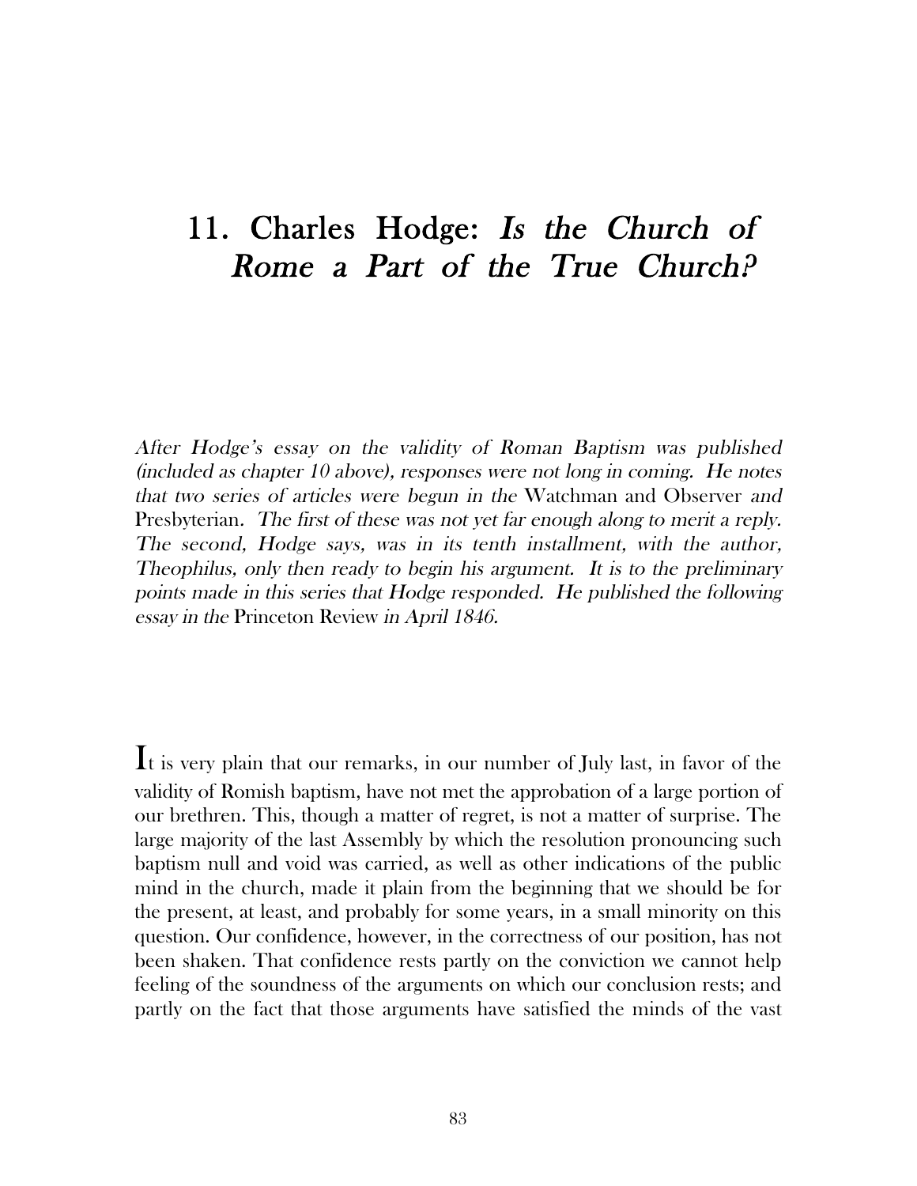# 11. Charles Hodge: *Is the Church of Rome a Part of the True Church?*

*After Hodge's essay on the validity of Roman Baptism was published (included as chapter 10 above), responses were not long in coming. He notes that two series of articles were begun in the* Watchman and Observer *and* Presbyterian. *The first of these was not yet far enough along to merit a reply. The second, Hodge says, was in its tenth installment, with the author, Theophilus, only then ready to begin his argument. It is to the preliminary points made in this series that Hodge responded. He published the following essay in the* Princeton Review *in April 1846.*

It is very plain that our remarks, in our number of July last, in favor of the validity of Romish baptism, have not met the approbation of a large portion of our brethren. This, though a matter of regret, is not a matter of surprise. The large majority of the last Assembly by which the resolution pronouncing such baptism null and void was carried, as well as other indications of the public mind in the church, made it plain from the beginning that we should be for the present, at least, and probably for some years, in a small minority on this question. Our confidence, however, in the correctness of our position, has not been shaken. That confidence rests partly on the conviction we cannot help feeling of the soundness of the arguments on which our conclusion rests; and partly on the fact that those arguments have satisfied the minds of the vast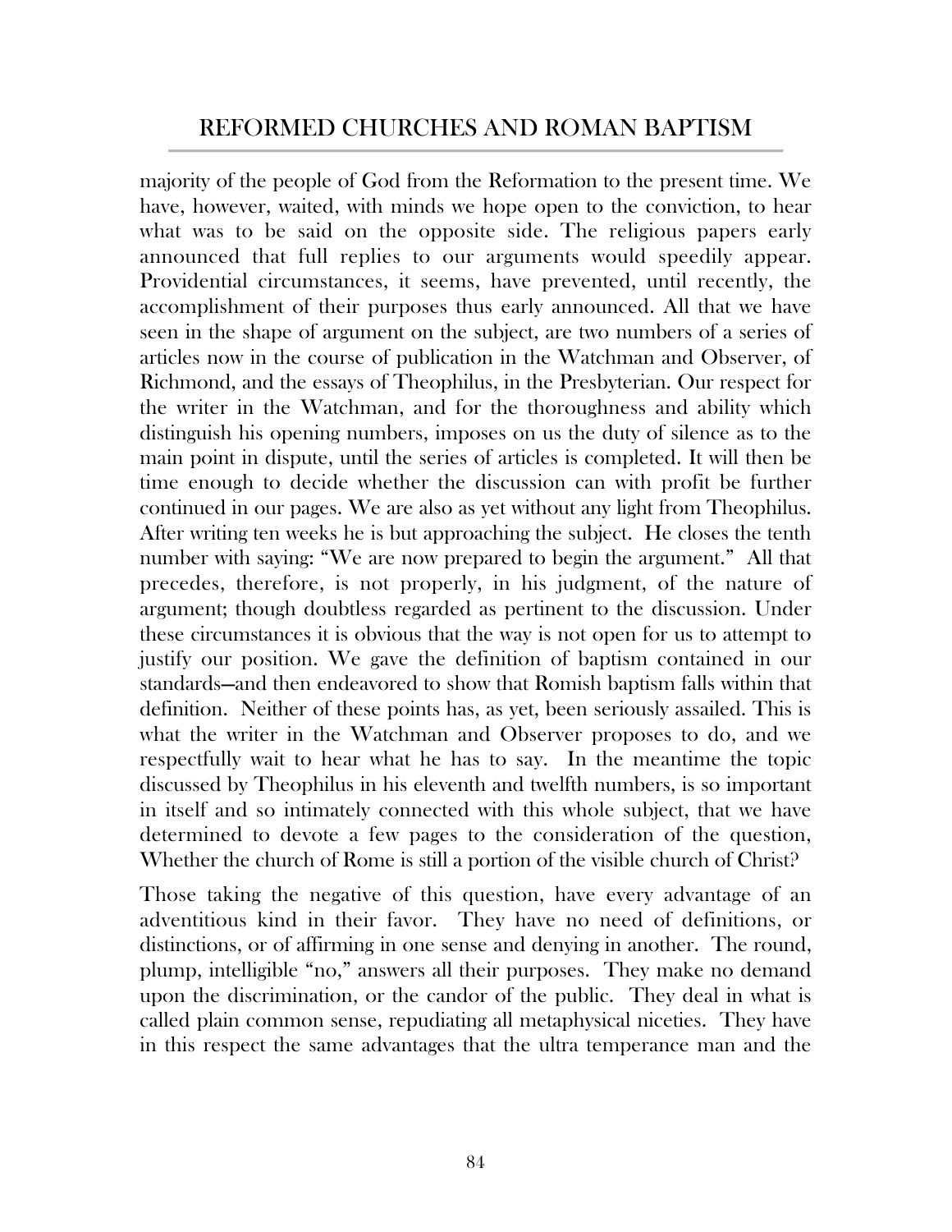majority of the people of God from the Reformation to the present time. We have, however, waited, with minds we hope open to the conviction, to hear what was to be said on the opposite side. The religious papers early announced that full replies to our arguments would speedily appear. Providential circumstances, it seems, have prevented, until recently, the accomplishment of their purposes thus early announced. All that we have seen in the shape of argument on the subject, are two numbers of a series of articles now in the course of publication in the Watchman and Observer, of Richmond, and the essays of Theophilus, in the Presbyterian. Our respect for the writer in the Watchman, and for the thoroughness and ability which distinguish his opening numbers, imposes on us the duty of silence as to the main point in dispute, until the series of articles is completed. It will then be time enough to decide whether the discussion can with profit be further continued in our pages. We are also as yet without any light from Theophilus. After writing ten weeks he is but approaching the subject. He closes the tenth number with saying: "We are now prepared to begin the argument." All that precedes, therefore, is not properly, in his judgment, of the nature of argument; though doubtless regarded as pertinent to the discussion. Under these circumstances it is obvious that the way is not open for us to attempt to justify our position. We gave the definition of baptism contained in our standards—and then endeavored to show that Romish baptism falls within that definition. Neither of these points has, as yet, been seriously assailed. This is what the writer in the Watchman and Observer proposes to do, and we respectfully wait to hear what he has to say. In the meantime the topic discussed by Theophilus in his eleventh and twelfth numbers, is so important in itself and so intimately connected with this whole subject, that we have determined to devote a few pages to the consideration of the question, Whether the church of Rome is still a portion of the visible church of Christ?

Those taking the negative of this question, have every advantage of an adventitious kind in their favor. They have no need of definitions, or distinctions, or of affirming in one sense and denying in another. The round, plump, intelligible "no," answers all their purposes. They make no demand upon the discrimination, or the candor of the public. They deal in what is called plain common sense, repudiating all metaphysical niceties. They have in this respect the same advantages that the ultra temperance man and the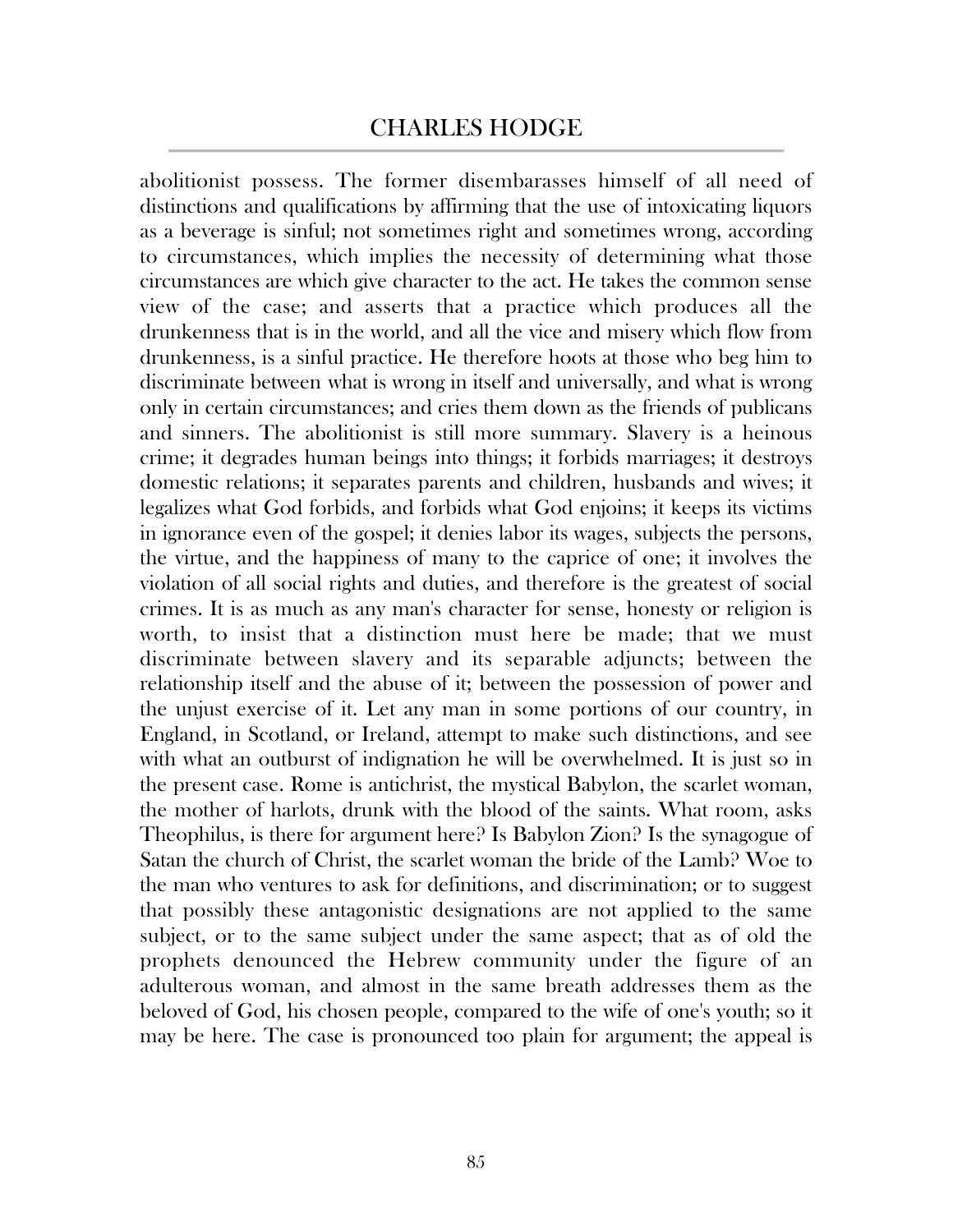abolitionist possess. The former disembarasses himself of all need of distinctions and qualifications by affirming that the use of intoxicating liquors as a beverage is sinful; not sometimes right and sometimes wrong, according to circumstances, which implies the necessity of determining what those circumstances are which give character to the act. He takes the common sense view of the case; and asserts that a practice which produces all the drunkenness that is in the world, and all the vice and misery which flow from drunkenness, is a sinful practice. He therefore hoots at those who beg him to discriminate between what is wrong in itself and universally, and what is wrong only in certain circumstances; and cries them down as the friends of publicans and sinners. The abolitionist is still more summary. Slavery is a heinous crime; it degrades human beings into things; it forbids marriages; it destroys domestic relations; it separates parents and children, husbands and wives; it legalizes what God forbids, and forbids what God enjoins; it keeps its victims in ignorance even of the gospel; it denies labor its wages, subjects the persons, the virtue, and the happiness of many to the caprice of one; it involves the violation of all social rights and duties, and therefore is the greatest of social crimes. It is as much as any man's character for sense, honesty or religion is worth, to insist that a distinction must here be made; that we must discriminate between slavery and its separable adjuncts; between the relationship itself and the abuse of it; between the possession of power and the unjust exercise of it. Let any man in some portions of our country, in England, in Scotland, or Ireland, attempt to make such distinctions, and see with what an outburst of indignation he will be overwhelmed. It is just so in the present case. Rome is antichrist, the mystical Babylon, the scarlet woman, the mother of harlots, drunk with the blood of the saints. What room, asks Theophilus, is there for argument here? Is Babylon Zion? Is the synagogue of Satan the church of Christ, the scarlet woman the bride of the Lamb? Woe to the man who ventures to ask for definitions, and discrimination; or to suggest that possibly these antagonistic designations are not applied to the same subject, or to the same subject under the same aspect; that as of old the prophets denounced the Hebrew community under the figure of an adulterous woman, and almost in the same breath addresses them as the beloved of God, his chosen people, compared to the wife of one's youth; so it may be here. The case is pronounced too plain for argument; the appeal is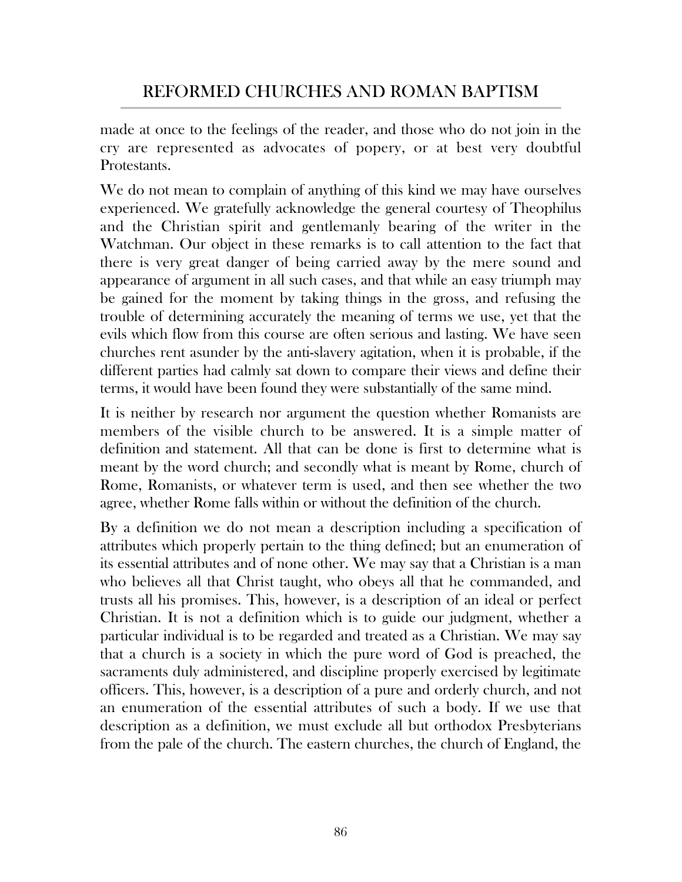made at once to the feelings of the reader, and those who do not join in the cry are represented as advocates of popery, or at best very doubtful Protestants.

We do not mean to complain of anything of this kind we may have ourselves experienced. We gratefully acknowledge the general courtesy of Theophilus and the Christian spirit and gentlemanly bearing of the writer in the Watchman. Our object in these remarks is to call attention to the fact that there is very great danger of being carried away by the mere sound and appearance of argument in all such cases, and that while an easy triumph may be gained for the moment by taking things in the gross, and refusing the trouble of determining accurately the meaning of terms we use, yet that the evils which flow from this course are often serious and lasting. We have seen churches rent asunder by the anti-slavery agitation, when it is probable, if the different parties had calmly sat down to compare their views and define their terms, it would have been found they were substantially of the same mind.

It is neither by research nor argument the question whether Romanists are members of the visible church to be answered. It is a simple matter of definition and statement. All that can be done is first to determine what is meant by the word church; and secondly what is meant by Rome, church of Rome, Romanists, or whatever term is used, and then see whether the two agree, whether Rome falls within or without the definition of the church.

By a definition we do not mean a description including a specification of attributes which properly pertain to the thing defined; but an enumeration of its essential attributes and of none other. We may say that a Christian is a man who believes all that Christ taught, who obeys all that he commanded, and trusts all his promises. This, however, is a description of an ideal or perfect Christian. It is not a definition which is to guide our judgment, whether a particular individual is to be regarded and treated as a Christian. We may say that a church is a society in which the pure word of God is preached, the sacraments duly administered, and discipline properly exercised by legitimate officers. This, however, is a description of a pure and orderly church, and not an enumeration of the essential attributes of such a body. If we use that description as a definition, we must exclude all but orthodox Presbyterians from the pale of the church. The eastern churches, the church of England, the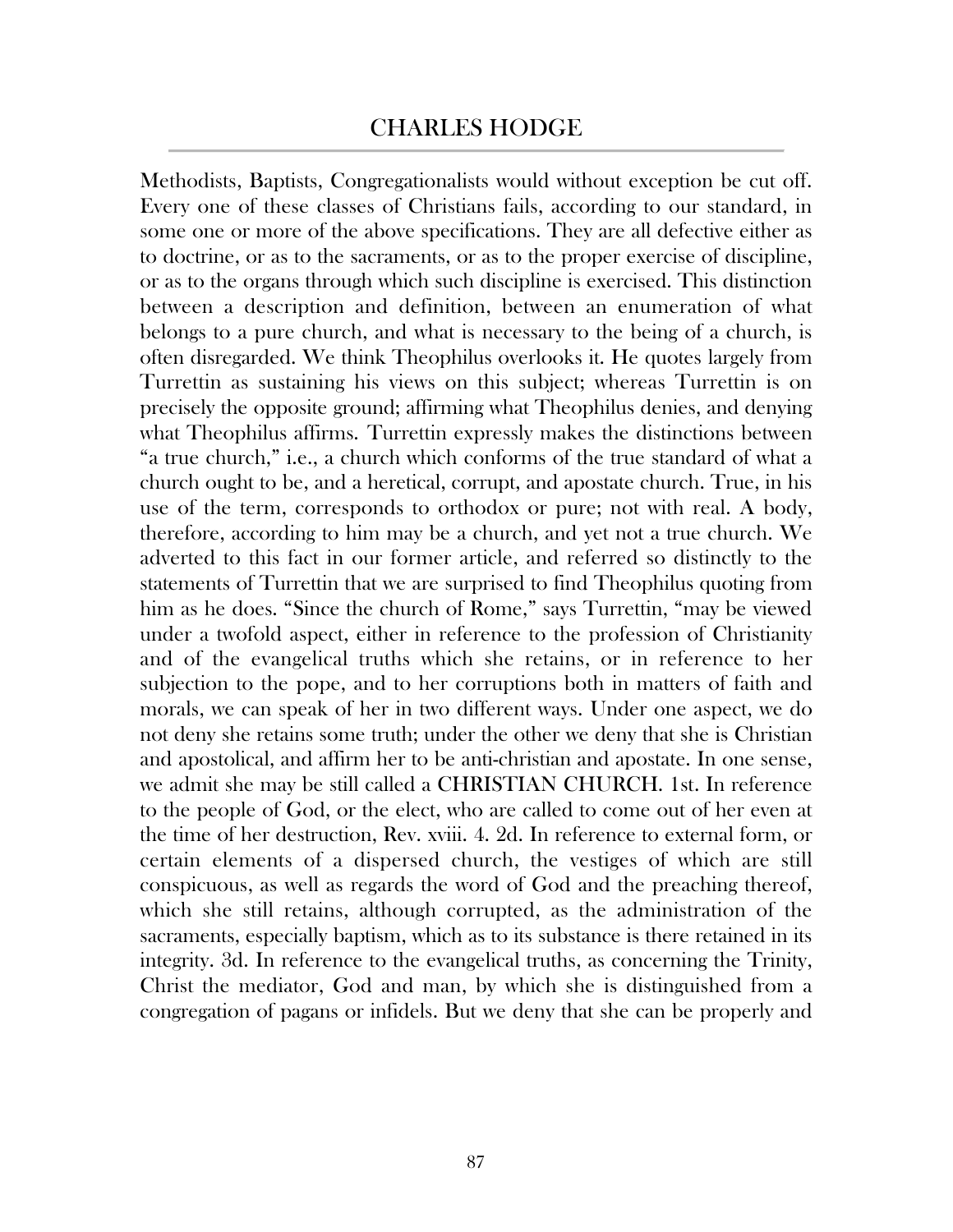Methodists, Baptists, Congregationalists would without exception be cut off. Every one of these classes of Christians fails, according to our standard, in some one or more of the above specifications. They are all defective either as to doctrine, or as to the sacraments, or as to the proper exercise of discipline, or as to the organs through which such discipline is exercised. This distinction between a description and definition, between an enumeration of what belongs to a pure church, and what is necessary to the being of a church, is often disregarded. We think Theophilus overlooks it. He quotes largely from Turrettin as sustaining his views on this subject; whereas Turrettin is on precisely the opposite ground; affirming what Theophilus denies, and denying what Theophilus affirms. Turrettin expressly makes the distinctions between "a true church," i.e., a church which conforms of the true standard of what a church ought to be, and a heretical, corrupt, and apostate church. True, in his use of the term, corresponds to orthodox or pure; not with real. A body, therefore, according to him may be a church, and yet not a true church. We adverted to this fact in our former article, and referred so distinctly to the statements of Turrettin that we are surprised to find Theophilus quoting from him as he does. "Since the church of Rome," says Turrettin, "may be viewed under a twofold aspect, either in reference to the profession of Christianity and of the evangelical truths which she retains, or in reference to her subjection to the pope, and to her corruptions both in matters of faith and morals, we can speak of her in two different ways. Under one aspect, we do not deny she retains some truth; under the other we deny that she is Christian and apostolical, and affirm her to be anti-christian and apostate. In one sense, we admit she may be still called a CHRISTIAN CHURCH. 1st. In reference to the people of God, or the elect, who are called to come out of her even at the time of her destruction, Rev. xviii. 4. 2d. In reference to external form, or certain elements of a dispersed church, the vestiges of which are still conspicuous, as well as regards the word of God and the preaching thereof, which she still retains, although corrupted, as the administration of the sacraments, especially baptism, which as to its substance is there retained in its integrity. 3d. In reference to the evangelical truths, as concerning the Trinity, Christ the mediator, God and man, by which she is distinguished from a congregation of pagans or infidels. But we deny that she can be properly and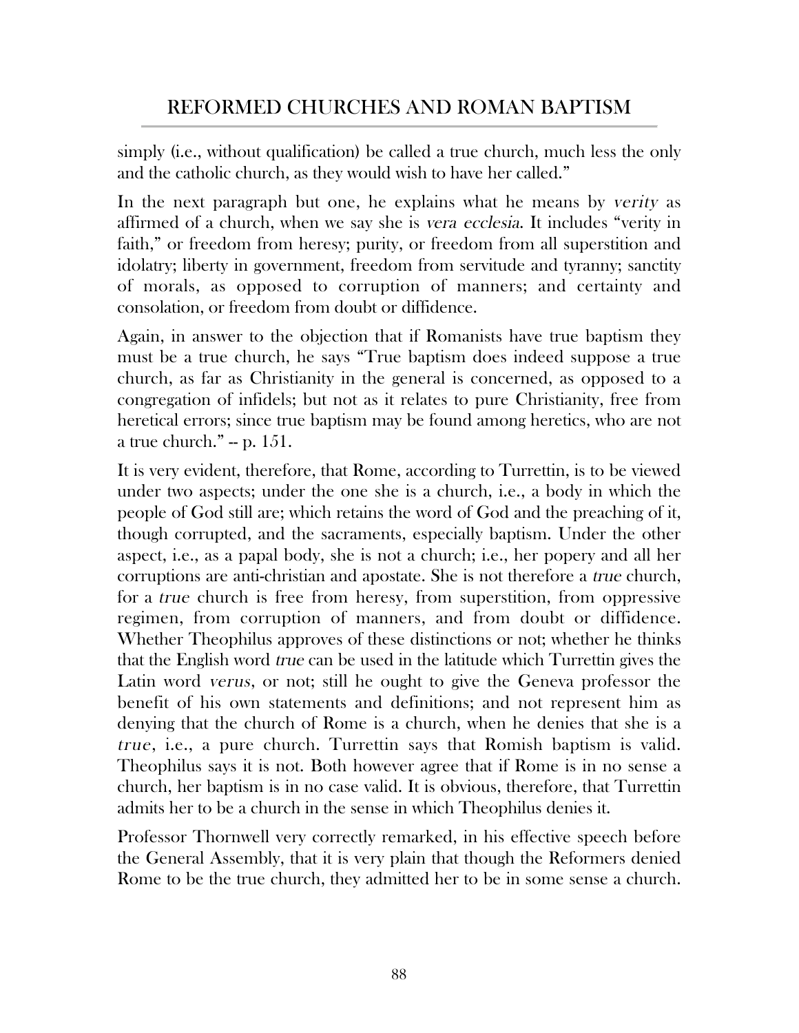simply (i.e., without qualification) be called a true church, much less the only and the catholic church, as they would wish to have her called."

In the next paragraph but one, he explains what he means by *verity* as affirmed of a church, when we say she is *vera ecclesia*. It includes "verity in faith," or freedom from heresy; purity, or freedom from all superstition and idolatry; liberty in government, freedom from servitude and tyranny; sanctity of morals, as opposed to corruption of manners; and certainty and consolation, or freedom from doubt or diffidence.

Again, in answer to the objection that if Romanists have true baptism they must be a true church, he says "True baptism does indeed suppose a true church, as far as Christianity in the general is concerned, as opposed to a congregation of infidels; but not as it relates to pure Christianity, free from heretical errors; since true baptism may be found among heretics, who are not a true church." -- p. 151.

It is very evident, therefore, that Rome, according to Turrettin, is to be viewed under two aspects; under the one she is a church, i.e., a body in which the people of God still are; which retains the word of God and the preaching of it, though corrupted, and the sacraments, especially baptism. Under the other aspect, i.e., as a papal body, she is not a church; i.e., her popery and all her corruptions are anti-christian and apostate. She is not therefore a *true* church, for a *true* church is free from heresy, from superstition, from oppressive regimen, from corruption of manners, and from doubt or diffidence. Whether Theophilus approves of these distinctions or not; whether he thinks that the English word *true* can be used in the latitude which Turrettin gives the Latin word *verus*, or not; still he ought to give the Geneva professor the benefit of his own statements and definitions; and not represent him as denying that the church of Rome is a church, when he denies that she is a *true*, i.e., a pure church. Turrettin says that Romish baptism is valid. Theophilus says it is not. Both however agree that if Rome is in no sense a church, her baptism is in no case valid. It is obvious, therefore, that Turrettin admits her to be a church in the sense in which Theophilus denies it.

Professor Thornwell very correctly remarked, in his effective speech before the General Assembly, that it is very plain that though the Reformers denied Rome to be the true church, they admitted her to be in some sense a church.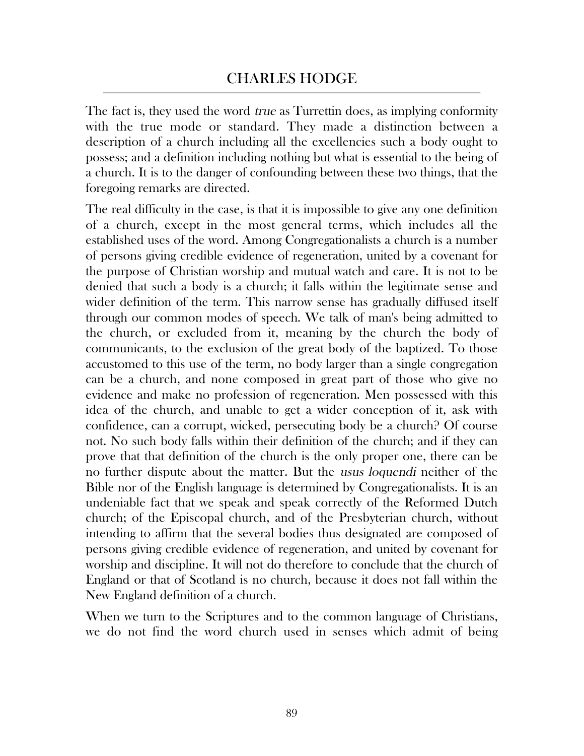The fact is, they used the word *true* as Turrettin does, as implying conformity with the true mode or standard. They made a distinction between a description of a church including all the excellencies such a body ought to possess; and a definition including nothing but what is essential to the being of a church. It is to the danger of confounding between these two things, that the foregoing remarks are directed.

The real difficulty in the case, is that it is impossible to give any one definition of a church, except in the most general terms, which includes all the established uses of the word. Among Congregationalists a church is a number of persons giving credible evidence of regeneration, united by a covenant for the purpose of Christian worship and mutual watch and care. It is not to be denied that such a body is a church; it falls within the legitimate sense and wider definition of the term. This narrow sense has gradually diffused itself through our common modes of speech. We talk of man's being admitted to the church, or excluded from it, meaning by the church the body of communicants, to the exclusion of the great body of the baptized. To those accustomed to this use of the term, no body larger than a single congregation can be a church, and none composed in great part of those who give no evidence and make no profession of regeneration. Men possessed with this idea of the church, and unable to get a wider conception of it, ask with confidence, can a corrupt, wicked, persecuting body be a church? Of course not. No such body falls within their definition of the church; and if they can prove that that definition of the church is the only proper one, there can be no further dispute about the matter. But the *usus loquendi* neither of the Bible nor of the English language is determined by Congregationalists. It is an undeniable fact that we speak and speak correctly of the Reformed Dutch church; of the Episcopal church, and of the Presbyterian church, without intending to affirm that the several bodies thus designated are composed of persons giving credible evidence of regeneration, and united by covenant for worship and discipline. It will not do therefore to conclude that the church of England or that of Scotland is no church, because it does not fall within the New England definition of a church.

When we turn to the Scriptures and to the common language of Christians, we do not find the word church used in senses which admit of being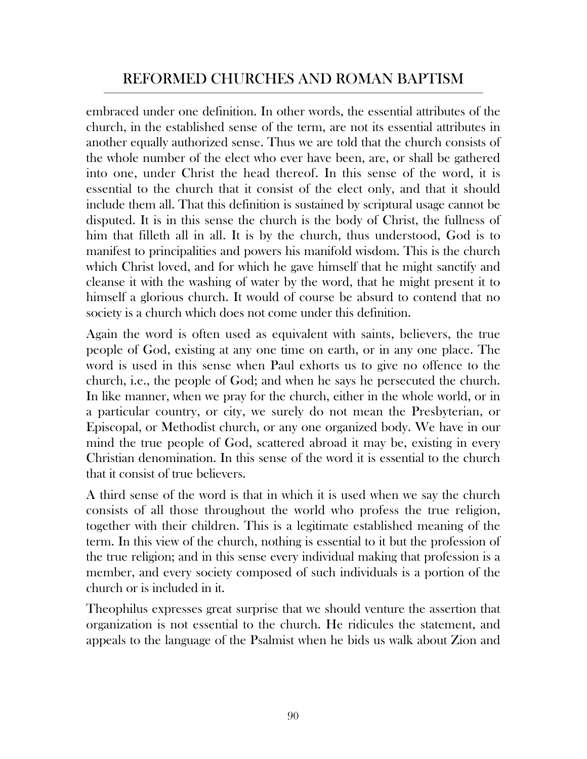embraced under one definition. In other words, the essential attributes of the church, in the established sense of the term, are not its essential attributes in another equally authorized sense. Thus we are told that the church consists of the whole number of the elect who ever have been, are, or shall be gathered into one, under Christ the head thereof. In this sense of the word, it is essential to the church that it consist of the elect only, and that it should include them all. That this definition is sustained by scriptural usage cannot be disputed. It is in this sense the church is the body of Christ, the fullness of him that filleth all in all. It is by the church, thus understood, God is to manifest to principalities and powers his manifold wisdom. This is the church which Christ loved, and for which he gave himself that he might sanctify and cleanse it with the washing of water by the word, that he might present it to himself a glorious church. It would of course be absurd to contend that no society is a church which does not come under this definition.

Again the word is often used as equivalent with saints, believers, the true people of God, existing at any one time on earth, or in any one place. The word is used in this sense when Paul exhorts us to give no offence to the church, i.e., the people of God; and when he says he persecuted the church. In like manner, when we pray for the church, either in the whole world, or in a particular country, or city, we surely do not mean the Presbyterian, or Episcopal, or Methodist church, or any one organized body. We have in our mind the true people of God, scattered abroad it may be, existing in every Christian denomination. In this sense of the word it is essential to the church that it consist of true believers.

A third sense of the word is that in which it is used when we say the church consists of all those throughout the world who profess the true religion, together with their children. This is a legitimate established meaning of the term. In this view of the church, nothing is essential to it but the profession of the true religion; and in this sense every individual making that profession is a member, and every society composed of such individuals is a portion of the church or is included in it.

Theophilus expresses great surprise that we should venture the assertion that organization is not essential to the church. He ridicules the statement, and appeals to the language of the Psalmist when he bids us walk about Zion and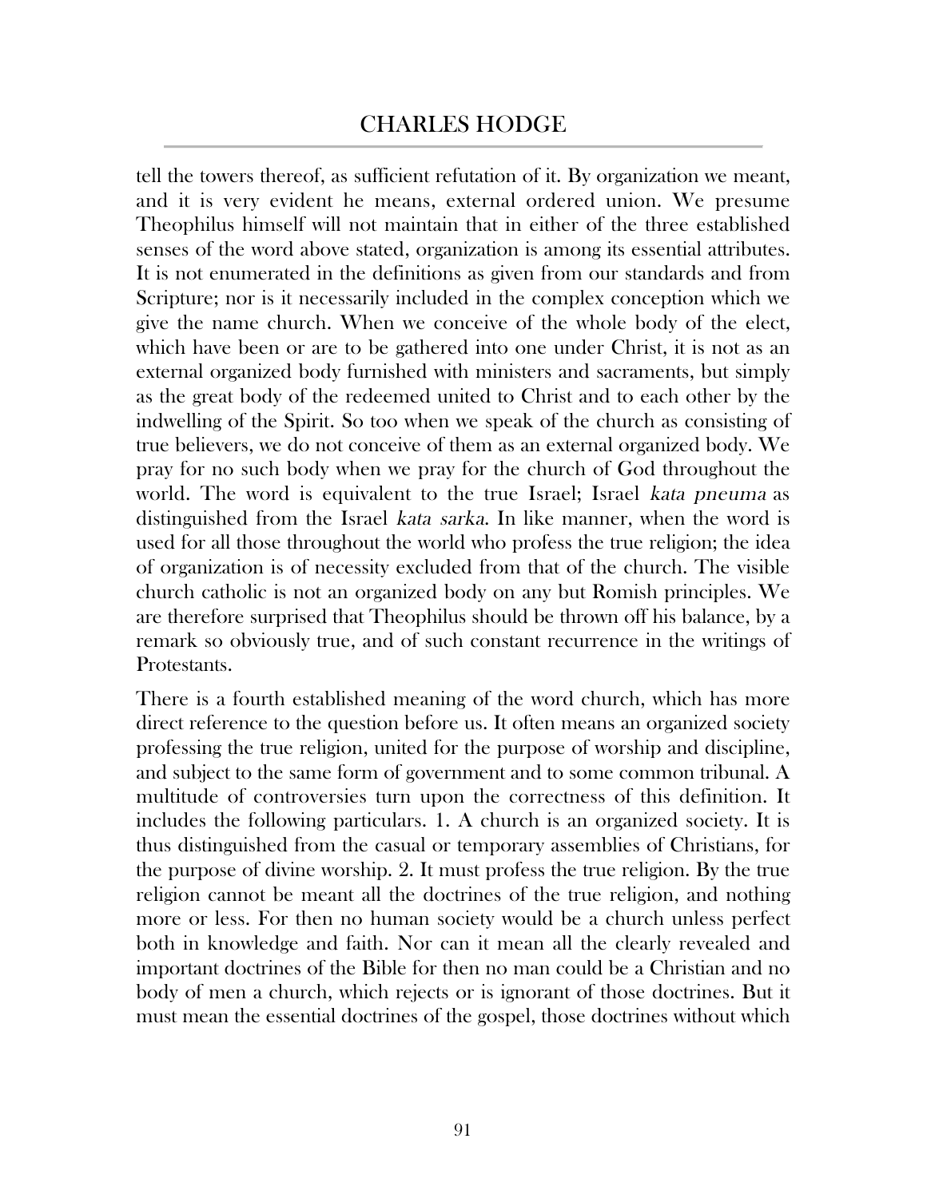tell the towers thereof, as sufficient refutation of it. By organization we meant, and it is very evident he means, external ordered union. We presume Theophilus himself will not maintain that in either of the three established senses of the word above stated, organization is among its essential attributes. It is not enumerated in the definitions as given from our standards and from Scripture; nor is it necessarily included in the complex conception which we give the name church. When we conceive of the whole body of the elect, which have been or are to be gathered into one under Christ, it is not as an external organized body furnished with ministers and sacraments, but simply as the great body of the redeemed united to Christ and to each other by the indwelling of the Spirit. So too when we speak of the church as consisting of true believers, we do not conceive of them as an external organized body. We pray for no such body when we pray for the church of God throughout the world. The word is equivalent to the true Israel; Israel *kata pneuma* as distinguished from the Israel *kata sarka*. In like manner, when the word is used for all those throughout the world who profess the true religion; the idea of organization is of necessity excluded from that of the church. The visible church catholic is not an organized body on any but Romish principles. We are therefore surprised that Theophilus should be thrown off his balance, by a remark so obviously true, and of such constant recurrence in the writings of Protestants.

There is a fourth established meaning of the word church, which has more direct reference to the question before us. It often means an organized society professing the true religion, united for the purpose of worship and discipline, and subject to the same form of government and to some common tribunal. A multitude of controversies turn upon the correctness of this definition. It includes the following particulars. 1. A church is an organized society. It is thus distinguished from the casual or temporary assemblies of Christians, for the purpose of divine worship. 2. It must profess the true religion. By the true religion cannot be meant all the doctrines of the true religion, and nothing more or less. For then no human society would be a church unless perfect both in knowledge and faith. Nor can it mean all the clearly revealed and important doctrines of the Bible for then no man could be a Christian and no body of men a church, which rejects or is ignorant of those doctrines. But it must mean the essential doctrines of the gospel, those doctrines without which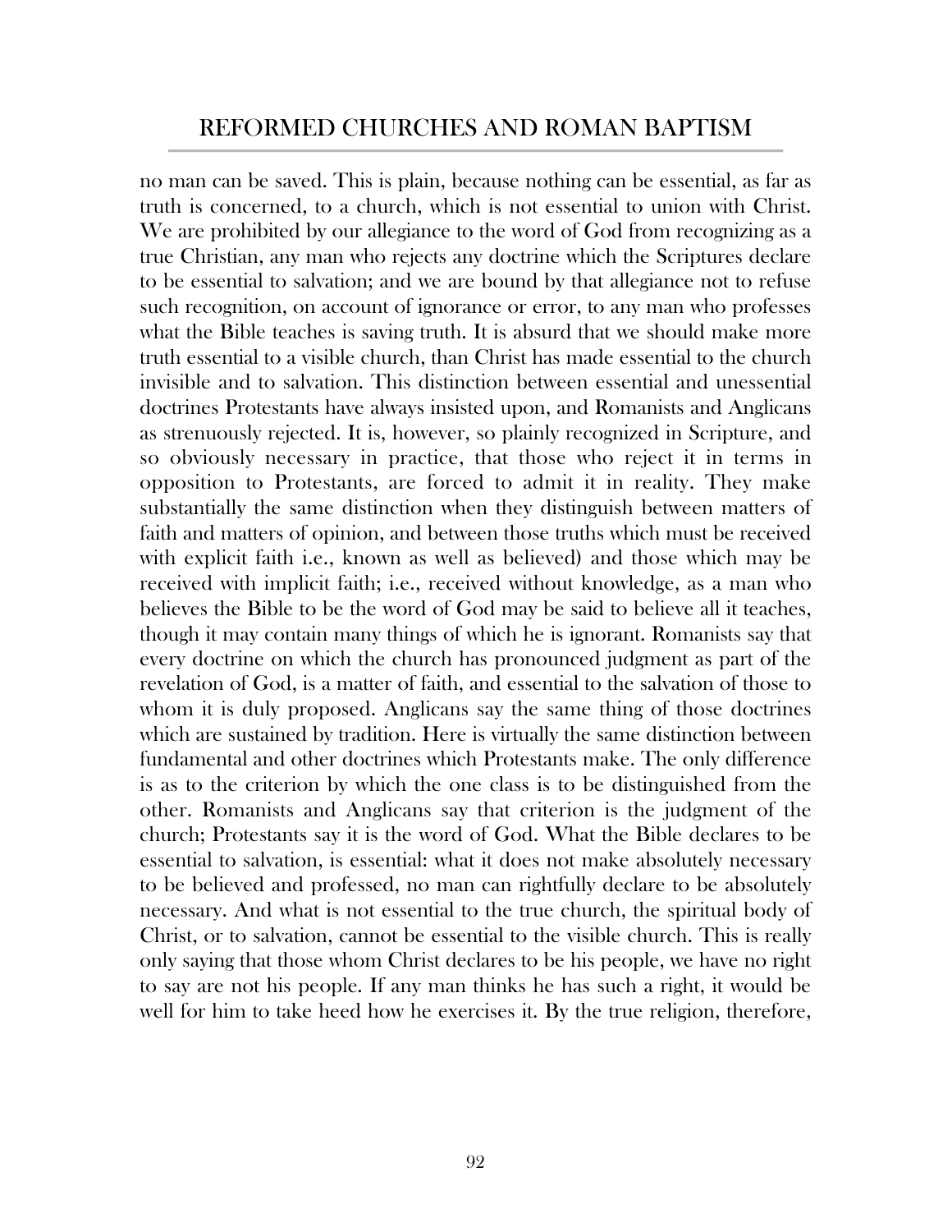no man can be saved. This is plain, because nothing can be essential, as far as truth is concerned, to a church, which is not essential to union with Christ. We are prohibited by our allegiance to the word of God from recognizing as a true Christian, any man who rejects any doctrine which the Scriptures declare to be essential to salvation; and we are bound by that allegiance not to refuse such recognition, on account of ignorance or error, to any man who professes what the Bible teaches is saving truth. It is absurd that we should make more truth essential to a visible church, than Christ has made essential to the church invisible and to salvation. This distinction between essential and unessential doctrines Protestants have always insisted upon, and Romanists and Anglicans as strenuously rejected. It is, however, so plainly recognized in Scripture, and so obviously necessary in practice, that those who reject it in terms in opposition to Protestants, are forced to admit it in reality. They make substantially the same distinction when they distinguish between matters of faith and matters of opinion, and between those truths which must be received with explicit faith i.e., known as well as believed) and those which may be received with implicit faith; i.e., received without knowledge, as a man who believes the Bible to be the word of God may be said to believe all it teaches, though it may contain many things of which he is ignorant. Romanists say that every doctrine on which the church has pronounced judgment as part of the revelation of God, is a matter of faith, and essential to the salvation of those to whom it is duly proposed. Anglicans say the same thing of those doctrines which are sustained by tradition. Here is virtually the same distinction between fundamental and other doctrines which Protestants make. The only difference is as to the criterion by which the one class is to be distinguished from the other. Romanists and Anglicans say that criterion is the judgment of the church; Protestants say it is the word of God. What the Bible declares to be essential to salvation, is essential: what it does not make absolutely necessary to be believed and professed, no man can rightfully declare to be absolutely necessary. And what is not essential to the true church, the spiritual body of Christ, or to salvation, cannot be essential to the visible church. This is really only saying that those whom Christ declares to be his people, we have no right to say are not his people. If any man thinks he has such a right, it would be well for him to take heed how he exercises it. By the true religion, therefore,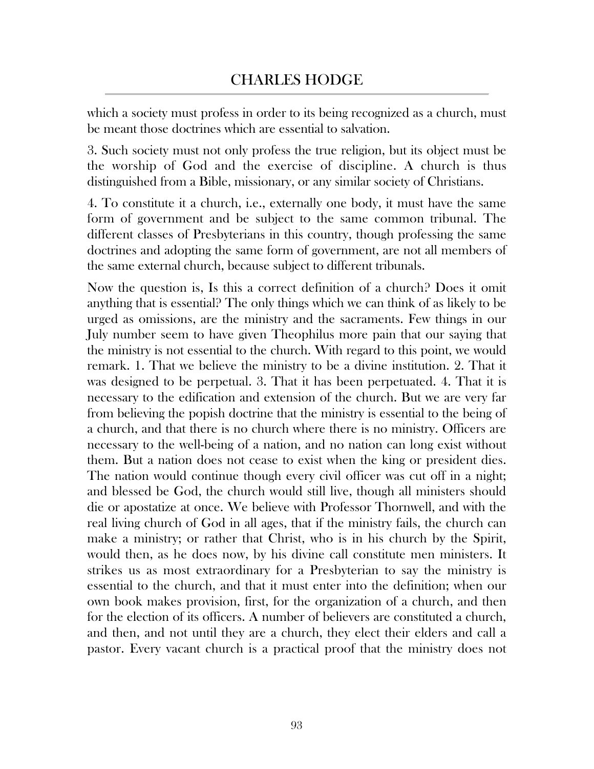which a society must profess in order to its being recognized as a church, must be meant those doctrines which are essential to salvation.

3. Such society must not only profess the true religion, but its object must be the worship of God and the exercise of discipline. A church is thus distinguished from a Bible, missionary, or any similar society of Christians.

4. To constitute it a church, i.e., externally one body, it must have the same form of government and be subject to the same common tribunal. The different classes of Presbyterians in this country, though professing the same doctrines and adopting the same form of government, are not all members of the same external church, because subject to different tribunals.

Now the question is, Is this a correct definition of a church? Does it omit anything that is essential? The only things which we can think of as likely to be urged as omissions, are the ministry and the sacraments. Few things in our July number seem to have given Theophilus more pain that our saying that the ministry is not essential to the church. With regard to this point, we would remark. 1. That we believe the ministry to be a divine institution. 2. That it was designed to be perpetual. 3. That it has been perpetuated. 4. That it is necessary to the edification and extension of the church. But we are very far from believing the popish doctrine that the ministry is essential to the being of a church, and that there is no church where there is no ministry. Officers are necessary to the well-being of a nation, and no nation can long exist without them. But a nation does not cease to exist when the king or president dies. The nation would continue though every civil officer was cut off in a night; and blessed be God, the church would still live, though all ministers should die or apostatize at once. We believe with Professor Thornwell, and with the real living church of God in all ages, that if the ministry fails, the church can make a ministry; or rather that Christ, who is in his church by the Spirit, would then, as he does now, by his divine call constitute men ministers. It strikes us as most extraordinary for a Presbyterian to say the ministry is essential to the church, and that it must enter into the definition; when our own book makes provision, first, for the organization of a church, and then for the election of its officers. A number of believers are constituted a church, and then, and not until they are a church, they elect their elders and call a pastor. Every vacant church is a practical proof that the ministry does not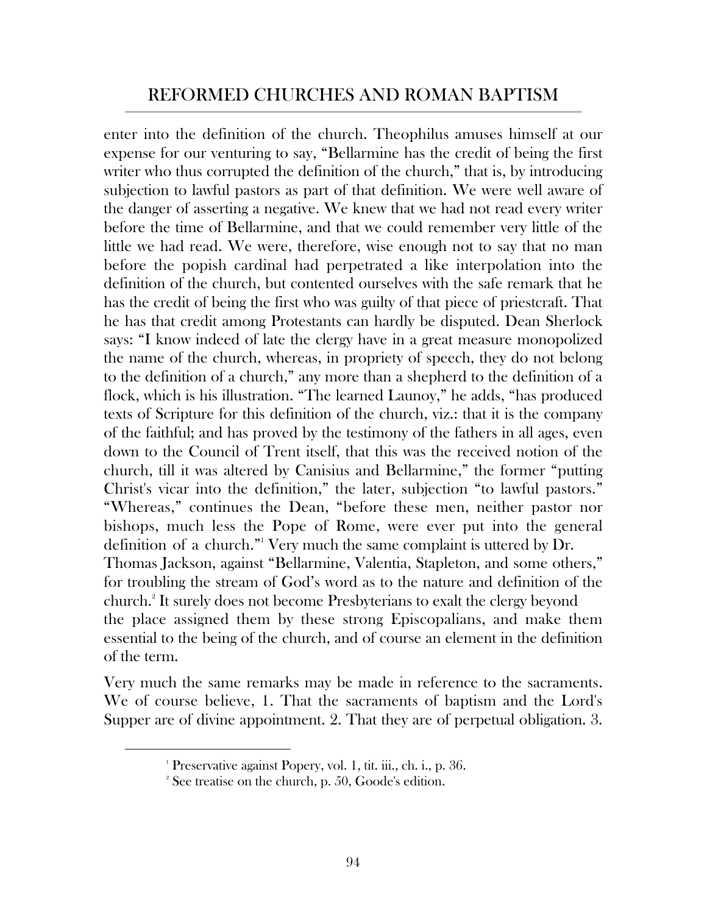enter into the definition of the church. Theophilus amuses himself at our expense for our venturing to say, "Bellarmine has the credit of being the first writer who thus corrupted the definition of the church," that is, by introducing subjection to lawful pastors as part of that definition. We were well aware of the danger of asserting a negative. We knew that we had not read every writer before the time of Bellarmine, and that we could remember very little of the little we had read. We were, therefore, wise enough not to say that no man before the popish cardinal had perpetrated a like interpolation into the definition of the church, but contented ourselves with the safe remark that he has the credit of being the first who was guilty of that piece of priestcraft. That he has that credit among Protestants can hardly be disputed. Dean Sherlock says: "I know indeed of late the clergy have in a great measure monopolized the name of the church, whereas, in propriety of speech, they do not belong to the definition of a church," any more than a shepherd to the definition of a flock, which is his illustration. "The learned Launoy," he adds, "has produced texts of Scripture for this definition of the church, viz.: that it is the company of the faithful; and has proved by the testimony of the fathers in all ages, even down to the Council of Trent itself, that this was the received notion of the church, till it was altered by Canisius and Bellarmine," the former "putting Christ's vicar into the definition," the later, subjection "to lawful pastors." "Whereas," continues the Dean, "before these men, neither pastor nor bishops, much less the Pope of Rome, were ever put into the general definition of a church."[1] Very much the same complaint is uttered by Dr. Thomas Jackson, against "Bellarmine, Valentia, Stapleton, and some others," for troubling the stream of God's word as to the nature and definition of the church.[2] It surely does not become Presbyterians to exalt the clergy beyond the place assigned them by these strong Episcopalians, and make them essential to the being of the church, and of course an element in the definition of the term.

Very much the same remarks may be made in reference to the sacraments. We of course believe, 1. That the sacraments of baptism and the Lord's Supper are of divine appointment. 2. That they are of perpetual obligation. 3.

---

[1] Preservative against Popery, vol. 1, tit. iii., ch. i., p. 36.

[2] See treatise on the church, p. 50, Goode's edition.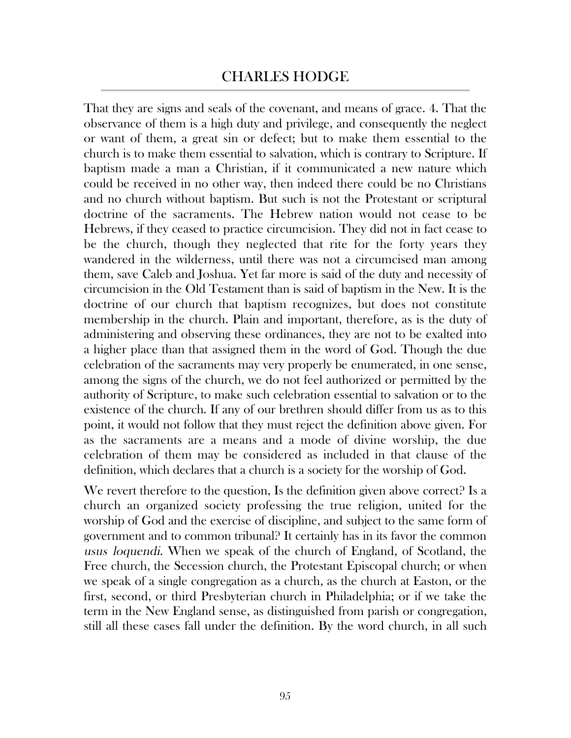That they are signs and seals of the covenant, and means of grace. 4. That the observance of them is a high duty and privilege, and consequently the neglect or want of them, a great sin or defect; but to make them essential to the church is to make them essential to salvation, which is contrary to Scripture. If baptism made a man a Christian, if it communicated a new nature which could be received in no other way, then indeed there could be no Christians and no church without baptism. But such is not the Protestant or scriptural doctrine of the sacraments. The Hebrew nation would not cease to be Hebrews, if they ceased to practice circumcision. They did not in fact cease to be the church, though they neglected that rite for the forty years they wandered in the wilderness, until there was not a circumcised man among them, save Caleb and Joshua. Yet far more is said of the duty and necessity of circumcision in the Old Testament than is said of baptism in the New. It is the doctrine of our church that baptism recognizes, but does not constitute membership in the church. Plain and important, therefore, as is the duty of administering and observing these ordinances, they are not to be exalted into a higher place than that assigned them in the word of God. Though the due celebration of the sacraments may very properly be enumerated, in one sense, among the signs of the church, we do not feel authorized or permitted by the authority of Scripture, to make such celebration essential to salvation or to the existence of the church. If any of our brethren should differ from us as to this point, it would not follow that they must reject the definition above given. For as the sacraments are a means and a mode of divine worship, the due celebration of them may be considered as included in that clause of the definition, which declares that a church is a society for the worship of God.

We revert therefore to the question, Is the definition given above correct? Is a church an organized society professing the true religion, united for the worship of God and the exercise of discipline, and subject to the same form of government and to common tribunal? It certainly has in its favor the common *usus loquendi*. When we speak of the church of England, of Scotland, the Free church, the Secession church, the Protestant Episcopal church; or when we speak of a single congregation as a church, as the church at Easton, or the first, second, or third Presbyterian church in Philadelphia; or if we take the term in the New England sense, as distinguished from parish or congregation, still all these cases fall under the definition. By the word church, in all such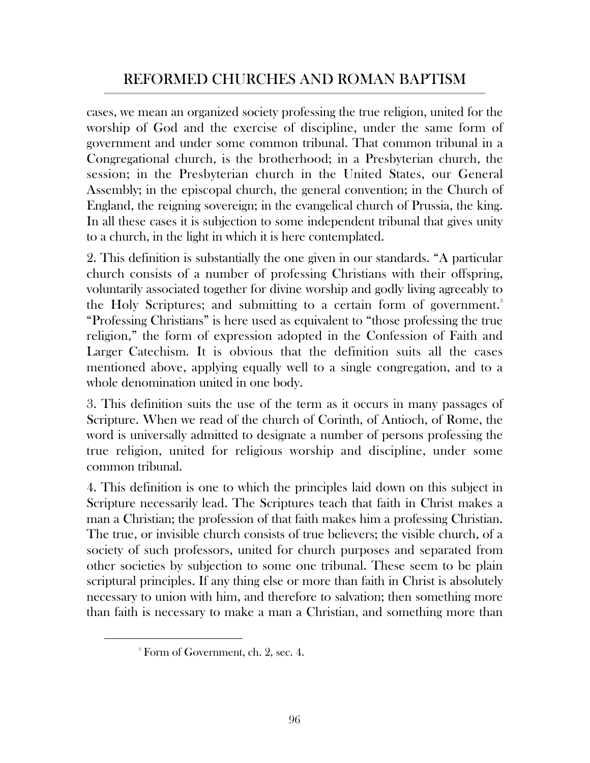cases, we mean an organized society professing the true religion, united for the worship of God and the exercise of discipline, under the same form of government and under some common tribunal. That common tribunal in a Congregational church, is the brotherhood; in a Presbyterian church, the session; in the Presbyterian church in the United States, our General Assembly; in the episcopal church, the general convention; in the Church of England, the reigning sovereign; in the evangelical church of Prussia, the king. In all these cases it is subjection to some independent tribunal that gives unity to a church, in the light in which it is here contemplated.

2. This definition is substantially the one given in our standards. "A particular church consists of a number of professing Christians with their offspring, voluntarily associated together for divine worship and godly living agreeably to the Holy Scriptures; and submitting to a certain form of government.[3] "Professing Christians" is here used as equivalent to "those professing the true religion," the form of expression adopted in the Confession of Faith and Larger Catechism. It is obvious that the definition suits all the cases mentioned above, applying equally well to a single congregation, and to a whole denomination united in one body.

3. This definition suits the use of the term as it occurs in many passages of Scripture. When we read of the church of Corinth, of Antioch, of Rome, the word is universally admitted to designate a number of persons professing the true religion, united for religious worship and discipline, under some common tribunal.

4. This definition is one to which the principles laid down on this subject in Scripture necessarily lead. The Scriptures teach that faith in Christ makes a man a Christian; the profession of that faith makes him a professing Christian. The true, or invisible church consists of true believers; the visible church, of a society of such professors, united for church purposes and separated from other societies by subjection to some one tribunal. These seem to be plain scriptural principles. If any thing else or more than faith in Christ is absolutely necessary to union with him, and therefore to salvation; then something more than faith is necessary to make a man a Christian, and something more than

---

[3] Form of Government, ch. 2, sec. 4.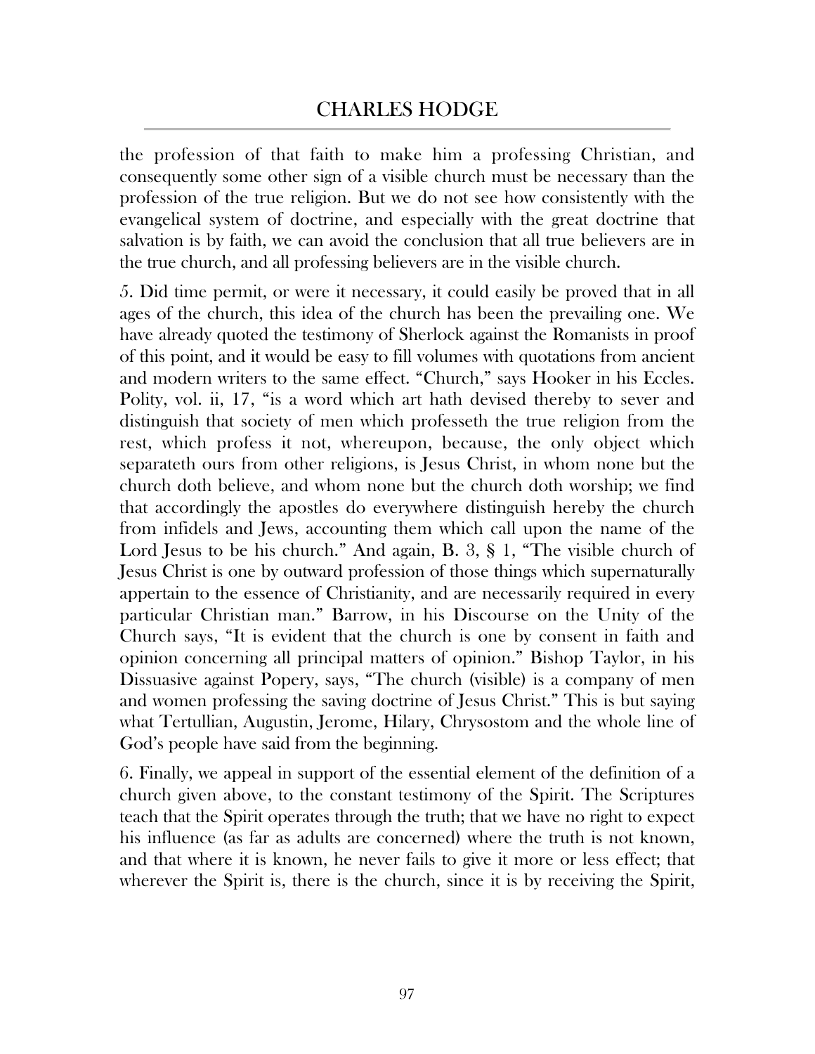the profession of that faith to make him a professing Christian, and consequently some other sign of a visible church must be necessary than the profession of the true religion. But we do not see how consistently with the evangelical system of doctrine, and especially with the great doctrine that salvation is by faith, we can avoid the conclusion that all true believers are in the true church, and all professing believers are in the visible church.

5. Did time permit, or were it necessary, it could easily be proved that in all ages of the church, this idea of the church has been the prevailing one. We have already quoted the testimony of Sherlock against the Romanists in proof of this point, and it would be easy to fill volumes with quotations from ancient and modern writers to the same effect. "Church," says Hooker in his Eccles. Polity, vol. ii, 17, "is a word which art hath devised thereby to sever and distinguish that society of men which professeth the true religion from the rest, which profess it not, whereupon, because, the only object which separateth ours from other religions, is Jesus Christ, in whom none but the church doth believe, and whom none but the church doth worship; we find that accordingly the apostles do everywhere distinguish hereby the church from infidels and Jews, accounting them which call upon the name of the Lord Jesus to be his church." And again, B. 3, § 1, "The visible church of Jesus Christ is one by outward profession of those things which supernaturally appertain to the essence of Christianity, and are necessarily required in every particular Christian man." Barrow, in his Discourse on the Unity of the Church says, "It is evident that the church is one by consent in faith and opinion concerning all principal matters of opinion." Bishop Taylor, in his Dissuasive against Popery, says, "The church (visible) is a company of men and women professing the saving doctrine of Jesus Christ." This is but saying what Tertullian, Augustin, Jerome, Hilary, Chrysostom and the whole line of God's people have said from the beginning.

6. Finally, we appeal in support of the essential element of the definition of a church given above, to the constant testimony of the Spirit. The Scriptures teach that the Spirit operates through the truth; that we have no right to expect his influence (as far as adults are concerned) where the truth is not known, and that where it is known, he never fails to give it more or less effect; that wherever the Spirit is, there is the church, since it is by receiving the Spirit,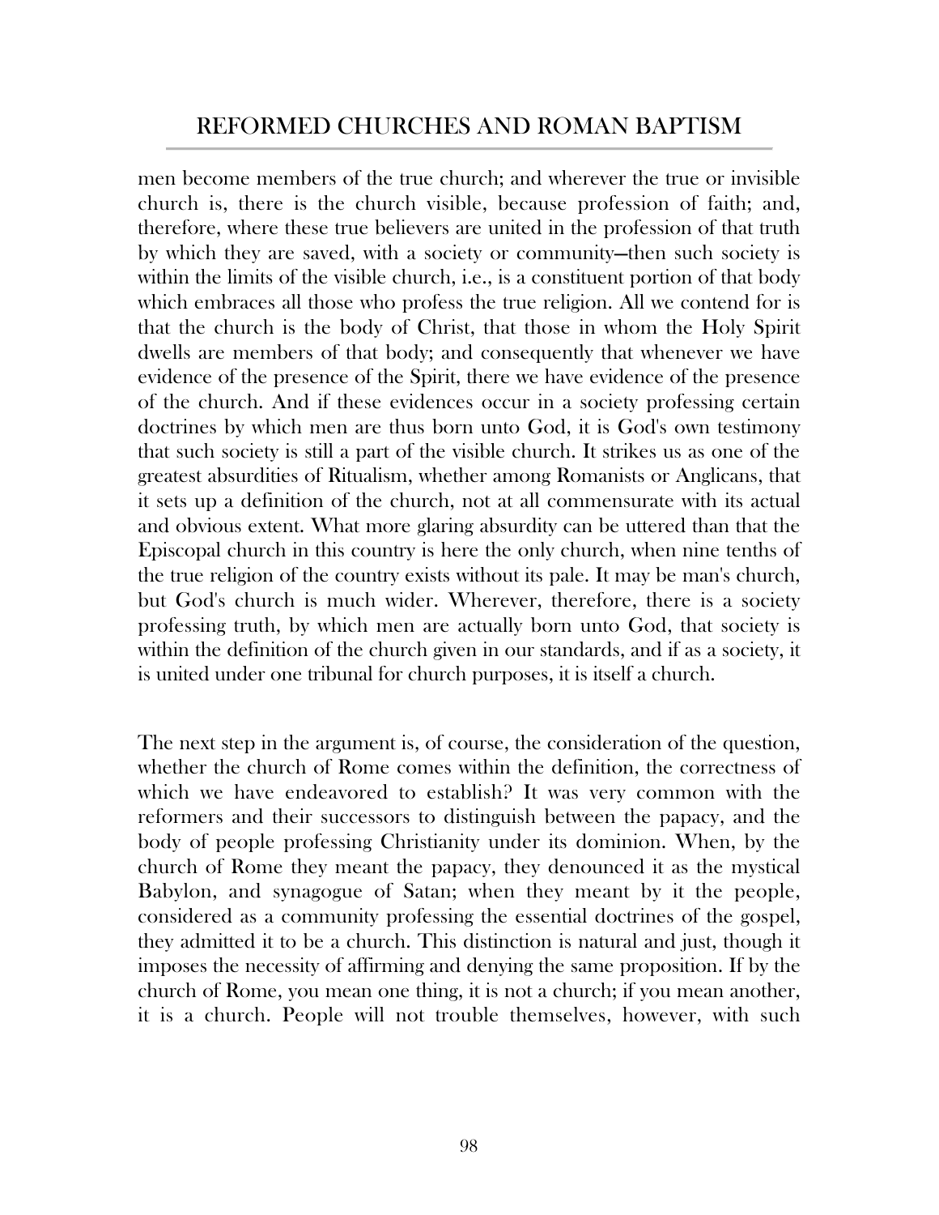men become members of the true church; and wherever the true or invisible church is, there is the church visible, because profession of faith; and, therefore, where these true believers are united in the profession of that truth by which they are saved, with a society or community—then such society is within the limits of the visible church, i.e., is a constituent portion of that body which embraces all those who profess the true religion. All we contend for is that the church is the body of Christ, that those in whom the Holy Spirit dwells are members of that body; and consequently that whenever we have evidence of the presence of the Spirit, there we have evidence of the presence of the church. And if these evidences occur in a society professing certain doctrines by which men are thus born unto God, it is God's own testimony that such society is still a part of the visible church. It strikes us as one of the greatest absurdities of Ritualism, whether among Romanists or Anglicans, that it sets up a definition of the church, not at all commensurate with its actual and obvious extent. What more glaring absurdity can be uttered than that the Episcopal church in this country is here the only church, when nine tenths of the true religion of the country exists without its pale. It may be man's church, but God's church is much wider. Wherever, therefore, there is a society professing truth, by which men are actually born unto God, that society is within the definition of the church given in our standards, and if as a society, it is united under one tribunal for church purposes, it is itself a church.

The next step in the argument is, of course, the consideration of the question, whether the church of Rome comes within the definition, the correctness of which we have endeavored to establish? It was very common with the reformers and their successors to distinguish between the papacy, and the body of people professing Christianity under its dominion. When, by the church of Rome they meant the papacy, they denounced it as the mystical Babylon, and synagogue of Satan; when they meant by it the people, considered as a community professing the essential doctrines of the gospel, they admitted it to be a church. This distinction is natural and just, though it imposes the necessity of affirming and denying the same proposition. If by the church of Rome, you mean one thing, it is not a church; if you mean another, it is a church. People will not trouble themselves, however, with such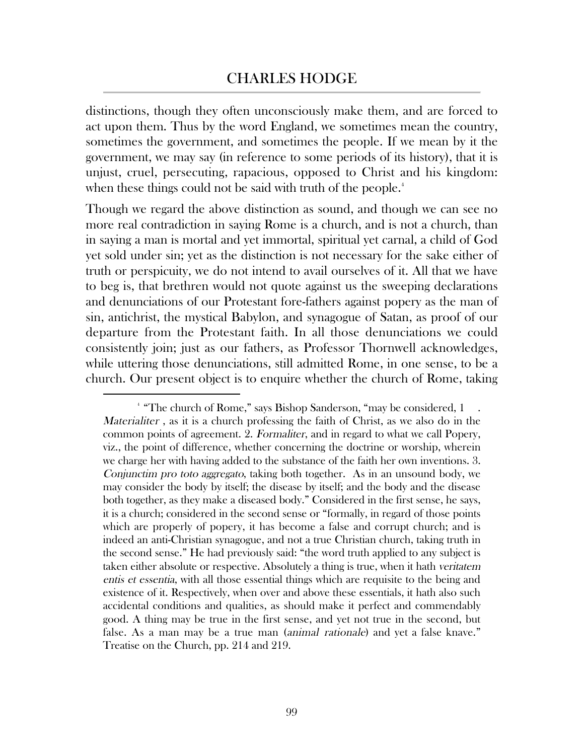distinctions, though they often unconsciously make them, and are forced to act upon them. Thus by the word England, we sometimes mean the country, sometimes the government, and sometimes the people. If we mean by it the government, we may say (in reference to some periods of its history), that it is unjust, cruel, persecuting, rapacious, opposed to Christ and his kingdom: when these things could not be said with truth of the people.[4]

Though we regard the above distinction as sound, and though we can see no more real contradiction in saying Rome is a church, and is not a church, than in saying a man is mortal and yet immortal, spiritual yet carnal, a child of God yet sold under sin; yet as the distinction is not necessary for the sake either of truth or perspicuity, we do not intend to avail ourselves of it. All that we have to beg is, that brethren would not quote against us the sweeping declarations and denunciations of our Protestant fore-fathers against popery as the man of sin, antichrist, the mystical Babylon, and synagogue of Satan, as proof of our departure from the Protestant faith. In all those denunciations we could consistently join; just as our fathers, as Professor Thornwell acknowledges, while uttering those denunciations, still admitted Rome, in one sense, to be a church. Our present object is to enquire whether the church of Rome, taking

[4] "The church of Rome," says Bishop Sanderson, "may be considered, 1. *Materialiter* , as it is a church professing the faith of Christ, as we also do in the common points of agreement. 2. *Formaliter*, and in regard to what we call Popery, viz., the point of difference, whether concerning the doctrine or worship, wherein we charge her with having added to the substance of the faith her own inventions. 3. *Conjunctim pro toto aggregato*, taking both together. As in an unsound body, we may consider the body by itself; the disease by itself; and the body and the disease both together, as they make a diseased body." Considered in the first sense, he says, it is a church; considered in the second sense or "formally, in regard of those points which are properly of popery, it has become a false and corrupt church; and is indeed an anti-Christian synagogue, and not a true Christian church, taking truth in the second sense." He had previously said: "the word truth applied to any subject is taken either absolute or respective. Absolutely a thing is true, when it hath *veritatem entis et essentia*, with all those essential things which are requisite to the being and existence of it. Respectively, when over and above these essentials, it hath also such accidental conditions and qualities, as should make it perfect and commendably good. A thing may be true in the first sense, and yet not true in the second, but false. As a man may be a true man (*animal rationale*) and yet a false knave." Treatise on the Church, pp. 214 and 219.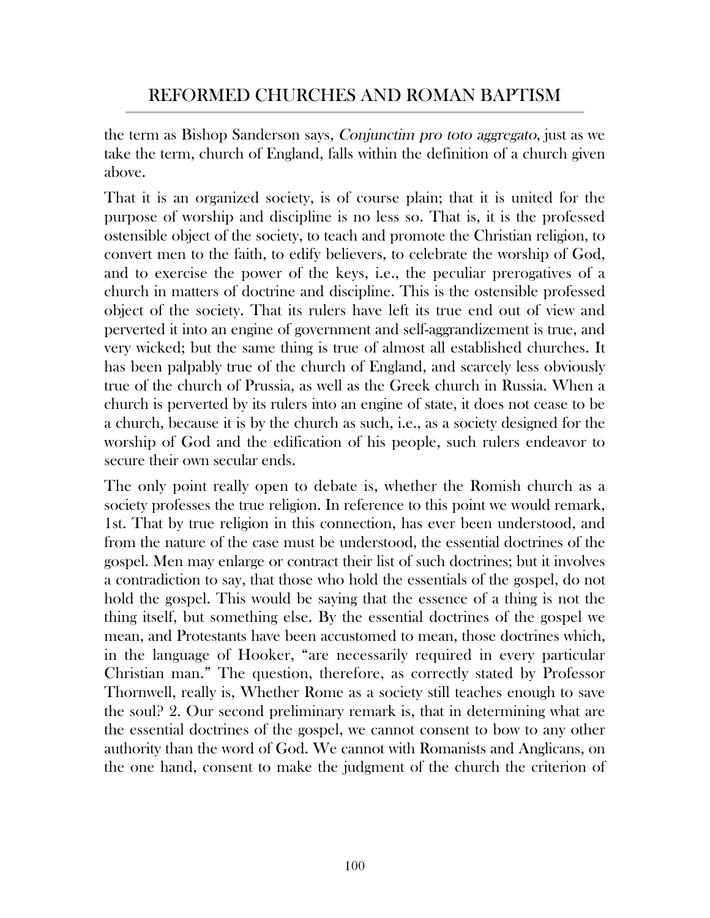the term as Bishop Sanderson says, *Conjunctim pro toto aggregato*, just as we take the term, church of England, falls within the definition of a church given above.

That it is an organized society, is of course plain; that it is united for the purpose of worship and discipline is no less so. That is, it is the professed ostensible object of the society, to teach and promote the Christian religion, to convert men to the faith, to edify believers, to celebrate the worship of God, and to exercise the power of the keys, i.e., the peculiar prerogatives of a church in matters of doctrine and discipline. This is the ostensible professed object of the society. That its rulers have left its true end out of view and perverted it into an engine of government and self-aggrandizement is true, and very wicked; but the same thing is true of almost all established churches. It has been palpably true of the church of England, and scarcely less obviously true of the church of Prussia, as well as the Greek church in Russia. When a church is perverted by its rulers into an engine of state, it does not cease to be a church, because it is by the church as such, i.e., as a society designed for the worship of God and the edification of his people, such rulers endeavor to secure their own secular ends.

The only point really open to debate is, whether the Romish church as a society professes the true religion. In reference to this point we would remark, 1st. That by true religion in this connection, has ever been understood, and from the nature of the case must be understood, the essential doctrines of the gospel. Men may enlarge or contract their list of such doctrines; but it involves a contradiction to say, that those who hold the essentials of the gospel, do not hold the gospel. This would be saying that the essence of a thing is not the thing itself, but something else. By the essential doctrines of the gospel we mean, and Protestants have been accustomed to mean, those doctrines which, in the language of Hooker, "are necessarily required in every particular Christian man." The question, therefore, as correctly stated by Professor Thornwell, really is, Whether Rome as a society still teaches enough to save the soul? 2. Our second preliminary remark is, that in determining what are the essential doctrines of the gospel, we cannot consent to bow to any other authority than the word of God. We cannot with Romanists and Anglicans, on the one hand, consent to make the judgment of the church the criterion of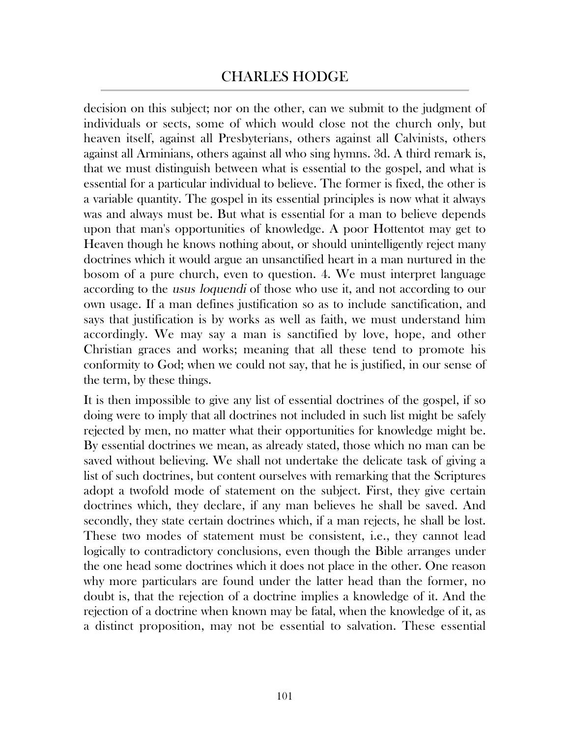decision on this subject; nor on the other, can we submit to the judgment of individuals or sects, some of which would close not the church only, but heaven itself, against all Presbyterians, others against all Calvinists, others against all Arminians, others against all who sing hymns. 3d. A third remark is, that we must distinguish between what is essential to the gospel, and what is essential for a particular individual to believe. The former is fixed, the other is a variable quantity. The gospel in its essential principles is now what it always was and always must be. But what is essential for a man to believe depends upon that man's opportunities of knowledge. A poor Hottentot may get to Heaven though he knows nothing about, or should unintelligently reject many doctrines which it would argue an unsanctified heart in a man nurtured in the bosom of a pure church, even to question. 4. We must interpret language according to the *usus loquendi* of those who use it, and not according to our own usage. If a man defines justification so as to include sanctification, and says that justification is by works as well as faith, we must understand him accordingly. We may say a man is sanctified by love, hope, and other Christian graces and works; meaning that all these tend to promote his conformity to God; when we could not say, that he is justified, in our sense of the term, by these things.

It is then impossible to give any list of essential doctrines of the gospel, if so doing were to imply that all doctrines not included in such list might be safely rejected by men, no matter what their opportunities for knowledge might be. By essential doctrines we mean, as already stated, those which no man can be saved without believing. We shall not undertake the delicate task of giving a list of such doctrines, but content ourselves with remarking that the Scriptures adopt a twofold mode of statement on the subject. First, they give certain doctrines which, they declare, if any man believes he shall be saved. And secondly, they state certain doctrines which, if a man rejects, he shall be lost. These two modes of statement must be consistent, i.e., they cannot lead logically to contradictory conclusions, even though the Bible arranges under the one head some doctrines which it does not place in the other. One reason why more particulars are found under the latter head than the former, no doubt is, that the rejection of a doctrine implies a knowledge of it. And the rejection of a doctrine when known may be fatal, when the knowledge of it, as a distinct proposition, may not be essential to salvation. These essential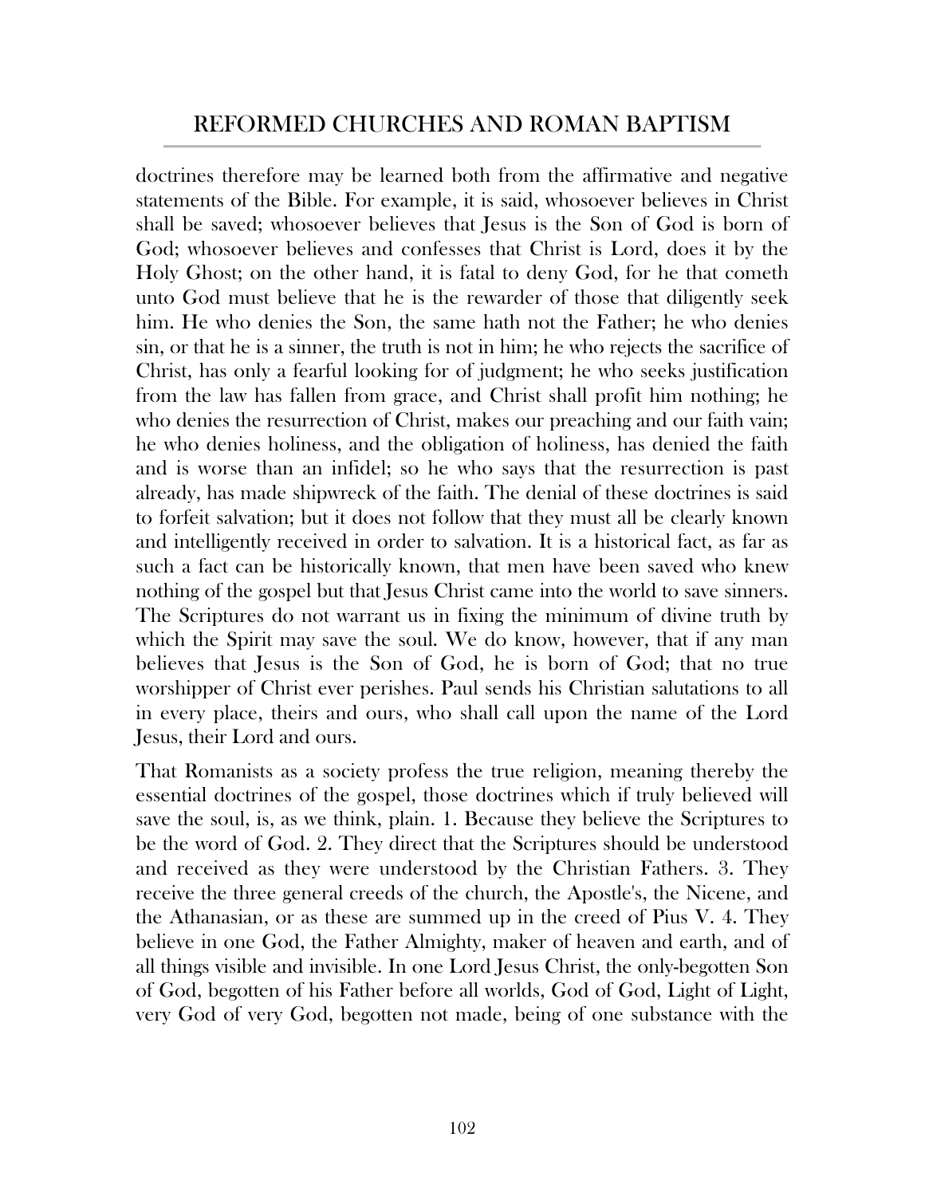doctrines therefore may be learned both from the affirmative and negative statements of the Bible. For example, it is said, whosoever believes in Christ shall be saved; whosoever believes that Jesus is the Son of God is born of God; whosoever believes and confesses that Christ is Lord, does it by the Holy Ghost; on the other hand, it is fatal to deny God, for he that cometh unto God must believe that he is the rewarder of those that diligently seek him. He who denies the Son, the same hath not the Father; he who denies sin, or that he is a sinner, the truth is not in him; he who rejects the sacrifice of Christ, has only a fearful looking for of judgment; he who seeks justification from the law has fallen from grace, and Christ shall profit him nothing; he who denies the resurrection of Christ, makes our preaching and our faith vain; he who denies holiness, and the obligation of holiness, has denied the faith and is worse than an infidel; so he who says that the resurrection is past already, has made shipwreck of the faith. The denial of these doctrines is said to forfeit salvation; but it does not follow that they must all be clearly known and intelligently received in order to salvation. It is a historical fact, as far as such a fact can be historically known, that men have been saved who knew nothing of the gospel but that Jesus Christ came into the world to save sinners. The Scriptures do not warrant us in fixing the minimum of divine truth by which the Spirit may save the soul. We do know, however, that if any man believes that Jesus is the Son of God, he is born of God; that no true worshipper of Christ ever perishes. Paul sends his Christian salutations to all in every place, theirs and ours, who shall call upon the name of the Lord Jesus, their Lord and ours.

That Romanists as a society profess the true religion, meaning thereby the essential doctrines of the gospel, those doctrines which if truly believed will save the soul, is, as we think, plain. 1. Because they believe the Scriptures to be the word of God. 2. They direct that the Scriptures should be understood and received as they were understood by the Christian Fathers. 3. They receive the three general creeds of the church, the Apostle's, the Nicene, and the Athanasian, or as these are summed up in the creed of Pius V. 4. They believe in one God, the Father Almighty, maker of heaven and earth, and of all things visible and invisible. In one Lord Jesus Christ, the only-begotten Son of God, begotten of his Father before all worlds, God of God, Light of Light, very God of very God, begotten not made, being of one substance with the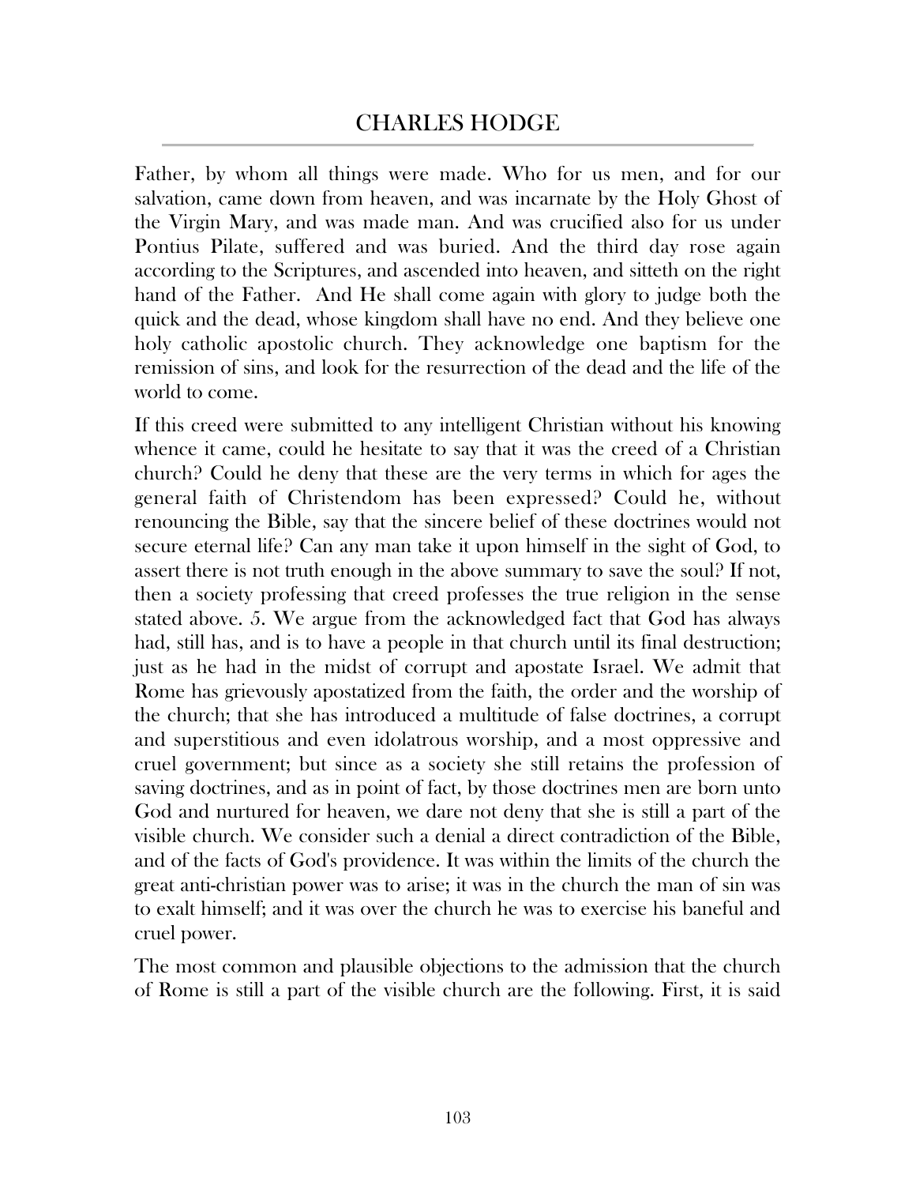Father, by whom all things were made. Who for us men, and for our salvation, came down from heaven, and was incarnate by the Holy Ghost of the Virgin Mary, and was made man. And was crucified also for us under Pontius Pilate, suffered and was buried. And the third day rose again according to the Scriptures, and ascended into heaven, and sitteth on the right hand of the Father. And He shall come again with glory to judge both the quick and the dead, whose kingdom shall have no end. And they believe one holy catholic apostolic church. They acknowledge one baptism for the remission of sins, and look for the resurrection of the dead and the life of the world to come.

If this creed were submitted to any intelligent Christian without his knowing whence it came, could he hesitate to say that it was the creed of a Christian church? Could he deny that these are the very terms in which for ages the general faith of Christendom has been expressed? Could he, without renouncing the Bible, say that the sincere belief of these doctrines would not secure eternal life? Can any man take it upon himself in the sight of God, to assert there is not truth enough in the above summary to save the soul? If not, then a society professing that creed professes the true religion in the sense stated above. 5. We argue from the acknowledged fact that God has always had, still has, and is to have a people in that church until its final destruction; just as he had in the midst of corrupt and apostate Israel. We admit that Rome has grievously apostatized from the faith, the order and the worship of the church; that she has introduced a multitude of false doctrines, a corrupt and superstitious and even idolatrous worship, and a most oppressive and cruel government; but since as a society she still retains the profession of saving doctrines, and as in point of fact, by those doctrines men are born unto God and nurtured for heaven, we dare not deny that she is still a part of the visible church. We consider such a denial a direct contradiction of the Bible, and of the facts of God's providence. It was within the limits of the church the great anti-christian power was to arise; it was in the church the man of sin was to exalt himself; and it was over the church he was to exercise his baneful and cruel power.

The most common and plausible objections to the admission that the church of Rome is still a part of the visible church are the following. First, it is said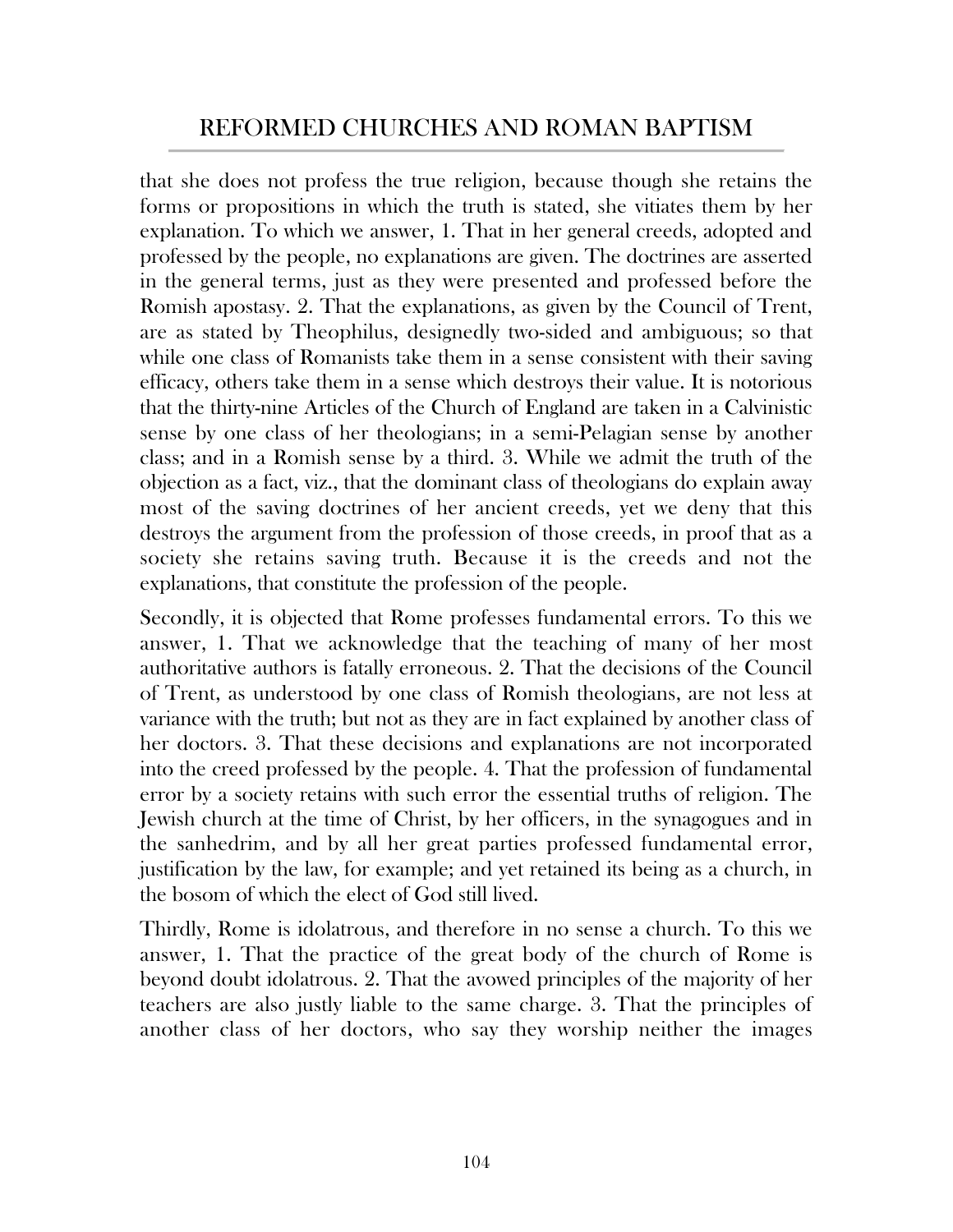that she does not profess the true religion, because though she retains the forms or propositions in which the truth is stated, she vitiates them by her explanation. To which we answer, 1. That in her general creeds, adopted and professed by the people, no explanations are given. The doctrines are asserted in the general terms, just as they were presented and professed before the Romish apostasy. 2. That the explanations, as given by the Council of Trent, are as stated by Theophilus, designedly two-sided and ambiguous; so that while one class of Romanists take them in a sense consistent with their saving efficacy, others take them in a sense which destroys their value. It is notorious that the thirty-nine Articles of the Church of England are taken in a Calvinistic sense by one class of her theologians; in a semi-Pelagian sense by another class; and in a Romish sense by a third. 3. While we admit the truth of the objection as a fact, viz., that the dominant class of theologians do explain away most of the saving doctrines of her ancient creeds, yet we deny that this destroys the argument from the profession of those creeds, in proof that as a society she retains saving truth. Because it is the creeds and not the explanations, that constitute the profession of the people.

Secondly, it is objected that Rome professes fundamental errors. To this we answer, 1. That we acknowledge that the teaching of many of her most authoritative authors is fatally erroneous. 2. That the decisions of the Council of Trent, as understood by one class of Romish theologians, are not less at variance with the truth; but not as they are in fact explained by another class of her doctors. 3. That these decisions and explanations are not incorporated into the creed professed by the people. 4. That the profession of fundamental error by a society retains with such error the essential truths of religion. The Jewish church at the time of Christ, by her officers, in the synagogues and in the sanhedrim, and by all her great parties professed fundamental error, justification by the law, for example; and yet retained its being as a church, in the bosom of which the elect of God still lived.

Thirdly, Rome is idolatrous, and therefore in no sense a church. To this we answer, 1. That the practice of the great body of the church of Rome is beyond doubt idolatrous. 2. That the avowed principles of the majority of her teachers are also justly liable to the same charge. 3. That the principles of another class of her doctors, who say they worship neither the images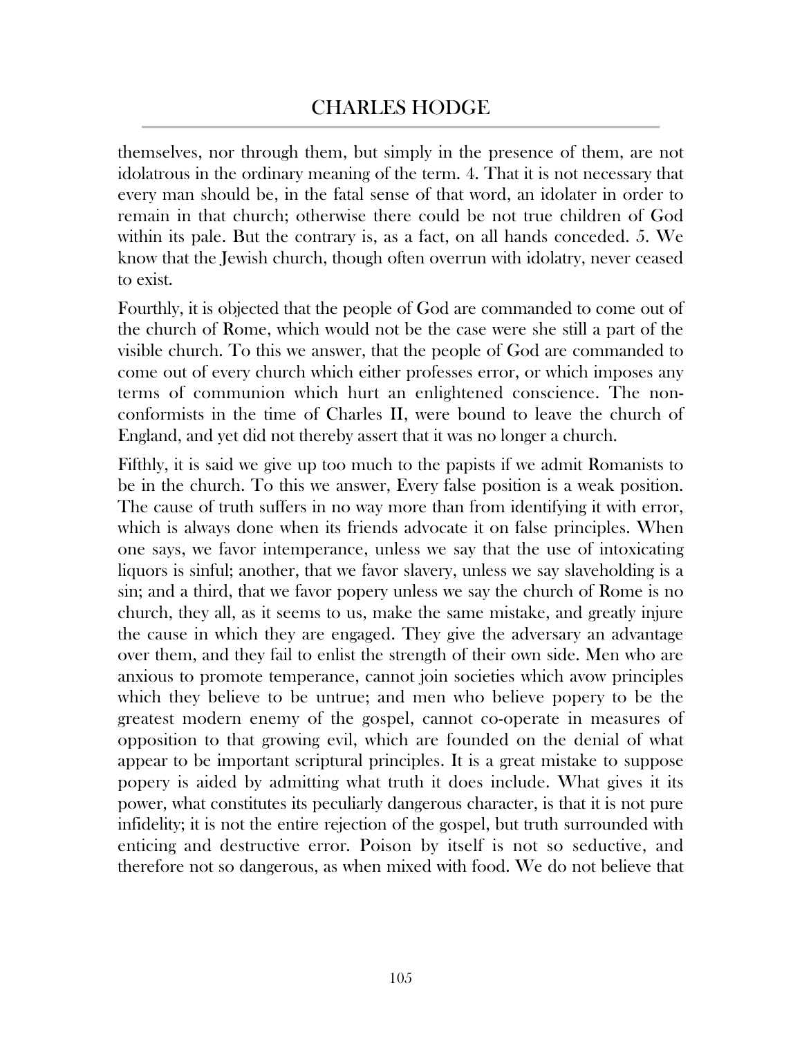themselves, nor through them, but simply in the presence of them, are not idolatrous in the ordinary meaning of the term. 4. That it is not necessary that every man should be, in the fatal sense of that word, an idolater in order to remain in that church; otherwise there could be not true children of God within its pale. But the contrary is, as a fact, on all hands conceded. 5. We know that the Jewish church, though often overrun with idolatry, never ceased to exist.

Fourthly, it is objected that the people of God are commanded to come out of the church of Rome, which would not be the case were she still a part of the visible church. To this we answer, that the people of God are commanded to come out of every church which either professes error, or which imposes any terms of communion which hurt an enlightened conscience. The non-conformists in the time of Charles II, were bound to leave the church of England, and yet did not thereby assert that it was no longer a church.

Fifthly, it is said we give up too much to the papists if we admit Romanists to be in the church. To this we answer, Every false position is a weak position. The cause of truth suffers in no way more than from identifying it with error, which is always done when its friends advocate it on false principles. When one says, we favor intemperance, unless we say that the use of intoxicating liquors is sinful; another, that we favor slavery, unless we say slaveholding is a sin; and a third, that we favor popery unless we say the church of Rome is no church, they all, as it seems to us, make the same mistake, and greatly injure the cause in which they are engaged. They give the adversary an advantage over them, and they fail to enlist the strength of their own side. Men who are anxious to promote temperance, cannot join societies which avow principles which they believe to be untrue; and men who believe popery to be the greatest modern enemy of the gospel, cannot co-operate in measures of opposition to that growing evil, which are founded on the denial of what appear to be important scriptural principles. It is a great mistake to suppose popery is aided by admitting what truth it does include. What gives it its power, what constitutes its peculiarly dangerous character, is that it is not pure infidelity; it is not the entire rejection of the gospel, but truth surrounded with enticing and destructive error. Poison by itself is not so seductive, and therefore not so dangerous, as when mixed with food. We do not believe that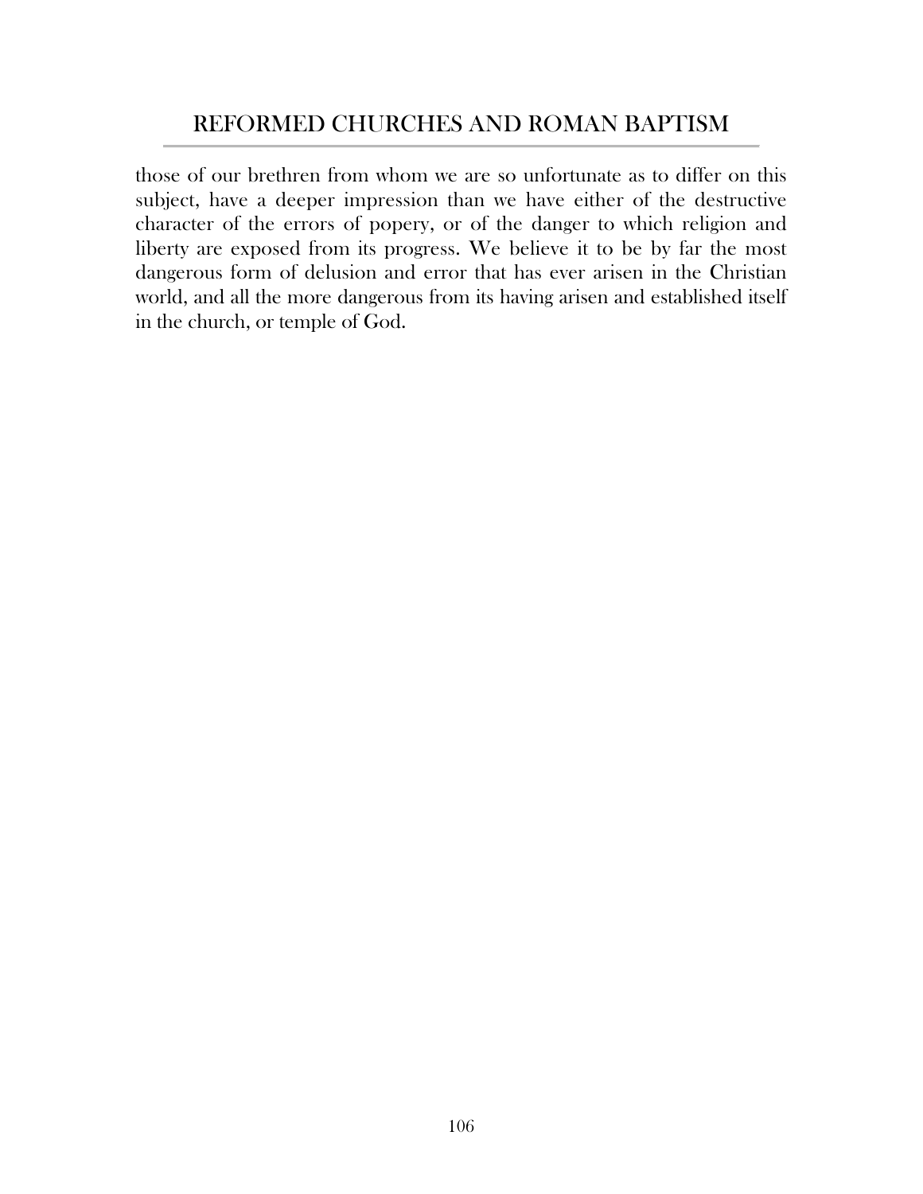those of our brethren from whom we are so unfortunate as to differ on this subject, have a deeper impression than we have either of the destructive character of the errors of popery, or of the danger to which religion and liberty are exposed from its progress. We believe it to be by far the most dangerous form of delusion and error that has ever arisen in the Christian world, and all the more dangerous from its having arisen and established itself in the church, or temple of God.